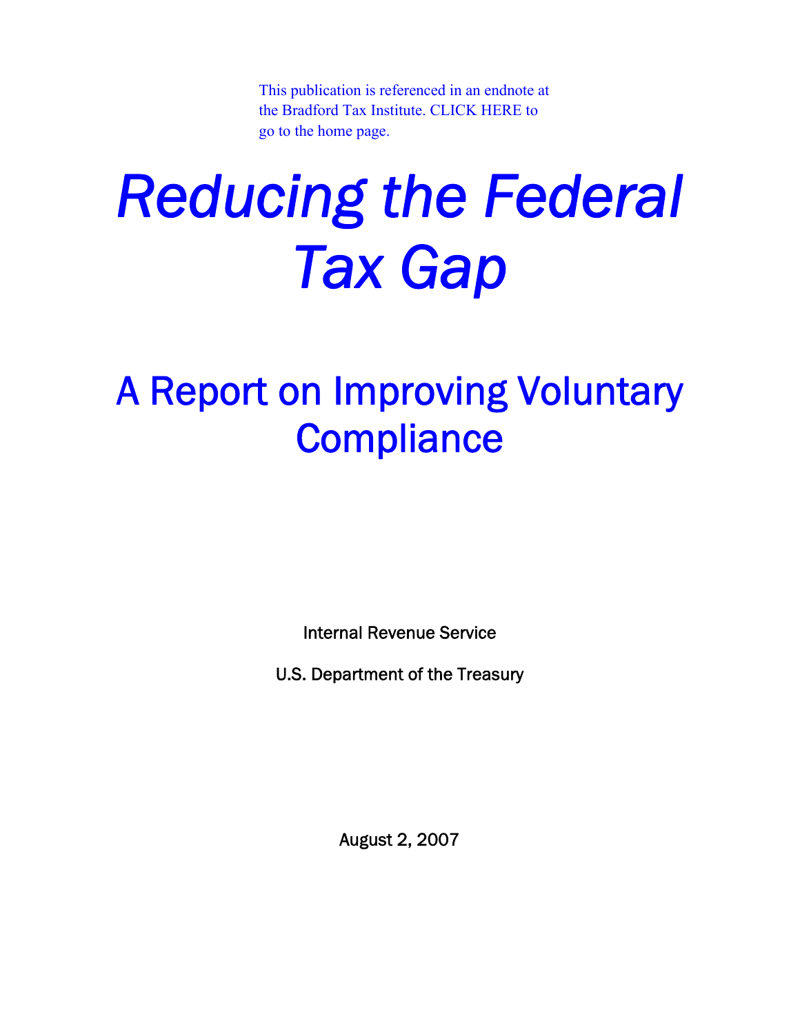This publication is referenced in an endnote at the Bradford Tax Institute. CLICK HERE to go to the home page.

# *Reducing the Federal Tax Gap*

## A Report on Improving Voluntary Compliance

Internal Revenue Service

U.S. Department of the Treasury

August 2, 2007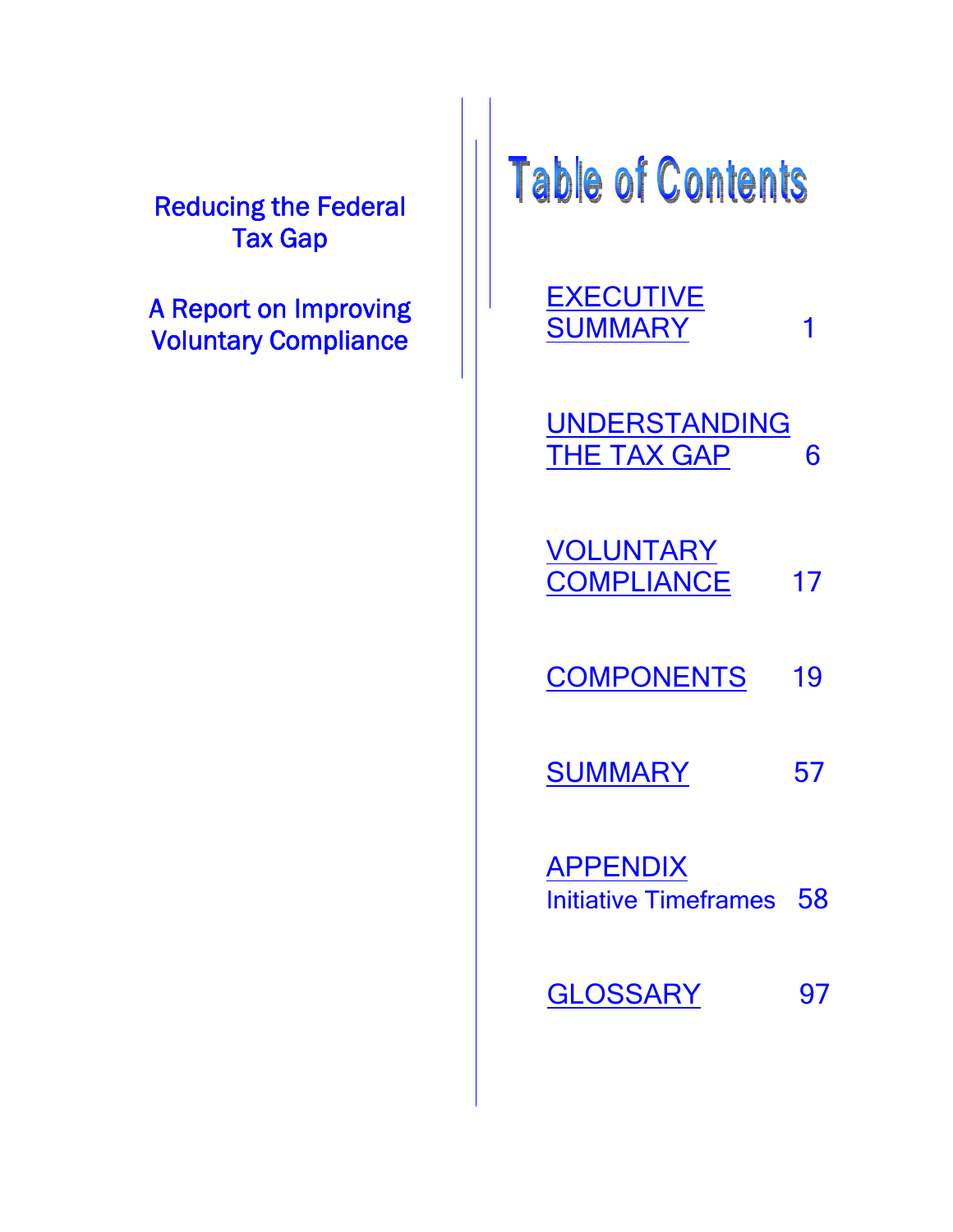Reducing the Federal Tax Gap

A Report on Improving Voluntary Compliance

# Table of Contents

| | |
|---|---|
| EXECUTIVE SUMMARY | 1 |
| UNDERSTANDING THE TAX GAP | 6 |
| VOLUNTARY COMPLIANCE | 17 |
| COMPONENTS | 19 |
| SUMMARY | 57 |
| APPENDIX Initiative Timeframes | 58 |
| GLOSSARY | 97 |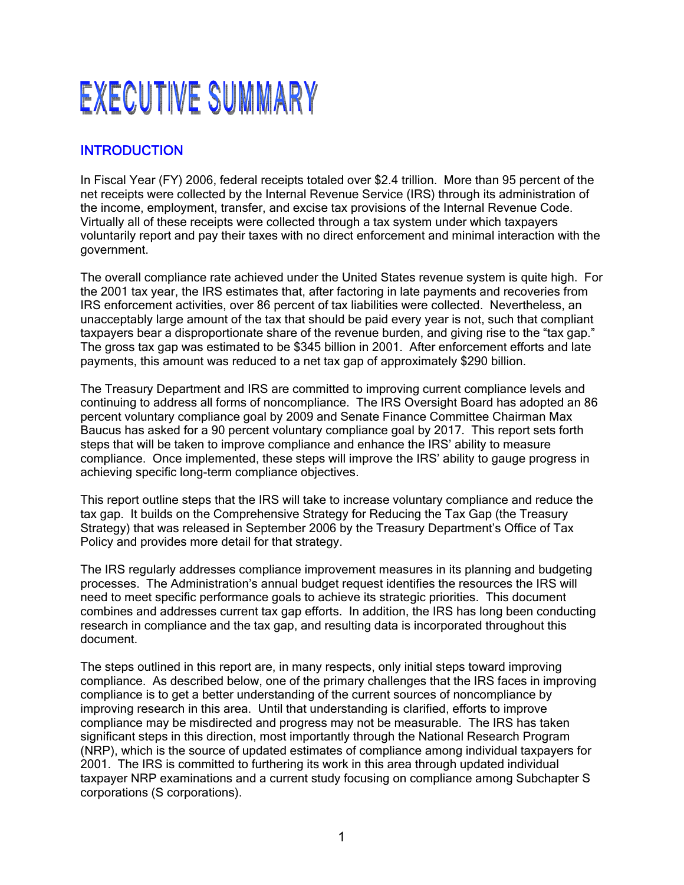# EXECUTIVE SUMMARY

## INTRODUCTION

In Fiscal Year (FY) 2006, federal receipts totaled over $2.4 trillion. More than 95 percent of the net receipts were collected by the Internal Revenue Service (IRS) through its administration of the income, employment, transfer, and excise tax provisions of the Internal Revenue Code. Virtually all of these receipts were collected through a tax system under which taxpayers voluntarily report and pay their taxes with no direct enforcement and minimal interaction with the government.

The overall compliance rate achieved under the United States revenue system is quite high. For the 2001 tax year, the IRS estimates that, after factoring in late payments and recoveries from IRS enforcement activities, over 86 percent of tax liabilities were collected. Nevertheless, an unacceptably large amount of the tax that should be paid every year is not, such that compliant taxpayers bear a disproportionate share of the revenue burden, and giving rise to the "tax gap." The gross tax gap was estimated to be $345 billion in 2001. After enforcement efforts and late payments, this amount was reduced to a net tax gap of approximately $290 billion.

The Treasury Department and IRS are committed to improving current compliance levels and continuing to address all forms of noncompliance. The IRS Oversight Board has adopted an 86 percent voluntary compliance goal by 2009 and Senate Finance Committee Chairman Max Baucus has asked for a 90 percent voluntary compliance goal by 2017. This report sets forth steps that will be taken to improve compliance and enhance the IRS' ability to measure compliance. Once implemented, these steps will improve the IRS' ability to gauge progress in achieving specific long-term compliance objectives.

This report outline steps that the IRS will take to increase voluntary compliance and reduce the tax gap. It builds on the Comprehensive Strategy for Reducing the Tax Gap (the Treasury Strategy) that was released in September 2006 by the Treasury Department's Office of Tax Policy and provides more detail for that strategy.

The IRS regularly addresses compliance improvement measures in its planning and budgeting processes. The Administration's annual budget request identifies the resources the IRS will need to meet specific performance goals to achieve its strategic priorities. This document combines and addresses current tax gap efforts. In addition, the IRS has long been conducting research in compliance and the tax gap, and resulting data is incorporated throughout this document.

The steps outlined in this report are, in many respects, only initial steps toward improving compliance. As described below, one of the primary challenges that the IRS faces in improving compliance is to get a better understanding of the current sources of noncompliance by improving research in this area. Until that understanding is clarified, efforts to improve compliance may be misdirected and progress may not be measurable. The IRS has taken significant steps in this direction, most importantly through the National Research Program (NRP), which is the source of updated estimates of compliance among individual taxpayers for 2001. The IRS is committed to furthering its work in this area through updated individual taxpayer NRP examinations and a current study focusing on compliance among Subchapter S corporations (S corporations).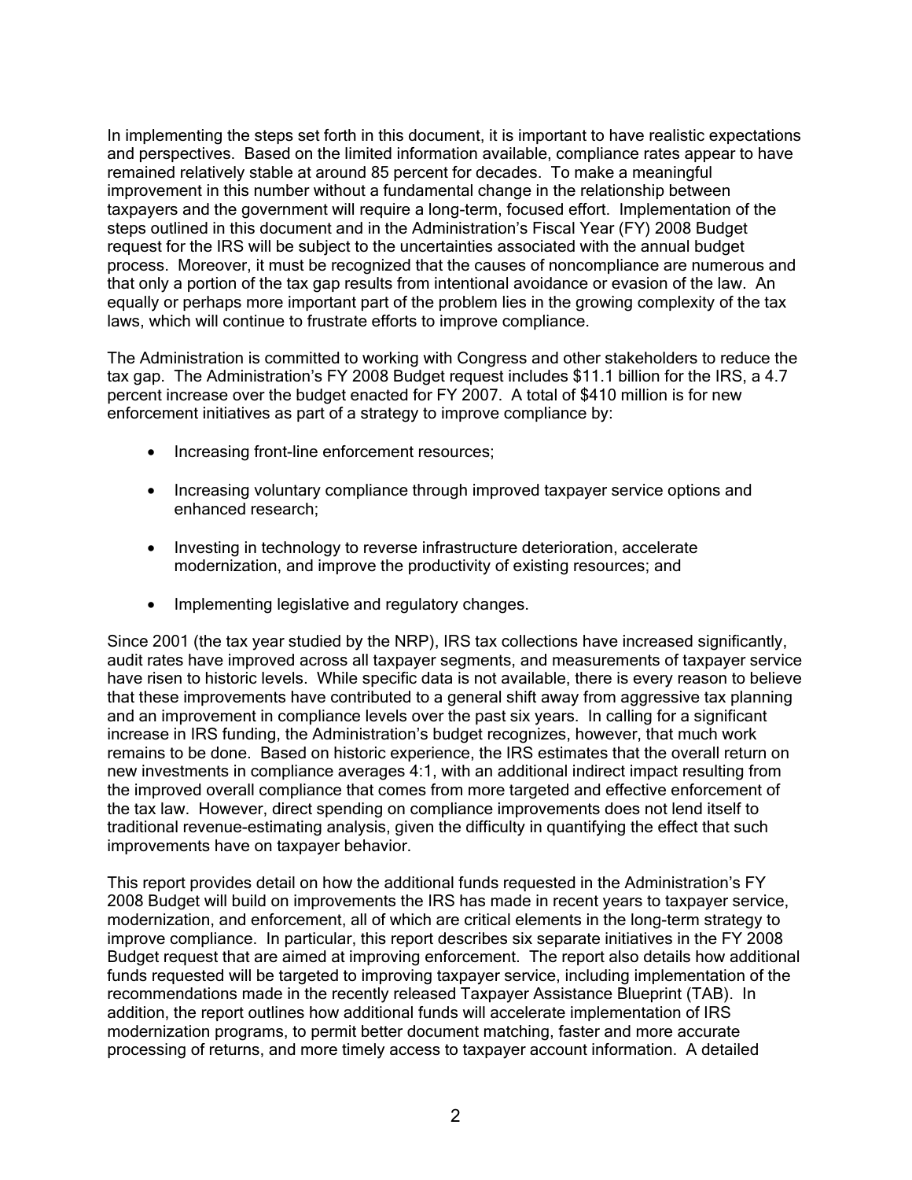In implementing the steps set forth in this document, it is important to have realistic expectations and perspectives. Based on the limited information available, compliance rates appear to have remained relatively stable at around 85 percent for decades. To make a meaningful improvement in this number without a fundamental change in the relationship between taxpayers and the government will require a long-term, focused effort. Implementation of the steps outlined in this document and in the Administration's Fiscal Year (FY) 2008 Budget request for the IRS will be subject to the uncertainties associated with the annual budget process. Moreover, it must be recognized that the causes of noncompliance are numerous and that only a portion of the tax gap results from intentional avoidance or evasion of the law. An equally or perhaps more important part of the problem lies in the growing complexity of the tax laws, which will continue to frustrate efforts to improve compliance.

The Administration is committed to working with Congress and other stakeholders to reduce the tax gap. The Administration's FY 2008 Budget request includes $11.1 billion for the IRS, a 4.7 percent increase over the budget enacted for FY 2007. A total of $410 million is for new enforcement initiatives as part of a strategy to improve compliance by:

- Increasing front-line enforcement resources;
- Increasing voluntary compliance through improved taxpayer service options and enhanced research;
- Investing in technology to reverse infrastructure deterioration, accelerate modernization, and improve the productivity of existing resources; and
- Implementing legislative and regulatory changes.

Since 2001 (the tax year studied by the NRP), IRS tax collections have increased significantly, audit rates have improved across all taxpayer segments, and measurements of taxpayer service have risen to historic levels. While specific data is not available, there is every reason to believe that these improvements have contributed to a general shift away from aggressive tax planning and an improvement in compliance levels over the past six years. In calling for a significant increase in IRS funding, the Administration's budget recognizes, however, that much work remains to be done. Based on historic experience, the IRS estimates that the overall return on new investments in compliance averages 4:1, with an additional indirect impact resulting from the improved overall compliance that comes from more targeted and effective enforcement of the tax law. However, direct spending on compliance improvements does not lend itself to traditional revenue-estimating analysis, given the difficulty in quantifying the effect that such improvements have on taxpayer behavior.

This report provides detail on how the additional funds requested in the Administration's FY 2008 Budget will build on improvements the IRS has made in recent years to taxpayer service, modernization, and enforcement, all of which are critical elements in the long-term strategy to improve compliance. In particular, this report describes six separate initiatives in the FY 2008 Budget request that are aimed at improving enforcement. The report also details how additional funds requested will be targeted to improving taxpayer service, including implementation of the recommendations made in the recently released Taxpayer Assistance Blueprint (TAB). In addition, the report outlines how additional funds will accelerate implementation of IRS modernization programs, to permit better document matching, faster and more accurate processing of returns, and more timely access to taxpayer account information. A detailed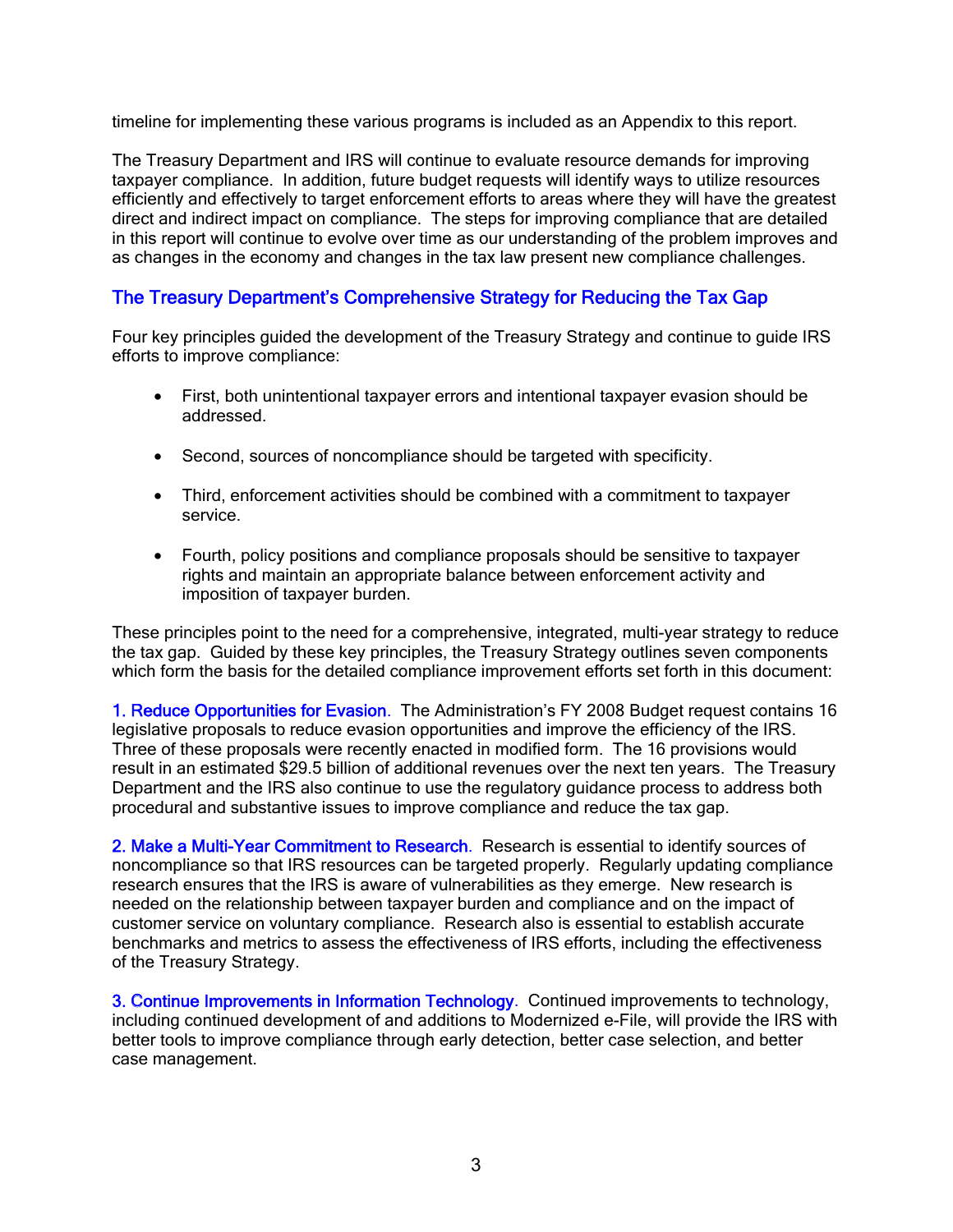timeline for implementing these various programs is included as an Appendix to this report.

The Treasury Department and IRS will continue to evaluate resource demands for improving taxpayer compliance. In addition, future budget requests will identify ways to utilize resources efficiently and effectively to target enforcement efforts to areas where they will have the greatest direct and indirect impact on compliance. The steps for improving compliance that are detailed in this report will continue to evolve over time as our understanding of the problem improves and as changes in the economy and changes in the tax law present new compliance challenges.

## The Treasury Department's Comprehensive Strategy for Reducing the Tax Gap

Four key principles guided the development of the Treasury Strategy and continue to guide IRS efforts to improve compliance:

- First, both unintentional taxpayer errors and intentional taxpayer evasion should be addressed.
- Second, sources of noncompliance should be targeted with specificity.
- Third, enforcement activities should be combined with a commitment to taxpayer service.
- Fourth, policy positions and compliance proposals should be sensitive to taxpayer rights and maintain an appropriate balance between enforcement activity and imposition of taxpayer burden.

These principles point to the need for a comprehensive, integrated, multi-year strategy to reduce the tax gap. Guided by these key principles, the Treasury Strategy outlines seven components which form the basis for the detailed compliance improvement efforts set forth in this document:

**1. Reduce Opportunities for Evasion.** The Administration's FY 2008 Budget request contains 16 legislative proposals to reduce evasion opportunities and improve the efficiency of the IRS. Three of these proposals were recently enacted in modified form. The 16 provisions would result in an estimated $29.5 billion of additional revenues over the next ten years. The Treasury Department and the IRS also continue to use the regulatory guidance process to address both procedural and substantive issues to improve compliance and reduce the tax gap.

**2. Make a Multi-Year Commitment to Research.** Research is essential to identify sources of noncompliance so that IRS resources can be targeted properly. Regularly updating compliance research ensures that the IRS is aware of vulnerabilities as they emerge. New research is needed on the relationship between taxpayer burden and compliance and on the impact of customer service on voluntary compliance. Research also is essential to establish accurate benchmarks and metrics to assess the effectiveness of IRS efforts, including the effectiveness of the Treasury Strategy.

**3. Continue Improvements in Information Technology.** Continued improvements to technology, including continued development of and additions to Modernized e-File, will provide the IRS with better tools to improve compliance through early detection, better case selection, and better case management.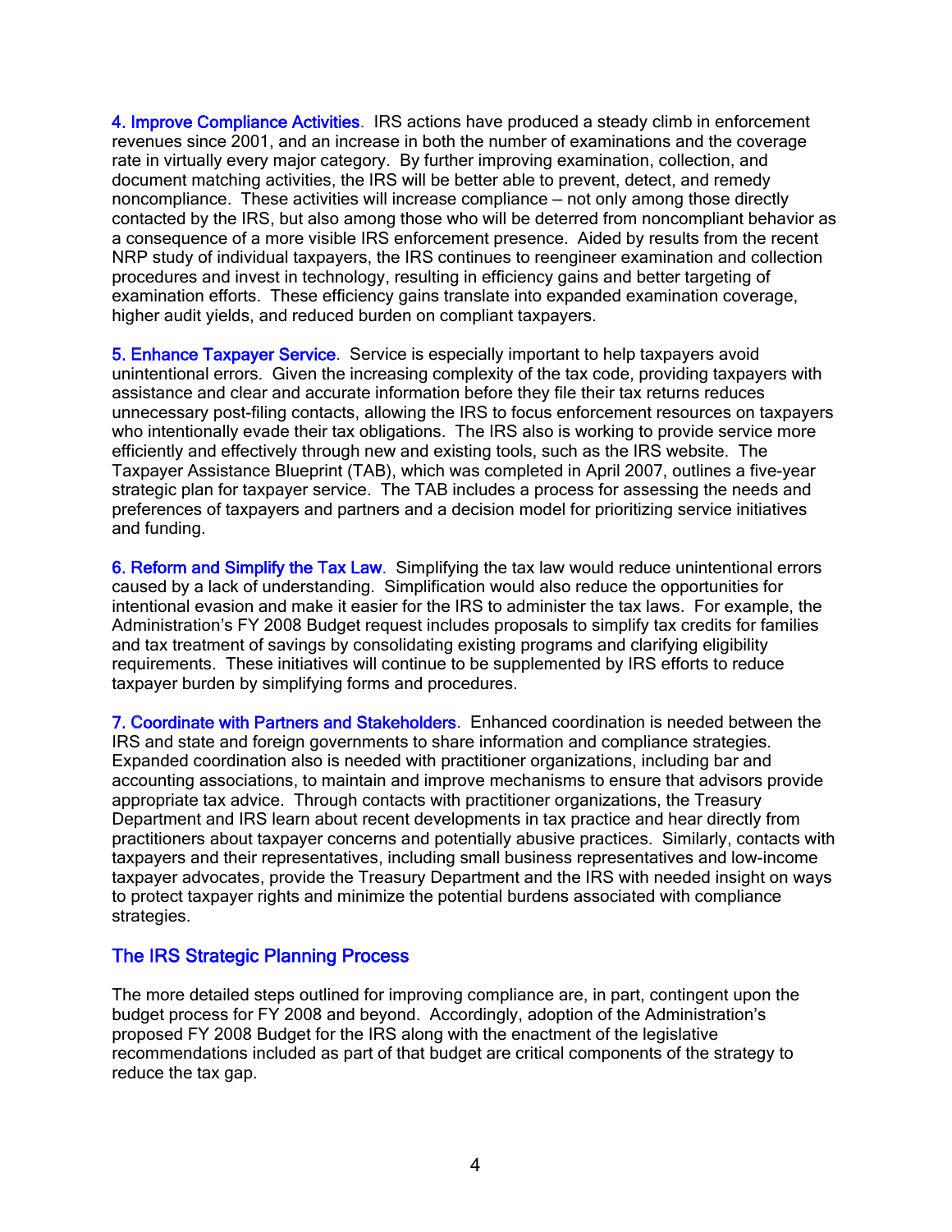**4. Improve Compliance Activities**. IRS actions have produced a steady climb in enforcement revenues since 2001, and an increase in both the number of examinations and the coverage rate in virtually every major category. By further improving examination, collection, and document matching activities, the IRS will be better able to prevent, detect, and remedy noncompliance. These activities will increase compliance – not only among those directly contacted by the IRS, but also among those who will be deterred from noncompliant behavior as a consequence of a more visible IRS enforcement presence. Aided by results from the recent NRP study of individual taxpayers, the IRS continues to reengineer examination and collection procedures and invest in technology, resulting in efficiency gains and better targeting of examination efforts. These efficiency gains translate into expanded examination coverage, higher audit yields, and reduced burden on compliant taxpayers.

**5. Enhance Taxpayer Service**. Service is especially important to help taxpayers avoid unintentional errors. Given the increasing complexity of the tax code, providing taxpayers with assistance and clear and accurate information before they file their tax returns reduces unnecessary post-filing contacts, allowing the IRS to focus enforcement resources on taxpayers who intentionally evade their tax obligations. The IRS also is working to provide service more efficiently and effectively through new and existing tools, such as the IRS website. The Taxpayer Assistance Blueprint (TAB), which was completed in April 2007, outlines a five-year strategic plan for taxpayer service. The TAB includes a process for assessing the needs and preferences of taxpayers and partners and a decision model for prioritizing service initiatives and funding.

**6. Reform and Simplify the Tax Law**. Simplifying the tax law would reduce unintentional errors caused by a lack of understanding. Simplification would also reduce the opportunities for intentional evasion and make it easier for the IRS to administer the tax laws. For example, the Administration's FY 2008 Budget request includes proposals to simplify tax credits for families and tax treatment of savings by consolidating existing programs and clarifying eligibility requirements. These initiatives will continue to be supplemented by IRS efforts to reduce taxpayer burden by simplifying forms and procedures.

**7. Coordinate with Partners and Stakeholders**. Enhanced coordination is needed between the IRS and state and foreign governments to share information and compliance strategies. Expanded coordination also is needed with practitioner organizations, including bar and accounting associations, to maintain and improve mechanisms to ensure that advisors provide appropriate tax advice. Through contacts with practitioner organizations, the Treasury Department and IRS learn about recent developments in tax practice and hear directly from practitioners about taxpayer concerns and potentially abusive practices. Similarly, contacts with taxpayers and their representatives, including small business representatives and low-income taxpayer advocates, provide the Treasury Department and the IRS with needed insight on ways to protect taxpayer rights and minimize the potential burdens associated with compliance strategies.

## The IRS Strategic Planning Process

The more detailed steps outlined for improving compliance are, in part, contingent upon the budget process for FY 2008 and beyond. Accordingly, adoption of the Administration's proposed FY 2008 Budget for the IRS along with the enactment of the legislative recommendations included as part of that budget are critical components of the strategy to reduce the tax gap.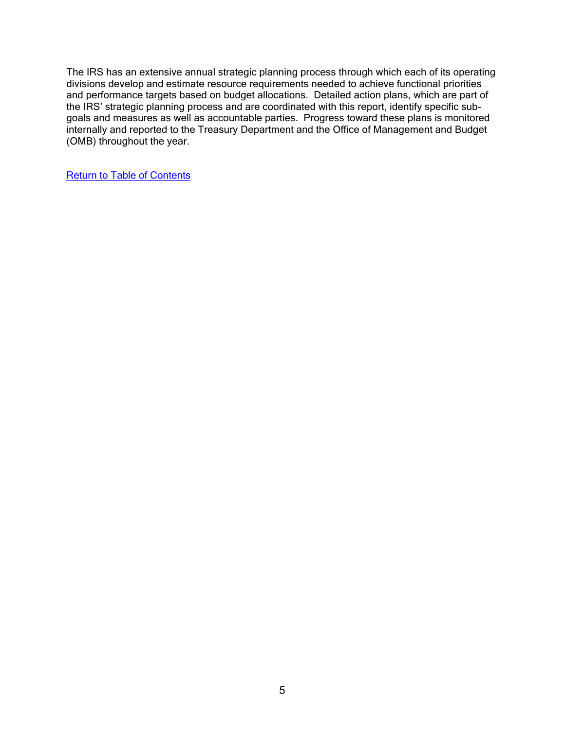The IRS has an extensive annual strategic planning process through which each of its operating divisions develop and estimate resource requirements needed to achieve functional priorities and performance targets based on budget allocations. Detailed action plans, which are part of the IRS' strategic planning process and are coordinated with this report, identify specific sub-goals and measures as well as accountable parties. Progress toward these plans is monitored internally and reported to the Treasury Department and the Office of Management and Budget (OMB) throughout the year.

Return to Table of Contents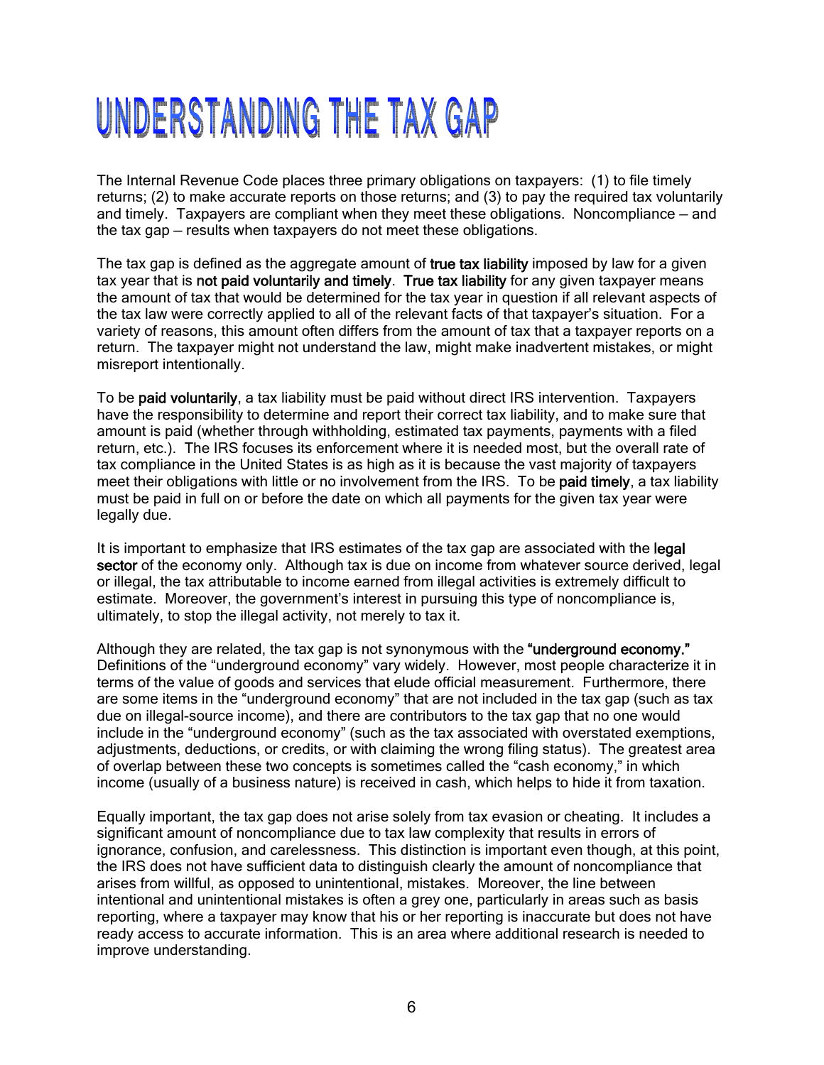# UNDERSTANDING THE TAX GAP

The Internal Revenue Code places three primary obligations on taxpayers: (1) to file timely returns; (2) to make accurate reports on those returns; and (3) to pay the required tax voluntarily and timely. Taxpayers are compliant when they meet these obligations. Noncompliance – and the tax gap – results when taxpayers do not meet these obligations.

The tax gap is defined as the aggregate amount of **true tax liability** imposed by law for a given tax year that is **not paid voluntarily and timely**. **True tax liability** for any given taxpayer means the amount of tax that would be determined for the tax year in question if all relevant aspects of the tax law were correctly applied to all of the relevant facts of that taxpayer's situation. For a variety of reasons, this amount often differs from the amount of tax that a taxpayer reports on a return. The taxpayer might not understand the law, might make inadvertent mistakes, or might misreport intentionally.

To be **paid voluntarily**, a tax liability must be paid without direct IRS intervention. Taxpayers have the responsibility to determine and report their correct tax liability, and to make sure that amount is paid (whether through withholding, estimated tax payments, payments with a filed return, etc.). The IRS focuses its enforcement where it is needed most, but the overall rate of tax compliance in the United States is as high as it is because the vast majority of taxpayers meet their obligations with little or no involvement from the IRS. To be **paid timely**, a tax liability must be paid in full on or before the date on which all payments for the given tax year were legally due.

It is important to emphasize that IRS estimates of the tax gap are associated with the **legal sector** of the economy only. Although tax is due on income from whatever source derived, legal or illegal, the tax attributable to income earned from illegal activities is extremely difficult to estimate. Moreover, the government's interest in pursuing this type of noncompliance is, ultimately, to stop the illegal activity, not merely to tax it.

Although they are related, the tax gap is not synonymous with the **"underground economy."** Definitions of the "underground economy" vary widely. However, most people characterize it in terms of the value of goods and services that elude official measurement. Furthermore, there are some items in the "underground economy" that are not included in the tax gap (such as tax due on illegal-source income), and there are contributors to the tax gap that no one would include in the "underground economy" (such as the tax associated with overstated exemptions, adjustments, deductions, or credits, or with claiming the wrong filing status). The greatest area of overlap between these two concepts is sometimes called the "cash economy," in which income (usually of a business nature) is received in cash, which helps to hide it from taxation.

Equally important, the tax gap does not arise solely from tax evasion or cheating. It includes a significant amount of noncompliance due to tax law complexity that results in errors of ignorance, confusion, and carelessness. This distinction is important even though, at this point, the IRS does not have sufficient data to distinguish clearly the amount of noncompliance that arises from willful, as opposed to unintentional, mistakes. Moreover, the line between intentional and unintentional mistakes is often a grey one, particularly in areas such as basis reporting, where a taxpayer may know that his or her reporting is inaccurate but does not have ready access to accurate information. This is an area where additional research is needed to improve understanding.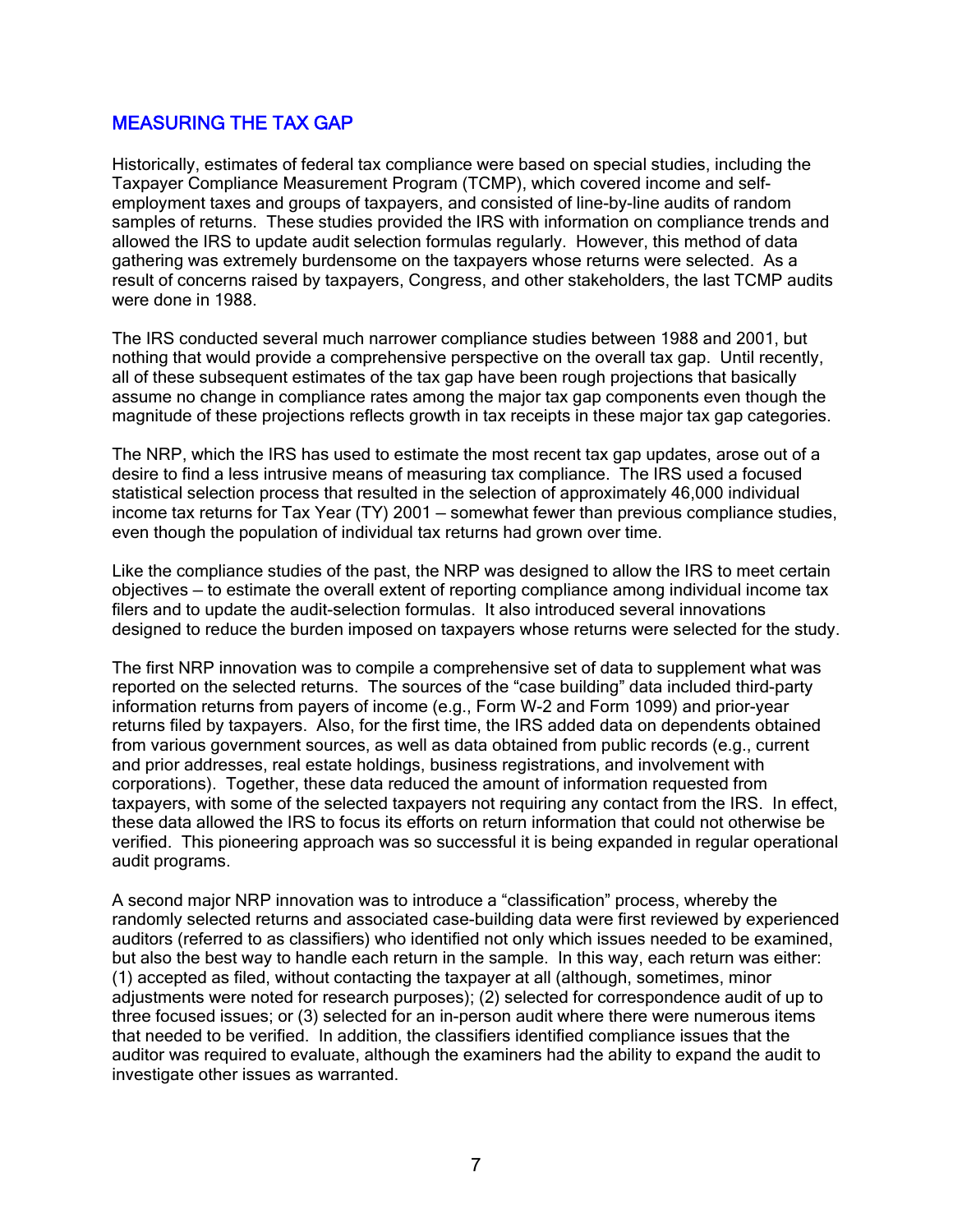## MEASURING THE TAX GAP

Historically, estimates of federal tax compliance were based on special studies, including the Taxpayer Compliance Measurement Program (TCMP), which covered income and self-employment taxes and groups of taxpayers, and consisted of line-by-line audits of random samples of returns. These studies provided the IRS with information on compliance trends and allowed the IRS to update audit selection formulas regularly. However, this method of data gathering was extremely burdensome on the taxpayers whose returns were selected. As a result of concerns raised by taxpayers, Congress, and other stakeholders, the last TCMP audits were done in 1988.

The IRS conducted several much narrower compliance studies between 1988 and 2001, but nothing that would provide a comprehensive perspective on the overall tax gap. Until recently, all of these subsequent estimates of the tax gap have been rough projections that basically assume no change in compliance rates among the major tax gap components even though the magnitude of these projections reflects growth in tax receipts in these major tax gap categories.

The NRP, which the IRS has used to estimate the most recent tax gap updates, arose out of a desire to find a less intrusive means of measuring tax compliance. The IRS used a focused statistical selection process that resulted in the selection of approximately 46,000 individual income tax returns for Tax Year (TY) 2001 – somewhat fewer than previous compliance studies, even though the population of individual tax returns had grown over time.

Like the compliance studies of the past, the NRP was designed to allow the IRS to meet certain objectives – to estimate the overall extent of reporting compliance among individual income tax filers and to update the audit-selection formulas. It also introduced several innovations designed to reduce the burden imposed on taxpayers whose returns were selected for the study.

The first NRP innovation was to compile a comprehensive set of data to supplement what was reported on the selected returns. The sources of the "case building" data included third-party information returns from payers of income (e.g., Form W-2 and Form 1099) and prior-year returns filed by taxpayers. Also, for the first time, the IRS added data on dependents obtained from various government sources, as well as data obtained from public records (e.g., current and prior addresses, real estate holdings, business registrations, and involvement with corporations). Together, these data reduced the amount of information requested from taxpayers, with some of the selected taxpayers not requiring any contact from the IRS. In effect, these data allowed the IRS to focus its efforts on return information that could not otherwise be verified. This pioneering approach was so successful it is being expanded in regular operational audit programs.

A second major NRP innovation was to introduce a "classification" process, whereby the randomly selected returns and associated case-building data were first reviewed by experienced auditors (referred to as classifiers) who identified not only which issues needed to be examined, but also the best way to handle each return in the sample. In this way, each return was either: (1) accepted as filed, without contacting the taxpayer at all (although, sometimes, minor adjustments were noted for research purposes); (2) selected for correspondence audit of up to three focused issues; or (3) selected for an in-person audit where there were numerous items that needed to be verified. In addition, the classifiers identified compliance issues that the auditor was required to evaluate, although the examiners had the ability to expand the audit to investigate other issues as warranted.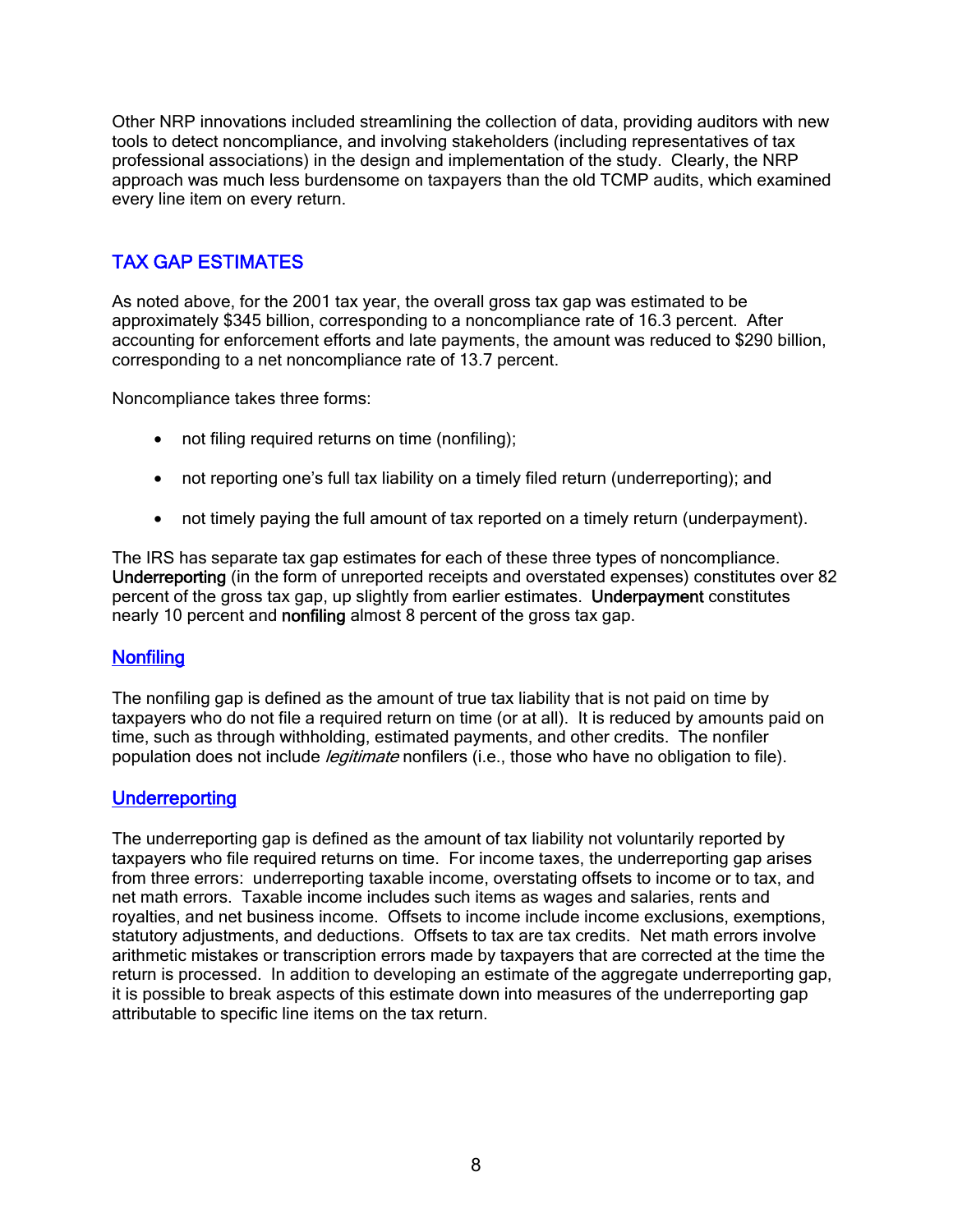Other NRP innovations included streamlining the collection of data, providing auditors with new tools to detect noncompliance, and involving stakeholders (including representatives of tax professional associations) in the design and implementation of the study. Clearly, the NRP approach was much less burdensome on taxpayers than the old TCMP audits, which examined every line item on every return.

## TAX GAP ESTIMATES

As noted above, for the 2001 tax year, the overall gross tax gap was estimated to be approximately $345 billion, corresponding to a noncompliance rate of 16.3 percent. After accounting for enforcement efforts and late payments, the amount was reduced to $290 billion, corresponding to a net noncompliance rate of 13.7 percent.

Noncompliance takes three forms:

- not filing required returns on time (nonfiling);
- not reporting one's full tax liability on a timely filed return (underreporting); and
- not timely paying the full amount of tax reported on a timely return (underpayment).

The IRS has separate tax gap estimates for each of these three types of noncompliance. **Underreporting** (in the form of unreported receipts and overstated expenses) constitutes over 82 percent of the gross tax gap, up slightly from earlier estimates. **Underpayment** constitutes nearly 10 percent and **nonfiling** almost 8 percent of the gross tax gap.

### Nonfiling

The nonfiling gap is defined as the amount of true tax liability that is not paid on time by taxpayers who do not file a required return on time (or at all). It is reduced by amounts paid on time, such as through withholding, estimated payments, and other credits. The nonfiler population does not include *legitimate* nonfilers (i.e., those who have no obligation to file).

### Underreporting

The underreporting gap is defined as the amount of tax liability not voluntarily reported by taxpayers who file required returns on time. For income taxes, the underreporting gap arises from three errors: underreporting taxable income, overstating offsets to income or to tax, and net math errors. Taxable income includes such items as wages and salaries, rents and royalties, and net business income. Offsets to income include income exclusions, exemptions, statutory adjustments, and deductions. Offsets to tax are tax credits. Net math errors involve arithmetic mistakes or transcription errors made by taxpayers that are corrected at the time the return is processed. In addition to developing an estimate of the aggregate underreporting gap, it is possible to break aspects of this estimate down into measures of the underreporting gap attributable to specific line items on the tax return.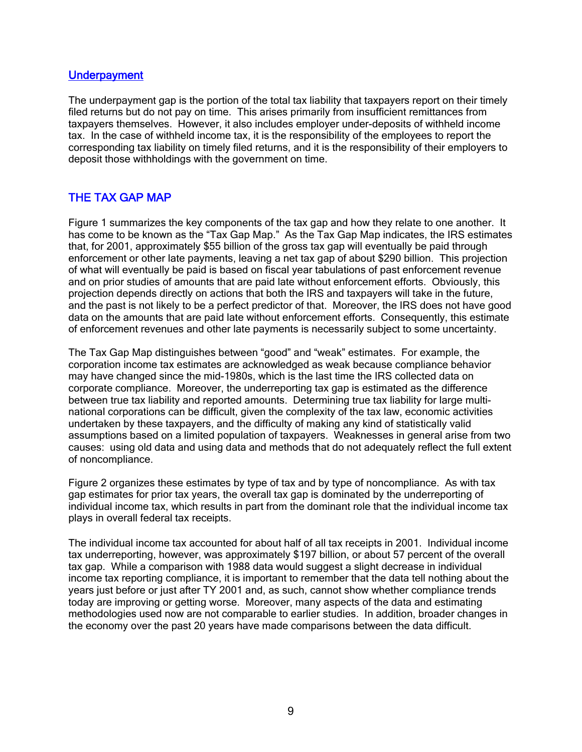### Underpayment

The underpayment gap is the portion of the total tax liability that taxpayers report on their timely filed returns but do not pay on time. This arises primarily from insufficient remittances from taxpayers themselves. However, it also includes employer under-deposits of withheld income tax. In the case of withheld income tax, it is the responsibility of the employees to report the corresponding tax liability on timely filed returns, and it is the responsibility of their employers to deposit those withholdings with the government on time.

## THE TAX GAP MAP

Figure 1 summarizes the key components of the tax gap and how they relate to one another. It has come to be known as the "Tax Gap Map." As the Tax Gap Map indicates, the IRS estimates that, for 2001, approximately $55 billion of the gross tax gap will eventually be paid through enforcement or other late payments, leaving a net tax gap of about $290 billion. This projection of what will eventually be paid is based on fiscal year tabulations of past enforcement revenue and on prior studies of amounts that are paid late without enforcement efforts. Obviously, this projection depends directly on actions that both the IRS and taxpayers will take in the future, and the past is not likely to be a perfect predictor of that. Moreover, the IRS does not have good data on the amounts that are paid late without enforcement efforts. Consequently, this estimate of enforcement revenues and other late payments is necessarily subject to some uncertainty.

The Tax Gap Map distinguishes between "good" and "weak" estimates. For example, the corporation income tax estimates are acknowledged as weak because compliance behavior may have changed since the mid-1980s, which is the last time the IRS collected data on corporate compliance. Moreover, the underreporting tax gap is estimated as the difference between true tax liability and reported amounts. Determining true tax liability for large multi-national corporations can be difficult, given the complexity of the tax law, economic activities undertaken by these taxpayers, and the difficulty of making any kind of statistically valid assumptions based on a limited population of taxpayers. Weaknesses in general arise from two causes: using old data and using data and methods that do not adequately reflect the full extent of noncompliance.

Figure 2 organizes these estimates by type of tax and by type of noncompliance. As with tax gap estimates for prior tax years, the overall tax gap is dominated by the underreporting of individual income tax, which results in part from the dominant role that the individual income tax plays in overall federal tax receipts.

The individual income tax accounted for about half of all tax receipts in 2001. Individual income tax underreporting, however, was approximately $197 billion, or about 57 percent of the overall tax gap. While a comparison with 1988 data would suggest a slight decrease in individual income tax reporting compliance, it is important to remember that the data tell nothing about the years just before or just after TY 2001 and, as such, cannot show whether compliance trends today are improving or getting worse. Moreover, many aspects of the data and estimating methodologies used now are not comparable to earlier studies. In addition, broader changes in the economy over the past 20 years have made comparisons between the data difficult.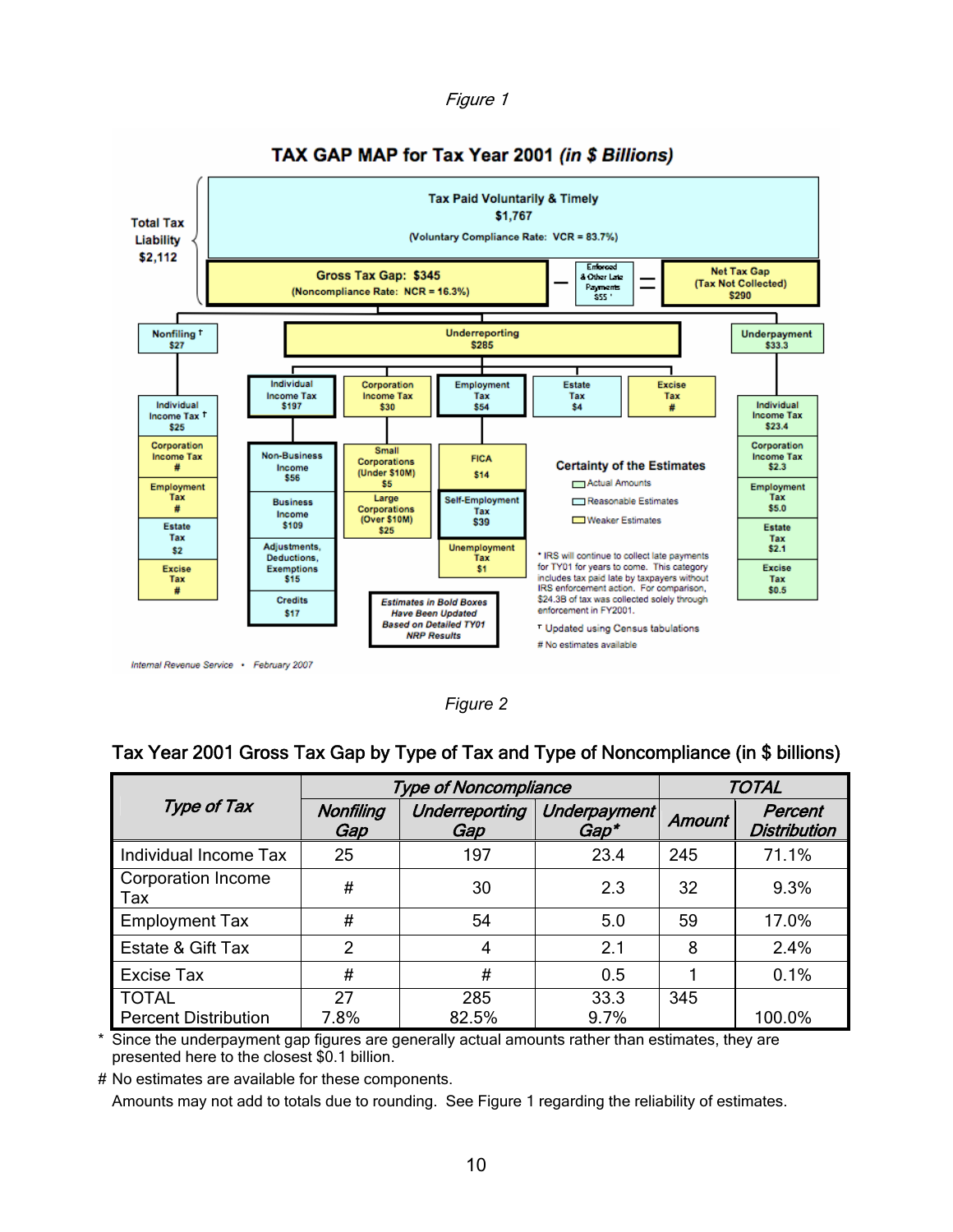*Figure 1*

**TAX GAP MAP for Tax Year 2001 *(in $ Billions)***

Total Tax Liability $2,112

Tax Paid Voluntarily & Timely
$1,767
(Voluntary Compliance Rate: VCR = 83.7%)

Gross Tax Gap: $345
(Noncompliance Rate: NCR = 16.3%)

− Enforced & Other Late Payments $55 * = Net Tax Gap (Tax Not Collected) $290

Nonfiling ᵀ $27
- Individual Income Tax ᵀ $25
- Corporation Income Tax #
- Employment Tax #
- Estate Tax $2
- Excise Tax #

Underreporting $285
- Individual Income Tax $197
  - Non-Business Income $56
  - Business Income $109
  - Adjustments, Deductions, Exemptions $15
  - Credits $17
- Corporation Income Tax $30
  - Small Corporations (Under $10M) $5
  - Large Corporations (Over $10M) $25
- Employment Tax $54
  - FICA $14
  - Self-Employment Tax $39
  - Unemployment Tax $1
- Estate Tax $4
- Excise Tax #

Underpayment $33.3
- Individual Income Tax $23.4
- Corporation Income Tax $2.3
- Employment Tax $5.0
- Estate Tax $2.1
- Excise Tax $0.5

Certainty of the Estimates
- Actual Amounts
- Reasonable Estimates
- Weaker Estimates

Estimates in Bold Boxes Have Been Updated Based on Detailed TY01 NRP Results

* IRS will continue to collect late payments for TY01 for years to come. This category includes tax paid late by taxpayers without IRS enforcement action. For comparison, $24.3B of tax was collected solely through enforcement in FY2001.

ᵀ Updated using Census tabulations

# No estimates available

Internal Revenue Service • February 2007

*Figure 2*

**Tax Year 2001 Gross Tax Gap by Type of Tax and Type of Noncompliance (in $ billions)**

| *Type of Tax* | *Type of Noncompliance* | | | *TOTAL* | |
|---|---|---|---|---|---|
| | *Nonfiling Gap* | *Underreporting Gap* | *Underpayment Gap** | *Amount* | *Percent Distribution* |
| Individual Income Tax | 25 | 197 | 23.4 | 245 | 71.1% |
| Corporation Income Tax | # | 30 | 2.3 | 32 | 9.3% |
| Employment Tax | # | 54 | 5.0 | 59 | 17.0% |
| Estate & Gift Tax | 2 | 4 | 2.1 | 8 | 2.4% |
| Excise Tax | # | # | 0.5 | 1 | 0.1% |
| TOTAL | 27 | 285 | 33.3 | 345 | |
| Percent Distribution | 7.8% | 82.5% | 9.7% | | 100.0% |

\* Since the underpayment gap figures are generally actual amounts rather than estimates, they are presented here to the closest $0.1 billion.

\# No estimates are available for these components.

Amounts may not add to totals due to rounding. See Figure 1 regarding the reliability of estimates.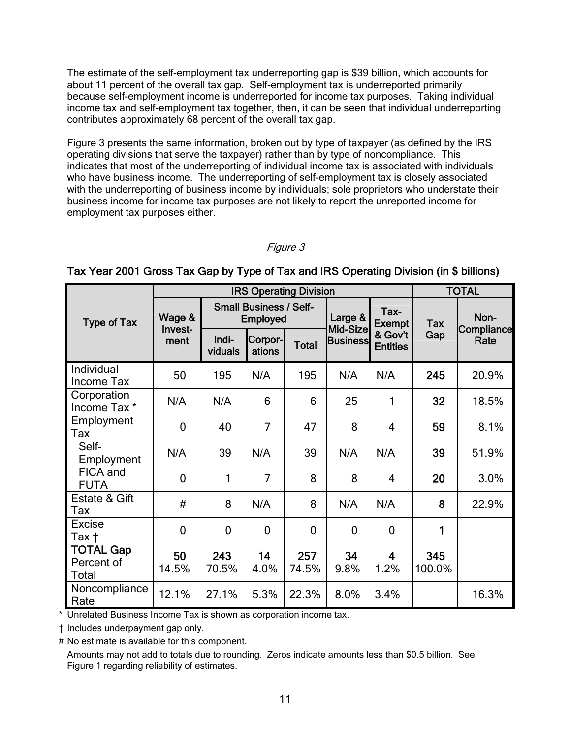The estimate of the self-employment tax underreporting gap is $39 billion, which accounts for about 11 percent of the overall tax gap. Self-employment tax is underreported primarily because self-employment income is underreported for income tax purposes. Taking individual income tax and self-employment tax together, then, it can be seen that individual underreporting contributes approximately 68 percent of the overall tax gap.

Figure 3 presents the same information, broken out by type of taxpayer (as defined by the IRS operating divisions that serve the taxpayer) rather than by type of noncompliance. This indicates that most of the underreporting of individual income tax is associated with individuals who have business income. The underreporting of self-employment tax is closely associated with the underreporting of business income by individuals; sole proprietors who understate their business income for income tax purposes are not likely to report the unreported income for employment tax purposes either.

*Figure 3*

**Tax Year 2001 Gross Tax Gap by Type of Tax and IRS Operating Division (in $ billions)**

| Type of Tax | IRS Operating Division | | | | | | TOTAL | |
|---|---|---|---|---|---|---|---|---|
| | Wage & Invest-ment | Small Business / Self-Employed | | | Large & Mid-Size Business | Tax-Exempt & Gov't Entities | Tax Gap | Non-Compliance Rate |
| | | Indi-viduals | Corpor-ations | Total | | | | |
| Individual Income Tax | 50 | 195 | N/A | 195 | N/A | N/A | **245** | 20.9% |
| Corporation Income Tax * | N/A | N/A | 6 | 6 | 25 | 1 | **32** | 18.5% |
| Employment Tax | 0 | 40 | 7 | 47 | 8 | 4 | **59** | 8.1% |
| Self-Employment | N/A | 39 | N/A | 39 | N/A | N/A | **39** | 51.9% |
| FICA and FUTA | 0 | 1 | 7 | 8 | 8 | 4 | **20** | 3.0% |
| Estate & Gift Tax | # | 8 | N/A | 8 | N/A | N/A | **8** | 22.9% |
| Excise Tax † | 0 | 0 | 0 | 0 | 0 | 0 | **1** | |
| **TOTAL Gap** Percent of Total | **50** 14.5% | **243** 70.5% | **14** 4.0% | **257** 74.5% | **34** 9.8% | **4** 1.2% | **345** 100.0% | |
| Noncompliance Rate | 12.1% | 27.1% | 5.3% | 22.3% | 8.0% | 3.4% | | 16.3% |

\* Unrelated Business Income Tax is shown as corporation income tax.

† Includes underpayment gap only.

\# No estimate is available for this component.

Amounts may not add to totals due to rounding. Zeros indicate amounts less than $0.5 billion. See Figure 1 regarding reliability of estimates.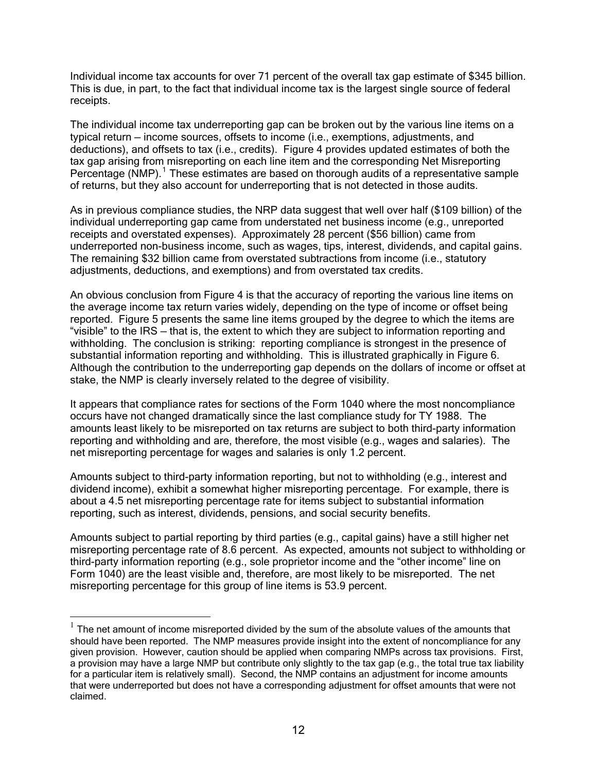Individual income tax accounts for over 71 percent of the overall tax gap estimate of $345 billion. This is due, in part, to the fact that individual income tax is the largest single source of federal receipts.

The individual income tax underreporting gap can be broken out by the various line items on a typical return – income sources, offsets to income (i.e., exemptions, adjustments, and deductions), and offsets to tax (i.e., credits). Figure 4 provides updated estimates of both the tax gap arising from misreporting on each line item and the corresponding Net Misreporting Percentage (NMP).[1] These estimates are based on thorough audits of a representative sample of returns, but they also account for underreporting that is not detected in those audits.

As in previous compliance studies, the NRP data suggest that well over half ($109 billion) of the individual underreporting gap came from understated net business income (e.g., unreported receipts and overstated expenses). Approximately 28 percent ($56 billion) came from underreported non-business income, such as wages, tips, interest, dividends, and capital gains. The remaining $32 billion came from overstated subtractions from income (i.e., statutory adjustments, deductions, and exemptions) and from overstated tax credits.

An obvious conclusion from Figure 4 is that the accuracy of reporting the various line items on the average income tax return varies widely, depending on the type of income or offset being reported. Figure 5 presents the same line items grouped by the degree to which the items are "visible" to the IRS – that is, the extent to which they are subject to information reporting and withholding. The conclusion is striking: reporting compliance is strongest in the presence of substantial information reporting and withholding. This is illustrated graphically in Figure 6. Although the contribution to the underreporting gap depends on the dollars of income or offset at stake, the NMP is clearly inversely related to the degree of visibility.

It appears that compliance rates for sections of the Form 1040 where the most noncompliance occurs have not changed dramatically since the last compliance study for TY 1988. The amounts least likely to be misreported on tax returns are subject to both third-party information reporting and withholding and are, therefore, the most visible (e.g., wages and salaries). The net misreporting percentage for wages and salaries is only 1.2 percent.

Amounts subject to third-party information reporting, but not to withholding (e.g., interest and dividend income), exhibit a somewhat higher misreporting percentage. For example, there is about a 4.5 net misreporting percentage rate for items subject to substantial information reporting, such as interest, dividends, pensions, and social security benefits.

Amounts subject to partial reporting by third parties (e.g., capital gains) have a still higher net misreporting percentage rate of 8.6 percent. As expected, amounts not subject to withholding or third-party information reporting (e.g., sole proprietor income and the "other income" line on Form 1040) are the least visible and, therefore, are most likely to be misreported. The net misreporting percentage for this group of line items is 53.9 percent.

---

[1] The net amount of income misreported divided by the sum of the absolute values of the amounts that should have been reported. The NMP measures provide insight into the extent of noncompliance for any given provision. However, caution should be applied when comparing NMPs across tax provisions. First, a provision may have a large NMP but contribute only slightly to the tax gap (e.g., the total true tax liability for a particular item is relatively small). Second, the NMP contains an adjustment for income amounts that were underreported but does not have a corresponding adjustment for offset amounts that were not claimed.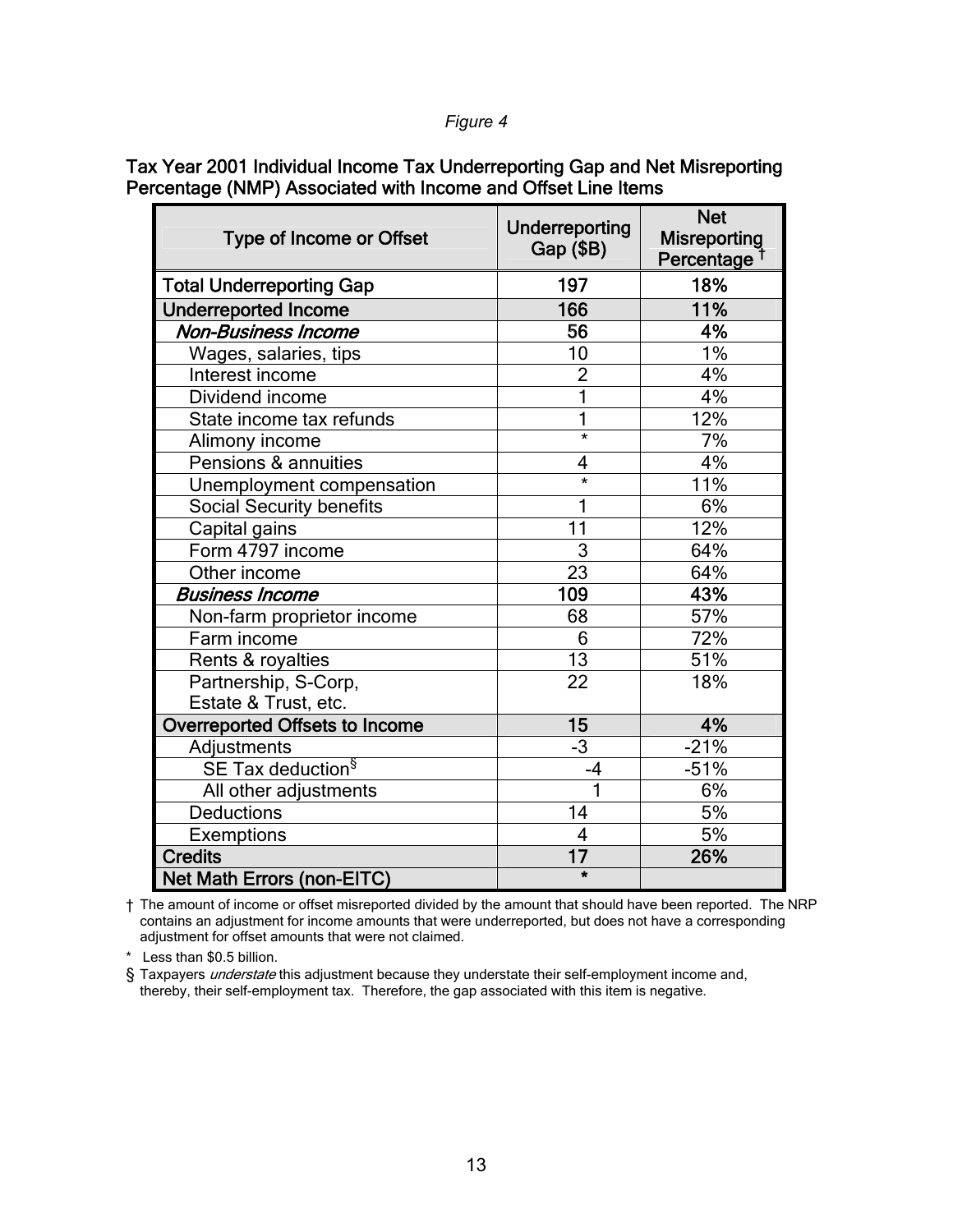*Figure 4*

**Tax Year 2001 Individual Income Tax Underreporting Gap and Net Misreporting Percentage (NMP) Associated with Income and Offset Line Items**

| Type of Income or Offset | Underreporting Gap ($B) | Net Misreporting Percentage † |
|---|---|---|
| **Total Underreporting Gap** | **197** | **18%** |
| **Underreported Income** | **166** | **11%** |
| ***Non-Business Income*** | **56** | **4%** |
| Wages, salaries, tips | 10 | 1% |
| Interest income | 2 | 4% |
| Dividend income | 1 | 4% |
| State income tax refunds | 1 | 12% |
| Alimony income | * | 7% |
| Pensions & annuities | 4 | 4% |
| Unemployment compensation | * | 11% |
| Social Security benefits | 1 | 6% |
| Capital gains | 11 | 12% |
| Form 4797 income | 3 | 64% |
| Other income | 23 | 64% |
| ***Business Income*** | **109** | **43%** |
| Non-farm proprietor income | 68 | 57% |
| Farm income | 6 | 72% |
| Rents & royalties | 13 | 51% |
| Partnership, S-Corp, Estate & Trust, etc. | 22 | 18% |
| **Overreported Offsets to Income** | **15** | **4%** |
| Adjustments | -3 | -21% |
| SE Tax deduction§ | -4 | -51% |
| All other adjustments | 1 | 6% |
| Deductions | 14 | 5% |
| Exemptions | 4 | 5% |
| **Credits** | **17** | **26%** |
| **Net Math Errors (non-EITC)** | ***** | |

† The amount of income or offset misreported divided by the amount that should have been reported. The NRP contains an adjustment for income amounts that were underreported, but does not have a corresponding adjustment for offset amounts that were not claimed.

\* Less than $0.5 billion.

§ Taxpayers *understate* this adjustment because they understate their self-employment income and, thereby, their self-employment tax. Therefore, the gap associated with this item is negative.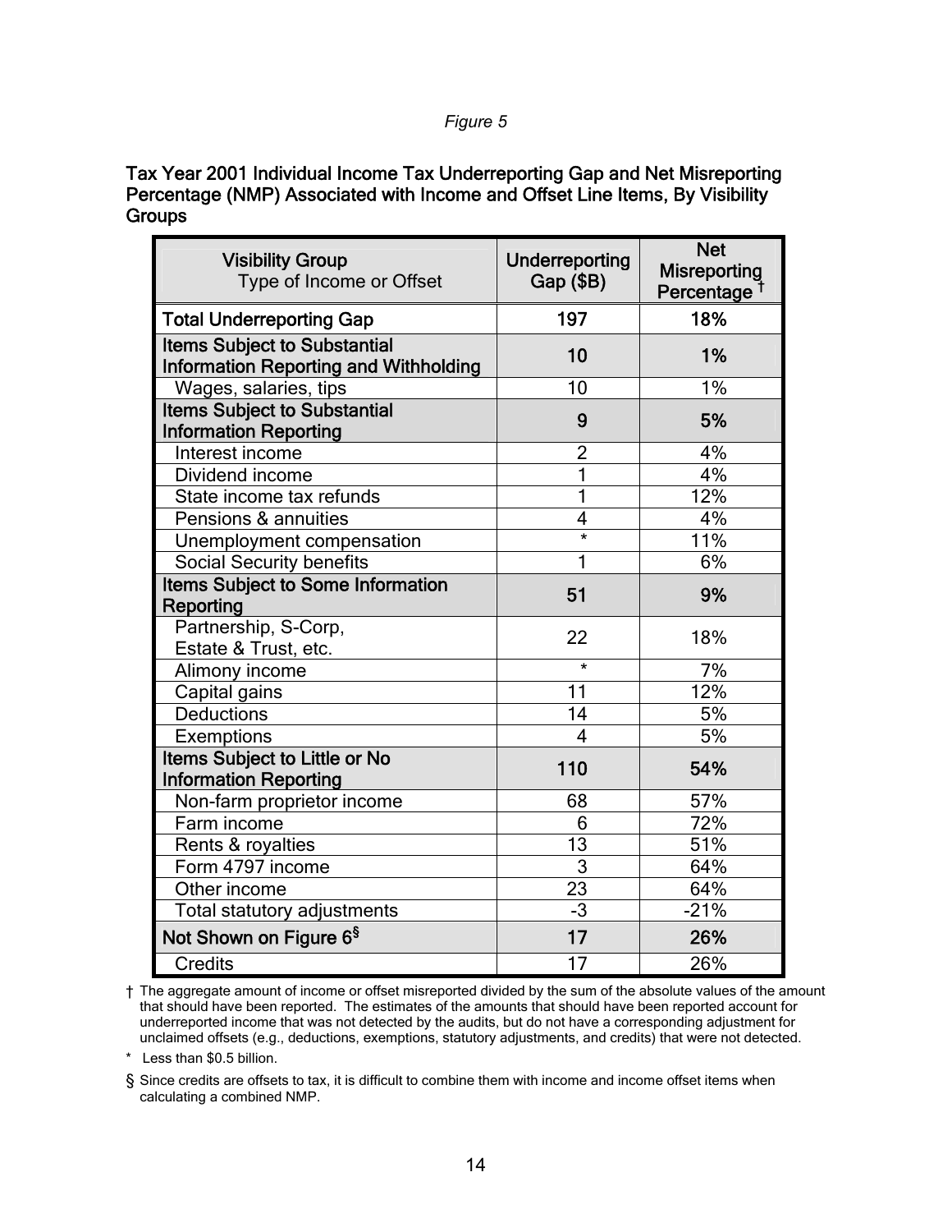*Figure 5*

**Tax Year 2001 Individual Income Tax Underreporting Gap and Net Misreporting Percentage (NMP) Associated with Income and Offset Line Items, By Visibility Groups**

| **Visibility Group** Type of Income or Offset | **Underreporting Gap ($B)** | **Net Misreporting Percentage †** |
|---|---|---|
| **Total Underreporting Gap** | **197** | **18%** |
| **Items Subject to Substantial Information Reporting and Withholding** | **10** | **1%** |
| Wages, salaries, tips | 10 | 1% |
| **Items Subject to Substantial Information Reporting** | **9** | **5%** |
| Interest income | 2 | 4% |
| Dividend income | 1 | 4% |
| State income tax refunds | 1 | 12% |
| Pensions & annuities | 4 | 4% |
| Unemployment compensation | * | 11% |
| Social Security benefits | 1 | 6% |
| **Items Subject to Some Information Reporting** | **51** | **9%** |
| Partnership, S-Corp, Estate & Trust, etc. | 22 | 18% |
| Alimony income | * | 7% |
| Capital gains | 11 | 12% |
| Deductions | 14 | 5% |
| Exemptions | 4 | 5% |
| **Items Subject to Little or No Information Reporting** | **110** | **54%** |
| Non-farm proprietor income | 68 | 57% |
| Farm income | 6 | 72% |
| Rents & royalties | 13 | 51% |
| Form 4797 income | 3 | 64% |
| Other income | 23 | 64% |
| Total statutory adjustments | -3 | -21% |
| **Not Shown on Figure 6§** | **17** | **26%** |
| Credits | 17 | 26% |

† The aggregate amount of income or offset misreported divided by the sum of the absolute values of the amount that should have been reported. The estimates of the amounts that should have been reported account for underreported income that was not detected by the audits, but do not have a corresponding adjustment for unclaimed offsets (e.g., deductions, exemptions, statutory adjustments, and credits) that were not detected.

\* Less than $0.5 billion.

§ Since credits are offsets to tax, it is difficult to combine them with income and income offset items when calculating a combined NMP.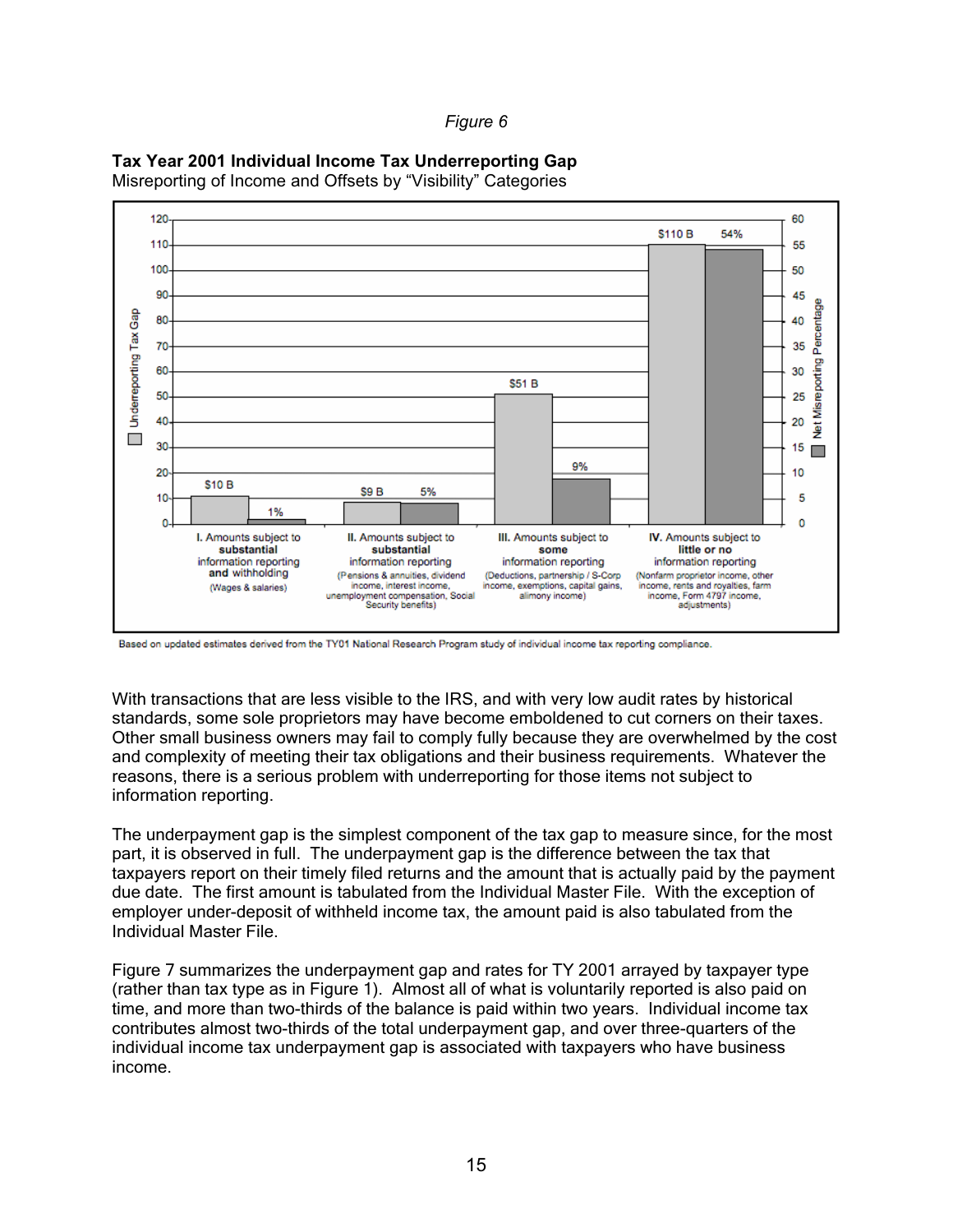*Figure 6*

**Tax Year 2001 Individual Income Tax Underreporting Gap**
Misreporting of Income and Offsets by "Visibility" Categories

| Category | Underreporting Tax Gap | Net Misreporting Percentage |
|---|---|---|
| I. Amounts subject to **substantial** information reporting **and** withholding (Wages & salaries) | $10 B | 1% |
| II. Amounts subject to **substantial** information reporting (Pensions & annuities, dividend income, interest income, unemployment compensation, Social Security benefits) | $9 B | 5% |
| III. Amounts subject to **some** information reporting (Deductions, partnership / S-Corp income, exemptions, capital gains, alimony income) | $51 B | 9% |
| IV. Amounts subject to **little or no** information reporting (Nonfarm proprietor income, other income, rents and royalties, farm income, Form 4797 income, adjustments) | $110 B | 54% |

Based on updated estimates derived from the TY01 National Research Program study of individual income tax reporting compliance.

With transactions that are less visible to the IRS, and with very low audit rates by historical standards, some sole proprietors may have become emboldened to cut corners on their taxes. Other small business owners may fail to comply fully because they are overwhelmed by the cost and complexity of meeting their tax obligations and their business requirements. Whatever the reasons, there is a serious problem with underreporting for those items not subject to information reporting.

The underpayment gap is the simplest component of the tax gap to measure since, for the most part, it is observed in full. The underpayment gap is the difference between the tax that taxpayers report on their timely filed returns and the amount that is actually paid by the payment due date. The first amount is tabulated from the Individual Master File. With the exception of employer under-deposit of withheld income tax, the amount paid is also tabulated from the Individual Master File.

Figure 7 summarizes the underpayment gap and rates for TY 2001 arrayed by taxpayer type (rather than tax type as in Figure 1). Almost all of what is voluntarily reported is also paid on time, and more than two-thirds of the balance is paid within two years. Individual income tax contributes almost two-thirds of the total underpayment gap, and over three-quarters of the individual income tax underpayment gap is associated with taxpayers who have business income.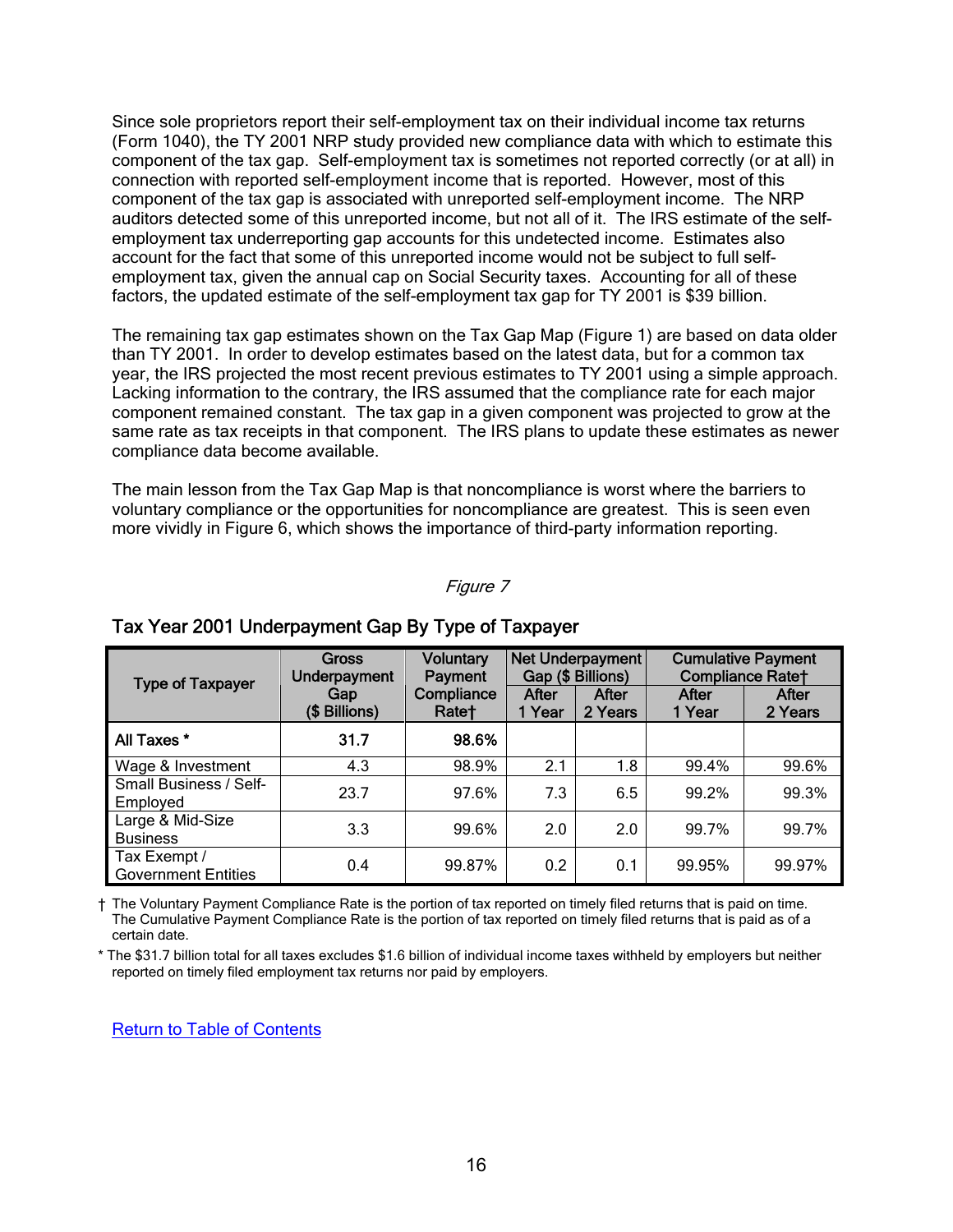Since sole proprietors report their self-employment tax on their individual income tax returns (Form 1040), the TY 2001 NRP study provided new compliance data with which to estimate this component of the tax gap. Self-employment tax is sometimes not reported correctly (or at all) in connection with reported self-employment income that is reported. However, most of this component of the tax gap is associated with unreported self-employment income. The NRP auditors detected some of this unreported income, but not all of it. The IRS estimate of the self-employment tax underreporting gap accounts for this undetected income. Estimates also account for the fact that some of this unreported income would not be subject to full self-employment tax, given the annual cap on Social Security taxes. Accounting for all of these factors, the updated estimate of the self-employment tax gap for TY 2001 is $39 billion.

The remaining tax gap estimates shown on the Tax Gap Map (Figure 1) are based on data older than TY 2001. In order to develop estimates based on the latest data, but for a common tax year, the IRS projected the most recent previous estimates to TY 2001 using a simple approach. Lacking information to the contrary, the IRS assumed that the compliance rate for each major component remained constant. The tax gap in a given component was projected to grow at the same rate as tax receipts in that component. The IRS plans to update these estimates as newer compliance data become available.

The main lesson from the Tax Gap Map is that noncompliance is worst where the barriers to voluntary compliance or the opportunities for noncompliance are greatest. This is seen even more vividly in Figure 6, which shows the importance of third-party information reporting.

*Figure 7*

**Tax Year 2001 Underpayment Gap By Type of Taxpayer**

| Type of Taxpayer | Gross Underpayment Gap ($ Billions) | Voluntary Payment Compliance Rate† | Net Underpayment Gap ($ Billions) | | Cumulative Payment Compliance Rate† | |
|---|---|---|---|---|---|---|
| | | | After 1 Year | After 2 Years | After 1 Year | After 2 Years |
| **All Taxes** * | **31.7** | **98.6%** | | | | |
| Wage & Investment | 4.3 | 98.9% | 2.1 | 1.8 | 99.4% | 99.6% |
| Small Business / Self-Employed | 23.7 | 97.6% | 7.3 | 6.5 | 99.2% | 99.3% |
| Large & Mid-Size Business | 3.3 | 99.6% | 2.0 | 2.0 | 99.7% | 99.7% |
| Tax Exempt / Government Entities | 0.4 | 99.87% | 0.2 | 0.1 | 99.95% | 99.97% |

† The Voluntary Payment Compliance Rate is the portion of tax reported on timely filed returns that is paid on time. The Cumulative Payment Compliance Rate is the portion of tax reported on timely filed returns that is paid as of a certain date.

* The $31.7 billion total for all taxes excludes $1.6 billion of individual income taxes withheld by employers but neither reported on timely filed employment tax returns nor paid by employers.

Return to Table of Contents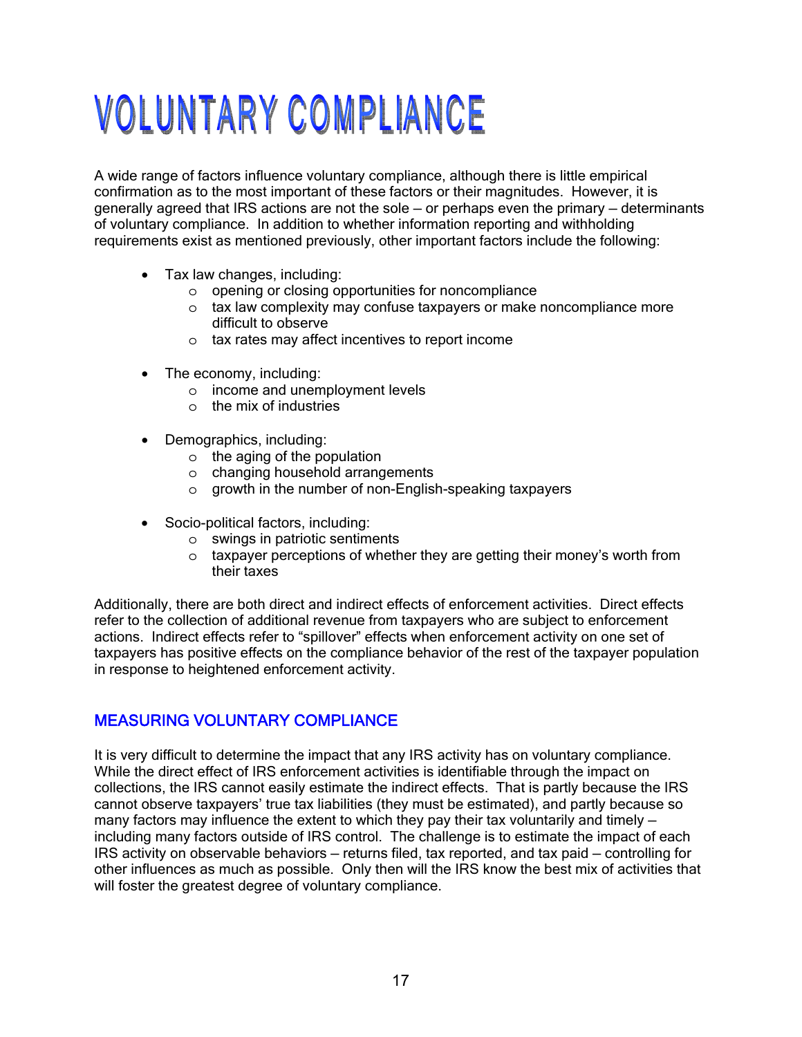# VOLUNTARY COMPLIANCE

A wide range of factors influence voluntary compliance, although there is little empirical confirmation as to the most important of these factors or their magnitudes. However, it is generally agreed that IRS actions are not the sole – or perhaps even the primary – determinants of voluntary compliance. In addition to whether information reporting and withholding requirements exist as mentioned previously, other important factors include the following:

- Tax law changes, including:
    - opening or closing opportunities for noncompliance
    - tax law complexity may confuse taxpayers or make noncompliance more difficult to observe
    - tax rates may affect incentives to report income

- The economy, including:
    - income and unemployment levels
    - the mix of industries

- Demographics, including:
    - the aging of the population
    - changing household arrangements
    - growth in the number of non-English-speaking taxpayers

- Socio-political factors, including:
    - swings in patriotic sentiments
    - taxpayer perceptions of whether they are getting their money's worth from their taxes

Additionally, there are both direct and indirect effects of enforcement activities. Direct effects refer to the collection of additional revenue from taxpayers who are subject to enforcement actions. Indirect effects refer to "spillover" effects when enforcement activity on one set of taxpayers has positive effects on the compliance behavior of the rest of the taxpayer population in response to heightened enforcement activity.

## MEASURING VOLUNTARY COMPLIANCE

It is very difficult to determine the impact that any IRS activity has on voluntary compliance. While the direct effect of IRS enforcement activities is identifiable through the impact on collections, the IRS cannot easily estimate the indirect effects. That is partly because the IRS cannot observe taxpayers' true tax liabilities (they must be estimated), and partly because so many factors may influence the extent to which they pay their tax voluntarily and timely – including many factors outside of IRS control. The challenge is to estimate the impact of each IRS activity on observable behaviors – returns filed, tax reported, and tax paid – controlling for other influences as much as possible. Only then will the IRS know the best mix of activities that will foster the greatest degree of voluntary compliance.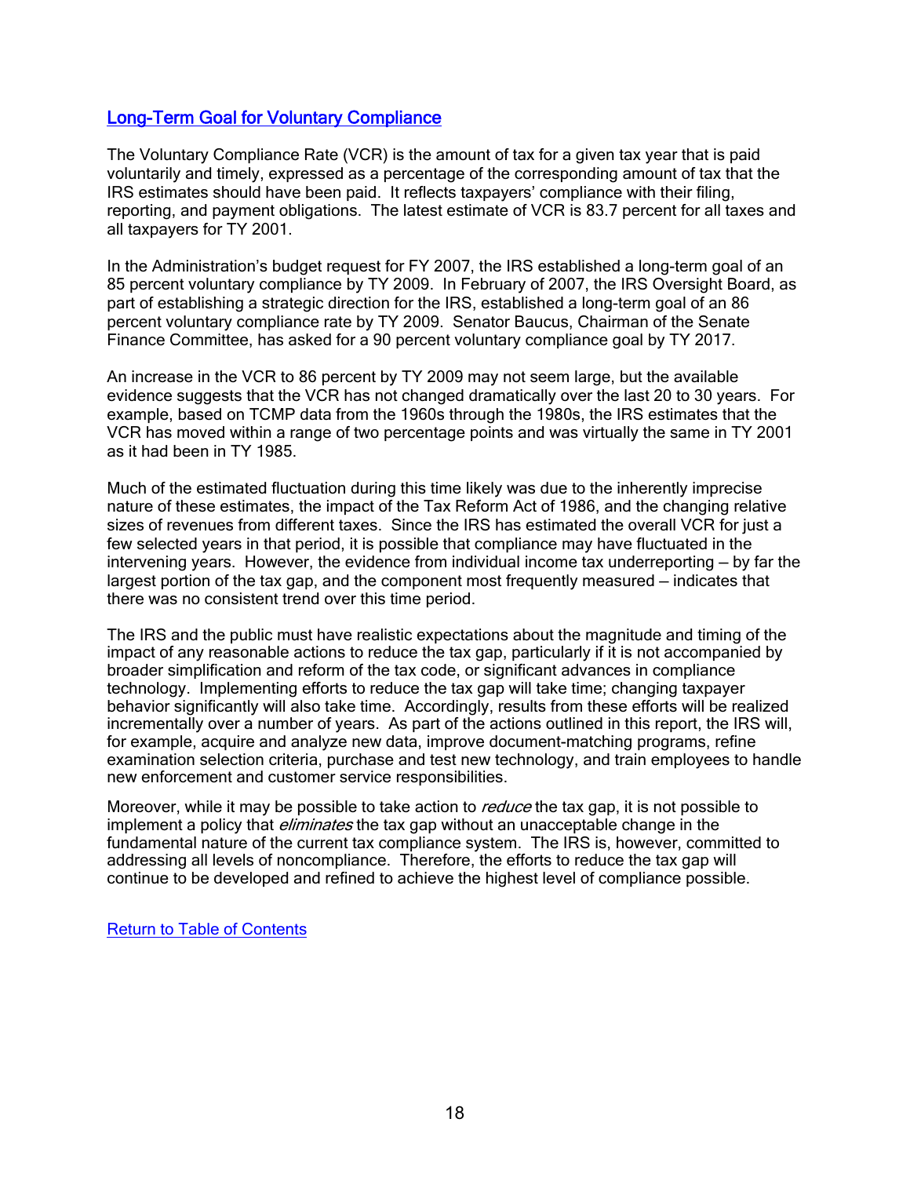## Long-Term Goal for Voluntary Compliance

The Voluntary Compliance Rate (VCR) is the amount of tax for a given tax year that is paid voluntarily and timely, expressed as a percentage of the corresponding amount of tax that the IRS estimates should have been paid. It reflects taxpayers' compliance with their filing, reporting, and payment obligations. The latest estimate of VCR is 83.7 percent for all taxes and all taxpayers for TY 2001.

In the Administration's budget request for FY 2007, the IRS established a long-term goal of an 85 percent voluntary compliance by TY 2009. In February of 2007, the IRS Oversight Board, as part of establishing a strategic direction for the IRS, established a long-term goal of an 86 percent voluntary compliance rate by TY 2009. Senator Baucus, Chairman of the Senate Finance Committee, has asked for a 90 percent voluntary compliance goal by TY 2017.

An increase in the VCR to 86 percent by TY 2009 may not seem large, but the available evidence suggests that the VCR has not changed dramatically over the last 20 to 30 years. For example, based on TCMP data from the 1960s through the 1980s, the IRS estimates that the VCR has moved within a range of two percentage points and was virtually the same in TY 2001 as it had been in TY 1985.

Much of the estimated fluctuation during this time likely was due to the inherently imprecise nature of these estimates, the impact of the Tax Reform Act of 1986, and the changing relative sizes of revenues from different taxes. Since the IRS has estimated the overall VCR for just a few selected years in that period, it is possible that compliance may have fluctuated in the intervening years. However, the evidence from individual income tax underreporting – by far the largest portion of the tax gap, and the component most frequently measured – indicates that there was no consistent trend over this time period.

The IRS and the public must have realistic expectations about the magnitude and timing of the impact of any reasonable actions to reduce the tax gap, particularly if it is not accompanied by broader simplification and reform of the tax code, or significant advances in compliance technology. Implementing efforts to reduce the tax gap will take time; changing taxpayer behavior significantly will also take time. Accordingly, results from these efforts will be realized incrementally over a number of years. As part of the actions outlined in this report, the IRS will, for example, acquire and analyze new data, improve document-matching programs, refine examination selection criteria, purchase and test new technology, and train employees to handle new enforcement and customer service responsibilities.

Moreover, while it may be possible to take action to *reduce* the tax gap, it is not possible to implement a policy that *eliminates* the tax gap without an unacceptable change in the fundamental nature of the current tax compliance system. The IRS is, however, committed to addressing all levels of noncompliance. Therefore, the efforts to reduce the tax gap will continue to be developed and refined to achieve the highest level of compliance possible.

Return to Table of Contents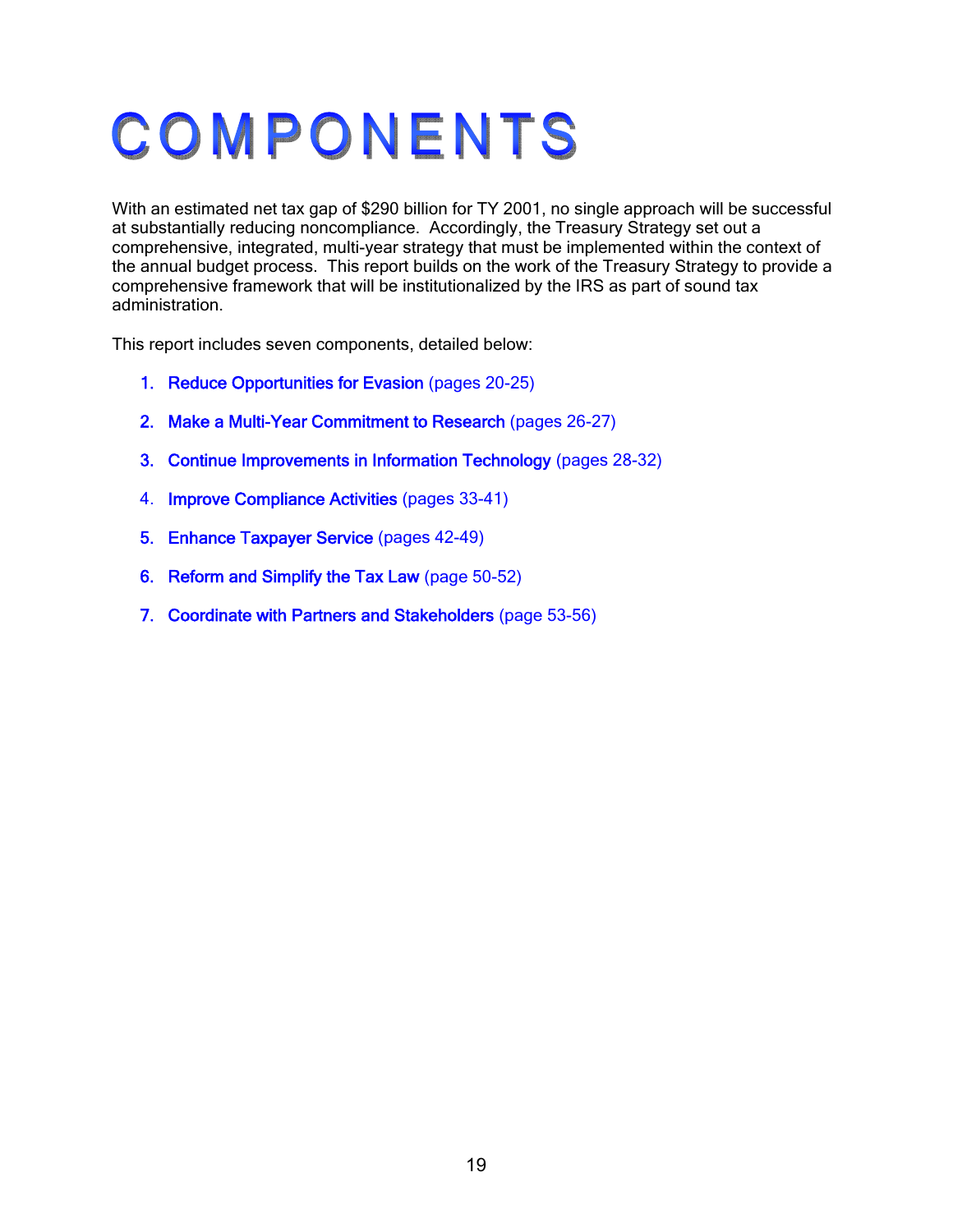# COMPONENTS

With an estimated net tax gap of $290 billion for TY 2001, no single approach will be successful at substantially reducing noncompliance. Accordingly, the Treasury Strategy set out a comprehensive, integrated, multi-year strategy that must be implemented within the context of the annual budget process. This report builds on the work of the Treasury Strategy to provide a comprehensive framework that will be institutionalized by the IRS as part of sound tax administration.

This report includes seven components, detailed below:

1. **Reduce Opportunities for Evasion** (pages 20-25)
2. **Make a Multi-Year Commitment to Research** (pages 26-27)
3. **Continue Improvements in Information Technology** (pages 28-32)
4. **Improve Compliance Activities** (pages 33-41)
5. **Enhance Taxpayer Service** (pages 42-49)
6. **Reform and Simplify the Tax Law** (page 50-52)
7. **Coordinate with Partners and Stakeholders** (page 53-56)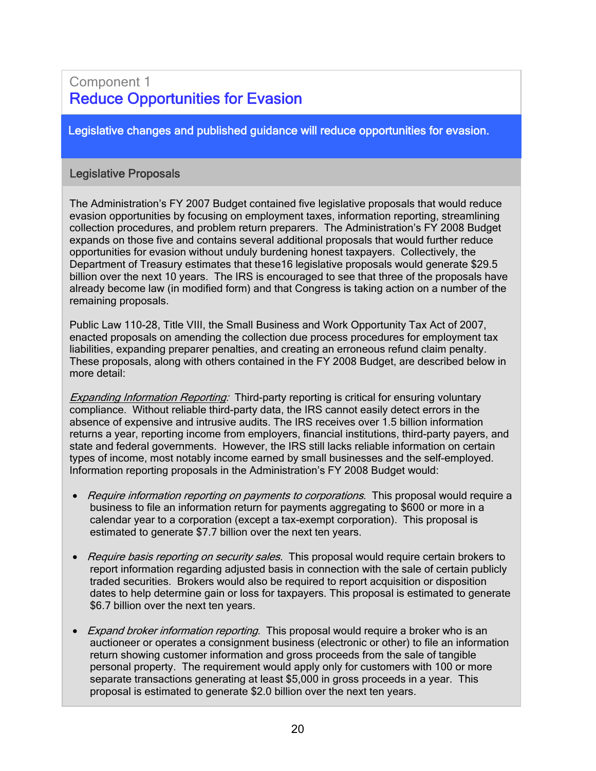Component 1

## Reduce Opportunities for Evasion

**Legislative changes and published guidance will reduce opportunities for evasion.**

### Legislative Proposals

The Administration's FY 2007 Budget contained five legislative proposals that would reduce evasion opportunities by focusing on employment taxes, information reporting, streamlining collection procedures, and problem return preparers. The Administration's FY 2008 Budget expands on those five and contains several additional proposals that would further reduce opportunities for evasion without unduly burdening honest taxpayers. Collectively, the Department of Treasury estimates that these16 legislative proposals would generate $29.5 billion over the next 10 years. The IRS is encouraged to see that three of the proposals have already become law (in modified form) and that Congress is taking action on a number of the remaining proposals.

Public Law 110-28, Title VIII, the Small Business and Work Opportunity Tax Act of 2007, enacted proposals on amending the collection due process procedures for employment tax liabilities, expanding preparer penalties, and creating an erroneous refund claim penalty. These proposals, along with others contained in the FY 2008 Budget, are described below in more detail:

*Expanding Information Reporting:* Third-party reporting is critical for ensuring voluntary compliance. Without reliable third-party data, the IRS cannot easily detect errors in the absence of expensive and intrusive audits. The IRS receives over 1.5 billion information returns a year, reporting income from employers, financial institutions, third-party payers, and state and federal governments. However, the IRS still lacks reliable information on certain types of income, most notably income earned by small businesses and the self-employed. Information reporting proposals in the Administration's FY 2008 Budget would:

- *Require information reporting on payments to corporations*. This proposal would require a business to file an information return for payments aggregating to $600 or more in a calendar year to a corporation (except a tax-exempt corporation). This proposal is estimated to generate $7.7 billion over the next ten years.

- *Require basis reporting on security sales*. This proposal would require certain brokers to report information regarding adjusted basis in connection with the sale of certain publicly traded securities. Brokers would also be required to report acquisition or disposition dates to help determine gain or loss for taxpayers. This proposal is estimated to generate $6.7 billion over the next ten years.

- *Expand broker information reporting*. This proposal would require a broker who is an auctioneer or operates a consignment business (electronic or other) to file an information return showing customer information and gross proceeds from the sale of tangible personal property. The requirement would apply only for customers with 100 or more separate transactions generating at least $5,000 in gross proceeds in a year. This proposal is estimated to generate $2.0 billion over the next ten years.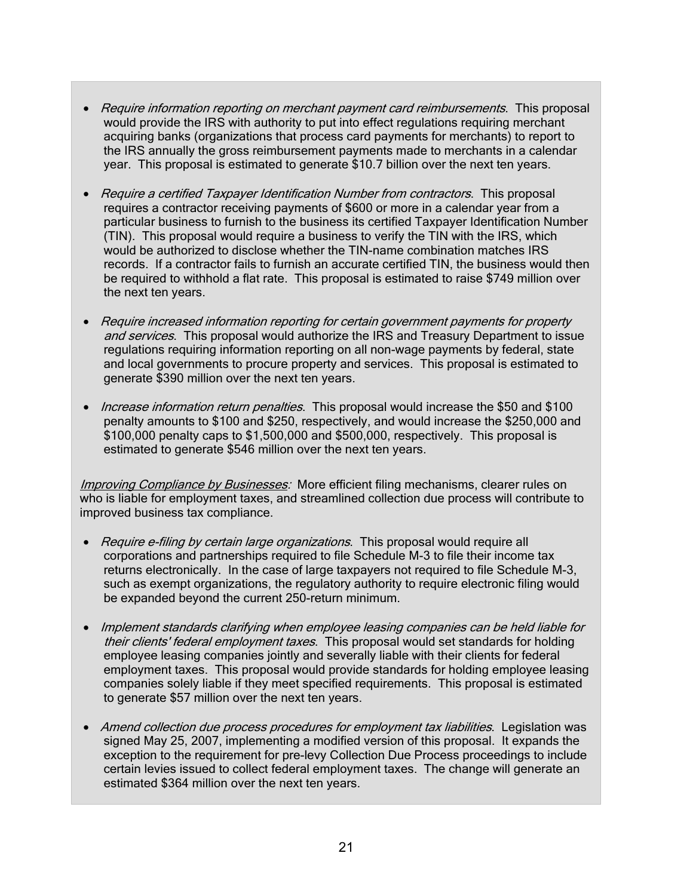- *Require information reporting on merchant payment card reimbursements*. This proposal would provide the IRS with authority to put into effect regulations requiring merchant acquiring banks (organizations that process card payments for merchants) to report to the IRS annually the gross reimbursement payments made to merchants in a calendar year. This proposal is estimated to generate $10.7 billion over the next ten years.

- *Require a certified Taxpayer Identification Number from contractors*. This proposal requires a contractor receiving payments of $600 or more in a calendar year from a particular business to furnish to the business its certified Taxpayer Identification Number (TIN). This proposal would require a business to verify the TIN with the IRS, which would be authorized to disclose whether the TIN-name combination matches IRS records. If a contractor fails to furnish an accurate certified TIN, the business would then be required to withhold a flat rate. This proposal is estimated to raise $749 million over the next ten years.

- *Require increased information reporting for certain government payments for property and services*. This proposal would authorize the IRS and Treasury Department to issue regulations requiring information reporting on all non-wage payments by federal, state and local governments to procure property and services. This proposal is estimated to generate $390 million over the next ten years.

- *Increase information return penalties*. This proposal would increase the $50 and $100 penalty amounts to $100 and $250, respectively, and would increase the $250,000 and $100,000 penalty caps to $1,500,000 and $500,000, respectively. This proposal is estimated to generate $546 million over the next ten years.

<u>*Improving Compliance by Businesses*</u>*:* More efficient filing mechanisms, clearer rules on who is liable for employment taxes, and streamlined collection due process will contribute to improved business tax compliance.

- *Require e-filing by certain large organizations*. This proposal would require all corporations and partnerships required to file Schedule M-3 to file their income tax returns electronically. In the case of large taxpayers not required to file Schedule M-3, such as exempt organizations, the regulatory authority to require electronic filing would be expanded beyond the current 250-return minimum.

- *Implement standards clarifying when employee leasing companies can be held liable for their clients' federal employment taxes*. This proposal would set standards for holding employee leasing companies jointly and severally liable with their clients for federal employment taxes. This proposal would provide standards for holding employee leasing companies solely liable if they meet specified requirements. This proposal is estimated to generate $57 million over the next ten years.

- *Amend collection due process procedures for employment tax liabilities*. Legislation was signed May 25, 2007, implementing a modified version of this proposal. It expands the exception to the requirement for pre-levy Collection Due Process proceedings to include certain levies issued to collect federal employment taxes. The change will generate an estimated $364 million over the next ten years.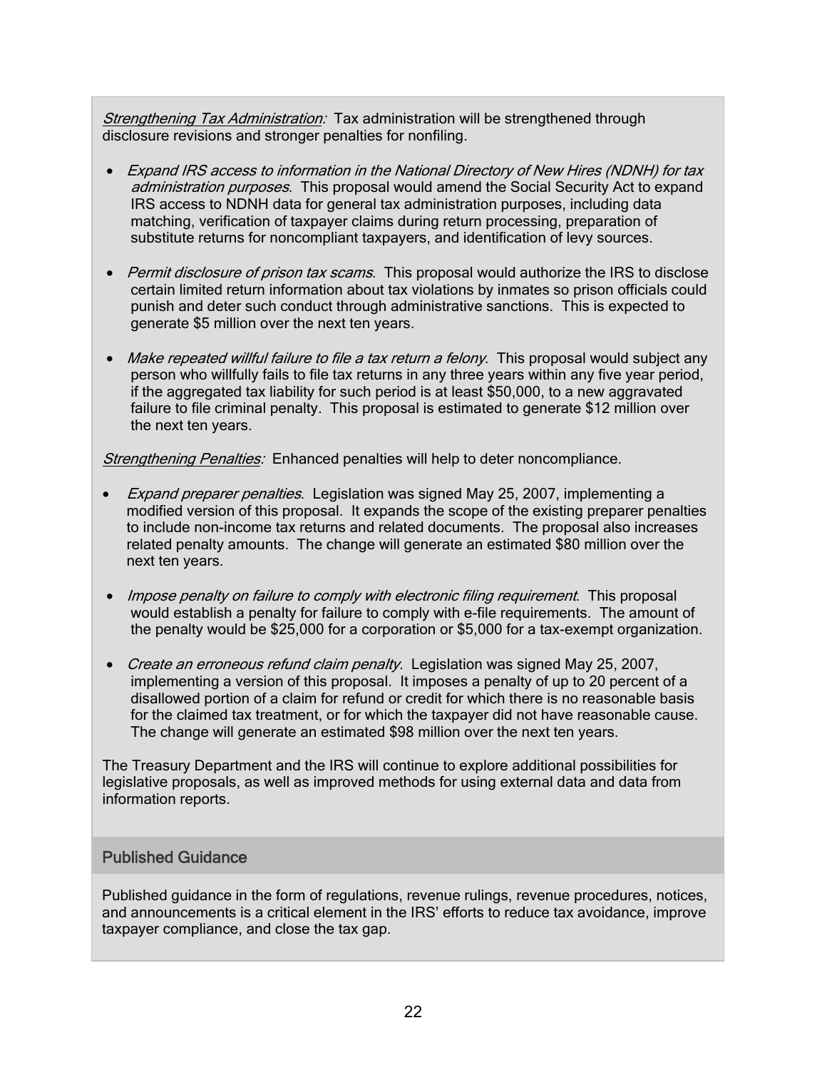*Strengthening Tax Administration:* Tax administration will be strengthened through disclosure revisions and stronger penalties for nonfiling.

- *Expand IRS access to information in the National Directory of New Hires (NDNH) for tax administration purposes*. This proposal would amend the Social Security Act to expand IRS access to NDNH data for general tax administration purposes, including data matching, verification of taxpayer claims during return processing, preparation of substitute returns for noncompliant taxpayers, and identification of levy sources.

- *Permit disclosure of prison tax scams*. This proposal would authorize the IRS to disclose certain limited return information about tax violations by inmates so prison officials could punish and deter such conduct through administrative sanctions. This is expected to generate $5 million over the next ten years.

- *Make repeated willful failure to file a tax return a felony*. This proposal would subject any person who willfully fails to file tax returns in any three years within any five year period, if the aggregated tax liability for such period is at least $50,000, to a new aggravated failure to file criminal penalty. This proposal is estimated to generate $12 million over the next ten years.

*Strengthening Penalties:* Enhanced penalties will help to deter noncompliance.

- *Expand preparer penalties*. Legislation was signed May 25, 2007, implementing a modified version of this proposal. It expands the scope of the existing preparer penalties to include non-income tax returns and related documents. The proposal also increases related penalty amounts. The change will generate an estimated $80 million over the next ten years.

- *Impose penalty on failure to comply with electronic filing requirement*. This proposal would establish a penalty for failure to comply with e-file requirements. The amount of the penalty would be $25,000 for a corporation or $5,000 for a tax-exempt organization.

- *Create an erroneous refund claim penalty*. Legislation was signed May 25, 2007, implementing a version of this proposal. It imposes a penalty of up to 20 percent of a disallowed portion of a claim for refund or credit for which there is no reasonable basis for the claimed tax treatment, or for which the taxpayer did not have reasonable cause. The change will generate an estimated $98 million over the next ten years.

The Treasury Department and the IRS will continue to explore additional possibilities for legislative proposals, as well as improved methods for using external data and data from information reports.

## Published Guidance

Published guidance in the form of regulations, revenue rulings, revenue procedures, notices, and announcements is a critical element in the IRS' efforts to reduce tax avoidance, improve taxpayer compliance, and close the tax gap.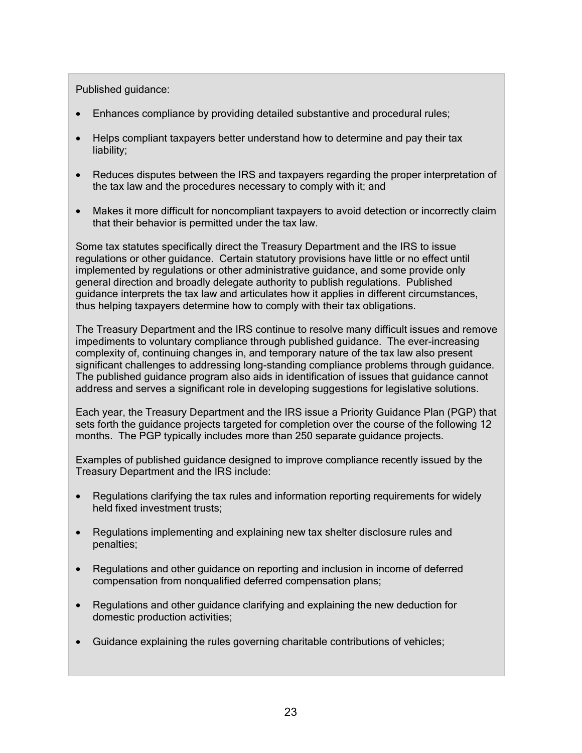Published guidance:

- Enhances compliance by providing detailed substantive and procedural rules;
- Helps compliant taxpayers better understand how to determine and pay their tax liability;
- Reduces disputes between the IRS and taxpayers regarding the proper interpretation of the tax law and the procedures necessary to comply with it; and
- Makes it more difficult for noncompliant taxpayers to avoid detection or incorrectly claim that their behavior is permitted under the tax law.

Some tax statutes specifically direct the Treasury Department and the IRS to issue regulations or other guidance. Certain statutory provisions have little or no effect until implemented by regulations or other administrative guidance, and some provide only general direction and broadly delegate authority to publish regulations. Published guidance interprets the tax law and articulates how it applies in different circumstances, thus helping taxpayers determine how to comply with their tax obligations.

The Treasury Department and the IRS continue to resolve many difficult issues and remove impediments to voluntary compliance through published guidance. The ever-increasing complexity of, continuing changes in, and temporary nature of the tax law also present significant challenges to addressing long-standing compliance problems through guidance. The published guidance program also aids in identification of issues that guidance cannot address and serves a significant role in developing suggestions for legislative solutions.

Each year, the Treasury Department and the IRS issue a Priority Guidance Plan (PGP) that sets forth the guidance projects targeted for completion over the course of the following 12 months. The PGP typically includes more than 250 separate guidance projects.

Examples of published guidance designed to improve compliance recently issued by the Treasury Department and the IRS include:

- Regulations clarifying the tax rules and information reporting requirements for widely held fixed investment trusts;
- Regulations implementing and explaining new tax shelter disclosure rules and penalties;
- Regulations and other guidance on reporting and inclusion in income of deferred compensation from nonqualified deferred compensation plans;
- Regulations and other guidance clarifying and explaining the new deduction for domestic production activities;
- Guidance explaining the rules governing charitable contributions of vehicles;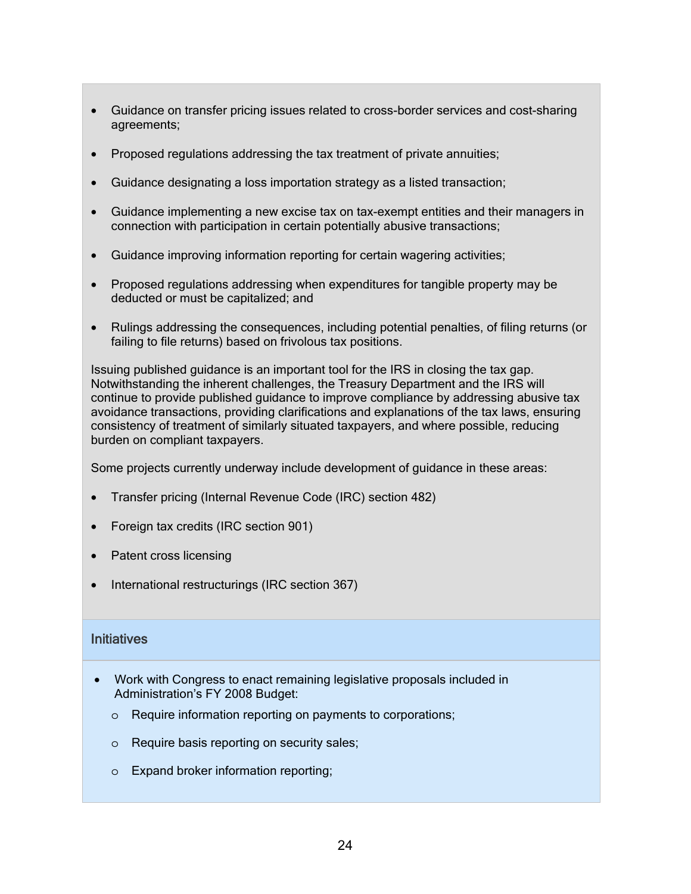- Guidance on transfer pricing issues related to cross-border services and cost-sharing agreements;
- Proposed regulations addressing the tax treatment of private annuities;
- Guidance designating a loss importation strategy as a listed transaction;
- Guidance implementing a new excise tax on tax-exempt entities and their managers in connection with participation in certain potentially abusive transactions;
- Guidance improving information reporting for certain wagering activities;
- Proposed regulations addressing when expenditures for tangible property may be deducted or must be capitalized; and
- Rulings addressing the consequences, including potential penalties, of filing returns (or failing to file returns) based on frivolous tax positions.

Issuing published guidance is an important tool for the IRS in closing the tax gap. Notwithstanding the inherent challenges, the Treasury Department and the IRS will continue to provide published guidance to improve compliance by addressing abusive tax avoidance transactions, providing clarifications and explanations of the tax laws, ensuring consistency of treatment of similarly situated taxpayers, and where possible, reducing burden on compliant taxpayers.

Some projects currently underway include development of guidance in these areas:

- Transfer pricing (Internal Revenue Code (IRC) section 482)
- Foreign tax credits (IRC section 901)
- Patent cross licensing
- International restructurings (IRC section 367)

### Initiatives

- Work with Congress to enact remaining legislative proposals included in Administration's FY 2008 Budget:
  - Require information reporting on payments to corporations;
  - Require basis reporting on security sales;
  - Expand broker information reporting;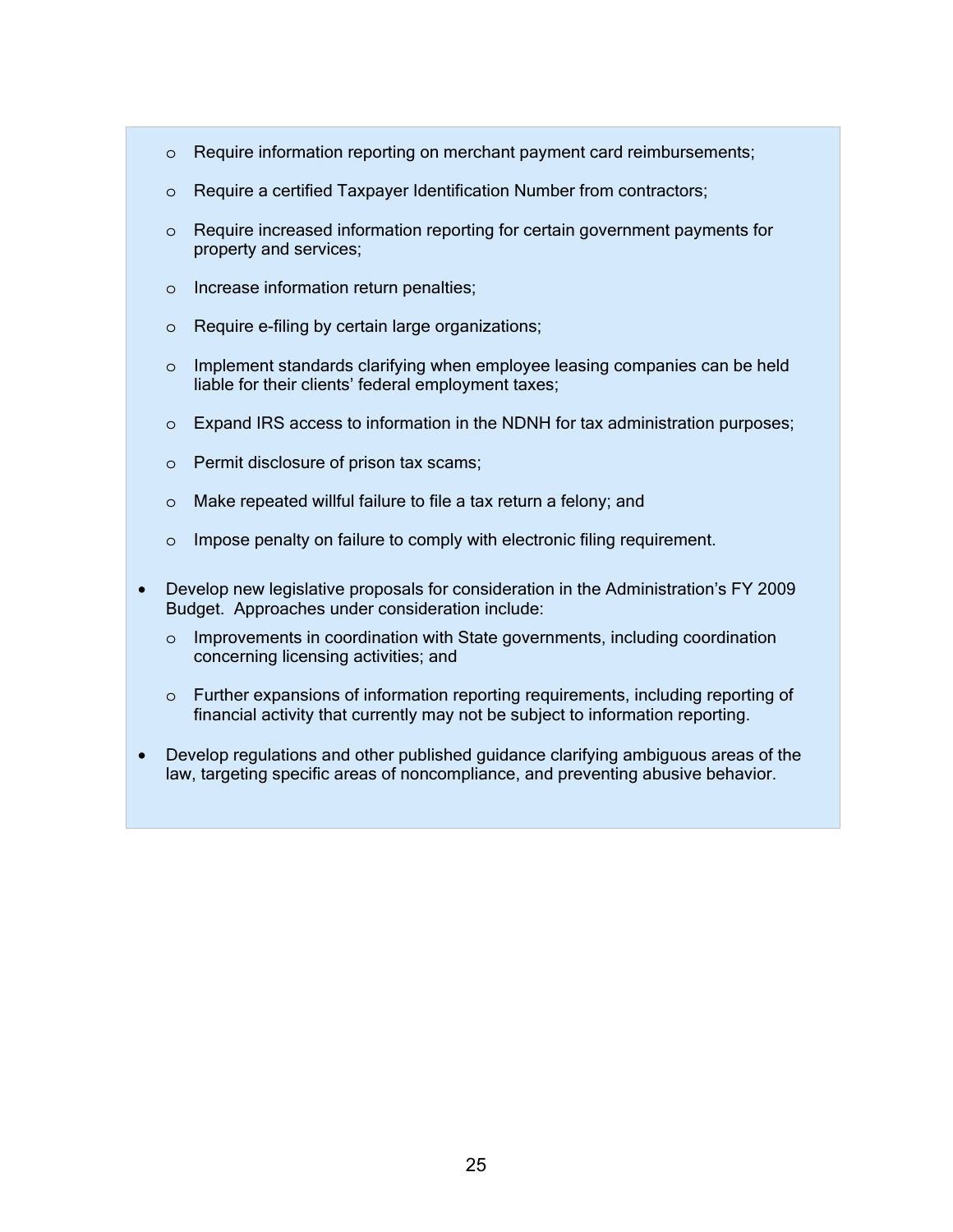- Require information reporting on merchant payment card reimbursements;
  - Require a certified Taxpayer Identification Number from contractors;
  - Require increased information reporting for certain government payments for property and services;
  - Increase information return penalties;
  - Require e-filing by certain large organizations;
  - Implement standards clarifying when employee leasing companies can be held liable for their clients' federal employment taxes;
  - Expand IRS access to information in the NDNH for tax administration purposes;
  - Permit disclosure of prison tax scams;
  - Make repeated willful failure to file a tax return a felony; and
  - Impose penalty on failure to comply with electronic filing requirement.

- Develop new legislative proposals for consideration in the Administration's FY 2009 Budget. Approaches under consideration include:
  - Improvements in coordination with State governments, including coordination concerning licensing activities; and
  - Further expansions of information reporting requirements, including reporting of financial activity that currently may not be subject to information reporting.

- Develop regulations and other published guidance clarifying ambiguous areas of the law, targeting specific areas of noncompliance, and preventing abusive behavior.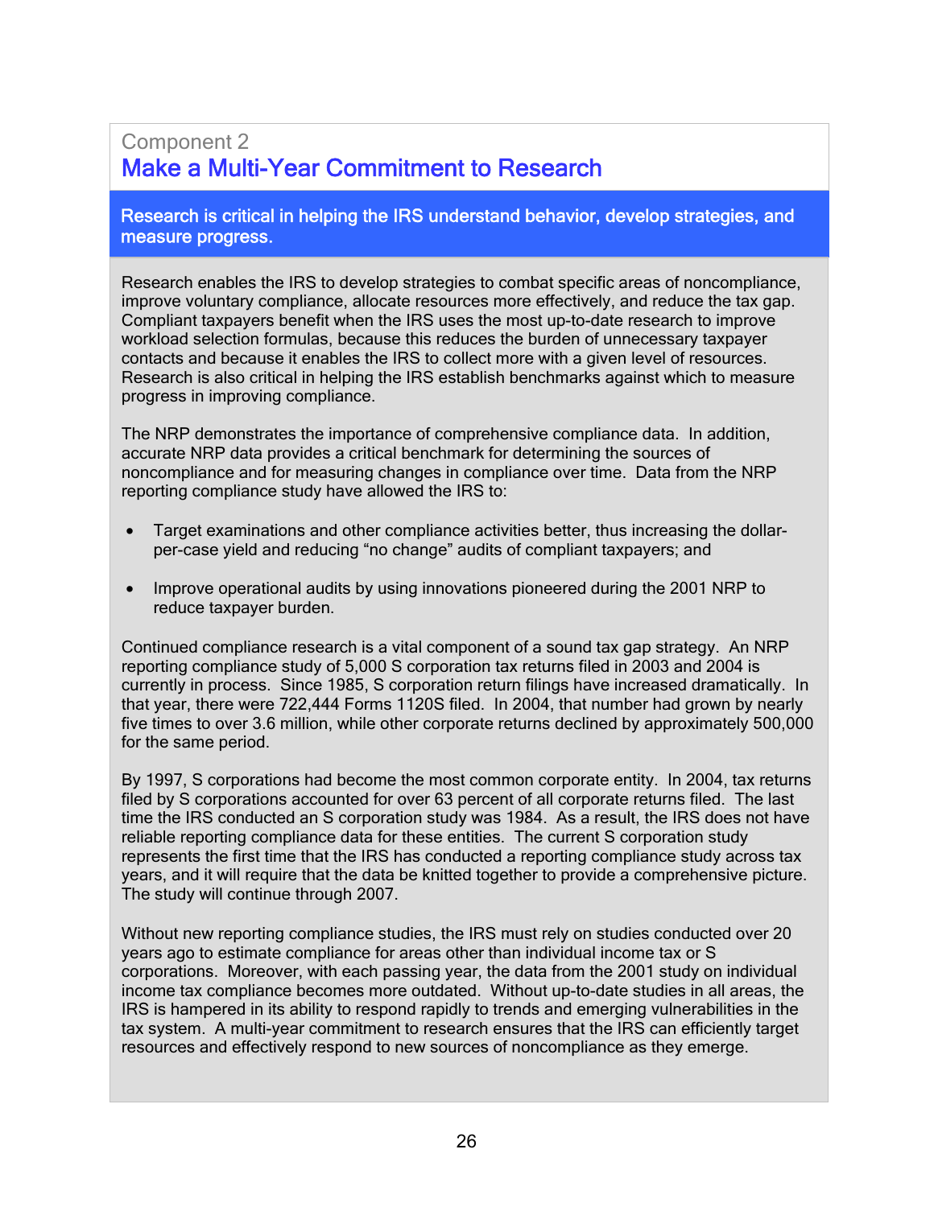Component 2

## Make a Multi-Year Commitment to Research

**Research is critical in helping the IRS understand behavior, develop strategies, and measure progress.**

Research enables the IRS to develop strategies to combat specific areas of noncompliance, improve voluntary compliance, allocate resources more effectively, and reduce the tax gap. Compliant taxpayers benefit when the IRS uses the most up-to-date research to improve workload selection formulas, because this reduces the burden of unnecessary taxpayer contacts and because it enables the IRS to collect more with a given level of resources. Research is also critical in helping the IRS establish benchmarks against which to measure progress in improving compliance.

The NRP demonstrates the importance of comprehensive compliance data. In addition, accurate NRP data provides a critical benchmark for determining the sources of noncompliance and for measuring changes in compliance over time. Data from the NRP reporting compliance study have allowed the IRS to:

- Target examinations and other compliance activities better, thus increasing the dollar-per-case yield and reducing "no change" audits of compliant taxpayers; and
- Improve operational audits by using innovations pioneered during the 2001 NRP to reduce taxpayer burden.

Continued compliance research is a vital component of a sound tax gap strategy. An NRP reporting compliance study of 5,000 S corporation tax returns filed in 2003 and 2004 is currently in process. Since 1985, S corporation return filings have increased dramatically. In that year, there were 722,444 Forms 1120S filed. In 2004, that number had grown by nearly five times to over 3.6 million, while other corporate returns declined by approximately 500,000 for the same period.

By 1997, S corporations had become the most common corporate entity. In 2004, tax returns filed by S corporations accounted for over 63 percent of all corporate returns filed. The last time the IRS conducted an S corporation study was 1984. As a result, the IRS does not have reliable reporting compliance data for these entities. The current S corporation study represents the first time that the IRS has conducted a reporting compliance study across tax years, and it will require that the data be knitted together to provide a comprehensive picture. The study will continue through 2007.

Without new reporting compliance studies, the IRS must rely on studies conducted over 20 years ago to estimate compliance for areas other than individual income tax or S corporations. Moreover, with each passing year, the data from the 2001 study on individual income tax compliance becomes more outdated. Without up-to-date studies in all areas, the IRS is hampered in its ability to respond rapidly to trends and emerging vulnerabilities in the tax system. A multi-year commitment to research ensures that the IRS can efficiently target resources and effectively respond to new sources of noncompliance as they emerge.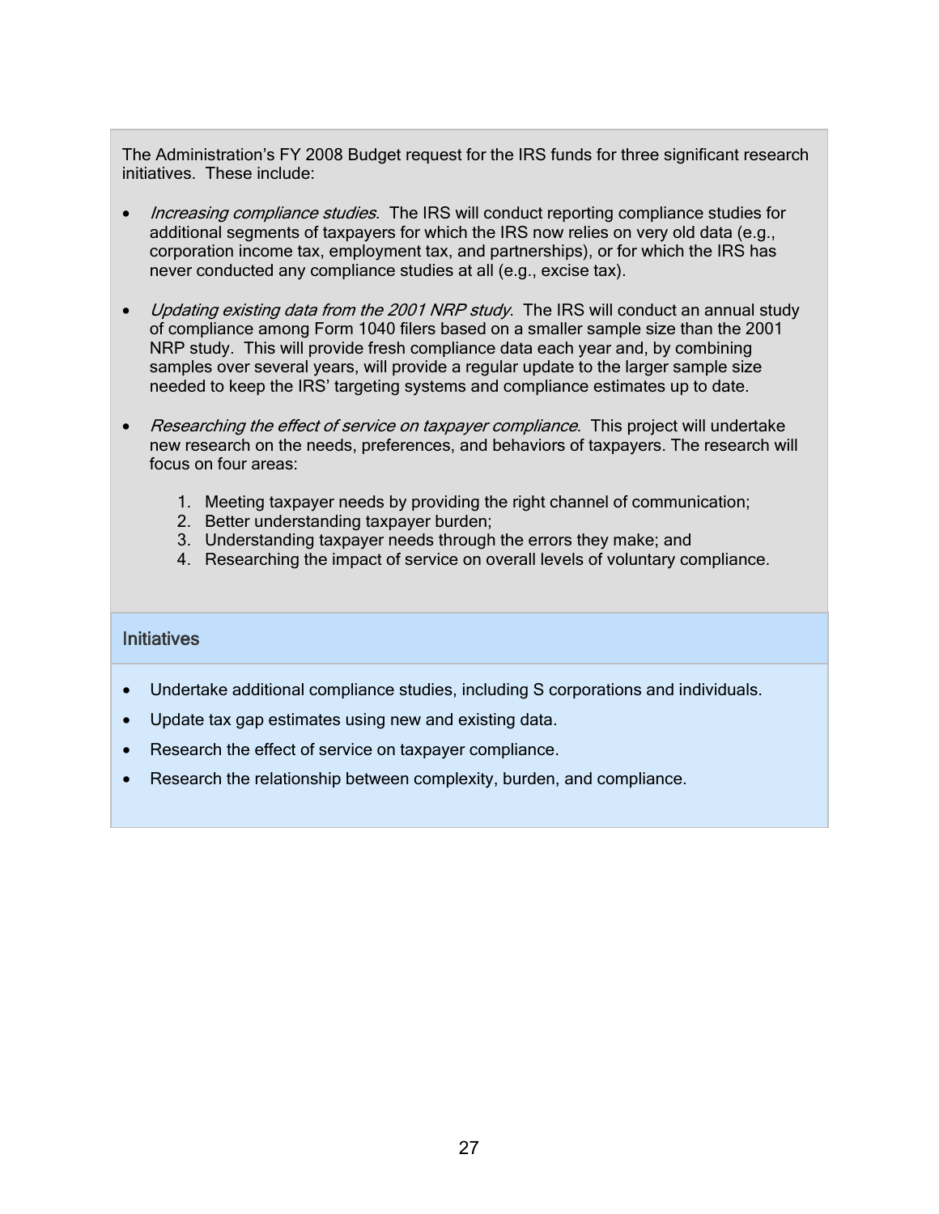The Administration's FY 2008 Budget request for the IRS funds for three significant research initiatives. These include:

- *Increasing compliance studies*. The IRS will conduct reporting compliance studies for additional segments of taxpayers for which the IRS now relies on very old data (e.g., corporation income tax, employment tax, and partnerships), or for which the IRS has never conducted any compliance studies at all (e.g., excise tax).

- *Updating existing data from the 2001 NRP study*. The IRS will conduct an annual study of compliance among Form 1040 filers based on a smaller sample size than the 2001 NRP study. This will provide fresh compliance data each year and, by combining samples over several years, will provide a regular update to the larger sample size needed to keep the IRS' targeting systems and compliance estimates up to date.

- *Researching the effect of service on taxpayer compliance*. This project will undertake new research on the needs, preferences, and behaviors of taxpayers. The research will focus on four areas:

    1. Meeting taxpayer needs by providing the right channel of communication;
    2. Better understanding taxpayer burden;
    3. Understanding taxpayer needs through the errors they make; and
    4. Researching the impact of service on overall levels of voluntary compliance.

### Initiatives

- Undertake additional compliance studies, including S corporations and individuals.
- Update tax gap estimates using new and existing data.
- Research the effect of service on taxpayer compliance.
- Research the relationship between complexity, burden, and compliance.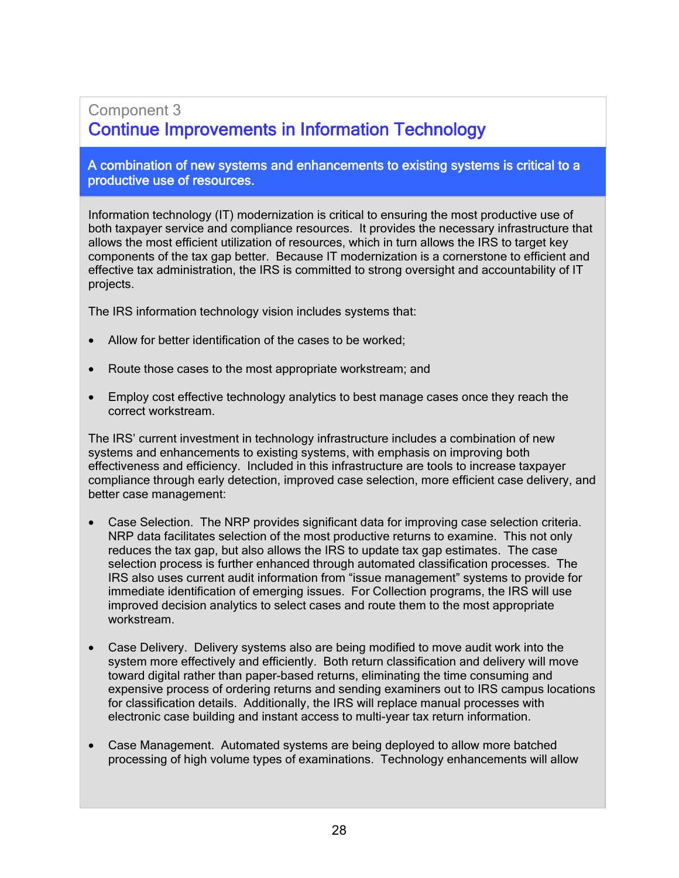Component 3

## Continue Improvements in Information Technology

**A combination of new systems and enhancements to existing systems is critical to a productive use of resources.**

Information technology (IT) modernization is critical to ensuring the most productive use of both taxpayer service and compliance resources. It provides the necessary infrastructure that allows the most efficient utilization of resources, which in turn allows the IRS to target key components of the tax gap better. Because IT modernization is a cornerstone to efficient and effective tax administration, the IRS is committed to strong oversight and accountability of IT projects.

The IRS information technology vision includes systems that:

- Allow for better identification of the cases to be worked;
- Route those cases to the most appropriate workstream; and
- Employ cost effective technology analytics to best manage cases once they reach the correct workstream.

The IRS' current investment in technology infrastructure includes a combination of new systems and enhancements to existing systems, with emphasis on improving both effectiveness and efficiency. Included in this infrastructure are tools to increase taxpayer compliance through early detection, improved case selection, more efficient case delivery, and better case management:

- Case Selection. The NRP provides significant data for improving case selection criteria. NRP data facilitates selection of the most productive returns to examine. This not only reduces the tax gap, but also allows the IRS to update tax gap estimates. The case selection process is further enhanced through automated classification processes. The IRS also uses current audit information from "issue management" systems to provide for immediate identification of emerging issues. For Collection programs, the IRS will use improved decision analytics to select cases and route them to the most appropriate workstream.
- Case Delivery. Delivery systems also are being modified to move audit work into the system more effectively and efficiently. Both return classification and delivery will move toward digital rather than paper-based returns, eliminating the time consuming and expensive process of ordering returns and sending examiners out to IRS campus locations for classification details. Additionally, the IRS will replace manual processes with electronic case building and instant access to multi-year tax return information.
- Case Management. Automated systems are being deployed to allow more batched processing of high volume types of examinations. Technology enhancements will allow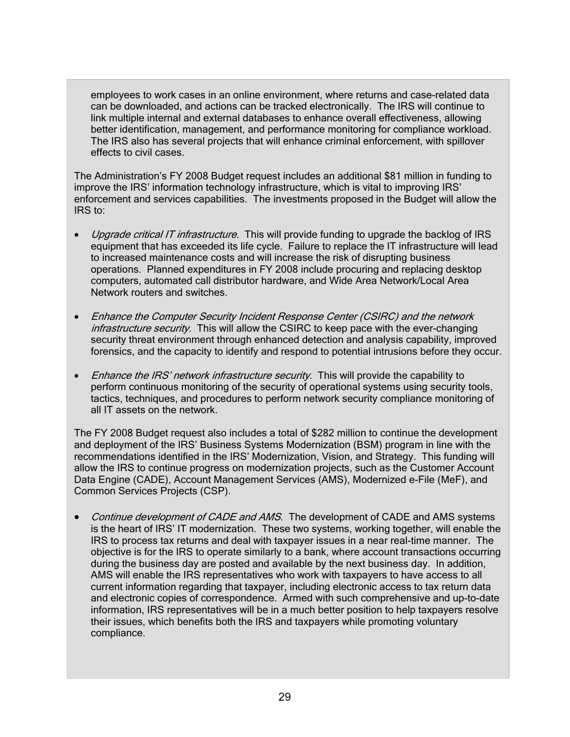employees to work cases in an online environment, where returns and case-related data can be downloaded, and actions can be tracked electronically. The IRS will continue to link multiple internal and external databases to enhance overall effectiveness, allowing better identification, management, and performance monitoring for compliance workload. The IRS also has several projects that will enhance criminal enforcement, with spillover effects to civil cases.

The Administration's FY 2008 Budget request includes an additional $81 million in funding to improve the IRS' information technology infrastructure, which is vital to improving IRS' enforcement and services capabilities. The investments proposed in the Budget will allow the IRS to:

- *Upgrade critical IT infrastructure.* This will provide funding to upgrade the backlog of IRS equipment that has exceeded its life cycle. Failure to replace the IT infrastructure will lead to increased maintenance costs and will increase the risk of disrupting business operations. Planned expenditures in FY 2008 include procuring and replacing desktop computers, automated call distributor hardware, and Wide Area Network/Local Area Network routers and switches.

- *Enhance the Computer Security Incident Response Center (CSIRC) and the network infrastructure security.* This will allow the CSIRC to keep pace with the ever-changing security threat environment through enhanced detection and analysis capability, improved forensics, and the capacity to identify and respond to potential intrusions before they occur.

- *Enhance the IRS' network infrastructure security.* This will provide the capability to perform continuous monitoring of the security of operational systems using security tools, tactics, techniques, and procedures to perform network security compliance monitoring of all IT assets on the network.

The FY 2008 Budget request also includes a total of $282 million to continue the development and deployment of the IRS' Business Systems Modernization (BSM) program in line with the recommendations identified in the IRS' Modernization, Vision, and Strategy. This funding will allow the IRS to continue progress on modernization projects, such as the Customer Account Data Engine (CADE), Account Management Services (AMS), Modernized e-File (MeF), and Common Services Projects (CSP).

- *Continue development of CADE and AMS.* The development of CADE and AMS systems is the heart of IRS' IT modernization. These two systems, working together, will enable the IRS to process tax returns and deal with taxpayer issues in a near real-time manner. The objective is for the IRS to operate similarly to a bank, where account transactions occurring during the business day are posted and available by the next business day. In addition, AMS will enable the IRS representatives who work with taxpayers to have access to all current information regarding that taxpayer, including electronic access to tax return data and electronic copies of correspondence. Armed with such comprehensive and up-to-date information, IRS representatives will be in a much better position to help taxpayers resolve their issues, which benefits both the IRS and taxpayers while promoting voluntary compliance.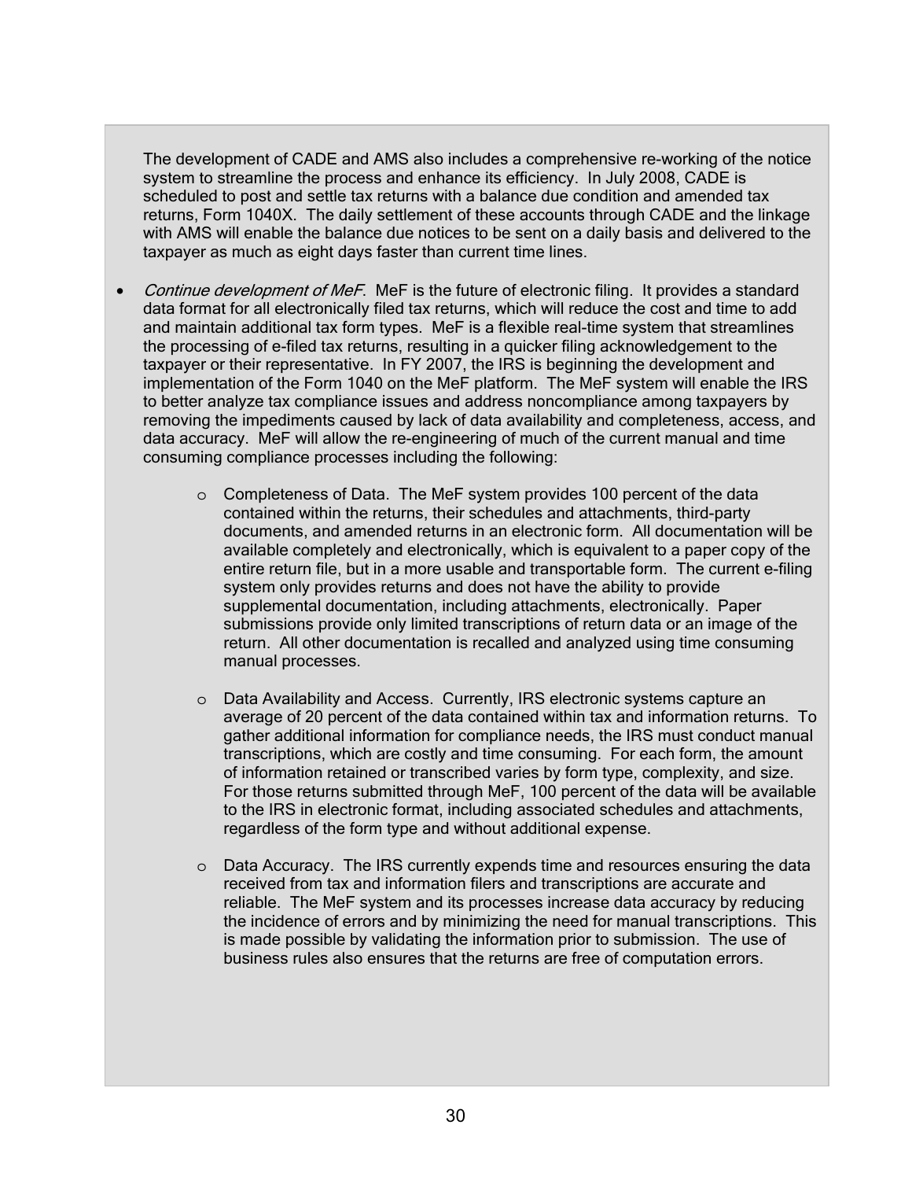The development of CADE and AMS also includes a comprehensive re-working of the notice system to streamline the process and enhance its efficiency. In July 2008, CADE is scheduled to post and settle tax returns with a balance due condition and amended tax returns, Form 1040X. The daily settlement of these accounts through CADE and the linkage with AMS will enable the balance due notices to be sent on a daily basis and delivered to the taxpayer as much as eight days faster than current time lines.

- *Continue development of MeF*. MeF is the future of electronic filing. It provides a standard data format for all electronically filed tax returns, which will reduce the cost and time to add and maintain additional tax form types. MeF is a flexible real-time system that streamlines the processing of e-filed tax returns, resulting in a quicker filing acknowledgement to the taxpayer or their representative. In FY 2007, the IRS is beginning the development and implementation of the Form 1040 on the MeF platform. The MeF system will enable the IRS to better analyze tax compliance issues and address noncompliance among taxpayers by removing the impediments caused by lack of data availability and completeness, access, and data accuracy. MeF will allow the re-engineering of much of the current manual and time consuming compliance processes including the following:

    - Completeness of Data. The MeF system provides 100 percent of the data contained within the returns, their schedules and attachments, third-party documents, and amended returns in an electronic form. All documentation will be available completely and electronically, which is equivalent to a paper copy of the entire return file, but in a more usable and transportable form. The current e-filing system only provides returns and does not have the ability to provide supplemental documentation, including attachments, electronically. Paper submissions provide only limited transcriptions of return data or an image of the return. All other documentation is recalled and analyzed using time consuming manual processes.

    - Data Availability and Access. Currently, IRS electronic systems capture an average of 20 percent of the data contained within tax and information returns. To gather additional information for compliance needs, the IRS must conduct manual transcriptions, which are costly and time consuming. For each form, the amount of information retained or transcribed varies by form type, complexity, and size. For those returns submitted through MeF, 100 percent of the data will be available to the IRS in electronic format, including associated schedules and attachments, regardless of the form type and without additional expense.

    - Data Accuracy. The IRS currently expends time and resources ensuring the data received from tax and information filers and transcriptions are accurate and reliable. The MeF system and its processes increase data accuracy by reducing the incidence of errors and by minimizing the need for manual transcriptions. This is made possible by validating the information prior to submission. The use of business rules also ensures that the returns are free of computation errors.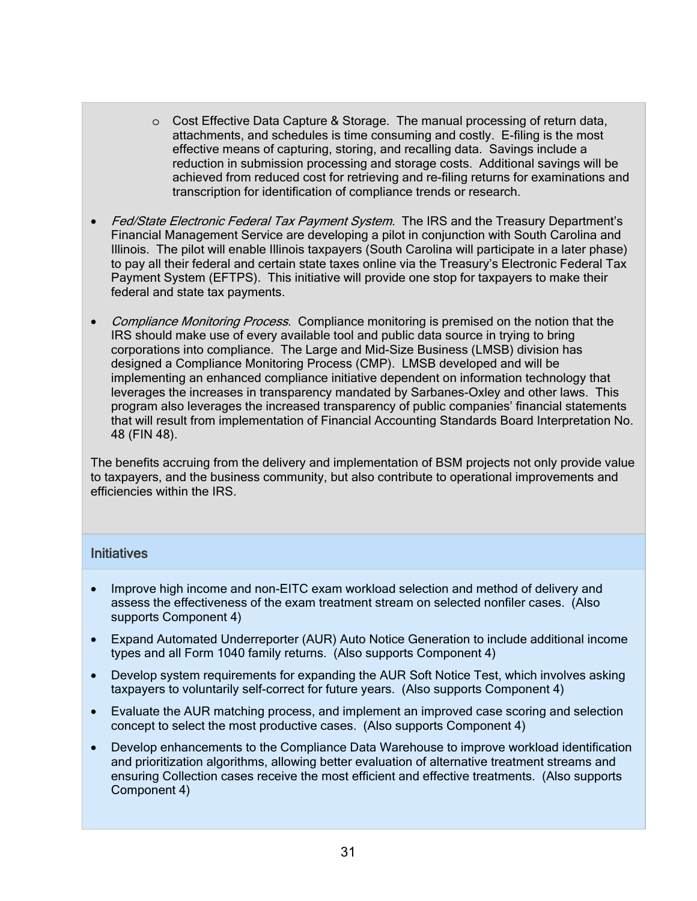- Cost Effective Data Capture & Storage. The manual processing of return data, attachments, and schedules is time consuming and costly. E-filing is the most effective means of capturing, storing, and recalling data. Savings include a reduction in submission processing and storage costs. Additional savings will be achieved from reduced cost for retrieving and re-filing returns for examinations and transcription for identification of compliance trends or research.

- *Fed/State Electronic Federal Tax Payment System.* The IRS and the Treasury Department's Financial Management Service are developing a pilot in conjunction with South Carolina and Illinois. The pilot will enable Illinois taxpayers (South Carolina will participate in a later phase) to pay all their federal and certain state taxes online via the Treasury's Electronic Federal Tax Payment System (EFTPS). This initiative will provide one stop for taxpayers to make their federal and state tax payments.

- *Compliance Monitoring Process*. Compliance monitoring is premised on the notion that the IRS should make use of every available tool and public data source in trying to bring corporations into compliance. The Large and Mid-Size Business (LMSB) division has designed a Compliance Monitoring Process (CMP). LMSB developed and will be implementing an enhanced compliance initiative dependent on information technology that leverages the increases in transparency mandated by Sarbanes-Oxley and other laws. This program also leverages the increased transparency of public companies' financial statements that will result from implementation of Financial Accounting Standards Board Interpretation No. 48 (FIN 48).

The benefits accruing from the delivery and implementation of BSM projects not only provide value to taxpayers, and the business community, but also contribute to operational improvements and efficiencies within the IRS.

### Initiatives

- Improve high income and non-EITC exam workload selection and method of delivery and assess the effectiveness of the exam treatment stream on selected nonfiler cases. (Also supports Component 4)
- Expand Automated Underreporter (AUR) Auto Notice Generation to include additional income types and all Form 1040 family returns. (Also supports Component 4)
- Develop system requirements for expanding the AUR Soft Notice Test, which involves asking taxpayers to voluntarily self-correct for future years. (Also supports Component 4)
- Evaluate the AUR matching process, and implement an improved case scoring and selection concept to select the most productive cases. (Also supports Component 4)
- Develop enhancements to the Compliance Data Warehouse to improve workload identification and prioritization algorithms, allowing better evaluation of alternative treatment streams and ensuring Collection cases receive the most efficient and effective treatments. (Also supports Component 4)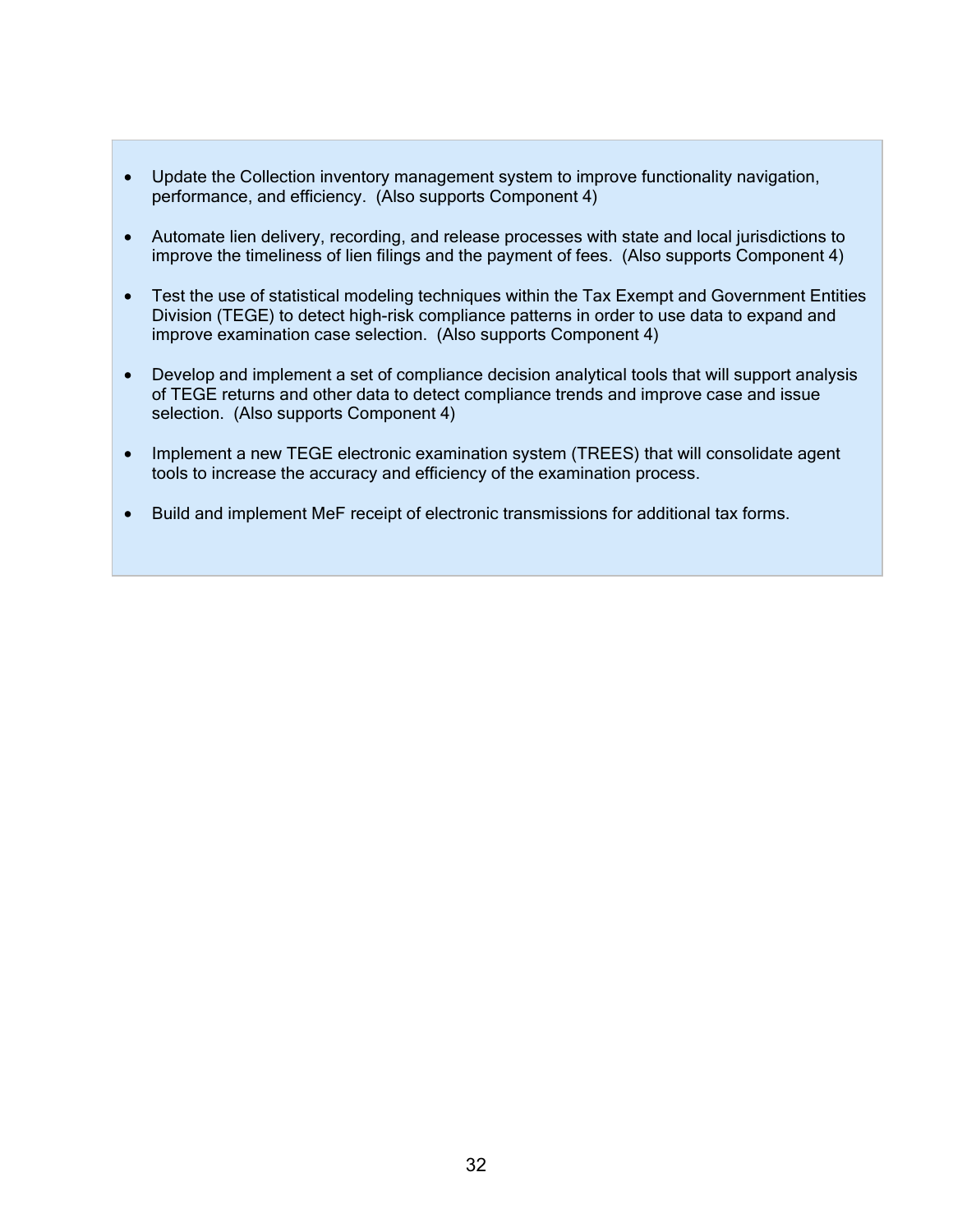- Update the Collection inventory management system to improve functionality navigation, performance, and efficiency. (Also supports Component 4)
- Automate lien delivery, recording, and release processes with state and local jurisdictions to improve the timeliness of lien filings and the payment of fees. (Also supports Component 4)
- Test the use of statistical modeling techniques within the Tax Exempt and Government Entities Division (TEGE) to detect high-risk compliance patterns in order to use data to expand and improve examination case selection. (Also supports Component 4)
- Develop and implement a set of compliance decision analytical tools that will support analysis of TEGE returns and other data to detect compliance trends and improve case and issue selection. (Also supports Component 4)
- Implement a new TEGE electronic examination system (TREES) that will consolidate agent tools to increase the accuracy and efficiency of the examination process.
- Build and implement MeF receipt of electronic transmissions for additional tax forms.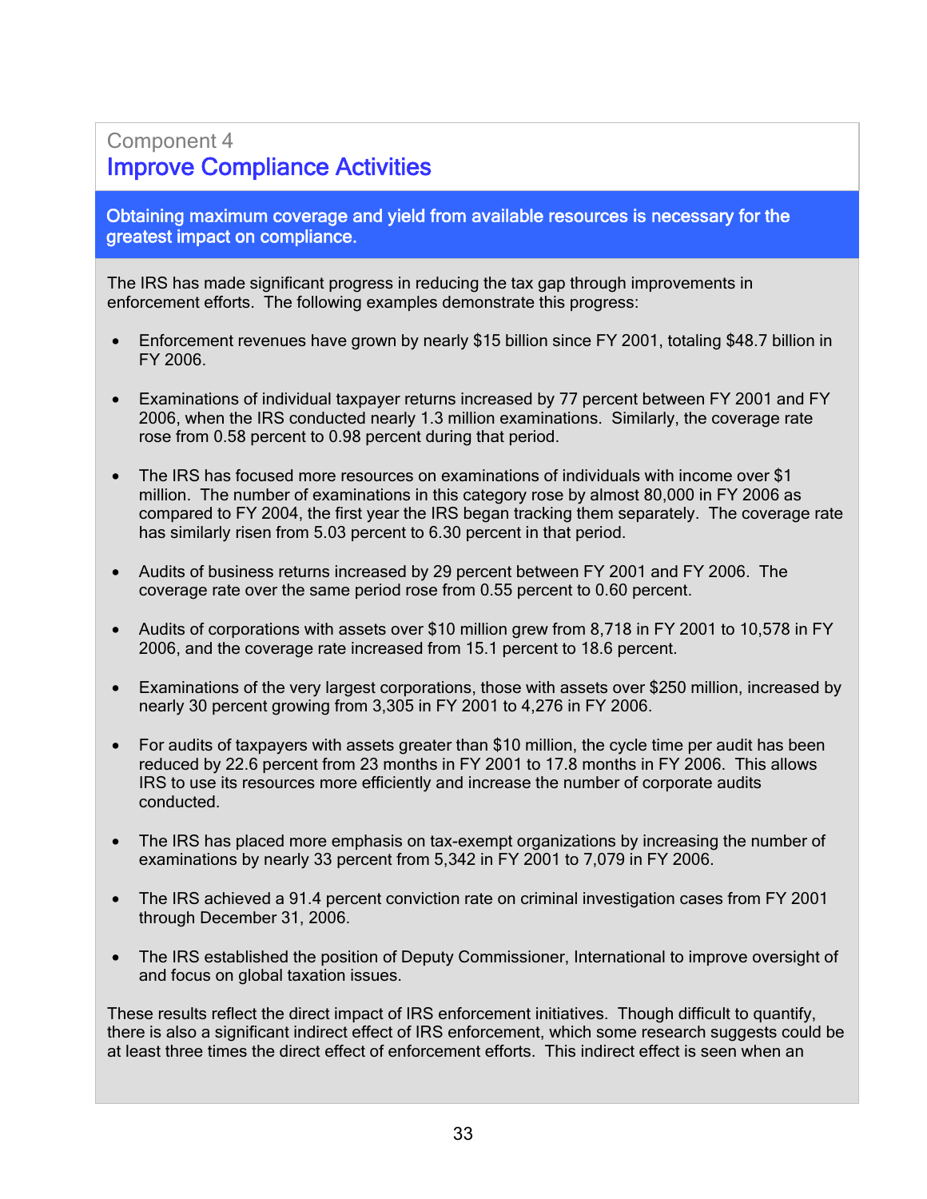Component 4

## Improve Compliance Activities

**Obtaining maximum coverage and yield from available resources is necessary for the greatest impact on compliance.**

The IRS has made significant progress in reducing the tax gap through improvements in enforcement efforts. The following examples demonstrate this progress:

- Enforcement revenues have grown by nearly $15 billion since FY 2001, totaling $48.7 billion in FY 2006.
- Examinations of individual taxpayer returns increased by 77 percent between FY 2001 and FY 2006, when the IRS conducted nearly 1.3 million examinations. Similarly, the coverage rate rose from 0.58 percent to 0.98 percent during that period.
- The IRS has focused more resources on examinations of individuals with income over $1 million. The number of examinations in this category rose by almost 80,000 in FY 2006 as compared to FY 2004, the first year the IRS began tracking them separately. The coverage rate has similarly risen from 5.03 percent to 6.30 percent in that period.
- Audits of business returns increased by 29 percent between FY 2001 and FY 2006. The coverage rate over the same period rose from 0.55 percent to 0.60 percent.
- Audits of corporations with assets over $10 million grew from 8,718 in FY 2001 to 10,578 in FY 2006, and the coverage rate increased from 15.1 percent to 18.6 percent.
- Examinations of the very largest corporations, those with assets over $250 million, increased by nearly 30 percent growing from 3,305 in FY 2001 to 4,276 in FY 2006.
- For audits of taxpayers with assets greater than $10 million, the cycle time per audit has been reduced by 22.6 percent from 23 months in FY 2001 to 17.8 months in FY 2006. This allows IRS to use its resources more efficiently and increase the number of corporate audits conducted.
- The IRS has placed more emphasis on tax-exempt organizations by increasing the number of examinations by nearly 33 percent from 5,342 in FY 2001 to 7,079 in FY 2006.
- The IRS achieved a 91.4 percent conviction rate on criminal investigation cases from FY 2001 through December 31, 2006.
- The IRS established the position of Deputy Commissioner, International to improve oversight of and focus on global taxation issues.

These results reflect the direct impact of IRS enforcement initiatives. Though difficult to quantify, there is also a significant indirect effect of IRS enforcement, which some research suggests could be at least three times the direct effect of enforcement efforts. This indirect effect is seen when an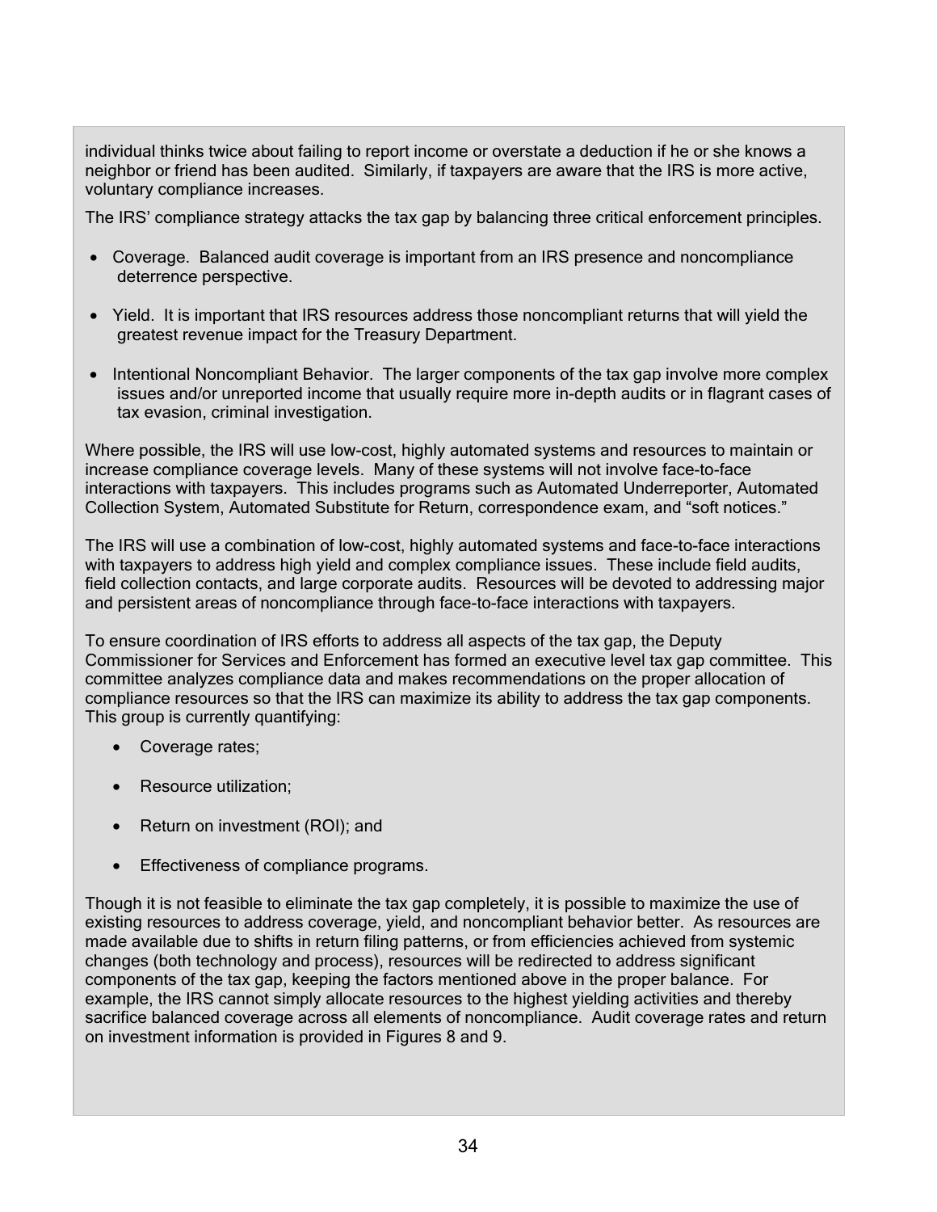individual thinks twice about failing to report income or overstate a deduction if he or she knows a neighbor or friend has been audited. Similarly, if taxpayers are aware that the IRS is more active, voluntary compliance increases.

The IRS' compliance strategy attacks the tax gap by balancing three critical enforcement principles.

- Coverage. Balanced audit coverage is important from an IRS presence and noncompliance deterrence perspective.
- Yield. It is important that IRS resources address those noncompliant returns that will yield the greatest revenue impact for the Treasury Department.
- Intentional Noncompliant Behavior. The larger components of the tax gap involve more complex issues and/or unreported income that usually require more in-depth audits or in flagrant cases of tax evasion, criminal investigation.

Where possible, the IRS will use low-cost, highly automated systems and resources to maintain or increase compliance coverage levels. Many of these systems will not involve face-to-face interactions with taxpayers. This includes programs such as Automated Underreporter, Automated Collection System, Automated Substitute for Return, correspondence exam, and "soft notices."

The IRS will use a combination of low-cost, highly automated systems and face-to-face interactions with taxpayers to address high yield and complex compliance issues. These include field audits, field collection contacts, and large corporate audits. Resources will be devoted to addressing major and persistent areas of noncompliance through face-to-face interactions with taxpayers.

To ensure coordination of IRS efforts to address all aspects of the tax gap, the Deputy Commissioner for Services and Enforcement has formed an executive level tax gap committee. This committee analyzes compliance data and makes recommendations on the proper allocation of compliance resources so that the IRS can maximize its ability to address the tax gap components. This group is currently quantifying:

- Coverage rates;
- Resource utilization;
- Return on investment (ROI); and
- Effectiveness of compliance programs.

Though it is not feasible to eliminate the tax gap completely, it is possible to maximize the use of existing resources to address coverage, yield, and noncompliant behavior better. As resources are made available due to shifts in return filing patterns, or from efficiencies achieved from systemic changes (both technology and process), resources will be redirected to address significant components of the tax gap, keeping the factors mentioned above in the proper balance. For example, the IRS cannot simply allocate resources to the highest yielding activities and thereby sacrifice balanced coverage across all elements of noncompliance. Audit coverage rates and return on investment information is provided in Figures 8 and 9.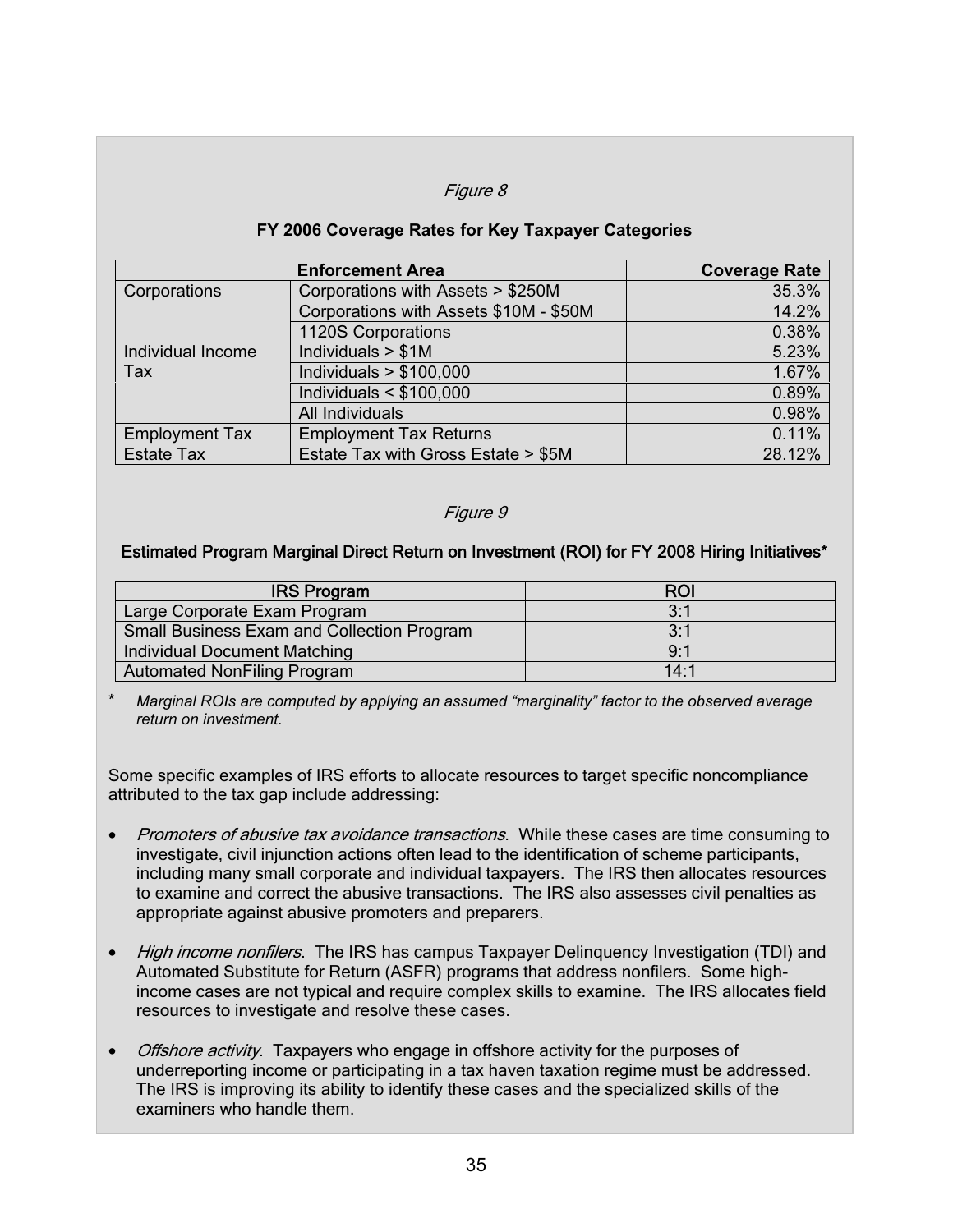*Figure 8*

**FY 2006 Coverage Rates for Key Taxpayer Categories**

| Enforcement Area | | Coverage Rate |
|---|---|---|
| Corporations | Corporations with Assets > $250M | 35.3% |
| | Corporations with Assets $10M - $50M | 14.2% |
| | 1120S Corporations | 0.38% |
| Individual Income Tax | Individuals > $1M | 5.23% |
| | Individuals > $100,000 | 1.67% |
| | Individuals < $100,000 | 0.89% |
| | All Individuals | 0.98% |
| Employment Tax | Employment Tax Returns | 0.11% |
| Estate Tax | Estate Tax with Gross Estate > $5M | 28.12% |

*Figure 9*

**Estimated Program Marginal Direct Return on Investment (ROI) for FY 2008 Hiring Initiatives***

| IRS Program | ROI |
|---|---|
| Large Corporate Exam Program | 3:1 |
| Small Business Exam and Collection Program | 3:1 |
| Individual Document Matching | 9:1 |
| Automated NonFiling Program | 14:1 |

\* *Marginal ROIs are computed by applying an assumed "marginality" factor to the observed average return on investment.*

Some specific examples of IRS efforts to allocate resources to target specific noncompliance attributed to the tax gap include addressing:

- *Promoters of abusive tax avoidance transactions*. While these cases are time consuming to investigate, civil injunction actions often lead to the identification of scheme participants, including many small corporate and individual taxpayers. The IRS then allocates resources to examine and correct the abusive transactions. The IRS also assesses civil penalties as appropriate against abusive promoters and preparers.

- *High income nonfilers*. The IRS has campus Taxpayer Delinquency Investigation (TDI) and Automated Substitute for Return (ASFR) programs that address nonfilers. Some high-income cases are not typical and require complex skills to examine. The IRS allocates field resources to investigate and resolve these cases.

- *Offshore activity*. Taxpayers who engage in offshore activity for the purposes of underreporting income or participating in a tax haven taxation regime must be addressed. The IRS is improving its ability to identify these cases and the specialized skills of the examiners who handle them.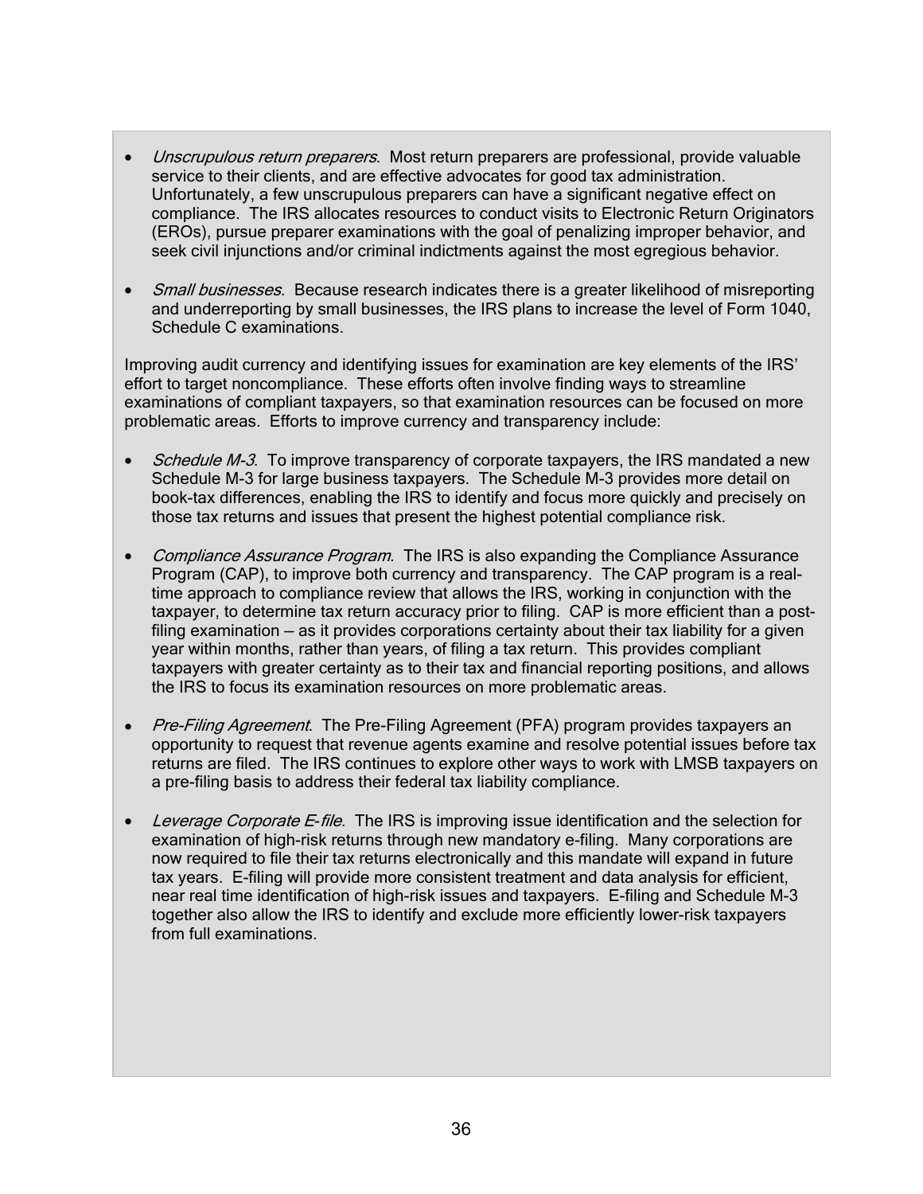- *Unscrupulous return preparers*. Most return preparers are professional, provide valuable service to their clients, and are effective advocates for good tax administration. Unfortunately, a few unscrupulous preparers can have a significant negative effect on compliance. The IRS allocates resources to conduct visits to Electronic Return Originators (EROs), pursue preparer examinations with the goal of penalizing improper behavior, and seek civil injunctions and/or criminal indictments against the most egregious behavior.

- *Small businesses*. Because research indicates there is a greater likelihood of misreporting and underreporting by small businesses, the IRS plans to increase the level of Form 1040, Schedule C examinations.

Improving audit currency and identifying issues for examination are key elements of the IRS' effort to target noncompliance. These efforts often involve finding ways to streamline examinations of compliant taxpayers, so that examination resources can be focused on more problematic areas. Efforts to improve currency and transparency include:

- *Schedule M-3*. To improve transparency of corporate taxpayers, the IRS mandated a new Schedule M-3 for large business taxpayers. The Schedule M-3 provides more detail on book-tax differences, enabling the IRS to identify and focus more quickly and precisely on those tax returns and issues that present the highest potential compliance risk.

- *Compliance Assurance Program*. The IRS is also expanding the Compliance Assurance Program (CAP), to improve both currency and transparency. The CAP program is a real-time approach to compliance review that allows the IRS, working in conjunction with the taxpayer, to determine tax return accuracy prior to filing. CAP is more efficient than a post-filing examination – as it provides corporations certainty about their tax liability for a given year within months, rather than years, of filing a tax return. This provides compliant taxpayers with greater certainty as to their tax and financial reporting positions, and allows the IRS to focus its examination resources on more problematic areas.

- *Pre-Filing Agreement*. The Pre-Filing Agreement (PFA) program provides taxpayers an opportunity to request that revenue agents examine and resolve potential issues before tax returns are filed. The IRS continues to explore other ways to work with LMSB taxpayers on a pre-filing basis to address their federal tax liability compliance.

- *Leverage Corporate E-file*. The IRS is improving issue identification and the selection for examination of high-risk returns through new mandatory e-filing. Many corporations are now required to file their tax returns electronically and this mandate will expand in future tax years. E-filing will provide more consistent treatment and data analysis for efficient, near real time identification of high-risk issues and taxpayers. E-filing and Schedule M-3 together also allow the IRS to identify and exclude more efficiently lower-risk taxpayers from full examinations.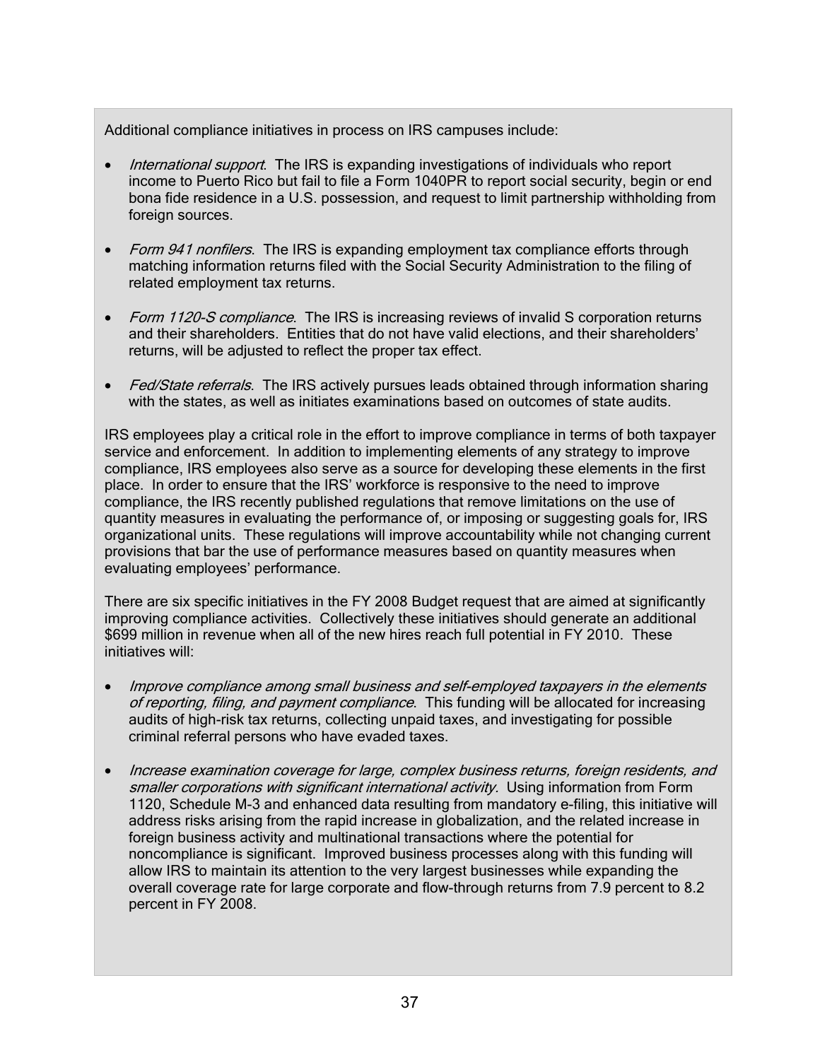Additional compliance initiatives in process on IRS campuses include:

- *International support*. The IRS is expanding investigations of individuals who report income to Puerto Rico but fail to file a Form 1040PR to report social security, begin or end bona fide residence in a U.S. possession, and request to limit partnership withholding from foreign sources.

- *Form 941 nonfilers*. The IRS is expanding employment tax compliance efforts through matching information returns filed with the Social Security Administration to the filing of related employment tax returns.

- *Form 1120-S compliance*. The IRS is increasing reviews of invalid S corporation returns and their shareholders. Entities that do not have valid elections, and their shareholders' returns, will be adjusted to reflect the proper tax effect.

- *Fed/State referrals*. The IRS actively pursues leads obtained through information sharing with the states, as well as initiates examinations based on outcomes of state audits.

IRS employees play a critical role in the effort to improve compliance in terms of both taxpayer service and enforcement. In addition to implementing elements of any strategy to improve compliance, IRS employees also serve as a source for developing these elements in the first place. In order to ensure that the IRS' workforce is responsive to the need to improve compliance, the IRS recently published regulations that remove limitations on the use of quantity measures in evaluating the performance of, or imposing or suggesting goals for, IRS organizational units. These regulations will improve accountability while not changing current provisions that bar the use of performance measures based on quantity measures when evaluating employees' performance.

There are six specific initiatives in the FY 2008 Budget request that are aimed at significantly improving compliance activities. Collectively these initiatives should generate an additional $699 million in revenue when all of the new hires reach full potential in FY 2010. These initiatives will:

- *Improve compliance among small business and self-employed taxpayers in the elements of reporting, filing, and payment compliance*. This funding will be allocated for increasing audits of high-risk tax returns, collecting unpaid taxes, and investigating for possible criminal referral persons who have evaded taxes.

- *Increase examination coverage for large, complex business returns, foreign residents, and smaller corporations with significant international activity.* Using information from Form 1120, Schedule M-3 and enhanced data resulting from mandatory e-filing, this initiative will address risks arising from the rapid increase in globalization, and the related increase in foreign business activity and multinational transactions where the potential for noncompliance is significant. Improved business processes along with this funding will allow IRS to maintain its attention to the very largest businesses while expanding the overall coverage rate for large corporate and flow-through returns from 7.9 percent to 8.2 percent in FY 2008.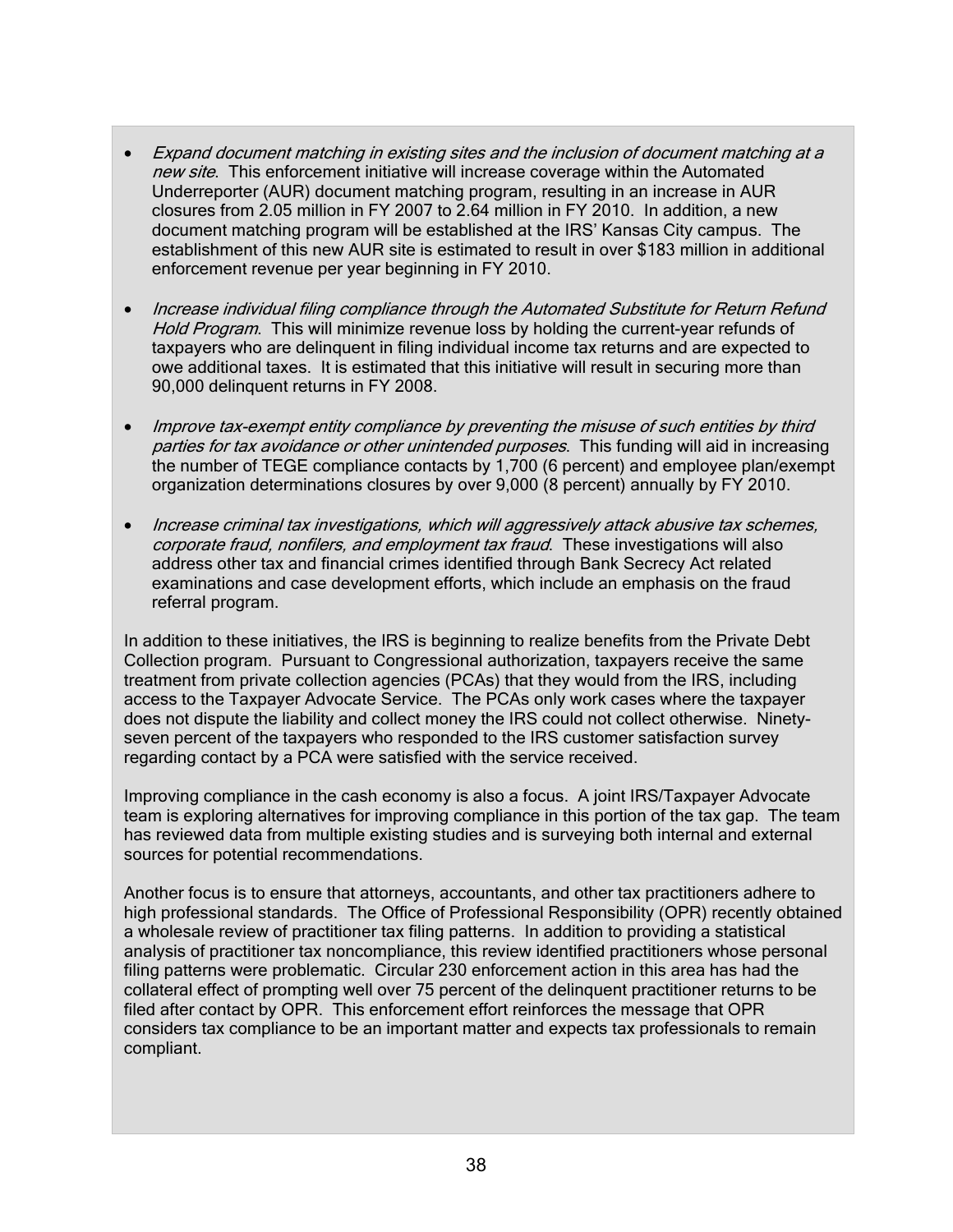- *Expand document matching in existing sites and the inclusion of document matching at a new site*. This enforcement initiative will increase coverage within the Automated Underreporter (AUR) document matching program, resulting in an increase in AUR closures from 2.05 million in FY 2007 to 2.64 million in FY 2010. In addition, a new document matching program will be established at the IRS' Kansas City campus. The establishment of this new AUR site is estimated to result in over $183 million in additional enforcement revenue per year beginning in FY 2010.

- *Increase individual filing compliance through the Automated Substitute for Return Refund Hold Program*. This will minimize revenue loss by holding the current-year refunds of taxpayers who are delinquent in filing individual income tax returns and are expected to owe additional taxes. It is estimated that this initiative will result in securing more than 90,000 delinquent returns in FY 2008.

- *Improve tax-exempt entity compliance by preventing the misuse of such entities by third parties for tax avoidance or other unintended purposes*. This funding will aid in increasing the number of TEGE compliance contacts by 1,700 (6 percent) and employee plan/exempt organization determinations closures by over 9,000 (8 percent) annually by FY 2010.

- *Increase criminal tax investigations, which will aggressively attack abusive tax schemes, corporate fraud, nonfilers, and employment tax fraud*. These investigations will also address other tax and financial crimes identified through Bank Secrecy Act related examinations and case development efforts, which include an emphasis on the fraud referral program.

In addition to these initiatives, the IRS is beginning to realize benefits from the Private Debt Collection program. Pursuant to Congressional authorization, taxpayers receive the same treatment from private collection agencies (PCAs) that they would from the IRS, including access to the Taxpayer Advocate Service. The PCAs only work cases where the taxpayer does not dispute the liability and collect money the IRS could not collect otherwise. Ninety-seven percent of the taxpayers who responded to the IRS customer satisfaction survey regarding contact by a PCA were satisfied with the service received.

Improving compliance in the cash economy is also a focus. A joint IRS/Taxpayer Advocate team is exploring alternatives for improving compliance in this portion of the tax gap. The team has reviewed data from multiple existing studies and is surveying both internal and external sources for potential recommendations.

Another focus is to ensure that attorneys, accountants, and other tax practitioners adhere to high professional standards. The Office of Professional Responsibility (OPR) recently obtained a wholesale review of practitioner tax filing patterns. In addition to providing a statistical analysis of practitioner tax noncompliance, this review identified practitioners whose personal filing patterns were problematic. Circular 230 enforcement action in this area has had the collateral effect of prompting well over 75 percent of the delinquent practitioner returns to be filed after contact by OPR. This enforcement effort reinforces the message that OPR considers tax compliance to be an important matter and expects tax professionals to remain compliant.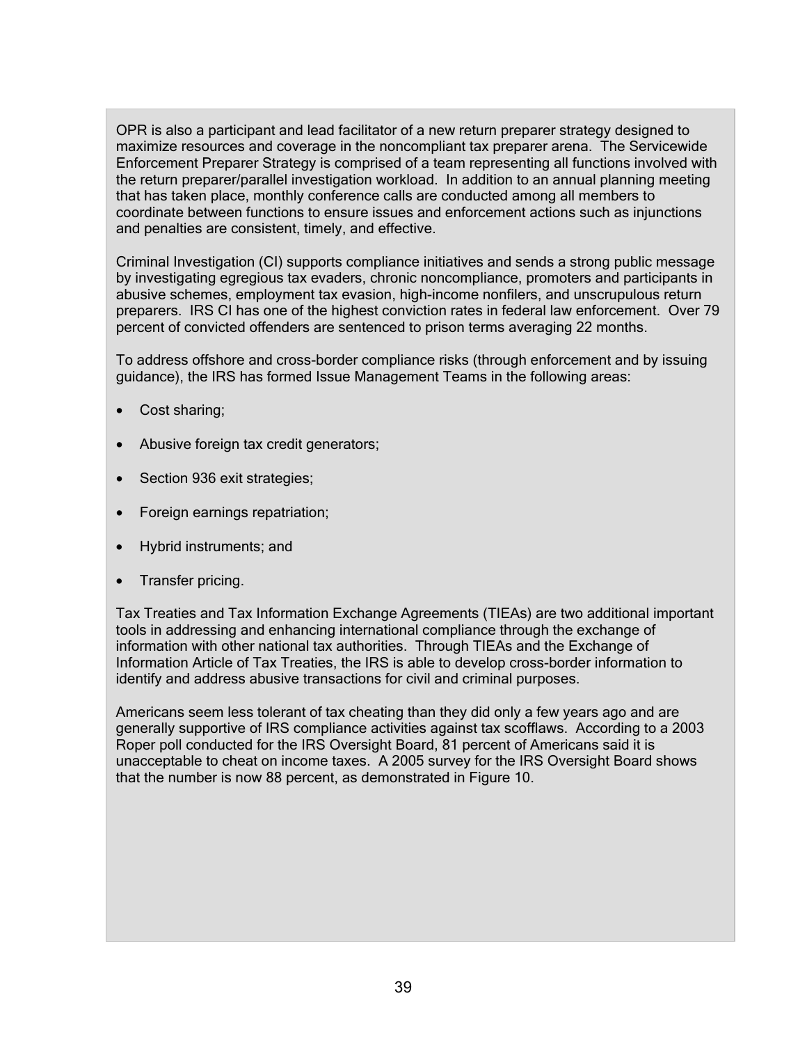OPR is also a participant and lead facilitator of a new return preparer strategy designed to maximize resources and coverage in the noncompliant tax preparer arena. The Servicewide Enforcement Preparer Strategy is comprised of a team representing all functions involved with the return preparer/parallel investigation workload. In addition to an annual planning meeting that has taken place, monthly conference calls are conducted among all members to coordinate between functions to ensure issues and enforcement actions such as injunctions and penalties are consistent, timely, and effective.

Criminal Investigation (CI) supports compliance initiatives and sends a strong public message by investigating egregious tax evaders, chronic noncompliance, promoters and participants in abusive schemes, employment tax evasion, high-income nonfilers, and unscrupulous return preparers. IRS CI has one of the highest conviction rates in federal law enforcement. Over 79 percent of convicted offenders are sentenced to prison terms averaging 22 months.

To address offshore and cross-border compliance risks (through enforcement and by issuing guidance), the IRS has formed Issue Management Teams in the following areas:

- Cost sharing;
- Abusive foreign tax credit generators;
- Section 936 exit strategies;
- Foreign earnings repatriation;
- Hybrid instruments; and
- Transfer pricing.

Tax Treaties and Tax Information Exchange Agreements (TIEAs) are two additional important tools in addressing and enhancing international compliance through the exchange of information with other national tax authorities. Through TIEAs and the Exchange of Information Article of Tax Treaties, the IRS is able to develop cross-border information to identify and address abusive transactions for civil and criminal purposes.

Americans seem less tolerant of tax cheating than they did only a few years ago and are generally supportive of IRS compliance activities against tax scofflaws. According to a 2003 Roper poll conducted for the IRS Oversight Board, 81 percent of Americans said it is unacceptable to cheat on income taxes. A 2005 survey for the IRS Oversight Board shows that the number is now 88 percent, as demonstrated in Figure 10.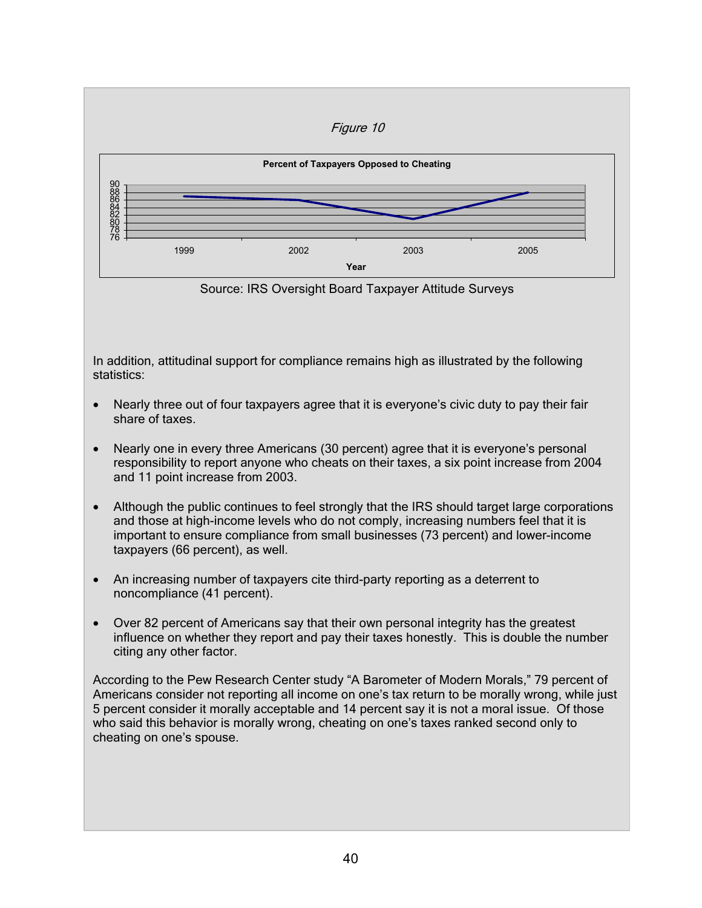*Figure 10*

**Percent of Taxpayers Opposed to Cheating**

Source: IRS Oversight Board Taxpayer Attitude Surveys

In addition, attitudinal support for compliance remains high as illustrated by the following statistics:

- Nearly three out of four taxpayers agree that it is everyone's civic duty to pay their fair share of taxes.
- Nearly one in every three Americans (30 percent) agree that it is everyone's personal responsibility to report anyone who cheats on their taxes, a six point increase from 2004 and 11 point increase from 2003.
- Although the public continues to feel strongly that the IRS should target large corporations and those at high-income levels who do not comply, increasing numbers feel that it is important to ensure compliance from small businesses (73 percent) and lower-income taxpayers (66 percent), as well.
- An increasing number of taxpayers cite third-party reporting as a deterrent to noncompliance (41 percent).
- Over 82 percent of Americans say that their own personal integrity has the greatest influence on whether they report and pay their taxes honestly. This is double the number citing any other factor.

According to the Pew Research Center study "A Barometer of Modern Morals," 79 percent of Americans consider not reporting all income on one's tax return to be morally wrong, while just 5 percent consider it morally acceptable and 14 percent say it is not a moral issue. Of those who said this behavior is morally wrong, cheating on one's taxes ranked second only to cheating on one's spouse.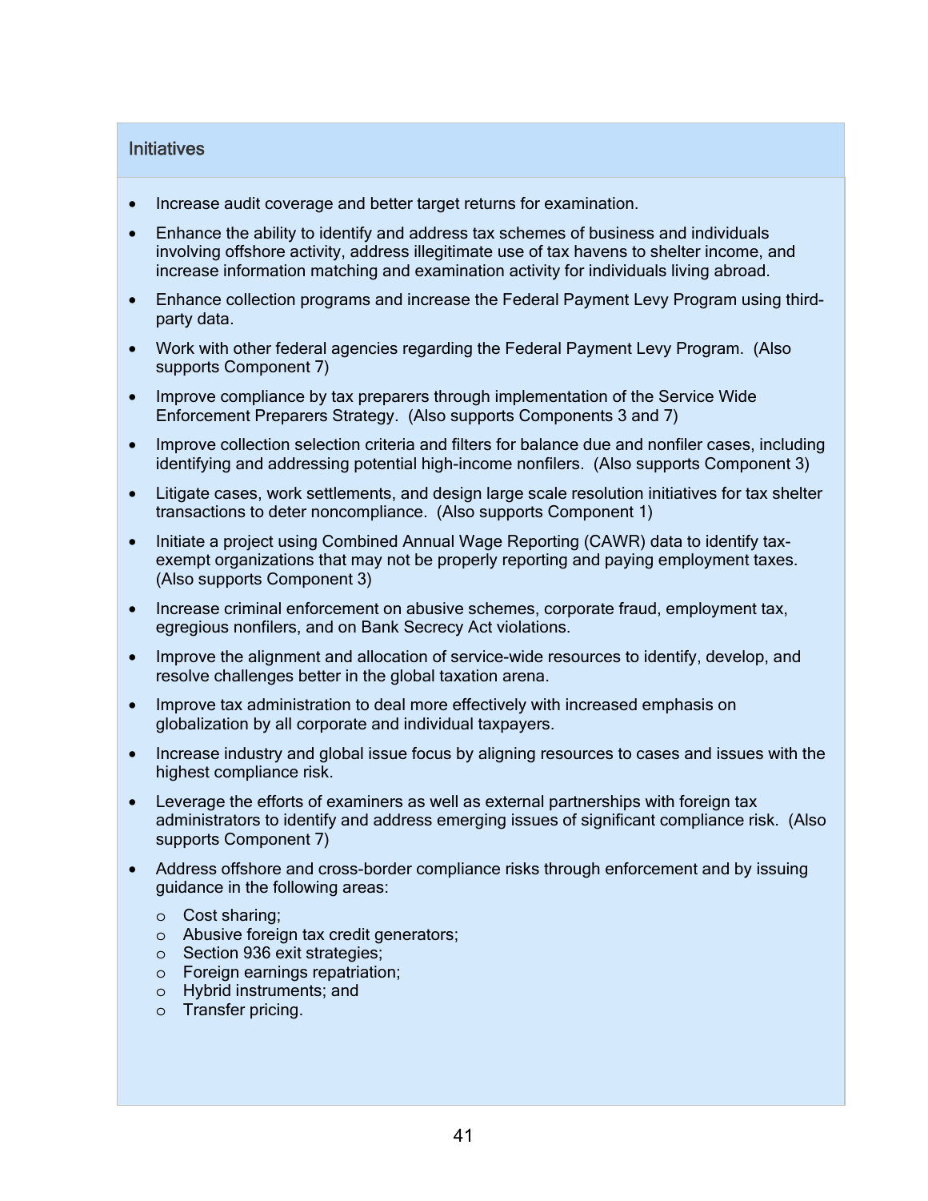### Initiatives

- Increase audit coverage and better target returns for examination.
- Enhance the ability to identify and address tax schemes of business and individuals involving offshore activity, address illegitimate use of tax havens to shelter income, and increase information matching and examination activity for individuals living abroad.
- Enhance collection programs and increase the Federal Payment Levy Program using third-party data.
- Work with other federal agencies regarding the Federal Payment Levy Program. (Also supports Component 7)
- Improve compliance by tax preparers through implementation of the Service Wide Enforcement Preparers Strategy. (Also supports Components 3 and 7)
- Improve collection selection criteria and filters for balance due and nonfiler cases, including identifying and addressing potential high-income nonfilers. (Also supports Component 3)
- Litigate cases, work settlements, and design large scale resolution initiatives for tax shelter transactions to deter noncompliance. (Also supports Component 1)
- Initiate a project using Combined Annual Wage Reporting (CAWR) data to identify tax-exempt organizations that may not be properly reporting and paying employment taxes. (Also supports Component 3)
- Increase criminal enforcement on abusive schemes, corporate fraud, employment tax, egregious nonfilers, and on Bank Secrecy Act violations.
- Improve the alignment and allocation of service-wide resources to identify, develop, and resolve challenges better in the global taxation arena.
- Improve tax administration to deal more effectively with increased emphasis on globalization by all corporate and individual taxpayers.
- Increase industry and global issue focus by aligning resources to cases and issues with the highest compliance risk.
- Leverage the efforts of examiners as well as external partnerships with foreign tax administrators to identify and address emerging issues of significant compliance risk. (Also supports Component 7)
- Address offshore and cross-border compliance risks through enforcement and by issuing guidance in the following areas:
  - Cost sharing;
  - Abusive foreign tax credit generators;
  - Section 936 exit strategies;
  - Foreign earnings repatriation;
  - Hybrid instruments; and
  - Transfer pricing.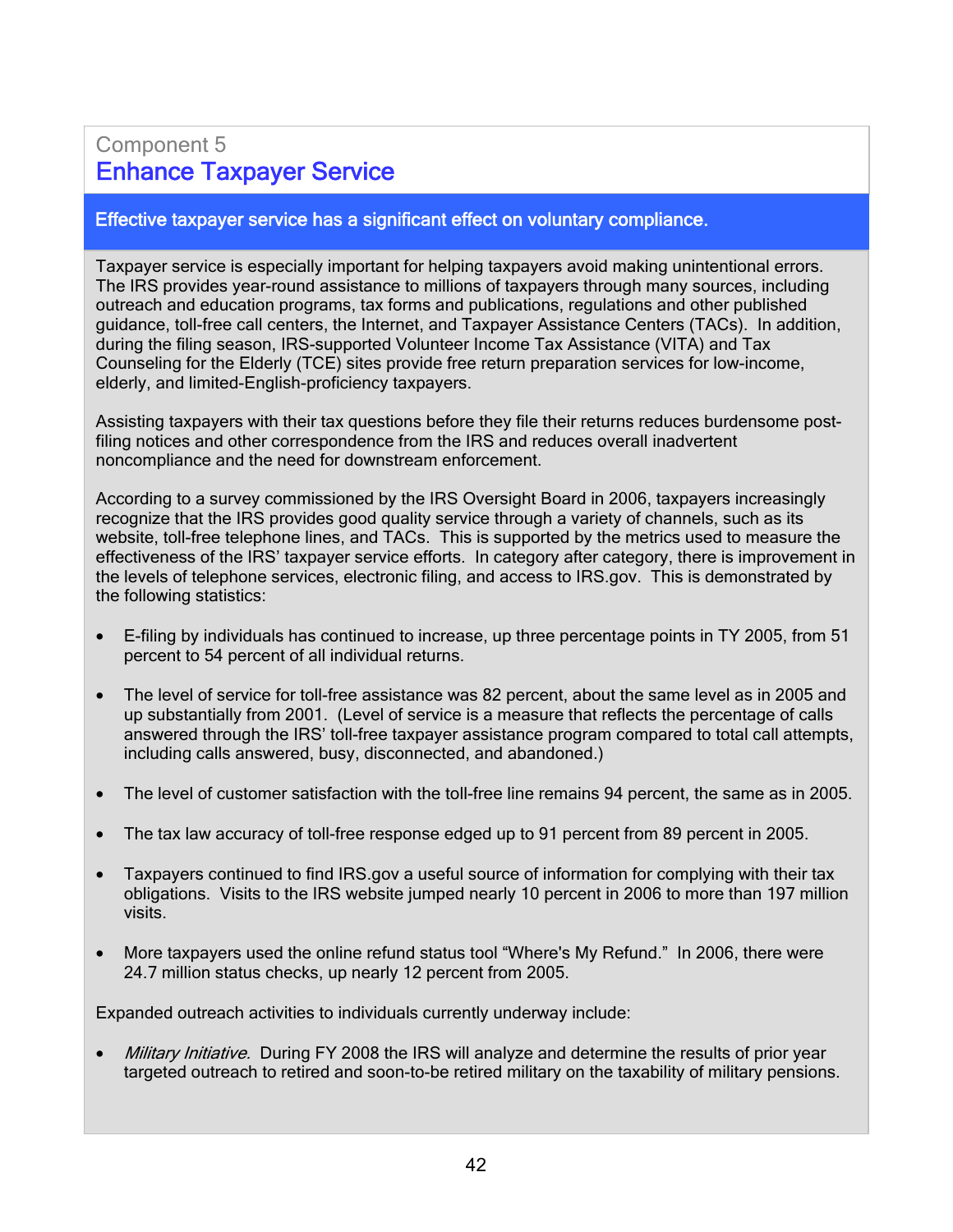Component 5

## Enhance Taxpayer Service

**Effective taxpayer service has a significant effect on voluntary compliance.**

Taxpayer service is especially important for helping taxpayers avoid making unintentional errors. The IRS provides year-round assistance to millions of taxpayers through many sources, including outreach and education programs, tax forms and publications, regulations and other published guidance, toll-free call centers, the Internet, and Taxpayer Assistance Centers (TACs). In addition, during the filing season, IRS-supported Volunteer Income Tax Assistance (VITA) and Tax Counseling for the Elderly (TCE) sites provide free return preparation services for low-income, elderly, and limited-English-proficiency taxpayers.

Assisting taxpayers with their tax questions before they file their returns reduces burdensome post-filing notices and other correspondence from the IRS and reduces overall inadvertent noncompliance and the need for downstream enforcement.

According to a survey commissioned by the IRS Oversight Board in 2006, taxpayers increasingly recognize that the IRS provides good quality service through a variety of channels, such as its website, toll-free telephone lines, and TACs. This is supported by the metrics used to measure the effectiveness of the IRS' taxpayer service efforts. In category after category, there is improvement in the levels of telephone services, electronic filing, and access to IRS.gov. This is demonstrated by the following statistics:

- E-filing by individuals has continued to increase, up three percentage points in TY 2005, from 51 percent to 54 percent of all individual returns.
- The level of service for toll-free assistance was 82 percent, about the same level as in 2005 and up substantially from 2001. (Level of service is a measure that reflects the percentage of calls answered through the IRS' toll-free taxpayer assistance program compared to total call attempts, including calls answered, busy, disconnected, and abandoned.)
- The level of customer satisfaction with the toll-free line remains 94 percent, the same as in 2005.
- The tax law accuracy of toll-free response edged up to 91 percent from 89 percent in 2005.
- Taxpayers continued to find IRS.gov a useful source of information for complying with their tax obligations. Visits to the IRS website jumped nearly 10 percent in 2006 to more than 197 million visits.
- More taxpayers used the online refund status tool "Where's My Refund." In 2006, there were 24.7 million status checks, up nearly 12 percent from 2005.

Expanded outreach activities to individuals currently underway include:

- *Military Initiative.* During FY 2008 the IRS will analyze and determine the results of prior year targeted outreach to retired and soon-to-be retired military on the taxability of military pensions.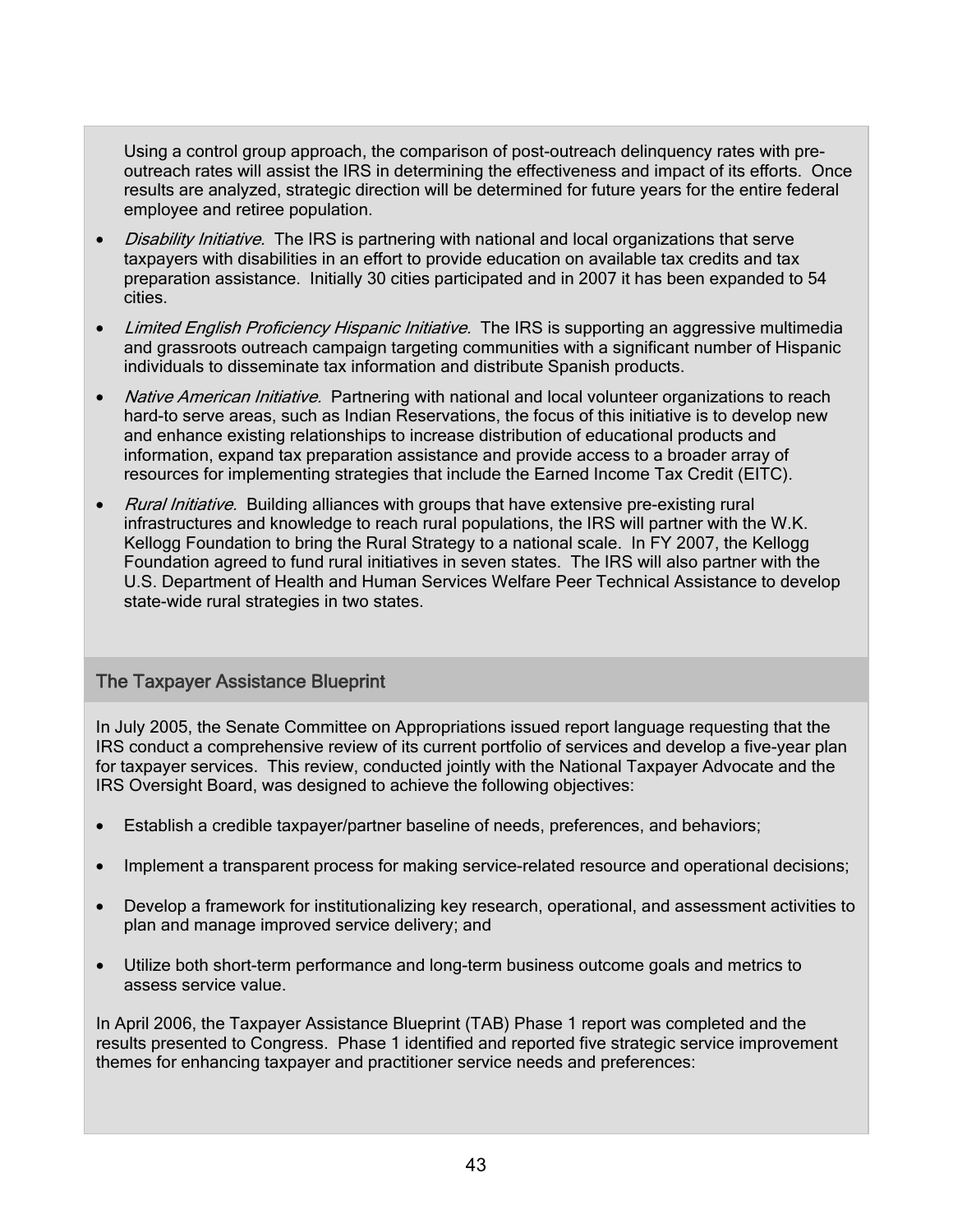Using a control group approach, the comparison of post-outreach delinquency rates with pre-outreach rates will assist the IRS in determining the effectiveness and impact of its efforts. Once results are analyzed, strategic direction will be determined for future years for the entire federal employee and retiree population.

- *Disability Initiative.* The IRS is partnering with national and local organizations that serve taxpayers with disabilities in an effort to provide education on available tax credits and tax preparation assistance. Initially 30 cities participated and in 2007 it has been expanded to 54 cities.
- *Limited English Proficiency Hispanic Initiative.* The IRS is supporting an aggressive multimedia and grassroots outreach campaign targeting communities with a significant number of Hispanic individuals to disseminate tax information and distribute Spanish products.
- *Native American Initiative.* Partnering with national and local volunteer organizations to reach hard-to serve areas, such as Indian Reservations, the focus of this initiative is to develop new and enhance existing relationships to increase distribution of educational products and information, expand tax preparation assistance and provide access to a broader array of resources for implementing strategies that include the Earned Income Tax Credit (EITC).
- *Rural Initiative.* Building alliances with groups that have extensive pre-existing rural infrastructures and knowledge to reach rural populations, the IRS will partner with the W.K. Kellogg Foundation to bring the Rural Strategy to a national scale. In FY 2007, the Kellogg Foundation agreed to fund rural initiatives in seven states. The IRS will also partner with the U.S. Department of Health and Human Services Welfare Peer Technical Assistance to develop state-wide rural strategies in two states.

## The Taxpayer Assistance Blueprint

In July 2005, the Senate Committee on Appropriations issued report language requesting that the IRS conduct a comprehensive review of its current portfolio of services and develop a five-year plan for taxpayer services. This review, conducted jointly with the National Taxpayer Advocate and the IRS Oversight Board, was designed to achieve the following objectives:

- Establish a credible taxpayer/partner baseline of needs, preferences, and behaviors;
- Implement a transparent process for making service-related resource and operational decisions;
- Develop a framework for institutionalizing key research, operational, and assessment activities to plan and manage improved service delivery; and
- Utilize both short-term performance and long-term business outcome goals and metrics to assess service value.

In April 2006, the Taxpayer Assistance Blueprint (TAB) Phase 1 report was completed and the results presented to Congress. Phase 1 identified and reported five strategic service improvement themes for enhancing taxpayer and practitioner service needs and preferences: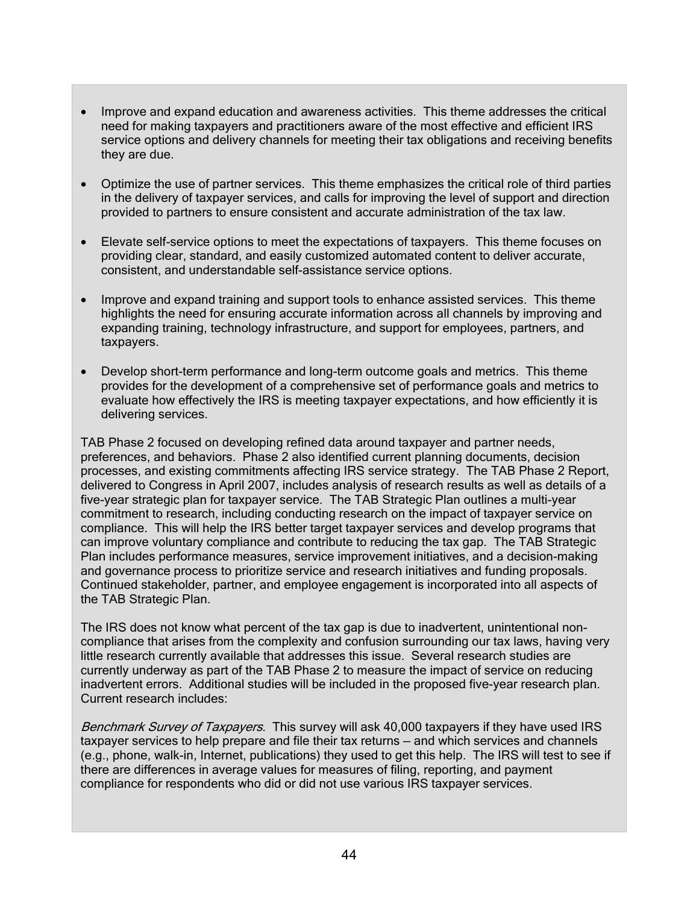- Improve and expand education and awareness activities. This theme addresses the critical need for making taxpayers and practitioners aware of the most effective and efficient IRS service options and delivery channels for meeting their tax obligations and receiving benefits they are due.

- Optimize the use of partner services. This theme emphasizes the critical role of third parties in the delivery of taxpayer services, and calls for improving the level of support and direction provided to partners to ensure consistent and accurate administration of the tax law.

- Elevate self-service options to meet the expectations of taxpayers. This theme focuses on providing clear, standard, and easily customized automated content to deliver accurate, consistent, and understandable self-assistance service options.

- Improve and expand training and support tools to enhance assisted services. This theme highlights the need for ensuring accurate information across all channels by improving and expanding training, technology infrastructure, and support for employees, partners, and taxpayers.

- Develop short-term performance and long-term outcome goals and metrics. This theme provides for the development of a comprehensive set of performance goals and metrics to evaluate how effectively the IRS is meeting taxpayer expectations, and how efficiently it is delivering services.

TAB Phase 2 focused on developing refined data around taxpayer and partner needs, preferences, and behaviors. Phase 2 also identified current planning documents, decision processes, and existing commitments affecting IRS service strategy. The TAB Phase 2 Report, delivered to Congress in April 2007, includes analysis of research results as well as details of a five-year strategic plan for taxpayer service. The TAB Strategic Plan outlines a multi-year commitment to research, including conducting research on the impact of taxpayer service on compliance. This will help the IRS better target taxpayer services and develop programs that can improve voluntary compliance and contribute to reducing the tax gap. The TAB Strategic Plan includes performance measures, service improvement initiatives, and a decision-making and governance process to prioritize service and research initiatives and funding proposals. Continued stakeholder, partner, and employee engagement is incorporated into all aspects of the TAB Strategic Plan.

The IRS does not know what percent of the tax gap is due to inadvertent, unintentional non-compliance that arises from the complexity and confusion surrounding our tax laws, having very little research currently available that addresses this issue. Several research studies are currently underway as part of the TAB Phase 2 to measure the impact of service on reducing inadvertent errors. Additional studies will be included in the proposed five-year research plan. Current research includes:

*Benchmark Survey of Taxpayers*. This survey will ask 40,000 taxpayers if they have used IRS taxpayer services to help prepare and file their tax returns – and which services and channels (e.g., phone, walk-in, Internet, publications) they used to get this help. The IRS will test to see if there are differences in average values for measures of filing, reporting, and payment compliance for respondents who did or did not use various IRS taxpayer services.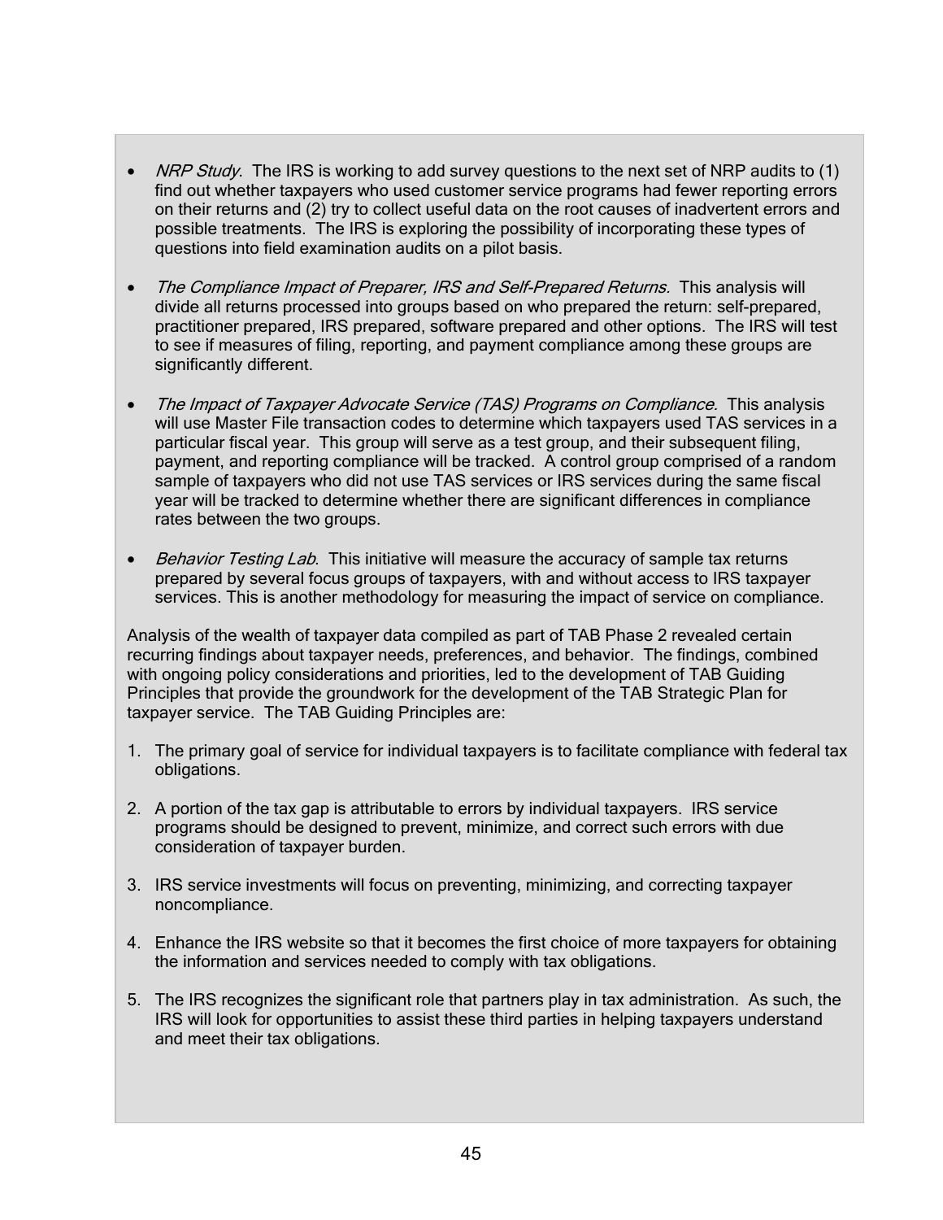- *NRP Study*. The IRS is working to add survey questions to the next set of NRP audits to (1) find out whether taxpayers who used customer service programs had fewer reporting errors on their returns and (2) try to collect useful data on the root causes of inadvertent errors and possible treatments. The IRS is exploring the possibility of incorporating these types of questions into field examination audits on a pilot basis.

- *The Compliance Impact of Preparer, IRS and Self-Prepared Returns.* This analysis will divide all returns processed into groups based on who prepared the return: self-prepared, practitioner prepared, IRS prepared, software prepared and other options. The IRS will test to see if measures of filing, reporting, and payment compliance among these groups are significantly different.

- *The Impact of Taxpayer Advocate Service (TAS) Programs on Compliance.* This analysis will use Master File transaction codes to determine which taxpayers used TAS services in a particular fiscal year. This group will serve as a test group, and their subsequent filing, payment, and reporting compliance will be tracked. A control group comprised of a random sample of taxpayers who did not use TAS services or IRS services during the same fiscal year will be tracked to determine whether there are significant differences in compliance rates between the two groups.

- *Behavior Testing Lab*. This initiative will measure the accuracy of sample tax returns prepared by several focus groups of taxpayers, with and without access to IRS taxpayer services. This is another methodology for measuring the impact of service on compliance.

Analysis of the wealth of taxpayer data compiled as part of TAB Phase 2 revealed certain recurring findings about taxpayer needs, preferences, and behavior. The findings, combined with ongoing policy considerations and priorities, led to the development of TAB Guiding Principles that provide the groundwork for the development of the TAB Strategic Plan for taxpayer service. The TAB Guiding Principles are:

1. The primary goal of service for individual taxpayers is to facilitate compliance with federal tax obligations.

2. A portion of the tax gap is attributable to errors by individual taxpayers. IRS service programs should be designed to prevent, minimize, and correct such errors with due consideration of taxpayer burden.

3. IRS service investments will focus on preventing, minimizing, and correcting taxpayer noncompliance.

4. Enhance the IRS website so that it becomes the first choice of more taxpayers for obtaining the information and services needed to comply with tax obligations.

5. The IRS recognizes the significant role that partners play in tax administration. As such, the IRS will look for opportunities to assist these third parties in helping taxpayers understand and meet their tax obligations.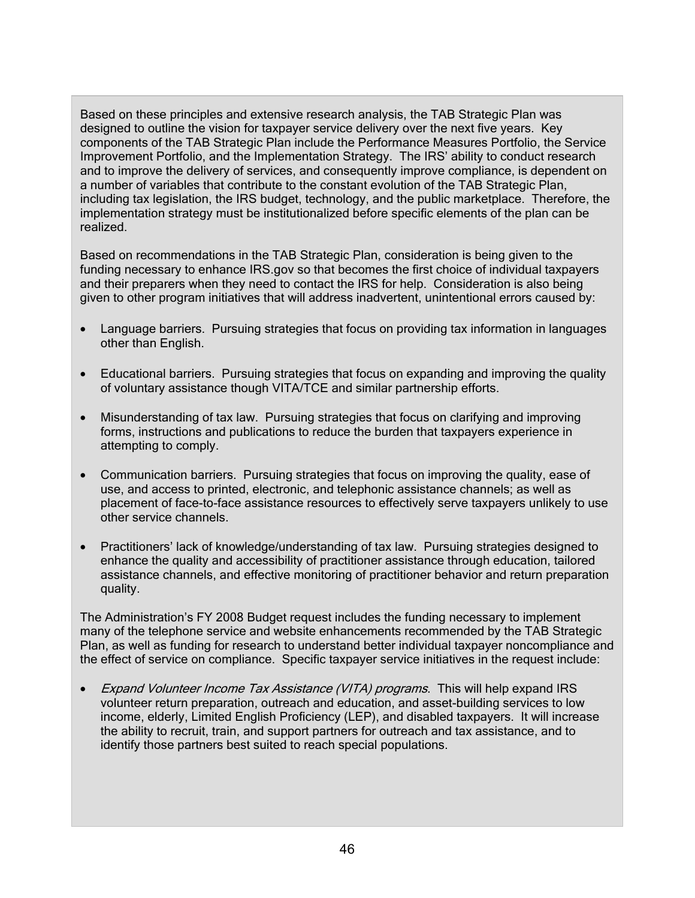Based on these principles and extensive research analysis, the TAB Strategic Plan was designed to outline the vision for taxpayer service delivery over the next five years. Key components of the TAB Strategic Plan include the Performance Measures Portfolio, the Service Improvement Portfolio, and the Implementation Strategy. The IRS' ability to conduct research and to improve the delivery of services, and consequently improve compliance, is dependent on a number of variables that contribute to the constant evolution of the TAB Strategic Plan, including tax legislation, the IRS budget, technology, and the public marketplace. Therefore, the implementation strategy must be institutionalized before specific elements of the plan can be realized.

Based on recommendations in the TAB Strategic Plan, consideration is being given to the funding necessary to enhance IRS.gov so that becomes the first choice of individual taxpayers and their preparers when they need to contact the IRS for help. Consideration is also being given to other program initiatives that will address inadvertent, unintentional errors caused by:

- Language barriers. Pursuing strategies that focus on providing tax information in languages other than English.
- Educational barriers. Pursuing strategies that focus on expanding and improving the quality of voluntary assistance though VITA/TCE and similar partnership efforts.
- Misunderstanding of tax law. Pursuing strategies that focus on clarifying and improving forms, instructions and publications to reduce the burden that taxpayers experience in attempting to comply.
- Communication barriers. Pursuing strategies that focus on improving the quality, ease of use, and access to printed, electronic, and telephonic assistance channels; as well as placement of face-to-face assistance resources to effectively serve taxpayers unlikely to use other service channels.
- Practitioners' lack of knowledge/understanding of tax law. Pursuing strategies designed to enhance the quality and accessibility of practitioner assistance through education, tailored assistance channels, and effective monitoring of practitioner behavior and return preparation quality.

The Administration's FY 2008 Budget request includes the funding necessary to implement many of the telephone service and website enhancements recommended by the TAB Strategic Plan, as well as funding for research to understand better individual taxpayer noncompliance and the effect of service on compliance. Specific taxpayer service initiatives in the request include:

- *Expand Volunteer Income Tax Assistance (VITA) programs*. This will help expand IRS volunteer return preparation, outreach and education, and asset-building services to low income, elderly, Limited English Proficiency (LEP), and disabled taxpayers. It will increase the ability to recruit, train, and support partners for outreach and tax assistance, and to identify those partners best suited to reach special populations.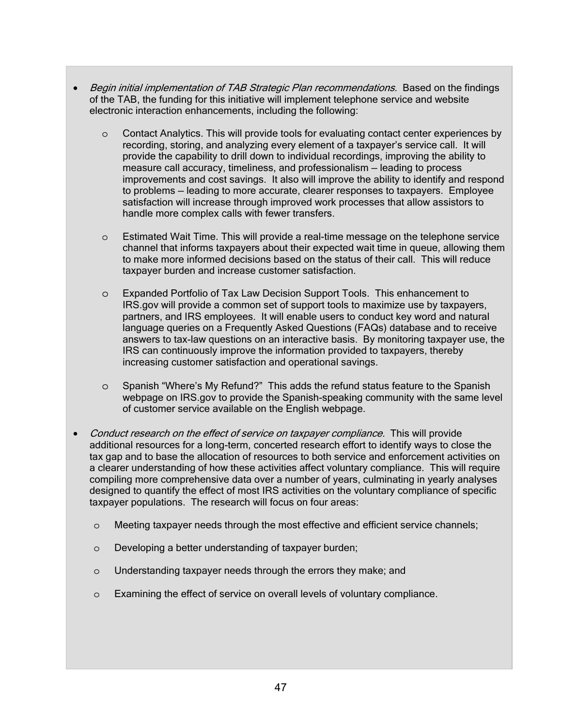- *Begin initial implementation of TAB Strategic Plan recommendations*. Based on the findings of the TAB, the funding for this initiative will implement telephone service and website electronic interaction enhancements, including the following:

  - Contact Analytics. This will provide tools for evaluating contact center experiences by recording, storing, and analyzing every element of a taxpayer's service call. It will provide the capability to drill down to individual recordings, improving the ability to measure call accuracy, timeliness, and professionalism – leading to process improvements and cost savings. It also will improve the ability to identify and respond to problems – leading to more accurate, clearer responses to taxpayers. Employee satisfaction will increase through improved work processes that allow assistors to handle more complex calls with fewer transfers.

  - Estimated Wait Time. This will provide a real-time message on the telephone service channel that informs taxpayers about their expected wait time in queue, allowing them to make more informed decisions based on the status of their call. This will reduce taxpayer burden and increase customer satisfaction.

  - Expanded Portfolio of Tax Law Decision Support Tools. This enhancement to IRS.gov will provide a common set of support tools to maximize use by taxpayers, partners, and IRS employees. It will enable users to conduct key word and natural language queries on a Frequently Asked Questions (FAQs) database and to receive answers to tax-law questions on an interactive basis. By monitoring taxpayer use, the IRS can continuously improve the information provided to taxpayers, thereby increasing customer satisfaction and operational savings.

  - Spanish "Where's My Refund?" This adds the refund status feature to the Spanish webpage on IRS.gov to provide the Spanish-speaking community with the same level of customer service available on the English webpage.

- *Conduct research on the effect of service on taxpayer compliance.* This will provide additional resources for a long-term, concerted research effort to identify ways to close the tax gap and to base the allocation of resources to both service and enforcement activities on a clearer understanding of how these activities affect voluntary compliance. This will require compiling more comprehensive data over a number of years, culminating in yearly analyses designed to quantify the effect of most IRS activities on the voluntary compliance of specific taxpayer populations. The research will focus on four areas:

  - Meeting taxpayer needs through the most effective and efficient service channels;

  - Developing a better understanding of taxpayer burden;

  - Understanding taxpayer needs through the errors they make; and

  - Examining the effect of service on overall levels of voluntary compliance.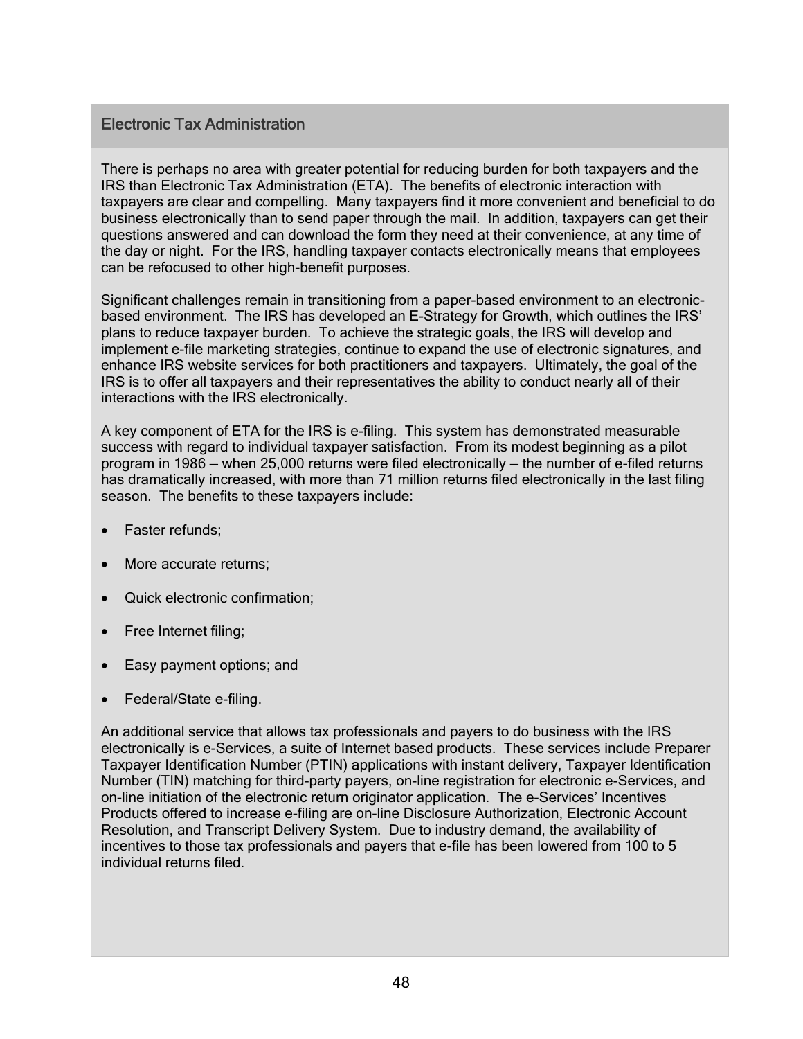## Electronic Tax Administration

There is perhaps no area with greater potential for reducing burden for both taxpayers and the IRS than Electronic Tax Administration (ETA). The benefits of electronic interaction with taxpayers are clear and compelling. Many taxpayers find it more convenient and beneficial to do business electronically than to send paper through the mail. In addition, taxpayers can get their questions answered and can download the form they need at their convenience, at any time of the day or night. For the IRS, handling taxpayer contacts electronically means that employees can be refocused to other high-benefit purposes.

Significant challenges remain in transitioning from a paper-based environment to an electronic-based environment. The IRS has developed an E-Strategy for Growth, which outlines the IRS' plans to reduce taxpayer burden. To achieve the strategic goals, the IRS will develop and implement e-file marketing strategies, continue to expand the use of electronic signatures, and enhance IRS website services for both practitioners and taxpayers. Ultimately, the goal of the IRS is to offer all taxpayers and their representatives the ability to conduct nearly all of their interactions with the IRS electronically.

A key component of ETA for the IRS is e-filing. This system has demonstrated measurable success with regard to individual taxpayer satisfaction. From its modest beginning as a pilot program in 1986 – when 25,000 returns were filed electronically – the number of e-filed returns has dramatically increased, with more than 71 million returns filed electronically in the last filing season. The benefits to these taxpayers include:

- Faster refunds;
- More accurate returns;
- Quick electronic confirmation;
- Free Internet filing;
- Easy payment options; and
- Federal/State e-filing.

An additional service that allows tax professionals and payers to do business with the IRS electronically is e-Services, a suite of Internet based products. These services include Preparer Taxpayer Identification Number (PTIN) applications with instant delivery, Taxpayer Identification Number (TIN) matching for third-party payers, on-line registration for electronic e-Services, and on-line initiation of the electronic return originator application. The e-Services' Incentives Products offered to increase e-filing are on-line Disclosure Authorization, Electronic Account Resolution, and Transcript Delivery System. Due to industry demand, the availability of incentives to those tax professionals and payers that e-file has been lowered from 100 to 5 individual returns filed.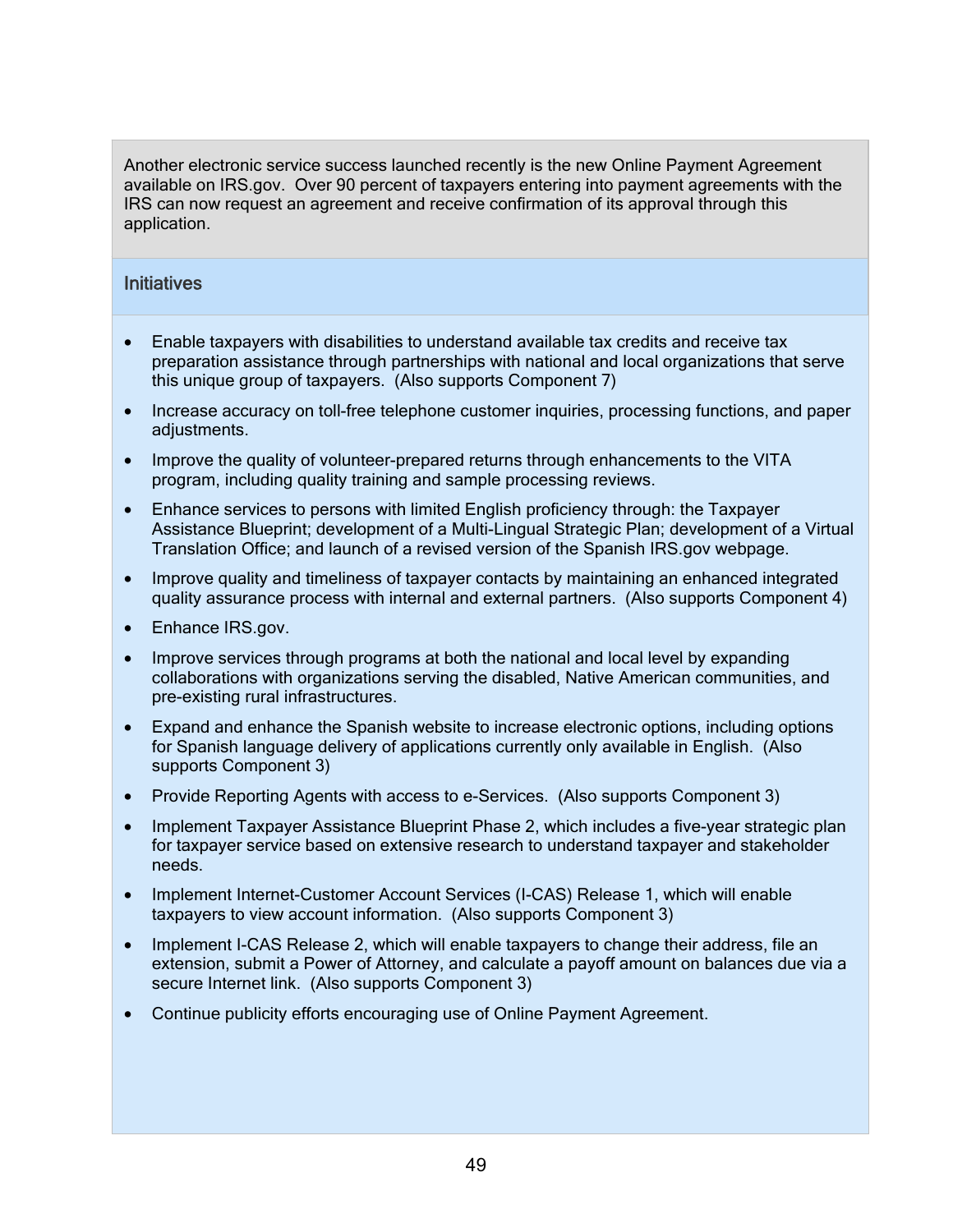Another electronic service success launched recently is the new Online Payment Agreement available on IRS.gov. Over 90 percent of taxpayers entering into payment agreements with the IRS can now request an agreement and receive confirmation of its approval through this application.

### Initiatives

- Enable taxpayers with disabilities to understand available tax credits and receive tax preparation assistance through partnerships with national and local organizations that serve this unique group of taxpayers. (Also supports Component 7)
- Increase accuracy on toll-free telephone customer inquiries, processing functions, and paper adjustments.
- Improve the quality of volunteer-prepared returns through enhancements to the VITA program, including quality training and sample processing reviews.
- Enhance services to persons with limited English proficiency through: the Taxpayer Assistance Blueprint; development of a Multi-Lingual Strategic Plan; development of a Virtual Translation Office; and launch of a revised version of the Spanish IRS.gov webpage.
- Improve quality and timeliness of taxpayer contacts by maintaining an enhanced integrated quality assurance process with internal and external partners. (Also supports Component 4)
- Enhance IRS.gov.
- Improve services through programs at both the national and local level by expanding collaborations with organizations serving the disabled, Native American communities, and pre-existing rural infrastructures.
- Expand and enhance the Spanish website to increase electronic options, including options for Spanish language delivery of applications currently only available in English. (Also supports Component 3)
- Provide Reporting Agents with access to e-Services. (Also supports Component 3)
- Implement Taxpayer Assistance Blueprint Phase 2, which includes a five-year strategic plan for taxpayer service based on extensive research to understand taxpayer and stakeholder needs.
- Implement Internet-Customer Account Services (I-CAS) Release 1, which will enable taxpayers to view account information. (Also supports Component 3)
- Implement I-CAS Release 2, which will enable taxpayers to change their address, file an extension, submit a Power of Attorney, and calculate a payoff amount on balances due via a secure Internet link. (Also supports Component 3)
- Continue publicity efforts encouraging use of Online Payment Agreement.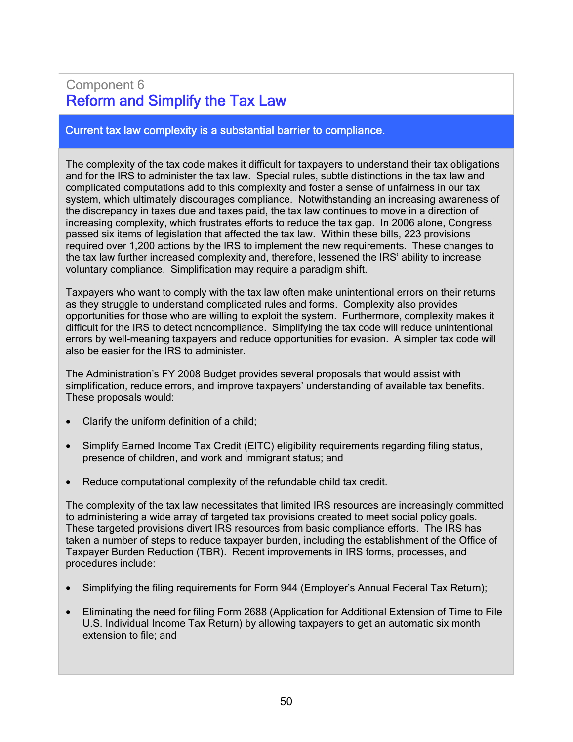Component 6

## Reform and Simplify the Tax Law

### Current tax law complexity is a substantial barrier to compliance.

The complexity of the tax code makes it difficult for taxpayers to understand their tax obligations and for the IRS to administer the tax law. Special rules, subtle distinctions in the tax law and complicated computations add to this complexity and foster a sense of unfairness in our tax system, which ultimately discourages compliance. Notwithstanding an increasing awareness of the discrepancy in taxes due and taxes paid, the tax law continues to move in a direction of increasing complexity, which frustrates efforts to reduce the tax gap. In 2006 alone, Congress passed six items of legislation that affected the tax law. Within these bills, 223 provisions required over 1,200 actions by the IRS to implement the new requirements. These changes to the tax law further increased complexity and, therefore, lessened the IRS' ability to increase voluntary compliance. Simplification may require a paradigm shift.

Taxpayers who want to comply with the tax law often make unintentional errors on their returns as they struggle to understand complicated rules and forms. Complexity also provides opportunities for those who are willing to exploit the system. Furthermore, complexity makes it difficult for the IRS to detect noncompliance. Simplifying the tax code will reduce unintentional errors by well-meaning taxpayers and reduce opportunities for evasion. A simpler tax code will also be easier for the IRS to administer.

The Administration's FY 2008 Budget provides several proposals that would assist with simplification, reduce errors, and improve taxpayers' understanding of available tax benefits. These proposals would:

- Clarify the uniform definition of a child;
- Simplify Earned Income Tax Credit (EITC) eligibility requirements regarding filing status, presence of children, and work and immigrant status; and
- Reduce computational complexity of the refundable child tax credit.

The complexity of the tax law necessitates that limited IRS resources are increasingly committed to administering a wide array of targeted tax provisions created to meet social policy goals. These targeted provisions divert IRS resources from basic compliance efforts. The IRS has taken a number of steps to reduce taxpayer burden, including the establishment of the Office of Taxpayer Burden Reduction (TBR). Recent improvements in IRS forms, processes, and procedures include:

- Simplifying the filing requirements for Form 944 (Employer's Annual Federal Tax Return);
- Eliminating the need for filing Form 2688 (Application for Additional Extension of Time to File U.S. Individual Income Tax Return) by allowing taxpayers to get an automatic six month extension to file; and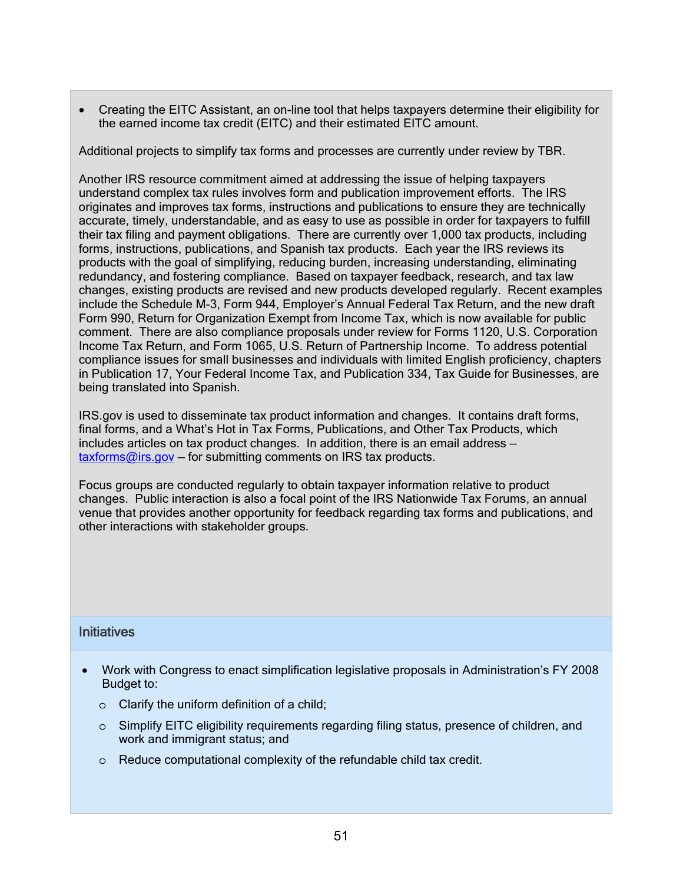- Creating the EITC Assistant, an on-line tool that helps taxpayers determine their eligibility for the earned income tax credit (EITC) and their estimated EITC amount.

Additional projects to simplify tax forms and processes are currently under review by TBR.

Another IRS resource commitment aimed at addressing the issue of helping taxpayers understand complex tax rules involves form and publication improvement efforts. The IRS originates and improves tax forms, instructions and publications to ensure they are technically accurate, timely, understandable, and as easy to use as possible in order for taxpayers to fulfill their tax filing and payment obligations. There are currently over 1,000 tax products, including forms, instructions, publications, and Spanish tax products. Each year the IRS reviews its products with the goal of simplifying, reducing burden, increasing understanding, eliminating redundancy, and fostering compliance. Based on taxpayer feedback, research, and tax law changes, existing products are revised and new products developed regularly. Recent examples include the Schedule M-3, Form 944, Employer's Annual Federal Tax Return, and the new draft Form 990, Return for Organization Exempt from Income Tax, which is now available for public comment. There are also compliance proposals under review for Forms 1120, U.S. Corporation Income Tax Return, and Form 1065, U.S. Return of Partnership Income. To address potential compliance issues for small businesses and individuals with limited English proficiency, chapters in Publication 17, Your Federal Income Tax, and Publication 334, Tax Guide for Businesses, are being translated into Spanish.

IRS.gov is used to disseminate tax product information and changes. It contains draft forms, final forms, and a What's Hot in Tax Forms, Publications, and Other Tax Products, which includes articles on tax product changes. In addition, there is an email address – taxforms@irs.gov – for submitting comments on IRS tax products.

Focus groups are conducted regularly to obtain taxpayer information relative to product changes. Public interaction is also a focal point of the IRS Nationwide Tax Forums, an annual venue that provides another opportunity for feedback regarding tax forms and publications, and other interactions with stakeholder groups.

## Initiatives

- Work with Congress to enact simplification legislative proposals in Administration's FY 2008 Budget to:
  - Clarify the uniform definition of a child;
  - Simplify EITC eligibility requirements regarding filing status, presence of children, and work and immigrant status; and
  - Reduce computational complexity of the refundable child tax credit.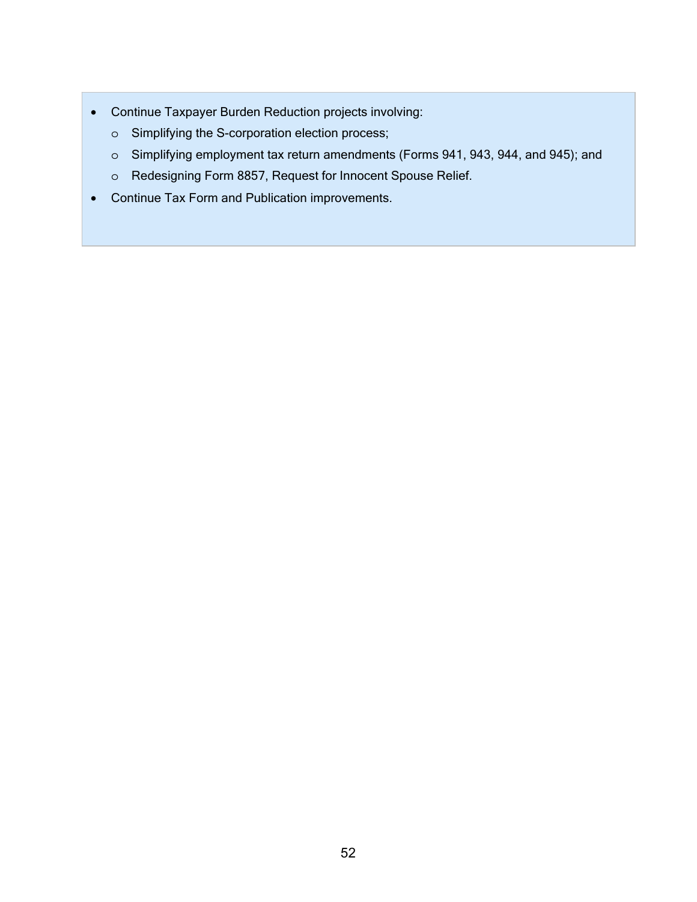- Continue Taxpayer Burden Reduction projects involving:
  - Simplifying the S-corporation election process;
  - Simplifying employment tax return amendments (Forms 941, 943, 944, and 945); and
  - Redesigning Form 8857, Request for Innocent Spouse Relief.
- Continue Tax Form and Publication improvements.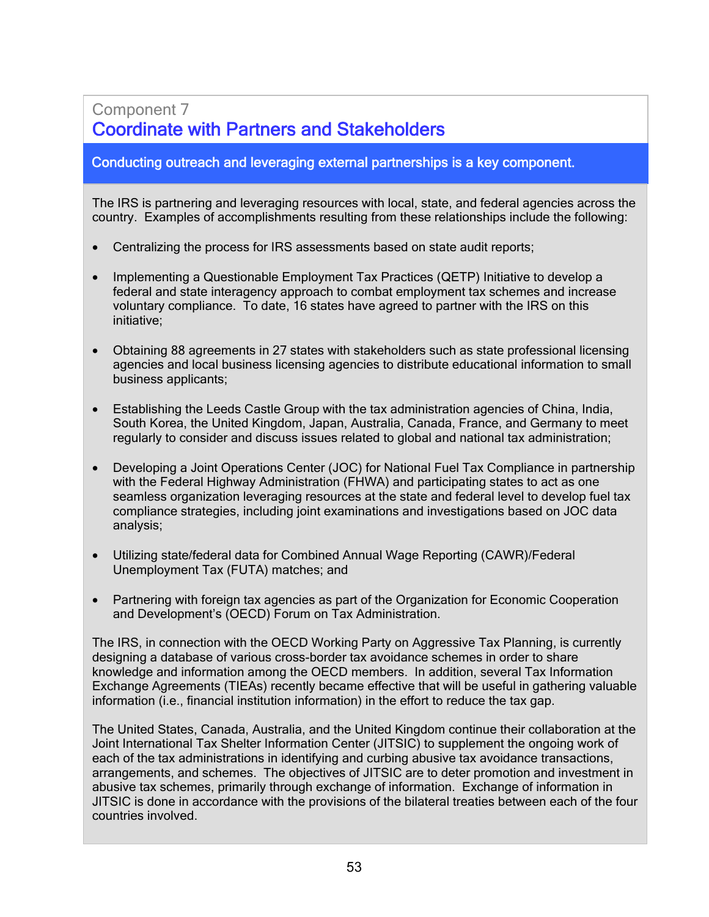Component 7

## Coordinate with Partners and Stakeholders

**Conducting outreach and leveraging external partnerships is a key component.**

The IRS is partnering and leveraging resources with local, state, and federal agencies across the country. Examples of accomplishments resulting from these relationships include the following:

- Centralizing the process for IRS assessments based on state audit reports;
- Implementing a Questionable Employment Tax Practices (QETP) Initiative to develop a federal and state interagency approach to combat employment tax schemes and increase voluntary compliance. To date, 16 states have agreed to partner with the IRS on this initiative;
- Obtaining 88 agreements in 27 states with stakeholders such as state professional licensing agencies and local business licensing agencies to distribute educational information to small business applicants;
- Establishing the Leeds Castle Group with the tax administration agencies of China, India, South Korea, the United Kingdom, Japan, Australia, Canada, France, and Germany to meet regularly to consider and discuss issues related to global and national tax administration;
- Developing a Joint Operations Center (JOC) for National Fuel Tax Compliance in partnership with the Federal Highway Administration (FHWA) and participating states to act as one seamless organization leveraging resources at the state and federal level to develop fuel tax compliance strategies, including joint examinations and investigations based on JOC data analysis;
- Utilizing state/federal data for Combined Annual Wage Reporting (CAWR)/Federal Unemployment Tax (FUTA) matches; and
- Partnering with foreign tax agencies as part of the Organization for Economic Cooperation and Development's (OECD) Forum on Tax Administration.

The IRS, in connection with the OECD Working Party on Aggressive Tax Planning, is currently designing a database of various cross-border tax avoidance schemes in order to share knowledge and information among the OECD members. In addition, several Tax Information Exchange Agreements (TIEAs) recently became effective that will be useful in gathering valuable information (i.e., financial institution information) in the effort to reduce the tax gap.

The United States, Canada, Australia, and the United Kingdom continue their collaboration at the Joint International Tax Shelter Information Center (JITSIC) to supplement the ongoing work of each of the tax administrations in identifying and curbing abusive tax avoidance transactions, arrangements, and schemes. The objectives of JITSIC are to deter promotion and investment in abusive tax schemes, primarily through exchange of information. Exchange of information in JITSIC is done in accordance with the provisions of the bilateral treaties between each of the four countries involved.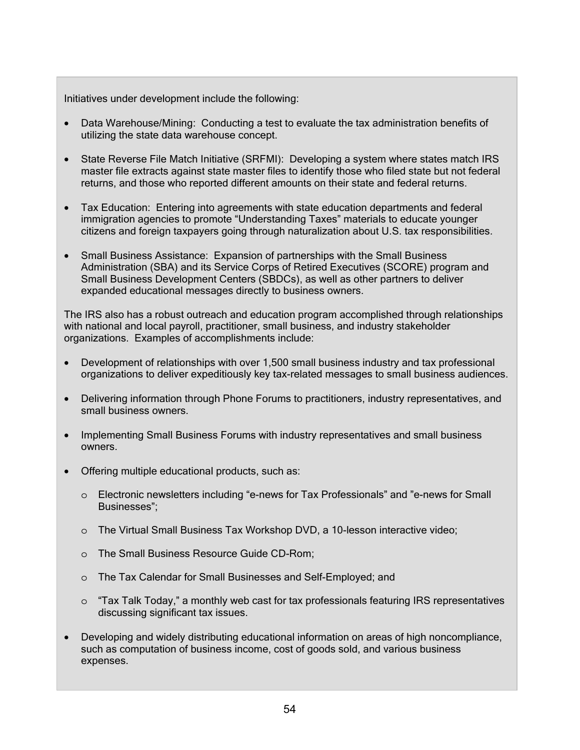Initiatives under development include the following:

- Data Warehouse/Mining: Conducting a test to evaluate the tax administration benefits of utilizing the state data warehouse concept.
- State Reverse File Match Initiative (SRFMI): Developing a system where states match IRS master file extracts against state master files to identify those who filed state but not federal returns, and those who reported different amounts on their state and federal returns.
- Tax Education: Entering into agreements with state education departments and federal immigration agencies to promote "Understanding Taxes" materials to educate younger citizens and foreign taxpayers going through naturalization about U.S. tax responsibilities.
- Small Business Assistance: Expansion of partnerships with the Small Business Administration (SBA) and its Service Corps of Retired Executives (SCORE) program and Small Business Development Centers (SBDCs), as well as other partners to deliver expanded educational messages directly to business owners.

The IRS also has a robust outreach and education program accomplished through relationships with national and local payroll, practitioner, small business, and industry stakeholder organizations. Examples of accomplishments include:

- Development of relationships with over 1,500 small business industry and tax professional organizations to deliver expeditiously key tax-related messages to small business audiences.
- Delivering information through Phone Forums to practitioners, industry representatives, and small business owners.
- Implementing Small Business Forums with industry representatives and small business owners.
- Offering multiple educational products, such as:
  - Electronic newsletters including "e-news for Tax Professionals" and "e-news for Small Businesses";
  - The Virtual Small Business Tax Workshop DVD, a 10-lesson interactive video;
  - The Small Business Resource Guide CD-Rom;
  - The Tax Calendar for Small Businesses and Self-Employed; and
  - "Tax Talk Today," a monthly web cast for tax professionals featuring IRS representatives discussing significant tax issues.
- Developing and widely distributing educational information on areas of high noncompliance, such as computation of business income, cost of goods sold, and various business expenses.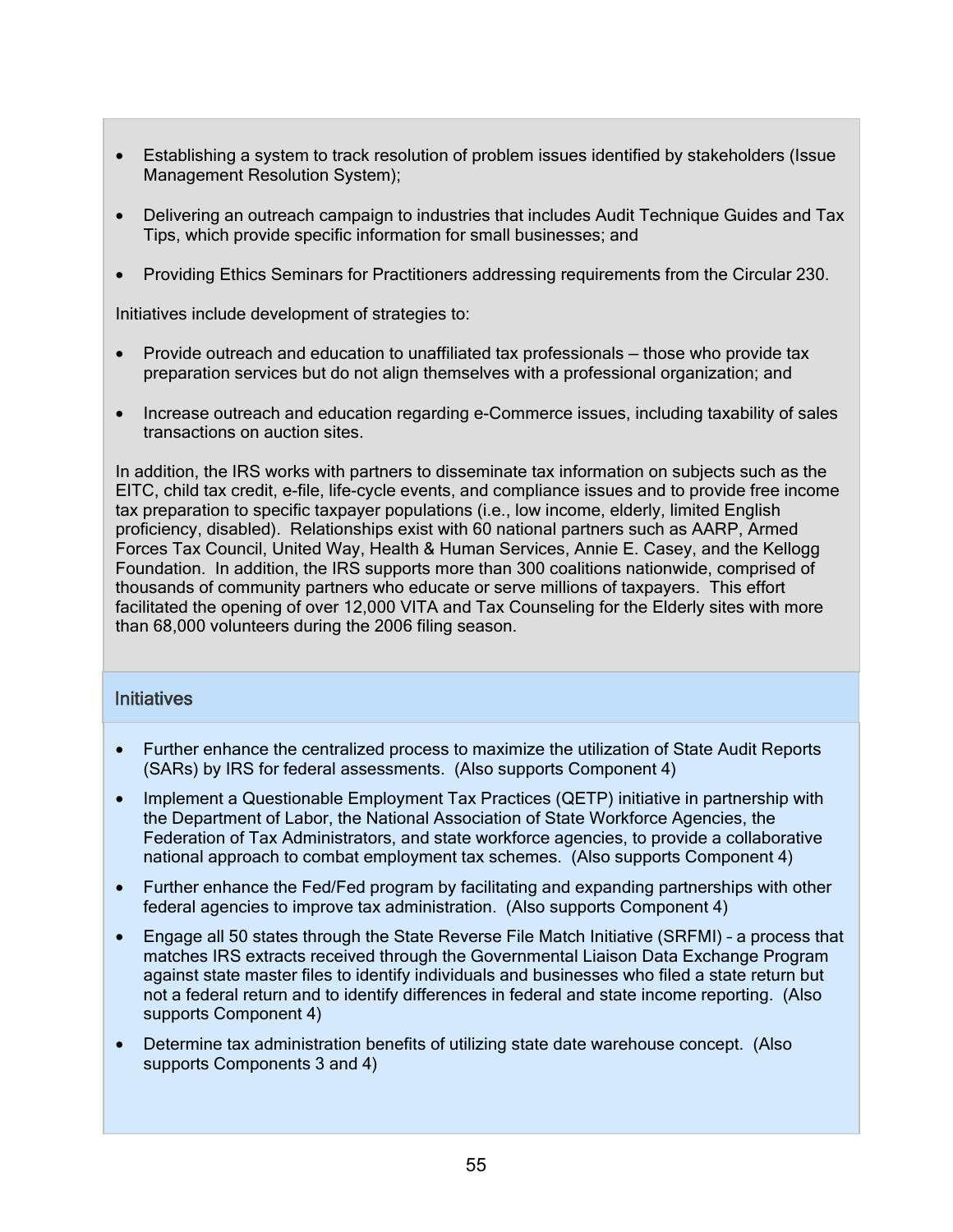- Establishing a system to track resolution of problem issues identified by stakeholders (Issue Management Resolution System);
- Delivering an outreach campaign to industries that includes Audit Technique Guides and Tax Tips, which provide specific information for small businesses; and
- Providing Ethics Seminars for Practitioners addressing requirements from the Circular 230.

Initiatives include development of strategies to:

- Provide outreach and education to unaffiliated tax professionals – those who provide tax preparation services but do not align themselves with a professional organization; and
- Increase outreach and education regarding e-Commerce issues, including taxability of sales transactions on auction sites.

In addition, the IRS works with partners to disseminate tax information on subjects such as the EITC, child tax credit, e-file, life-cycle events, and compliance issues and to provide free income tax preparation to specific taxpayer populations (i.e., low income, elderly, limited English proficiency, disabled). Relationships exist with 60 national partners such as AARP, Armed Forces Tax Council, United Way, Health & Human Services, Annie E. Casey, and the Kellogg Foundation. In addition, the IRS supports more than 300 coalitions nationwide, comprised of thousands of community partners who educate or serve millions of taxpayers. This effort facilitated the opening of over 12,000 VITA and Tax Counseling for the Elderly sites with more than 68,000 volunteers during the 2006 filing season.

## Initiatives

- Further enhance the centralized process to maximize the utilization of State Audit Reports (SARs) by IRS for federal assessments. (Also supports Component 4)
- Implement a Questionable Employment Tax Practices (QETP) initiative in partnership with the Department of Labor, the National Association of State Workforce Agencies, the Federation of Tax Administrators, and state workforce agencies, to provide a collaborative national approach to combat employment tax schemes. (Also supports Component 4)
- Further enhance the Fed/Fed program by facilitating and expanding partnerships with other federal agencies to improve tax administration. (Also supports Component 4)
- Engage all 50 states through the State Reverse File Match Initiative (SRFMI) – a process that matches IRS extracts received through the Governmental Liaison Data Exchange Program against state master files to identify individuals and businesses who filed a state return but not a federal return and to identify differences in federal and state income reporting. (Also supports Component 4)
- Determine tax administration benefits of utilizing state date warehouse concept. (Also supports Components 3 and 4)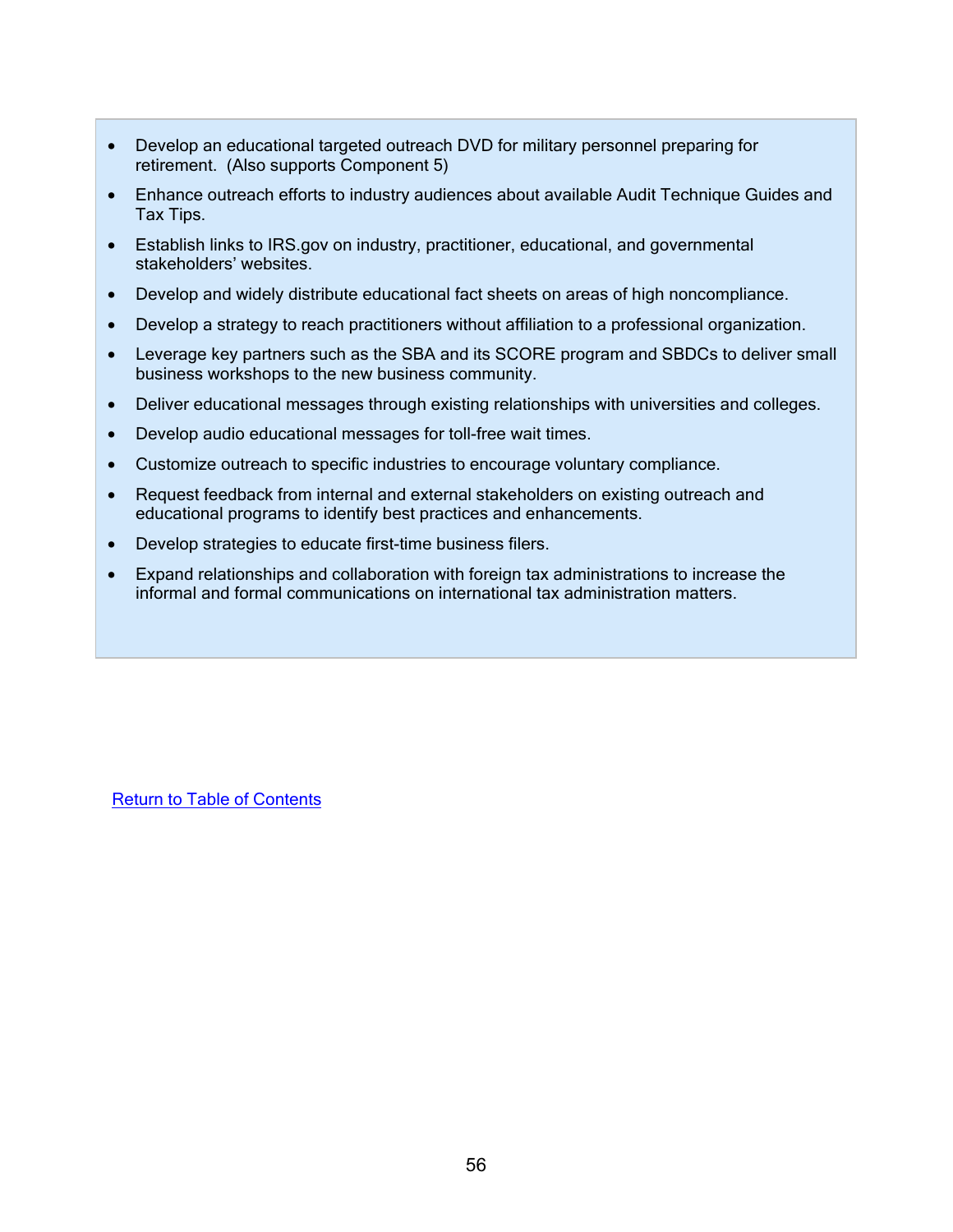- Develop an educational targeted outreach DVD for military personnel preparing for retirement. (Also supports Component 5)
- Enhance outreach efforts to industry audiences about available Audit Technique Guides and Tax Tips.
- Establish links to IRS.gov on industry, practitioner, educational, and governmental stakeholders' websites.
- Develop and widely distribute educational fact sheets on areas of high noncompliance.
- Develop a strategy to reach practitioners without affiliation to a professional organization.
- Leverage key partners such as the SBA and its SCORE program and SBDCs to deliver small business workshops to the new business community.
- Deliver educational messages through existing relationships with universities and colleges.
- Develop audio educational messages for toll-free wait times.
- Customize outreach to specific industries to encourage voluntary compliance.
- Request feedback from internal and external stakeholders on existing outreach and educational programs to identify best practices and enhancements.
- Develop strategies to educate first-time business filers.
- Expand relationships and collaboration with foreign tax administrations to increase the informal and formal communications on international tax administration matters.

Return to Table of Contents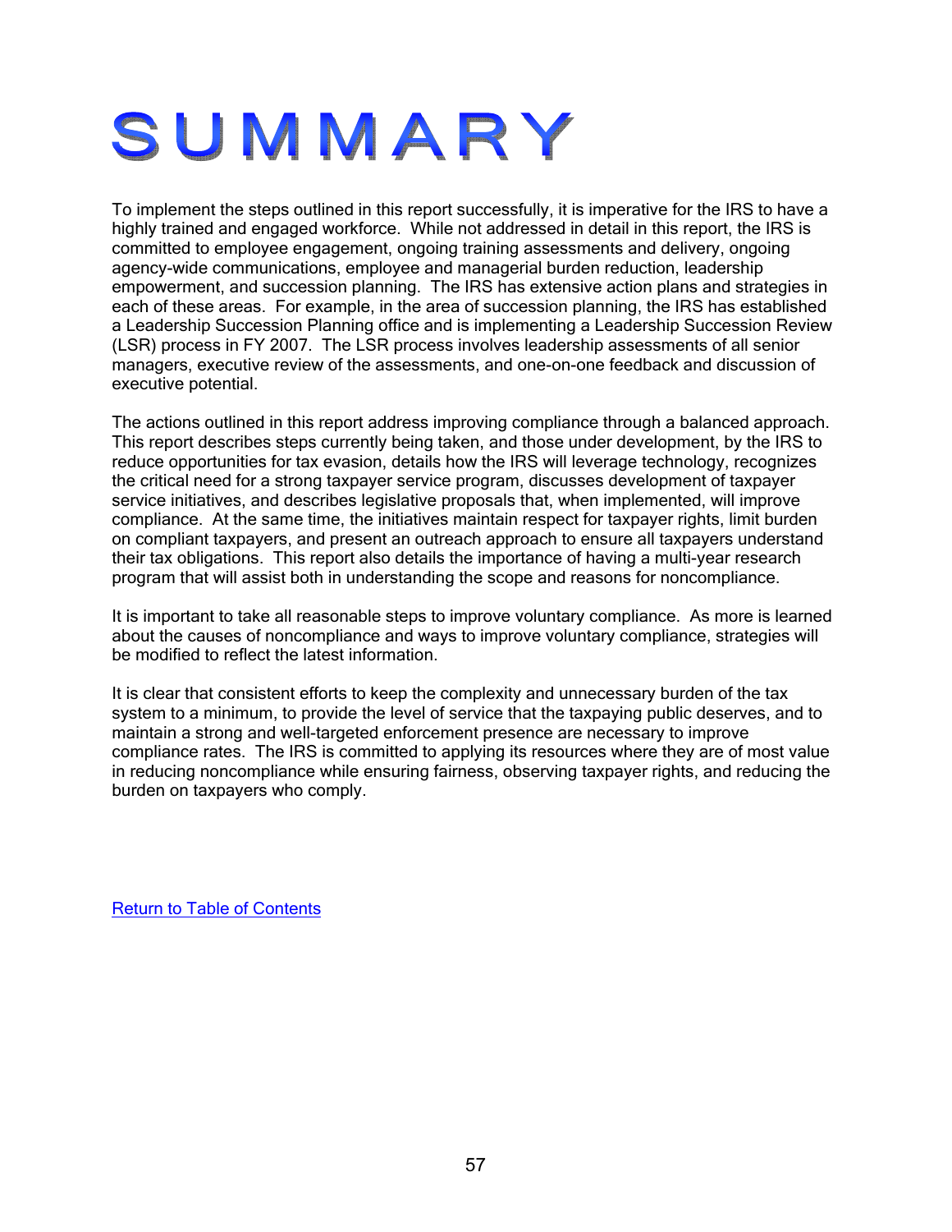# SUMMARY

To implement the steps outlined in this report successfully, it is imperative for the IRS to have a highly trained and engaged workforce. While not addressed in detail in this report, the IRS is committed to employee engagement, ongoing training assessments and delivery, ongoing agency-wide communications, employee and managerial burden reduction, leadership empowerment, and succession planning. The IRS has extensive action plans and strategies in each of these areas. For example, in the area of succession planning, the IRS has established a Leadership Succession Planning office and is implementing a Leadership Succession Review (LSR) process in FY 2007. The LSR process involves leadership assessments of all senior managers, executive review of the assessments, and one-on-one feedback and discussion of executive potential.

The actions outlined in this report address improving compliance through a balanced approach. This report describes steps currently being taken, and those under development, by the IRS to reduce opportunities for tax evasion, details how the IRS will leverage technology, recognizes the critical need for a strong taxpayer service program, discusses development of taxpayer service initiatives, and describes legislative proposals that, when implemented, will improve compliance. At the same time, the initiatives maintain respect for taxpayer rights, limit burden on compliant taxpayers, and present an outreach approach to ensure all taxpayers understand their tax obligations. This report also details the importance of having a multi-year research program that will assist both in understanding the scope and reasons for noncompliance.

It is important to take all reasonable steps to improve voluntary compliance. As more is learned about the causes of noncompliance and ways to improve voluntary compliance, strategies will be modified to reflect the latest information.

It is clear that consistent efforts to keep the complexity and unnecessary burden of the tax system to a minimum, to provide the level of service that the taxpaying public deserves, and to maintain a strong and well-targeted enforcement presence are necessary to improve compliance rates. The IRS is committed to applying its resources where they are of most value in reducing noncompliance while ensuring fairness, observing taxpayer rights, and reducing the burden on taxpayers who comply.

Return to Table of Contents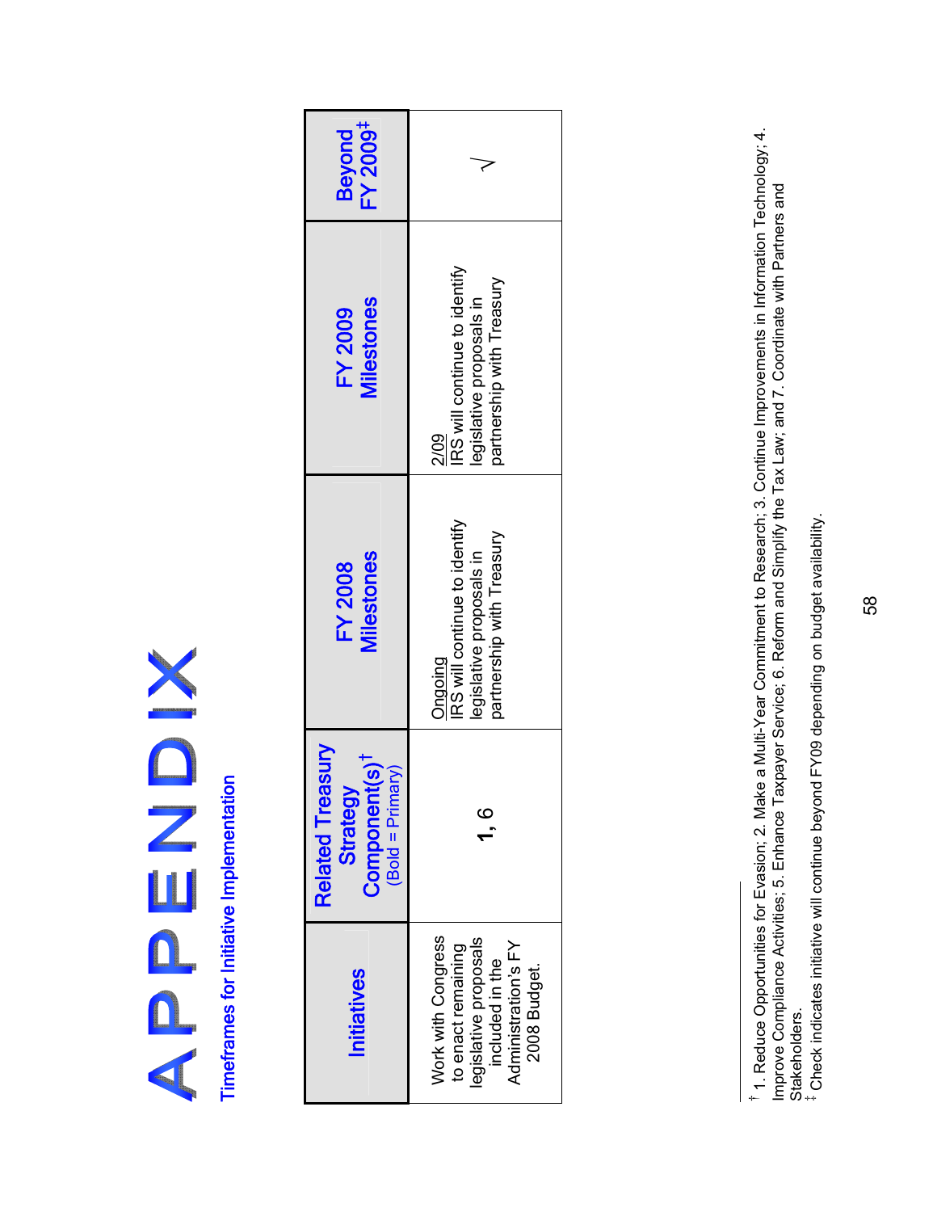# APPENDIX

## Timeframes for Initiative Implementation

| Initiatives | Related Treasury Strategy Component(s)[†] (Bold = Primary) | FY 2008 Milestones | FY 2009 Milestones | Beyond FY 2009[‡] |
|---|---|---|---|---|
| Work with Congress to enact remaining legislative proposals included in the Administration's FY 2008 Budget. | **1**, 6 | Ongoing IRS will continue to identify legislative proposals in partnership with Treasury | 2/09 IRS will continue to identify legislative proposals in partnership with Treasury | √ |

[†] 1. Reduce Opportunities for Evasion; 2. Make a Multi-Year Commitment to Research; 3. Continue Improvements in Information Technology; 4. Improve Compliance Activities; 5. Enhance Taxpayer Service; 6. Reform and Simplify the Tax Law; and 7. Coordinate with Partners and Stakeholders.

[‡] Check indicates initiative will continue beyond FY09 depending on budget availability.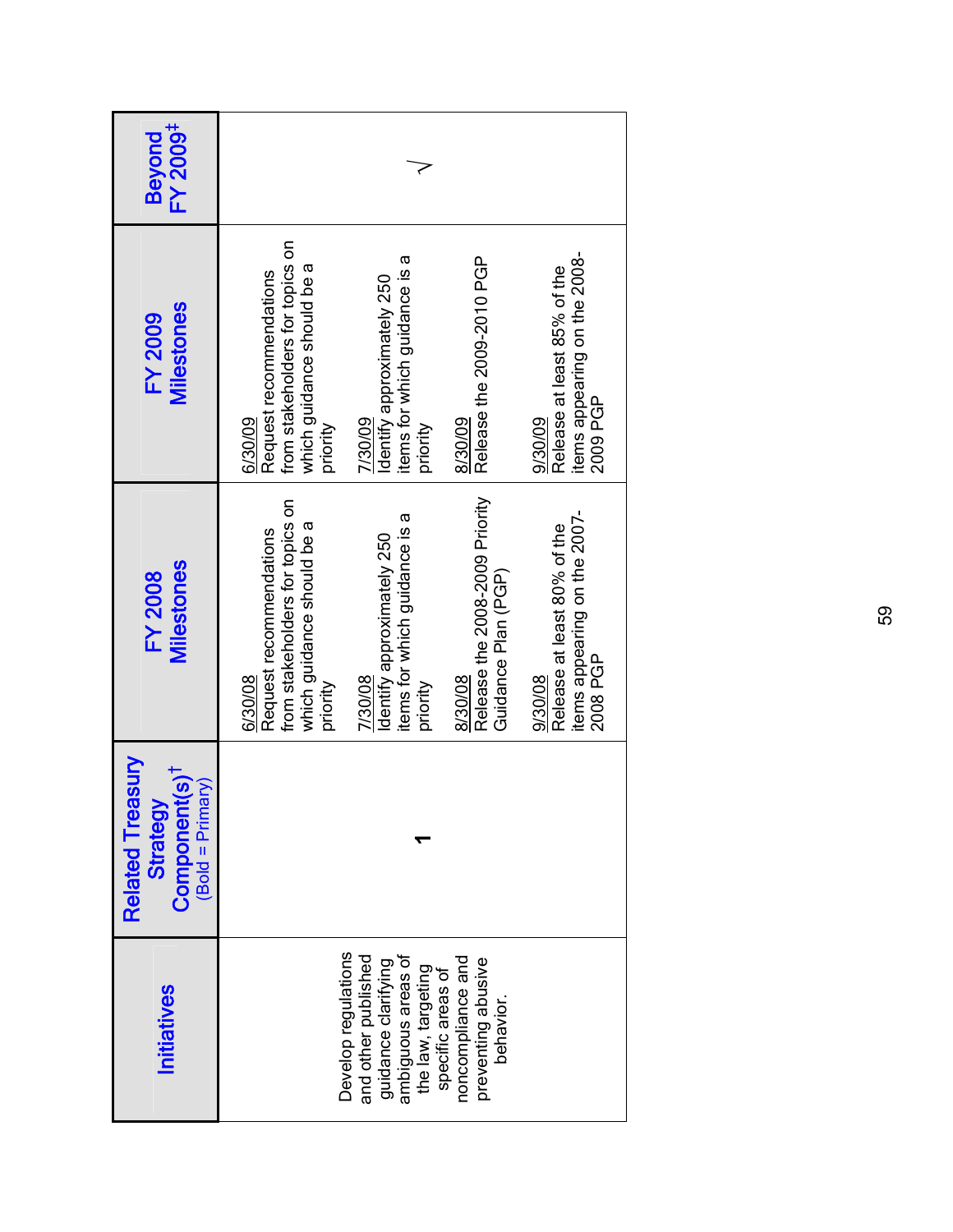| Initiatives | Related Treasury Strategy Component(s)[†] (Bold = Primary) | FY 2008 Milestones | FY 2009 Milestones | Beyond FY 2009[‡] |
|---|---|---|---|---|
| Develop regulations and other published guidance clarifying ambiguous areas of the law, targeting specific areas of noncompliance and preventing abusive behavior. | **1** | <u>6/30/08</u> Request recommendations from stakeholders for topics on which guidance should be a priority<br><br><u>7/30/08</u> Identify approximately 250 items for which guidance is a priority<br><br><u>8/30/08</u> Release the 2008-2009 Priority Guidance Plan (PGP)<br><br><u>9/30/08</u> Release at least 80% of the items appearing on the 2007-2008 PGP | <u>6/30/09</u> Request recommendations from stakeholders for topics on which guidance should be a priority<br><br><u>7/30/09</u> Identify approximately 250 items for which guidance is a priority<br><br><u>8/30/09</u> Release the 2009-2010 PGP<br><br><u>9/30/09</u> Release at least 85% of the items appearing on the 2008-2009 PGP | √ |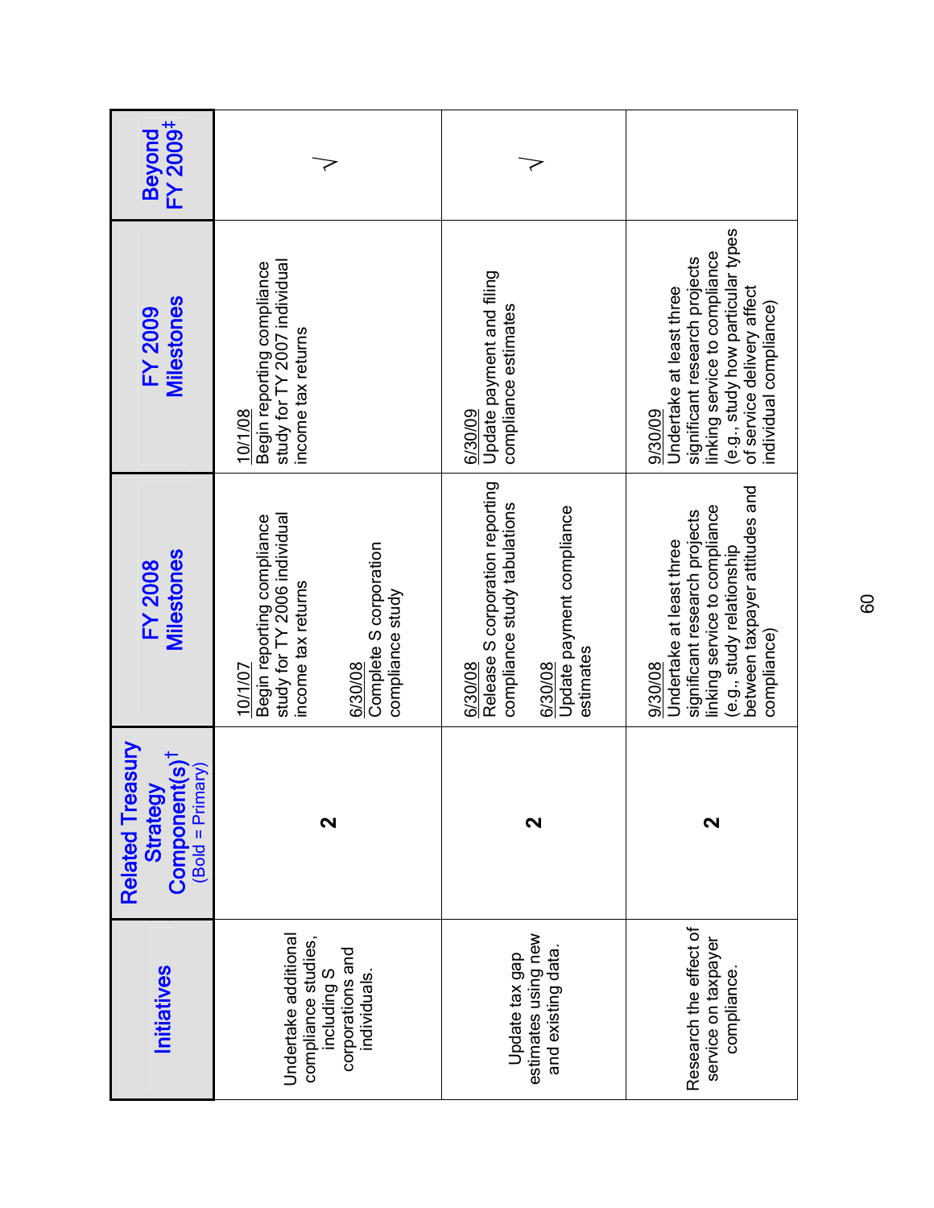| Initiatives | Related Treasury Strategy Component(s)† (Bold = Primary) | FY 2008 Milestones | FY 2009 Milestones | Beyond FY 2009‡ |
|---|---|---|---|---|
| Undertake additional compliance studies, including S corporations and individuals. | **2** | 10/1/07 Begin reporting compliance study for TY 2006 individual income tax returns<br><br>6/30/08 Complete S corporation compliance study | 10/1/08 Begin reporting compliance study for TY 2007 individual income tax returns | √ |
| Update tax gap estimates using new and existing data. | **2** | 6/30/08 Release S corporation reporting compliance study tabulations<br><br>6/30/08 Update payment compliance estimates | 6/30/09 Update payment and filing compliance estimates | √ |
| Research the effect of service on taxpayer compliance. | **2** | 9/30/08 Undertake at least three significant research projects linking service to compliance (e.g., study relationship between taxpayer attitudes and compliance) | 9/30/09 Undertake at least three significant research projects linking service to compliance (e.g., study how particular types of service delivery affect individual compliance) | |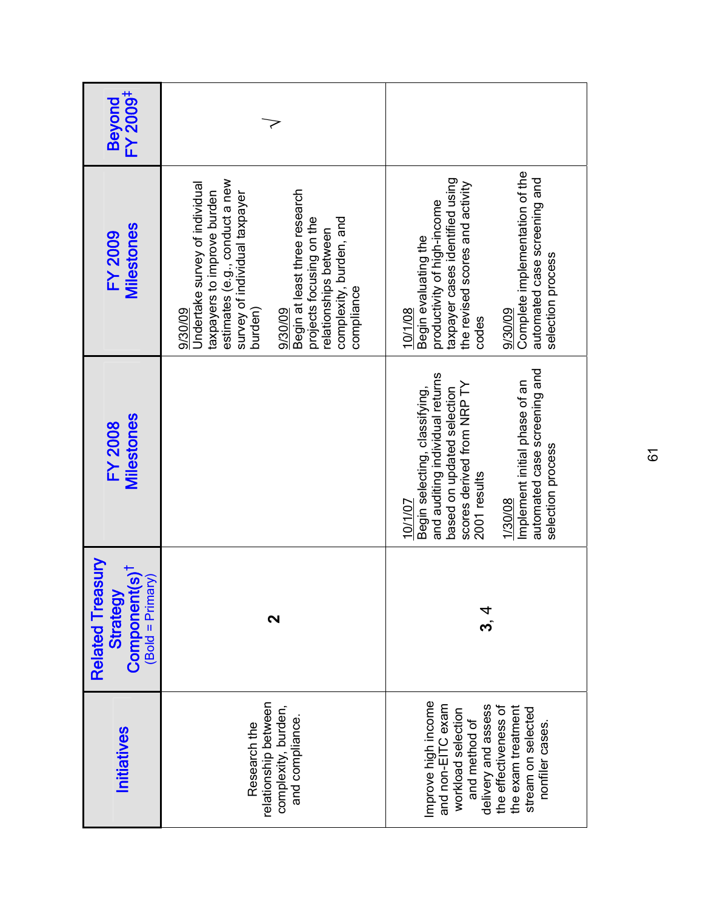| Initiatives | Related Treasury Strategy Component(s)† (Bold = Primary) | FY 2008 Milestones | FY 2009 Milestones | Beyond FY 2009‡ |
| --- | --- | --- | --- | --- |
| Research the relationship between complexity, burden, and compliance. | **2** | | 9/30/09<br>Undertake survey of individual taxpayers to improve burden estimates (e.g., conduct a new survey of individual taxpayer burden)<br><br>9/30/09<br>Begin at least three research projects focusing on the relationships between complexity, burden, and compliance | √ |
| Improve high income and non-EITC exam workload selection and method of delivery and assess the effectiveness of the exam treatment stream on selected nonfiler cases. | **3**, 4 | 10/1/07<br>Begin selecting, classifying, and auditing individual returns based on updated selection scores derived from NRP TY 2001 results<br><br>1/30/08<br>Implement initial phase of an automated case screening and selection process | 10/1/08<br>Begin evaluating the productivity of high-income taxpayer cases identified using the revised scores and activity codes<br><br>9/30/09<br>Complete implementation of the automated case screening and selection process | |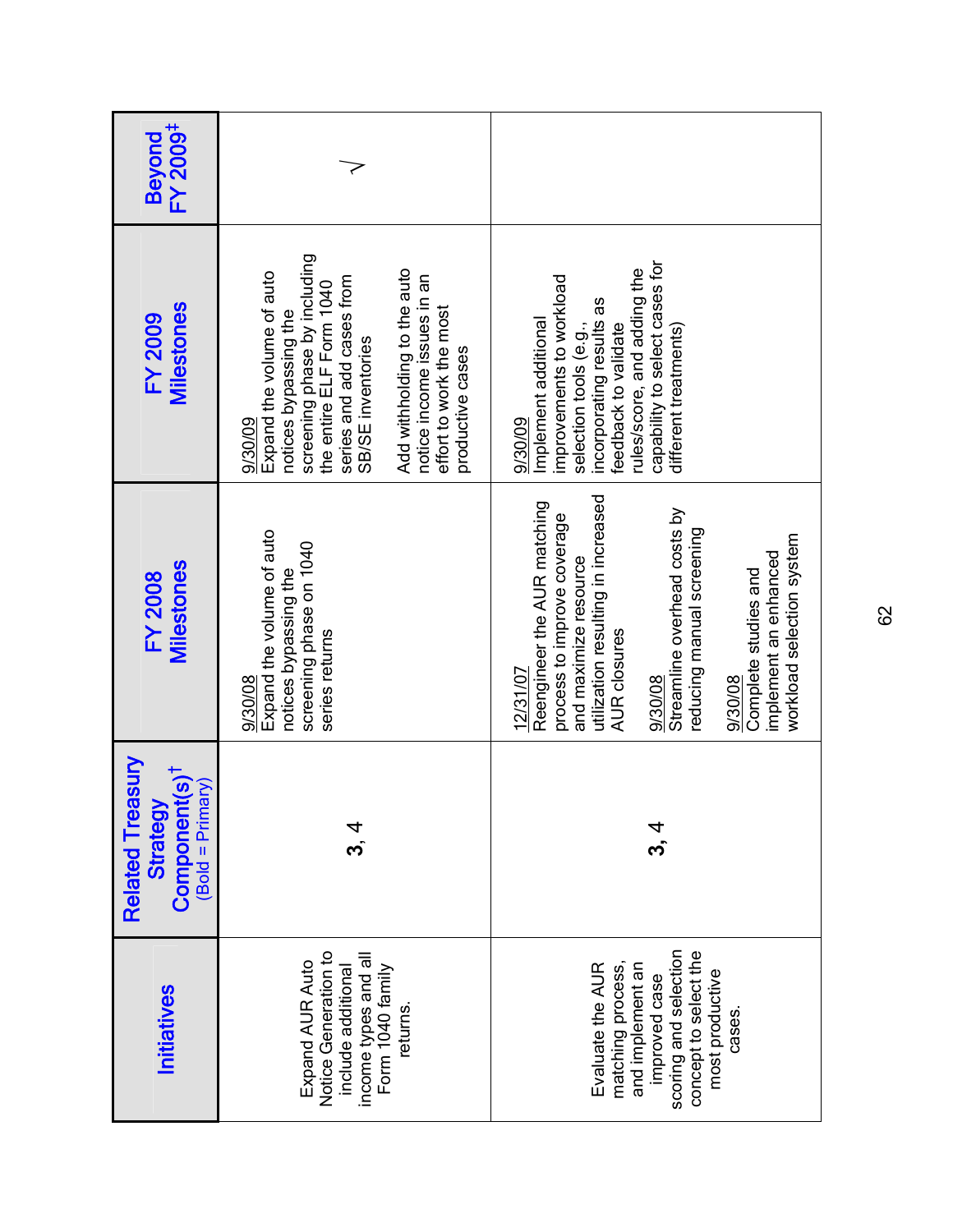| Initiatives | Related Treasury Strategy Component(s)† (Bold = Primary) | FY 2008 Milestones | FY 2009 Milestones | Beyond FY 2009‡ |
|---|---|---|---|---|
| Expand AUR Auto Notice Generation to include additional income types and all Form 1040 family returns. | **3**, 4 | 9/30/08<br>Expand the volume of auto notices bypassing the screening phase on 1040 series returns | 9/30/09<br>Expand the volume of auto notices bypassing the screening phase by including the entire ELF Form 1040 series and add cases from SB/SE inventories<br><br>Add withholding to the auto notice income issues in an effort to work the most productive cases | √ |
| Evaluate the AUR matching process, and implement an improved case scoring and selection concept to select the most productive cases. | **3**, 4 | 12/31/07<br>Reengineer the AUR matching process to improve coverage and maximize resource utilization resulting in increased AUR closures<br><br>9/30/08<br>Streamline overhead costs by reducing manual screening<br><br>9/30/08<br>Complete studies and implement an enhanced workload selection system | 9/30/09<br>Implement additional improvements to workload selection tools (e.g., incorporating results as feedback to validate rules/score, and adding the capability to select cases for different treatments) | |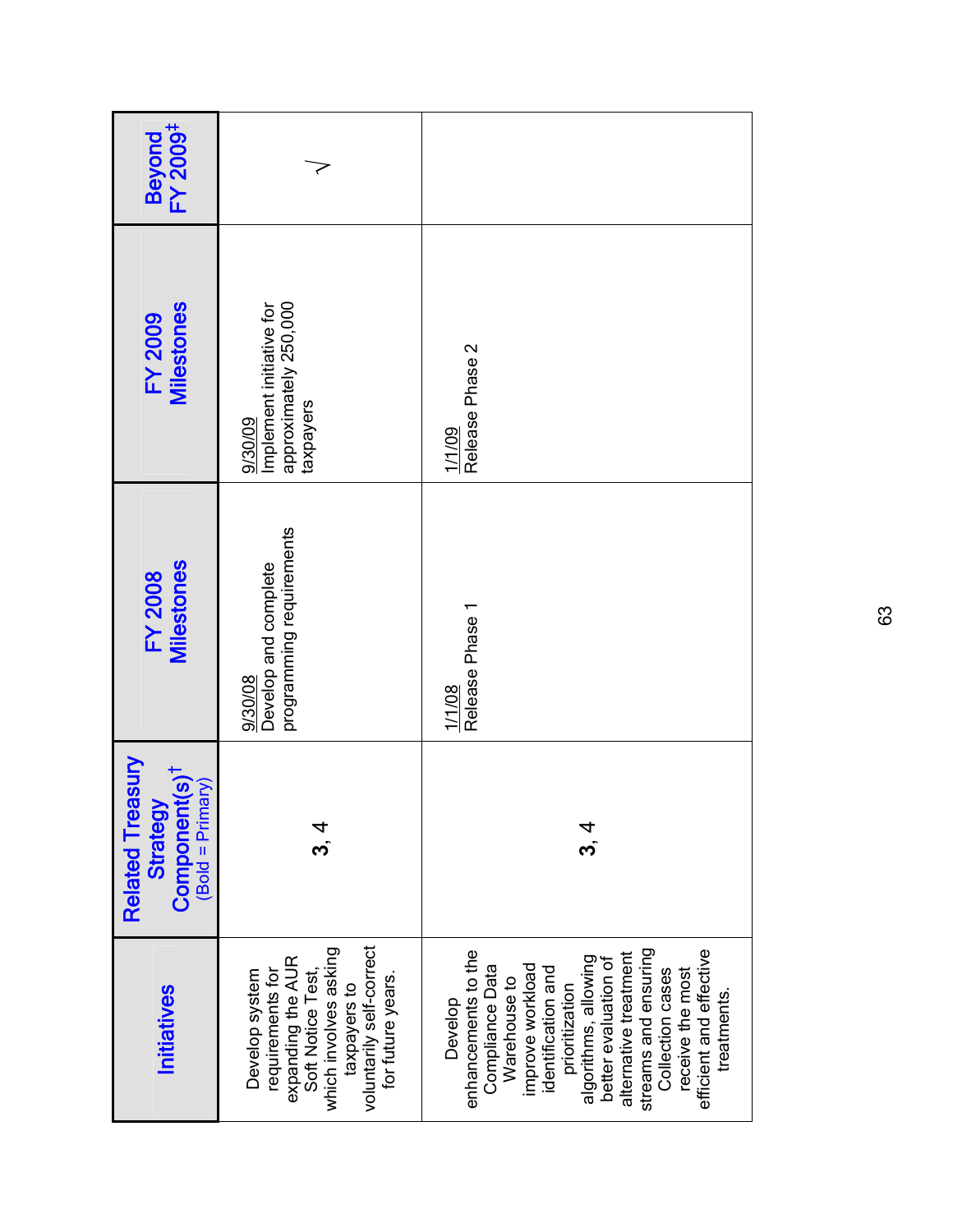| Initiatives | Related Treasury Strategy Component(s)† (Bold = Primary) | FY 2008 Milestones | FY 2009 Milestones | Beyond FY 2009‡ |
|---|---|---|---|---|
| Develop system requirements for expanding the AUR Soft Notice Test, which involves asking taxpayers to voluntarily self-correct for future years. | **3**, 4 | 9/30/08 Develop and complete programming requirements | 9/30/09 Implement initiative for approximately 250,000 taxpayers | √ |
| Develop enhancements to the Compliance Data Warehouse to improve workload identification and prioritization algorithms, allowing better evaluation of alternative treatment streams and ensuring Collection cases receive the most efficient and effective treatments. | **3**, 4 | 1/1/08 Release Phase 1 | 1/1/09 Release Phase 2 | |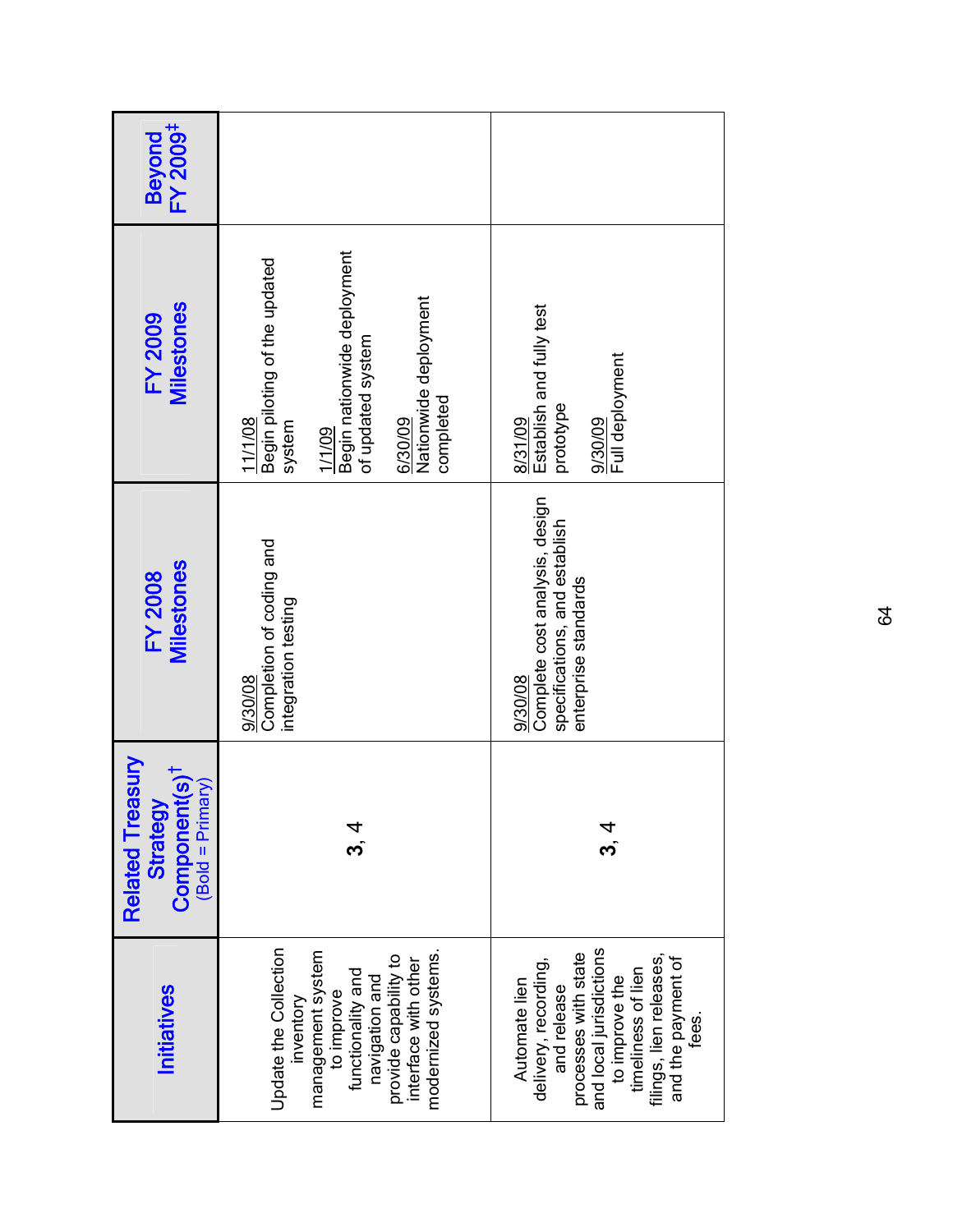| Initiatives | Related Treasury Strategy Component(s)† (Bold = Primary) | FY 2008 Milestones | FY 2009 Milestones | Beyond FY 2009‡ |
|---|---|---|---|---|
| Update the Collection inventory management system to improve functionality and navigation and provide capability to interface with other modernized systems. | **3**, 4 | 9/30/08 Completion of coding and integration testing | 11/1/08 Begin piloting of the updated system<br><br>1/1/09 Begin nationwide deployment of updated system<br><br>6/30/09 Nationwide deployment completed | |
| Automate lien delivery, recording, and release processes with state and local jurisdictions to improve the timeliness of lien filings, lien releases, and the payment of fees. | **3**, 4 | 9/30/08 Complete cost analysis, design specifications, and establish enterprise standards | 8/31/09 Establish and fully test prototype<br><br>9/30/09 Full deployment | |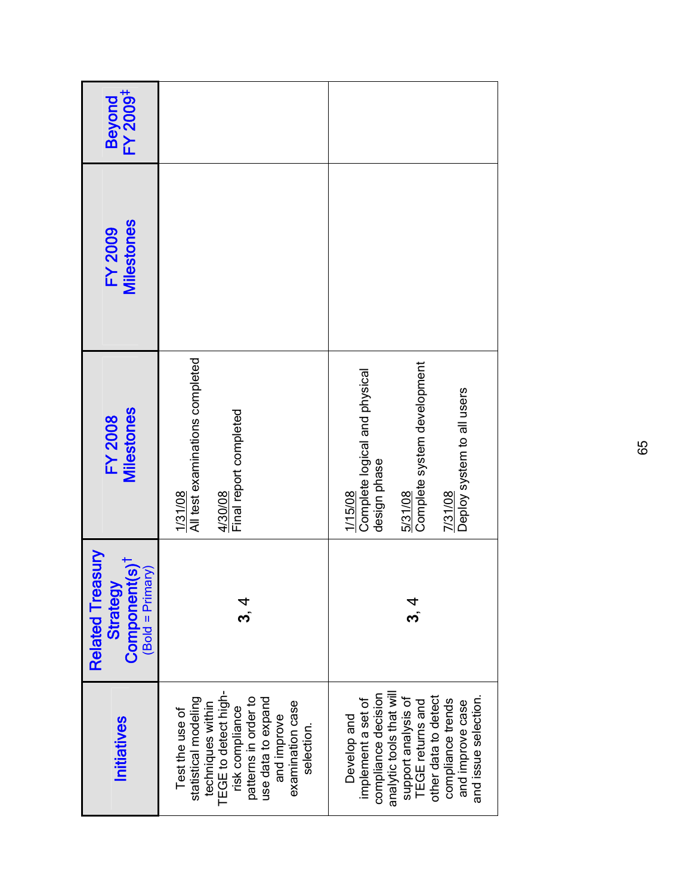| Initiatives | Related Treasury Strategy Component(s)† (Bold = Primary) | FY 2008 Milestones | FY 2009 Milestones | Beyond FY 2009‡ |
|---|---|---|---|---|
| Test the use of statistical modeling techniques within TEGE to detect high-risk compliance patterns in order to use data to expand and improve examination case selection. | **3**, 4 | 1/31/08<br>All test examinations completed<br><br>4/30/08<br>Final report completed | | |
| Develop and implement a set of compliance decision analytic tools that will support analysis of TEGE returns and other data to detect compliance trends and improve case and issue selection. | **3**, 4 | 1/15/08<br>Complete logical and physical design phase<br><br>5/31/08<br>Complete system development<br><br>7/31/08<br>Deploy system to all users | | |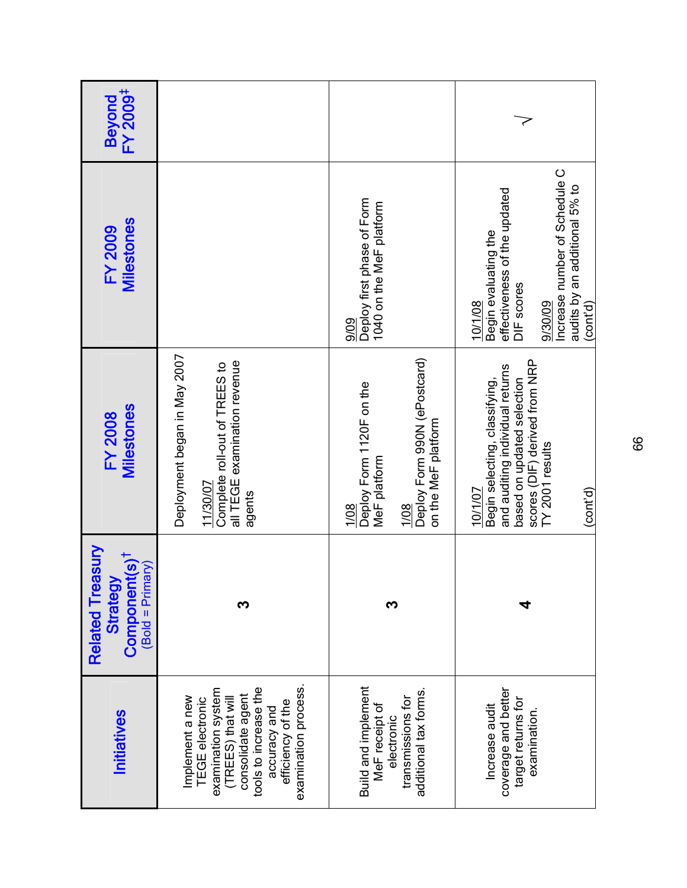| Initiatives | Related Treasury Strategy Component(s)† (Bold = Primary) | FY 2008 Milestones | FY 2009 Milestones | Beyond FY 2009‡ |
|---|---|---|---|---|
| Implement a new TEGE electronic examination system (TREES) that will consolidate agent tools to increase the accuracy and efficiency of the examination process. | **3** | Deployment began in May 2007<br><br>11/30/07<br>Complete roll-out of TREES to all TEGE examination revenue agents | | |
| Build and implement MeF receipt of electronic transmissions for additional tax forms. | **3** | 1/08<br>Deploy Form 1120F on the MeF platform<br><br>1/08<br>Deploy Form 990N (ePostcard) on the MeF platform | 9/09<br>Deploy first phase of Form 1040 on the MeF platform | |
| Increase audit coverage and better target returns for examination. | **4** | 10/1/07<br>Begin selecting, classifying, and auditing individual returns based on updated selection scores (DIF) derived from NRP TY 2001 results<br><br>(cont'd) | 10/1/08<br>Begin evaluating the effectiveness of the updated DIF scores<br><br>9/30/09<br>Increase number of Schedule C audits by an additional 5% to (cont'd) | √ |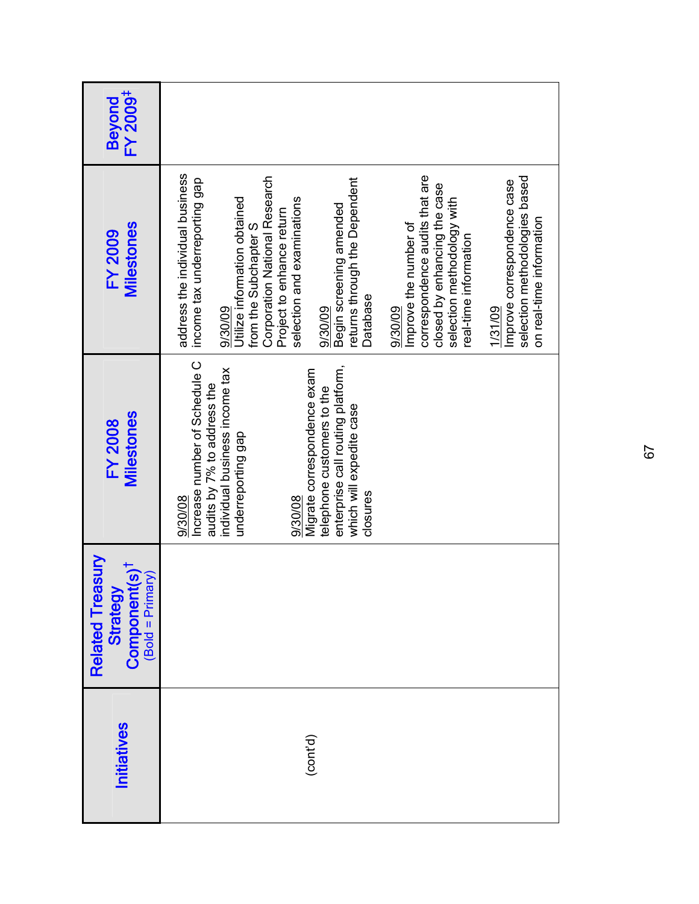| Initiatives | Related Treasury Strategy Component(s)† (Bold = Primary) | FY 2008 Milestones | FY 2009 Milestones | Beyond FY 2009‡ |
|---|---|---|---|---|
| (cont'd) | | 9/30/08<br>Increase number of Schedule C audits by 7% to address the individual business income tax underreporting gap<br><br>9/30/08<br>Migrate correspondence exam telephone customers to the enterprise call routing platform, which will expedite case closures | address the individual business income tax underreporting gap<br><br>9/30/09<br>Utilize information obtained from the Subchapter S Corporation National Research Project to enhance return selection and examinations<br><br>9/30/09<br>Begin screening amended returns through the Dependent Database<br><br>9/30/09<br>Improve the number of correspondence audits that are closed by enhancing the case selection methodology with real-time information<br><br>1/31/09<br>Improve correspondence case selection methodologies based on real-time information | |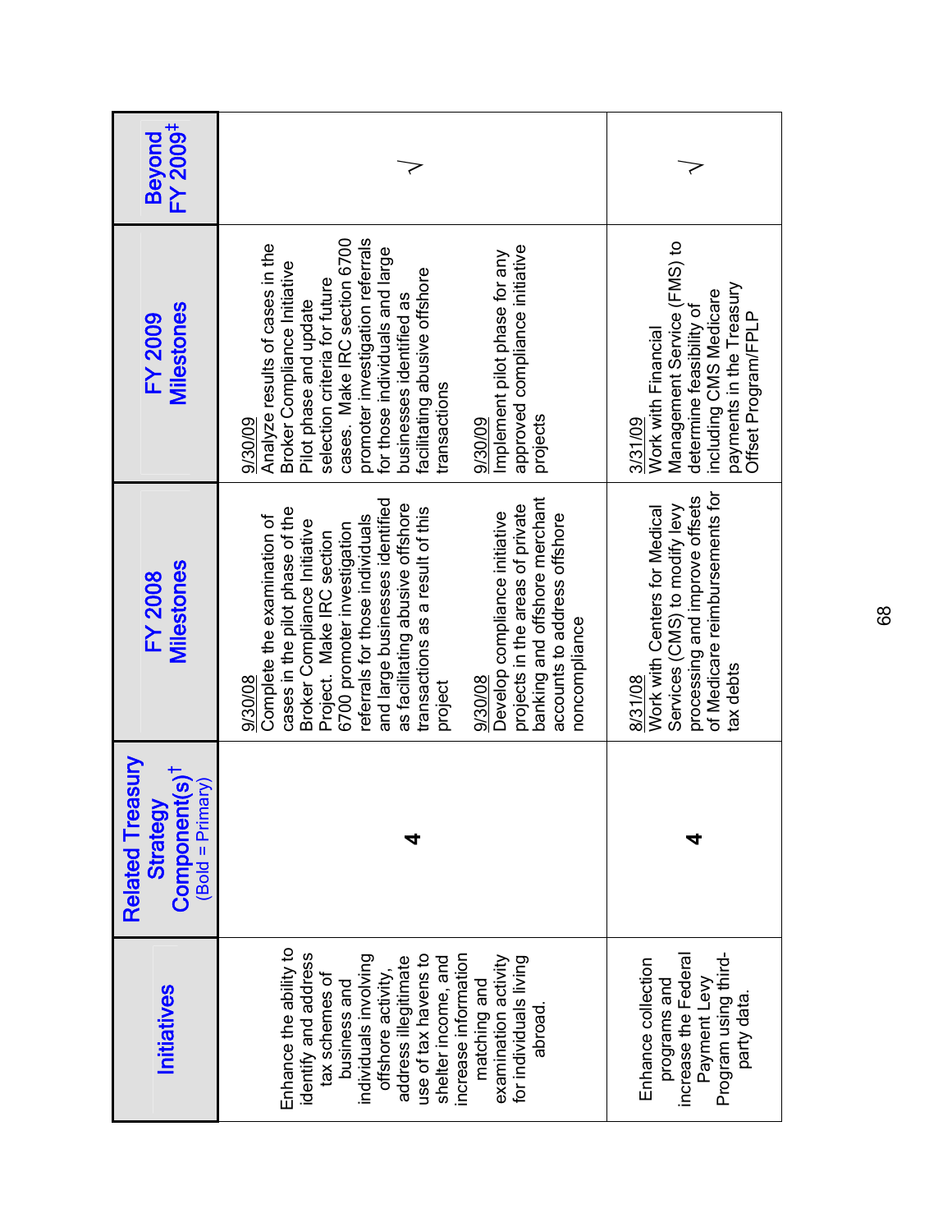| Initiatives | Related Treasury Strategy Component(s)† (Bold = Primary) | FY 2008 Milestones | FY 2009 Milestones | Beyond FY 2009‡ |
| --- | --- | --- | --- | --- |
| Enhance the ability to identify and address tax schemes of business and individuals involving offshore activity, address illegitimate use of tax havens to shelter income, and increase information matching and examination activity for individuals living abroad. | **4** | 9/30/08 Complete the examination of cases in the pilot phase of the Broker Compliance Initiative Project. Make IRC section 6700 promoter investigation referrals for those individuals and large businesses identified as facilitating abusive offshore transactions as a result of this project<br><br>9/30/08 Develop compliance initiative projects in the areas of private banking and offshore merchant accounts to address offshore noncompliance | 9/30/09 Analyze results of cases in the Broker Compliance Initiative Pilot phase and update selection criteria for future cases. Make IRC section 6700 promoter investigation referrals for those individuals and large businesses identified as facilitating abusive offshore transactions<br><br>9/30/09 Implement pilot phase for any approved compliance initiative projects | √ |
| Enhance collection programs and increase the Federal Payment Levy Program using third-party data. | **4** | 8/31/08 Work with Centers for Medical Services (CMS) to modify levy processing and improve offsets of Medicare reimbursements for tax debts | 3/31/09 Work with Financial Management Service (FMS) to determine feasibility of including CMS Medicare payments in the Treasury Offset Program/FPLP | √ |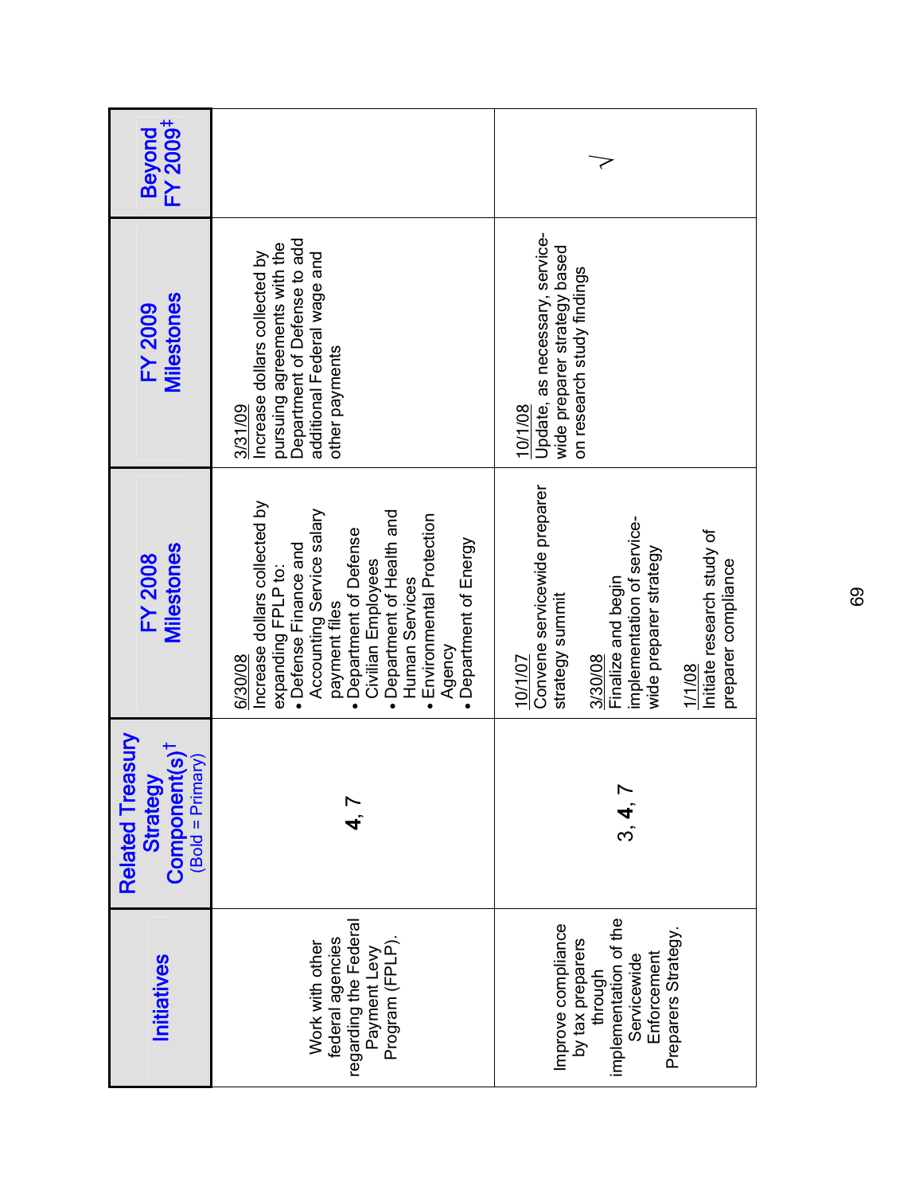| Initiatives | Related Treasury Strategy Component(s)† (Bold = Primary) | FY 2008 Milestones | FY 2009 Milestones | Beyond FY 2009‡ |
|---|---|---|---|---|
| Work with other federal agencies regarding the Federal Payment Levy Program (FPLP). | **4**, 7 | 6/30/08<br>Increase dollars collected by expanding FPLP to:<br>• Defense Finance and Accounting Service salary payment files<br>• Department of Defense Civilian Employees<br>• Department of Health and Human Services<br>• Environmental Protection Agency<br>• Department of Energy | 3/31/09<br>Increase dollars collected by pursuing agreements with the Department of Defense to add additional Federal wage and other payments | |
| Improve compliance by tax preparers through implementation of the Servicewide Enforcement Preparers Strategy. | 3, **4**, 7 | 10/1/07<br>Convene servicewide preparer strategy summit<br><br>3/30/08<br>Finalize and begin implementation of service-wide preparer strategy<br><br>1/1/08<br>Initiate research study of preparer compliance | 10/1/08<br>Update, as necessary, service-wide preparer strategy based on research study findings | √ |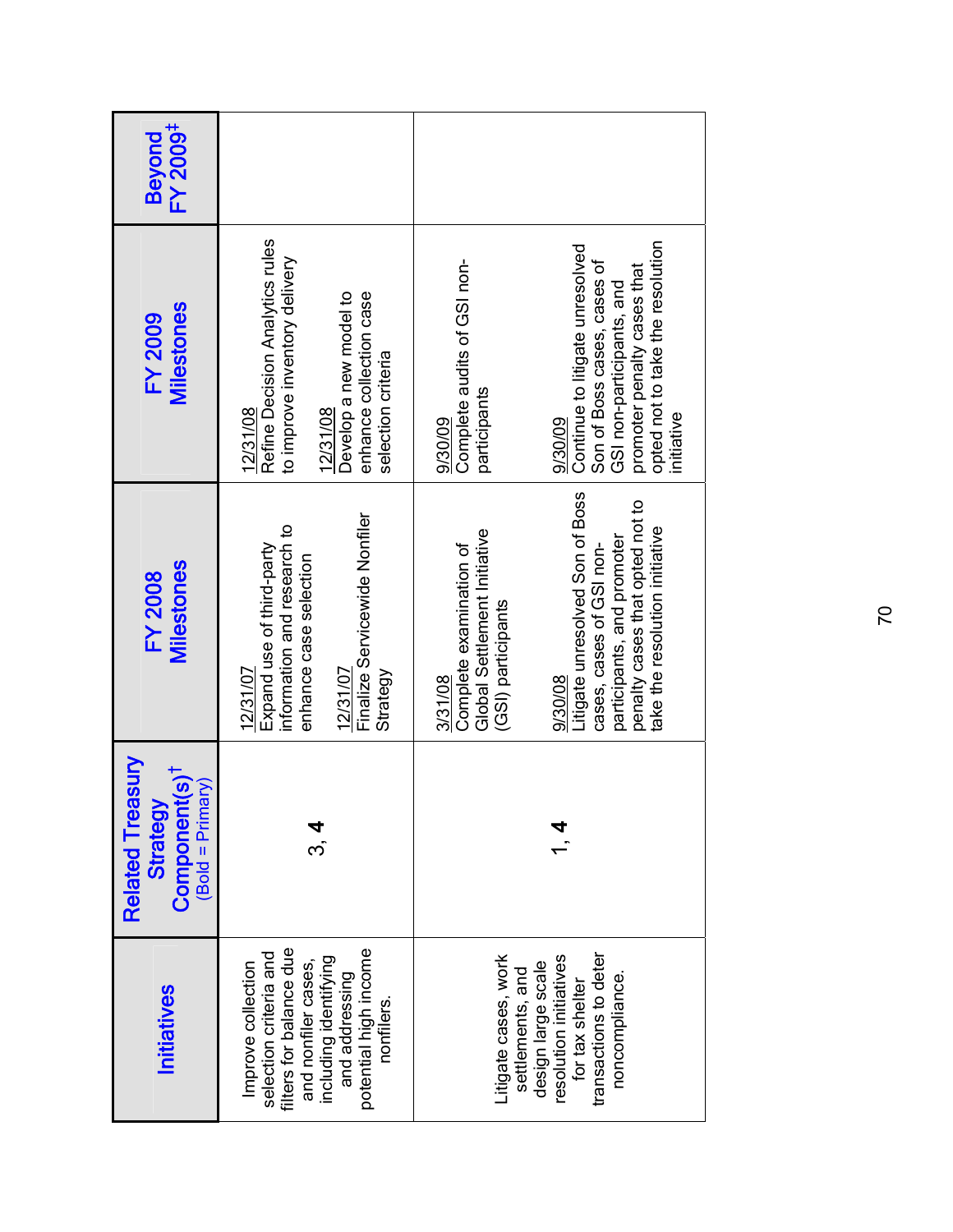| Initiatives | Related Treasury Strategy Component(s)† (Bold = Primary) | FY 2008 Milestones | FY 2009 Milestones | Beyond FY 2009‡ |
|---|---|---|---|---|
| Improve collection selection criteria and filters for balance due and nonfiler cases, including identifying and addressing potential high income nonfilers. | 3, **4** | 12/31/07<br>Expand use of third-party information and research to enhance case selection<br><br>12/31/07<br>Finalize Servicewide Nonfiler Strategy | 12/31/08<br>Refine Decision Analytics rules to improve inventory delivery<br><br>12/31/08<br>Develop a new model to enhance collection case selection criteria | |
| Litigate cases, work settlements, and design large scale resolution initiatives for tax shelter transactions to deter noncompliance. | 1, **4** | 3/31/08<br>Complete examination of Global Settlement Initiative (GSI) participants<br><br>9/30/08<br>Litigate unresolved Son of Boss cases, cases of GSI non-participants, and promoter penalty cases that opted not to take the resolution initiative | 9/30/09<br>Complete audits of GSI non-participants<br><br>9/30/09<br>Continue to litigate unresolved Son of Boss cases, cases of GSI non-participants, and promoter penalty cases that opted not to take the resolution initiative | |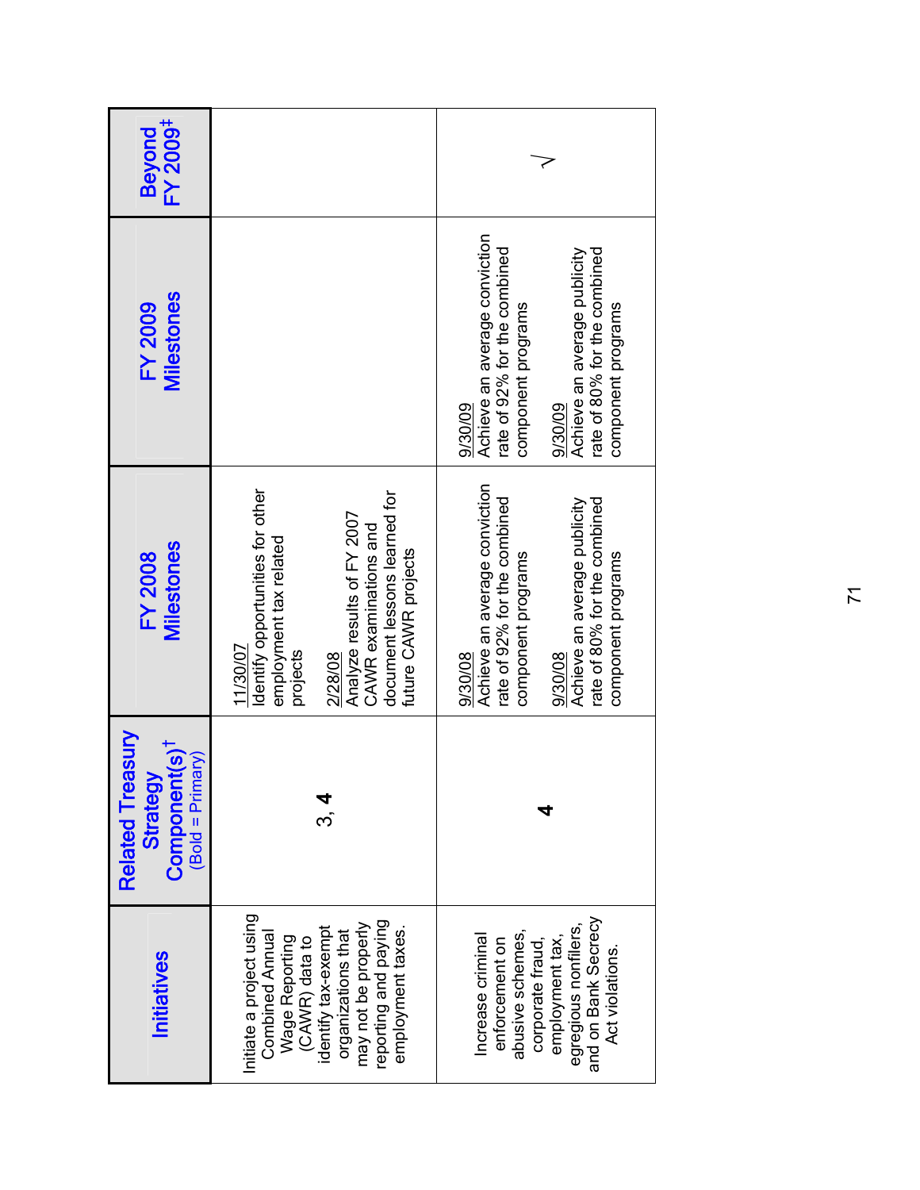| Initiatives | Related Treasury Strategy Component(s)† (Bold = Primary) | FY 2008 Milestones | FY 2009 Milestones | Beyond FY 2009‡ |
|---|---|---|---|---|
| Initiate a project using Combined Annual Wage Reporting (CAWR) data to identify tax-exempt organizations that may not be properly reporting and paying employment taxes. | 3, **4** | 11/30/07<br>Identify opportunities for other employment tax related projects<br><br>2/28/08<br>Analyze results of FY 2007 CAWR examinations and document lessons learned for future CAWR projects | | |
| Increase criminal enforcement on abusive schemes, corporate fraud, employment tax, egregious nonfilers, and on Bank Secrecy Act violations. | **4** | 9/30/08<br>Achieve an average conviction rate of 92% for the combined component programs<br><br>9/30/08<br>Achieve an average publicity rate of 80% for the combined component programs | 9/30/09<br>Achieve an average conviction rate of 92% for the combined component programs<br><br>9/30/09<br>Achieve an average publicity rate of 80% for the combined component programs | √ |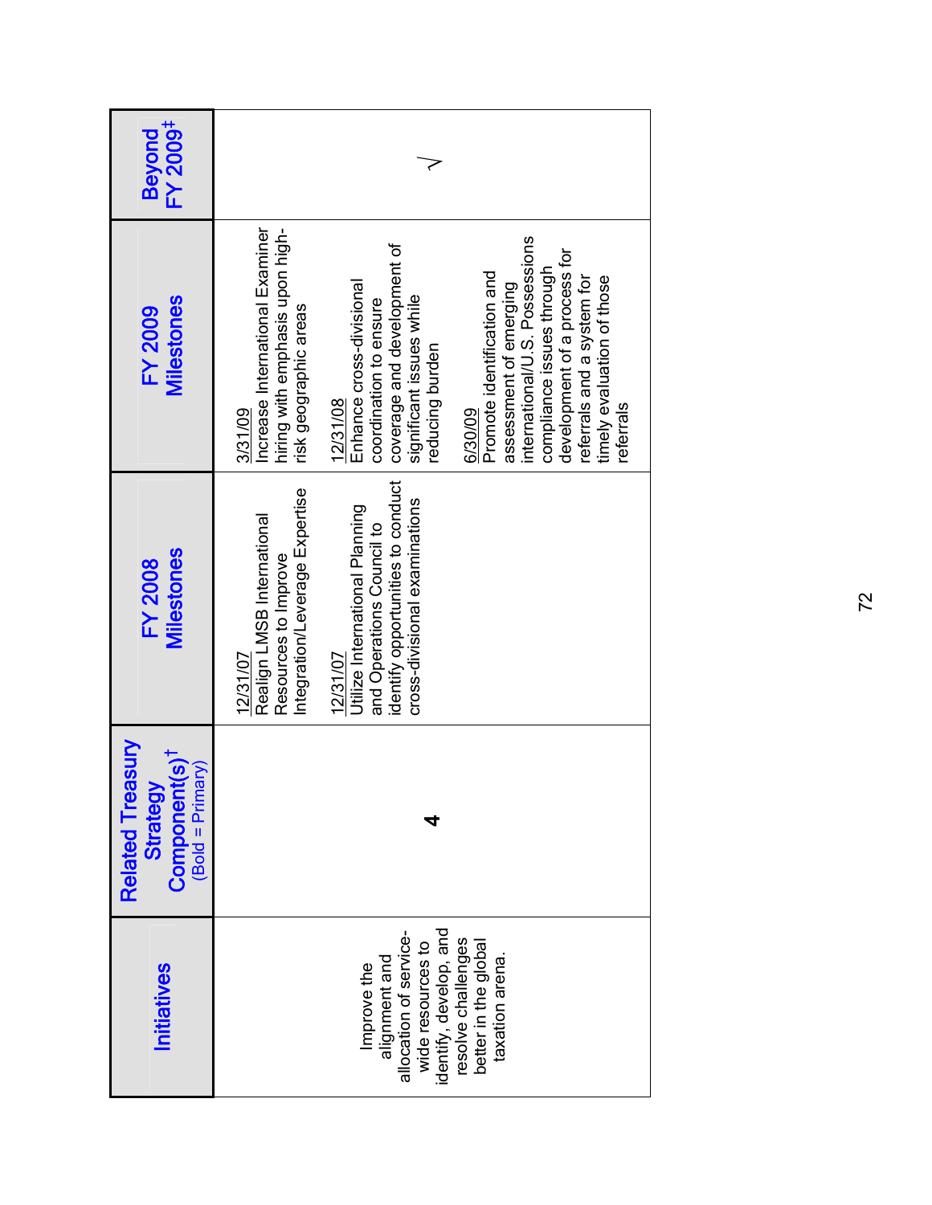| Initiatives | Related Treasury Strategy Component(s)† (Bold = Primary) | FY 2008 Milestones | FY 2009 Milestones | Beyond FY 2009‡ |
|---|---|---|---|---|
| Improve the alignment and allocation of service-wide resources to identify, develop, and resolve challenges better in the global taxation arena. | **4** | 12/31/07 Realign LMSB International Resources to Improve Integration/Leverage Expertise<br><br>12/31/07 Utilize International Planning and Operations Council to identify opportunities to conduct cross-divisional examinations | 3/31/09 Increase International Examiner hiring with emphasis upon high-risk geographic areas<br><br>12/31/08 Enhance cross-divisional coordination to ensure coverage and development of significant issues while reducing burden<br><br>6/30/09 Promote identification and assessment of emerging international/U.S. Possessions compliance issues through development of a process for referrals and a system for timely evaluation of those referrals | √ |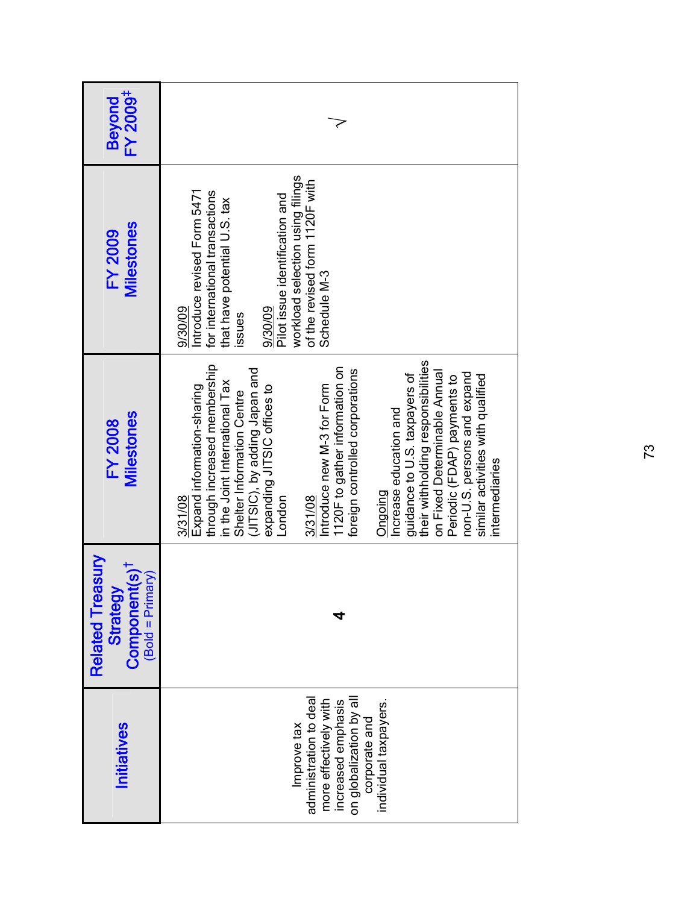| Initiatives | Related Treasury Strategy Component(s)† (Bold = Primary) | FY 2008 Milestones | FY 2009 Milestones | Beyond FY 2009‡ |
|---|---|---|---|---|
| Improve tax administration to deal more effectively with increased emphasis on globalization by all corporate and individual taxpayers. | **4** | 3/31/08<br>Expand information-sharing through increased membership in the Joint International Tax Shelter Information Centre (JITSIC), by adding Japan and expanding JITSIC offices to London<br><br>3/31/08<br>Introduce new M-3 for Form 1120F to gather information on foreign controlled corporations<br><br>Ongoing<br>Increase education and guidance to U.S. taxpayers of their withholding responsibilities on Fixed Determinable Annual Periodic (FDAP) payments to non-U.S. persons and expand similar activities with qualified intermediaries | 9/30/09<br>Introduce revised Form 5471 for international transactions that have potential U.S. tax issues<br><br>9/30/09<br>Pilot issue identification and workload selection using filings of the revised form 1120F with Schedule M-3 | √ |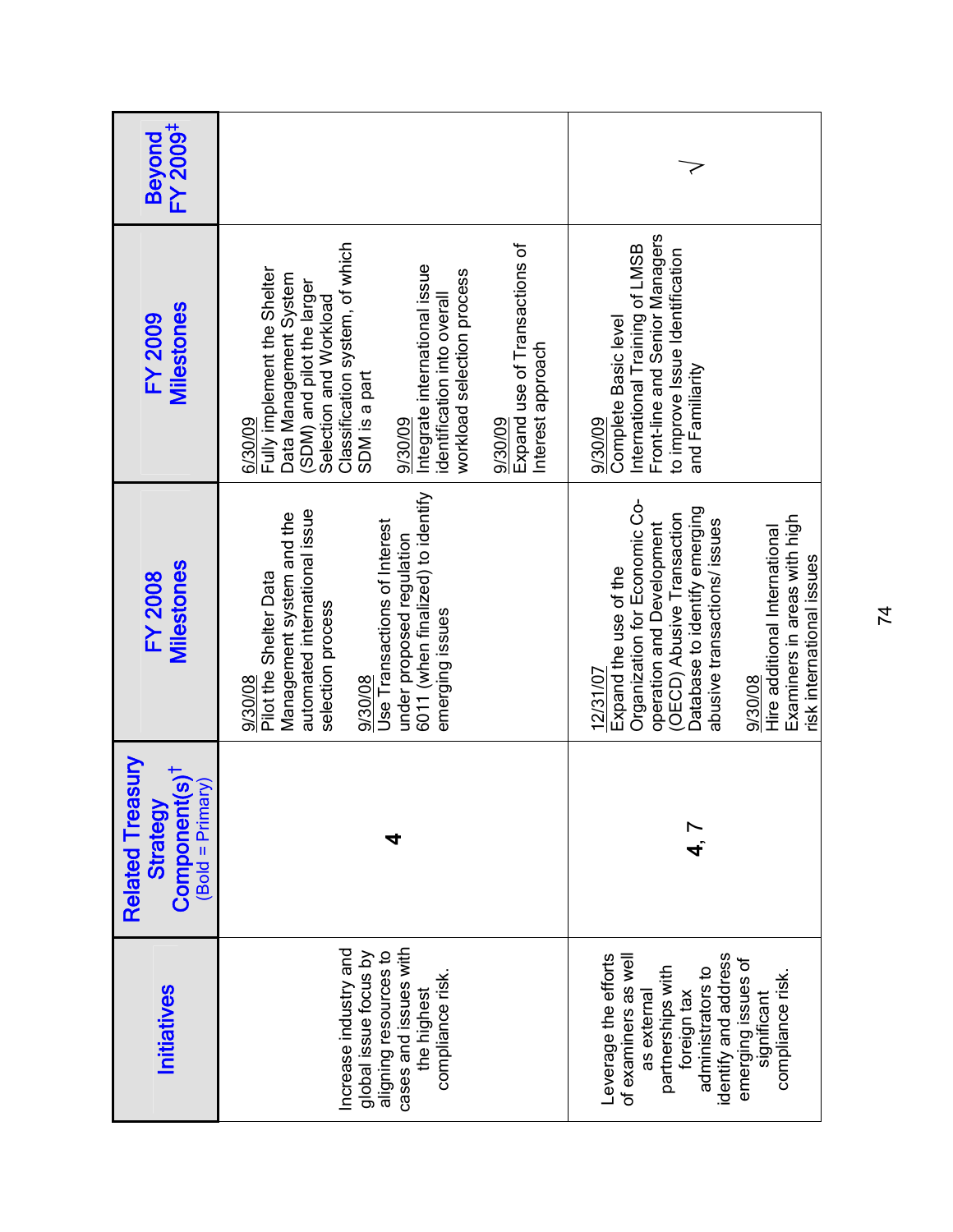| Initiatives | Related Treasury Strategy Component(s)† (Bold = Primary) | FY 2008 Milestones | FY 2009 Milestones | Beyond FY 2009‡ |
|---|---|---|---|---|
| Increase industry and global issue focus by aligning resources to cases and issues with the highest compliance risk. | **4** | 9/30/08<br>Pilot the Shelter Data Management system and the automated international issue selection process<br><br>9/30/08<br>Use Transactions of Interest under proposed regulation 6011 (when finalized) to identify emerging issues | 6/30/09<br>Fully implement the Shelter Data Management System (SDM) and pilot the larger Selection and Workload Classification system, of which SDM is a part<br><br>9/30/09<br>Integrate international issue identification into overall workload selection process<br><br>9/30/09<br>Expand use of Transactions of Interest approach | |
| Leverage the efforts of examiners as well as external partnerships with foreign tax administrators to identify and address emerging issues of significant compliance risk. | **4**, 7 | 12/31/07<br>Expand the use of the Organization for Economic Co-operation and Development (OECD) Abusive Transaction Database to identify emerging abusive transactions/ issues<br><br>9/30/08<br>Hire additional International Examiners in areas with high risk international issues | 9/30/09<br>Complete Basic level International Training of LMSB Front-line and Senior Managers to improve Issue Identification and Familiarity | √ |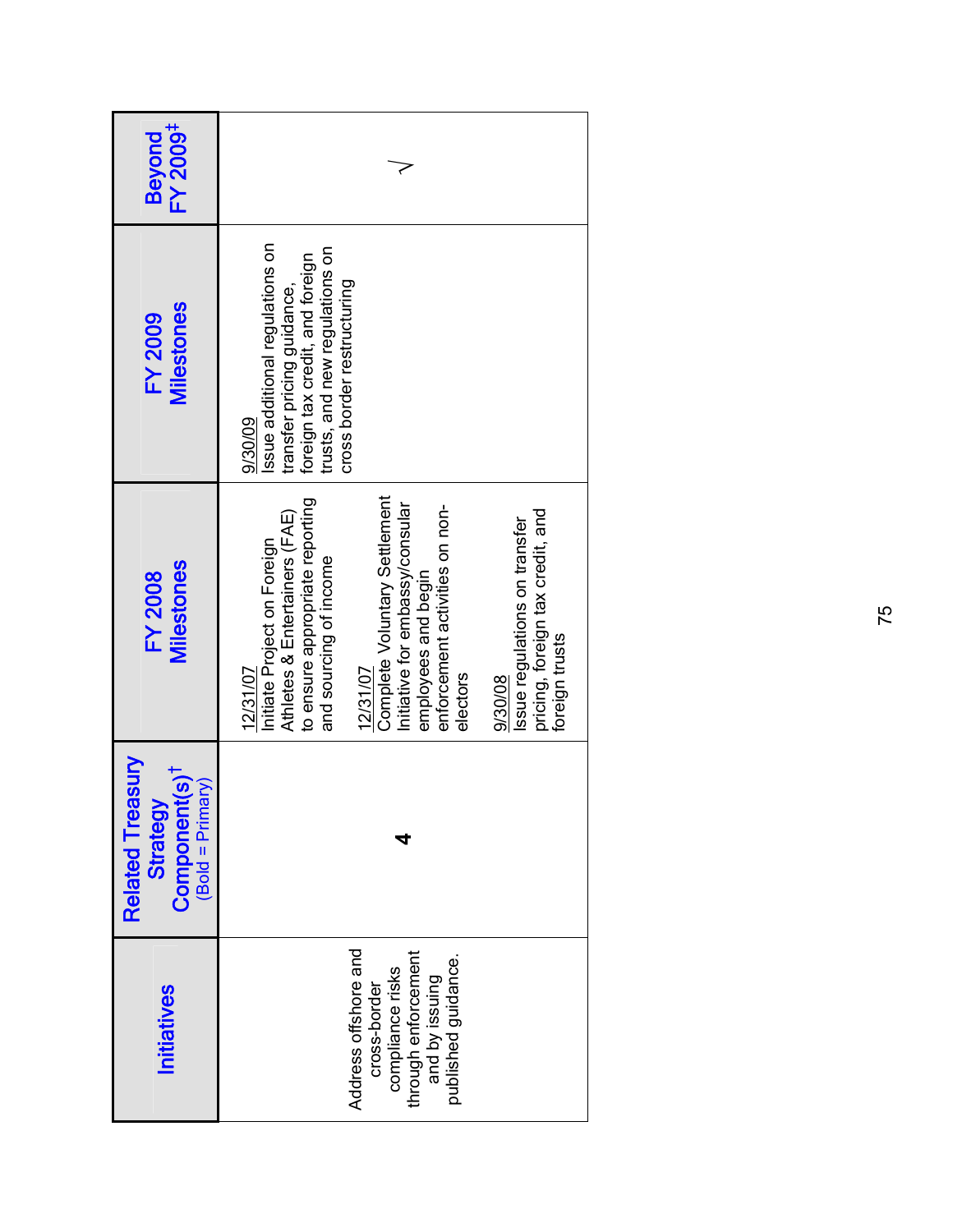| Initiatives | Related Treasury Strategy Component(s)† (Bold = Primary) | FY 2008 Milestones | FY 2009 Milestones | Beyond FY 2009‡ |
|---|---|---|---|---|
| Address offshore and cross-border compliance risks through enforcement and by issuing published guidance. | **4** | 12/31/07 Initiate Project on Foreign Athletes & Entertainers (FAE) to ensure appropriate reporting and sourcing of income<br><br>12/31/07 Complete Voluntary Settlement Initiative for embassy/consular employees and begin enforcement activities on non-electors<br><br>9/30/08 Issue regulations on transfer pricing, foreign tax credit, and foreign trusts | 9/30/09 Issue additional regulations on transfer pricing guidance, foreign tax credit, and foreign trusts, and new regulations on cross border restructuring | √ |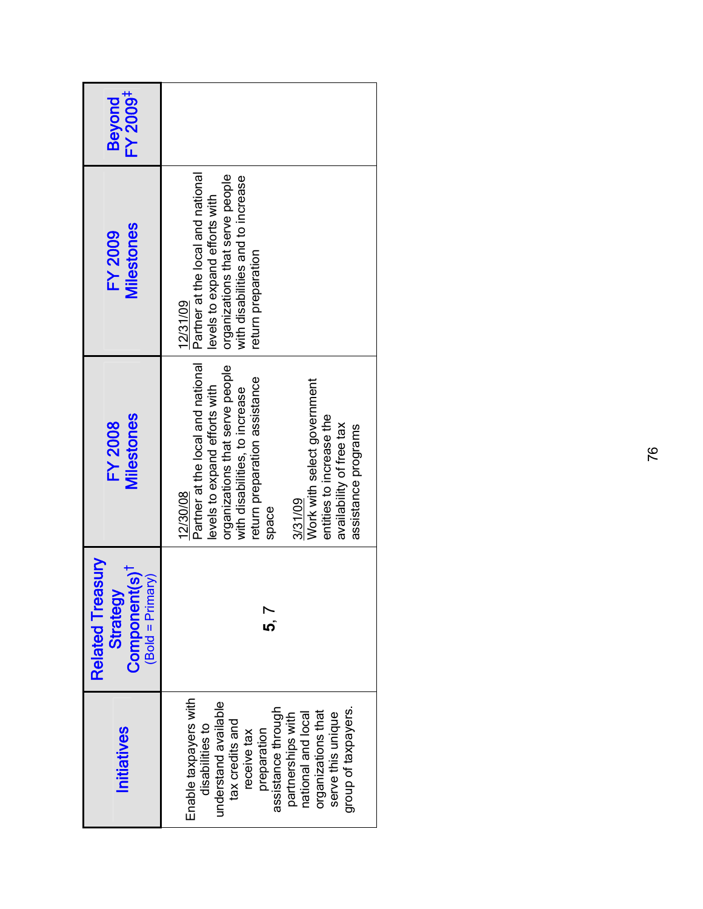| Initiatives | Related Treasury Strategy Component(s)† (Bold = Primary) | FY 2008 Milestones | FY 2009 Milestones | Beyond FY 2009‡ |
|---|---|---|---|---|
| Enable taxpayers with disabilities to understand available tax credits and receive tax preparation assistance through partnerships with national and local organizations that serve this unique group of taxpayers. | **5**, 7 | 12/30/08<br>Partner at the local and national levels to expand efforts with organizations that serve people with disabilities, to increase return preparation assistance space<br><br>3/31/09<br>Work with select government entities to increase the availability of free tax assistance programs | 12/31/09<br>Partner at the local and national levels to expand efforts with organizations that serve people with disabilities and to increase return preparation | |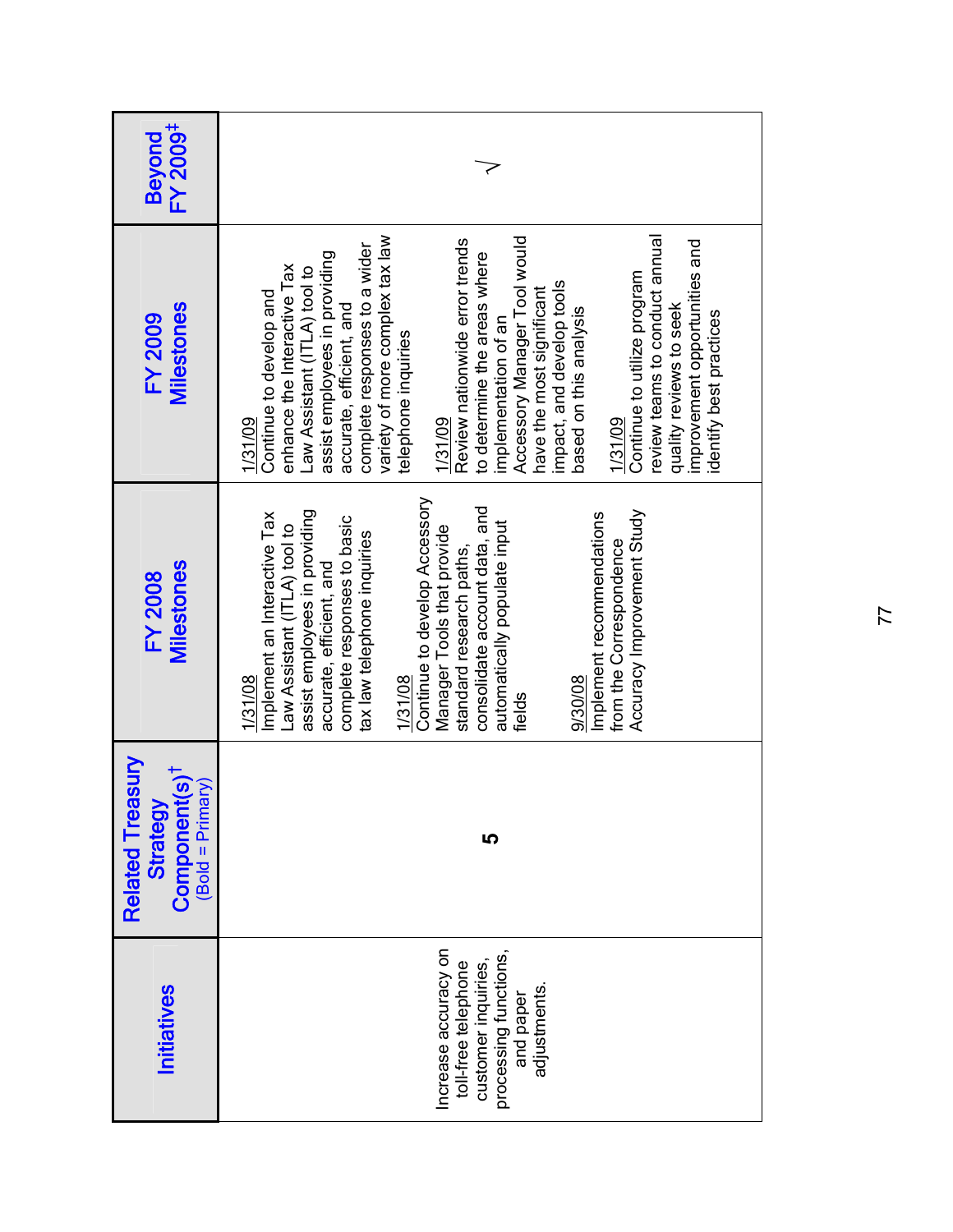| Initiatives | Related Treasury Strategy Component(s)† (Bold = Primary) | FY 2008 Milestones | FY 2009 Milestones | Beyond FY 2009‡ |
|---|---|---|---|---|
| Increase accuracy on toll-free telephone customer inquiries, processing functions, and paper adjustments. | **5** | 1/31/08<br>Implement an Interactive Tax Law Assistant (ITLA) tool to assist employees in providing accurate, efficient, and complete responses to basic tax law telephone inquiries<br><br>1/31/08<br>Continue to develop Accessory Manager Tools that provide standard research paths, consolidate account data, and automatically populate input fields<br><br>9/30/08<br>Implement recommendations from the Correspondence Accuracy Improvement Study | 1/31/09<br>Continue to develop and enhance the Interactive Tax Law Assistant (ITLA) tool to assist employees in providing accurate, efficient, and complete responses to a wider variety of more complex tax law telephone inquiries<br><br>1/31/09<br>Review nationwide error trends to determine the areas where implementation of an Accessory Manager Tool would have the most significant impact, and develop tools based on this analysis<br><br>1/31/09<br>Continue to utilize program review teams to conduct annual quality reviews to seek improvement opportunities and identify best practices | √ |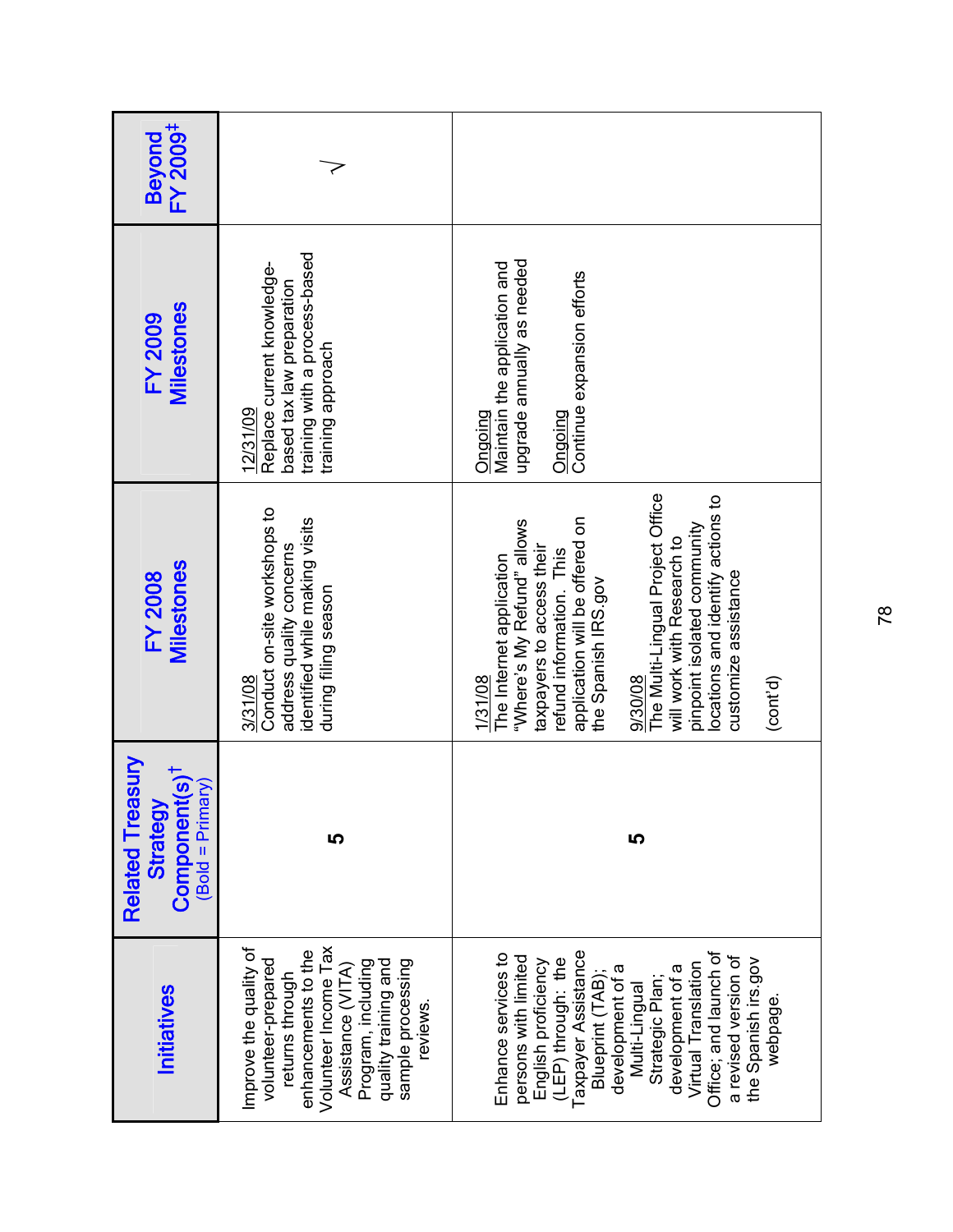| Initiatives | Related Treasury Strategy Component(s)† (Bold = Primary) | FY 2008 Milestones | FY 2009 Milestones | Beyond FY 2009‡ |
|---|---|---|---|---|
| Improve the quality of volunteer-prepared returns through enhancements to the Volunteer Income Tax Assistance (VITA) Program, including quality training and sample processing reviews. | **5** | 3/31/08<br>Conduct on-site workshops to address quality concerns identified while making visits during filing season | 12/31/09<br>Replace current knowledge-based tax law preparation training with a process-based training approach | √ |
| Enhance services to persons with limited English proficiency (LEP) through: the Taxpayer Assistance Blueprint (TAB); development of a Multi-Lingual Strategic Plan; development of a Virtual Translation Office; and launch of a revised version of the Spanish irs.gov webpage. | **5** | 1/31/08<br>The Internet application "Where's My Refund" allows taxpayers to access their refund information. This application will be offered on the Spanish IRS.gov<br><br>9/30/08<br>The Multi-Lingual Project Office will work with Research to pinpoint isolated community locations and identify actions to customize assistance<br><br>(cont'd) | Ongoing<br>Maintain the application and upgrade annually as needed<br><br>Ongoing<br>Continue expansion efforts | |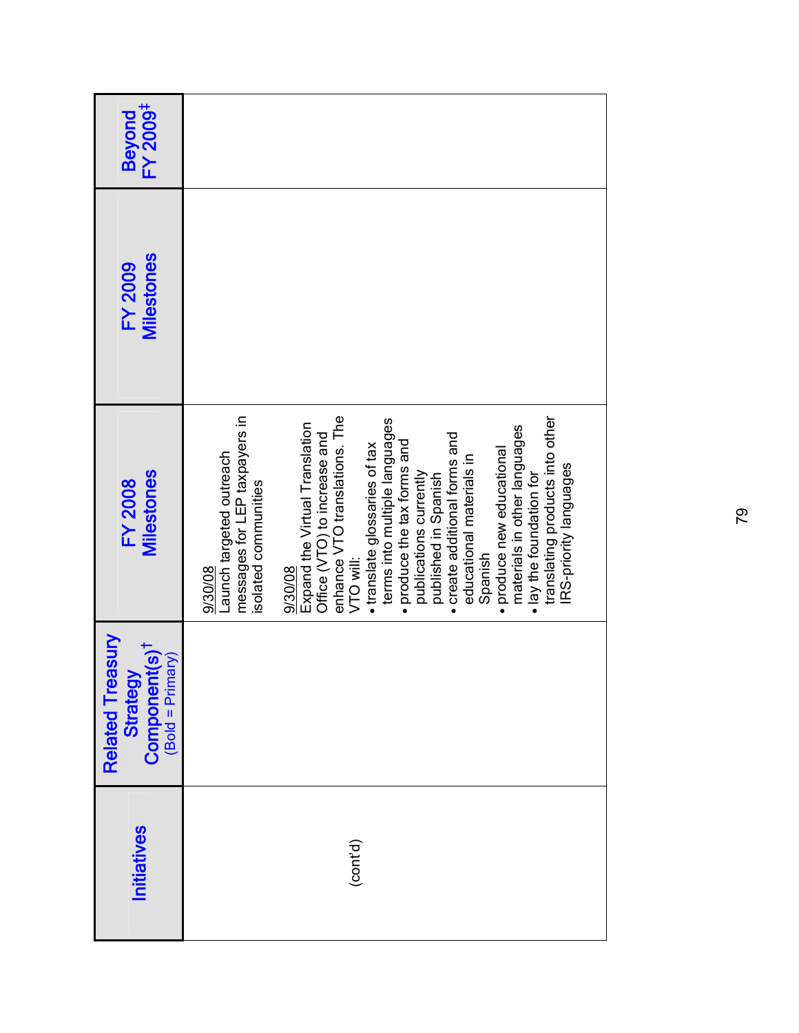| Initiatives | Related Treasury Strategy Component(s)† (Bold = Primary) | FY 2008 Milestones | FY 2009 Milestones | Beyond FY 2009‡ |
|---|---|---|---|---|
| (cont'd) | | 9/30/08<br>Launch targeted outreach messages for LEP taxpayers in isolated communities<br><br>9/30/08<br>Expand the Virtual Translation Office (VTO) to increase and enhance VTO translations. The VTO will:<br>• translate glossaries of tax terms into multiple languages<br>• produce the tax forms and publications currently published in Spanish<br>• create additional forms and educational materials in Spanish<br>• produce new educational materials in other languages<br>• lay the foundation for translating products into other IRS-priority languages | | |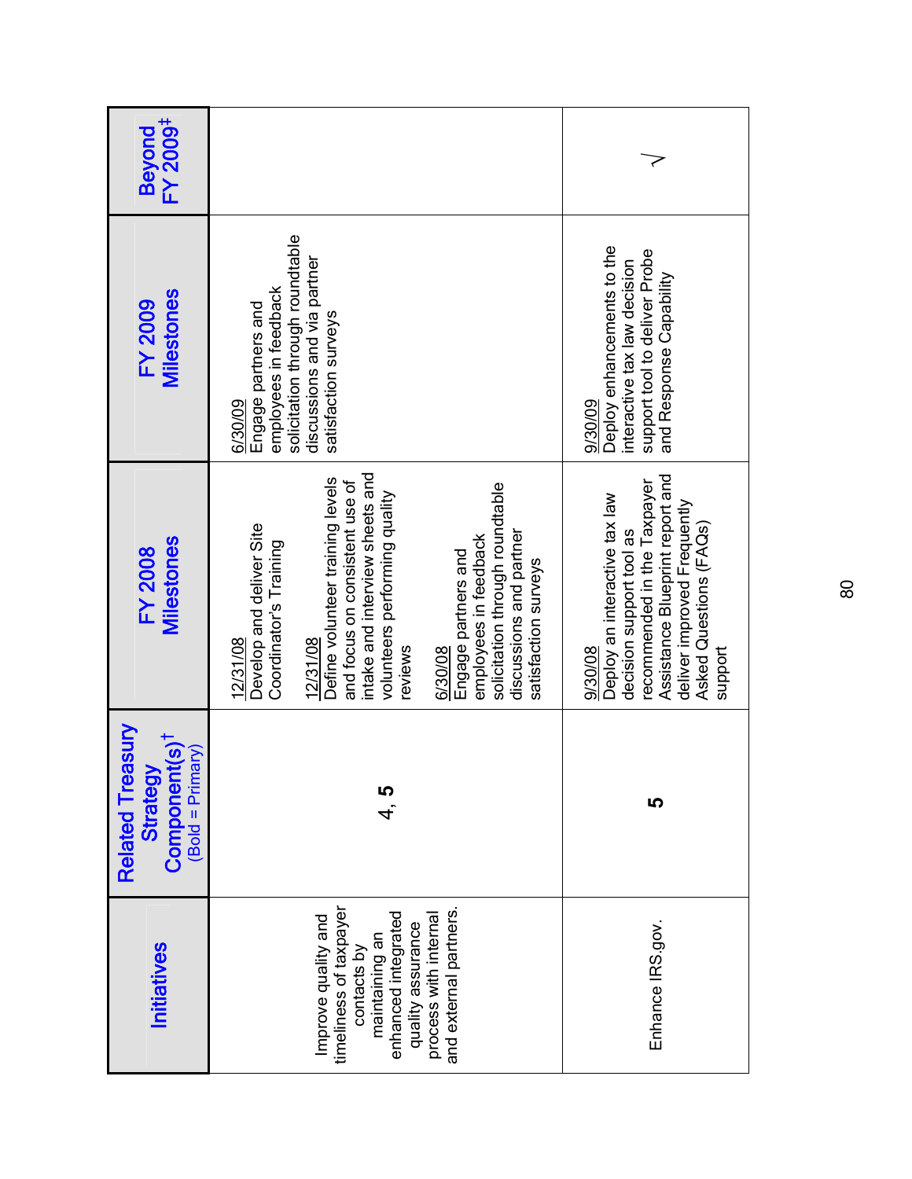| Initiatives | Related Treasury Strategy Component(s)† (Bold = Primary) | FY 2008 Milestones | FY 2009 Milestones | Beyond FY 2009‡ |
|---|---|---|---|---|
| Improve quality and timeliness of taxpayer contacts by maintaining an enhanced integrated quality assurance process with internal and external partners. | 4, **5** | 12/31/08 Develop and deliver Site Coordinator's Training<br><br>12/31/08 Define volunteer training levels and focus on consistent use of intake and interview sheets and volunteers performing quality reviews<br><br>6/30/08 Engage partners and employees in feedback solicitation through roundtable discussions and partner satisfaction surveys | 6/30/09 Engage partners and employees in feedback solicitation through roundtable discussions and via partner satisfaction surveys | |
| Enhance IRS.gov. | **5** | 9/30/08 Deploy an interactive tax law decision support tool as recommended in the Taxpayer Assistance Blueprint report and deliver improved Frequently Asked Questions (FAQs) support | 9/30/09 Deploy enhancements to the interactive tax law decision support tool to deliver Probe and Response Capability | √ |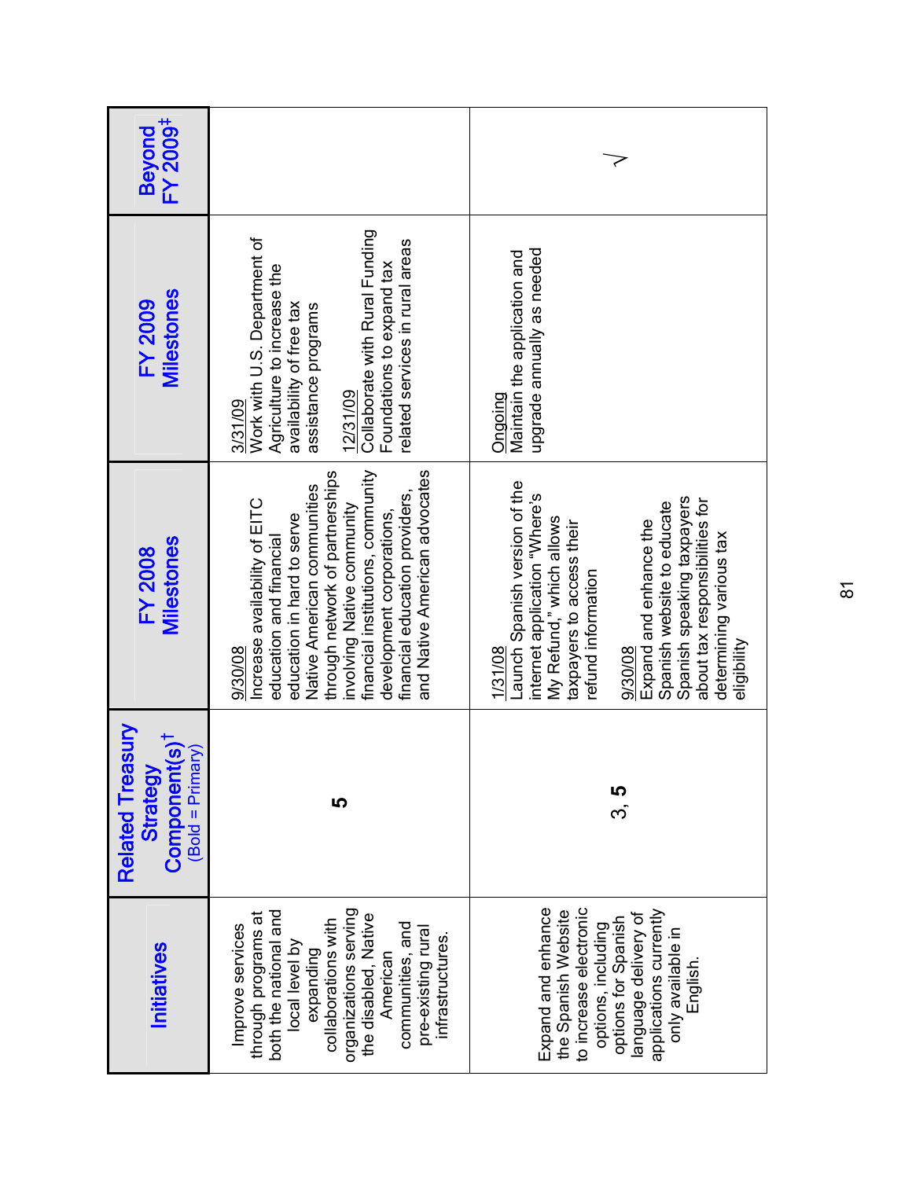| Initiatives | Related Treasury Strategy Component(s)† (Bold = Primary) | FY 2008 Milestones | FY 2009 Milestones | Beyond FY 2009‡ |
|---|---|---|---|---|
| Improve services through programs at both the national and local level by expanding collaborations with organizations serving the disabled, Native American communities, and pre-existing rural infrastructures. | **5** | 9/30/08<br>Increase availability of EITC education and financial education in hard to serve Native American communities through network of partnerships involving Native community financial institutions, community development corporations, financial education providers, and Native American advocates | 3/31/09<br>Work with U.S. Department of Agriculture to increase the availability of free tax assistance programs<br><br>12/31/09<br>Collaborate with Rural Funding Foundations to expand tax related services in rural areas | |
| Expand and enhance the Spanish Website to increase electronic options, including options for Spanish language delivery of applications currently only available in English. | 3, **5** | 1/31/08<br>Launch Spanish version of the internet application "Where's My Refund," which allows taxpayers to access their refund information<br><br>9/30/08<br>Expand and enhance the Spanish website to educate Spanish speaking taxpayers about tax responsibilities for determining various tax eligibility | Ongoing<br>Maintain the application and upgrade annually as needed | √ |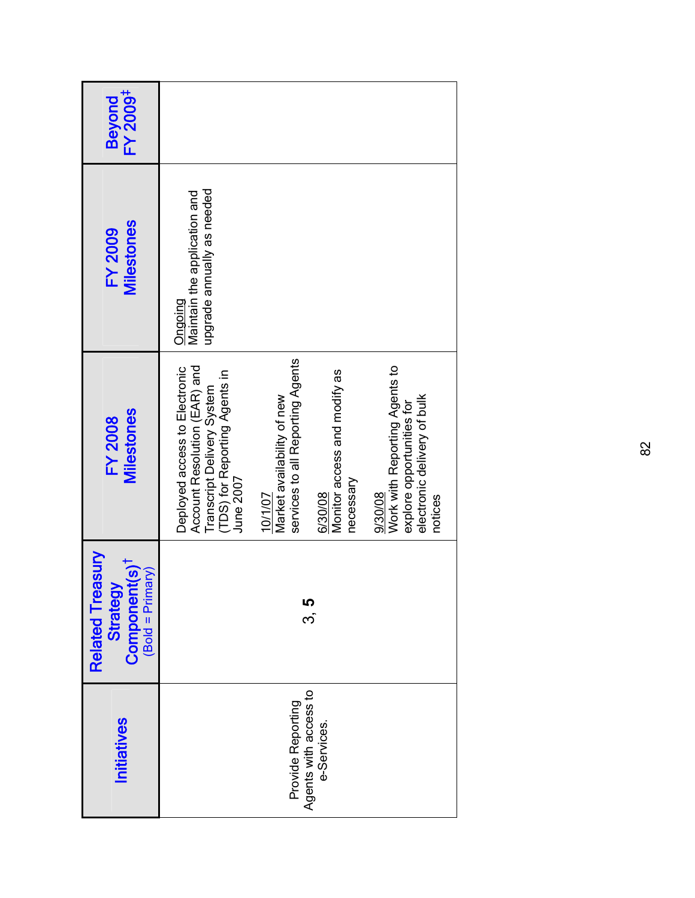| Initiatives | Related Treasury Strategy Component(s)† (Bold = Primary) | FY 2008 Milestones | FY 2009 Milestones | Beyond FY 2009‡ |
|---|---|---|---|---|
| Provide Reporting Agents with access to e-Services. | 3, **5** | Deployed access to Electronic Account Resolution (EAR) and Transcript Delivery System (TDS) for Reporting Agents in June 2007<br><br>10/1/07<br>Market availability of new services to all Reporting Agents<br><br>6/30/08<br>Monitor access and modify as necessary<br><br>9/30/08<br>Work with Reporting Agents to explore opportunities for electronic delivery of bulk notices | Ongoing<br>Maintain the application and upgrade annually as needed | |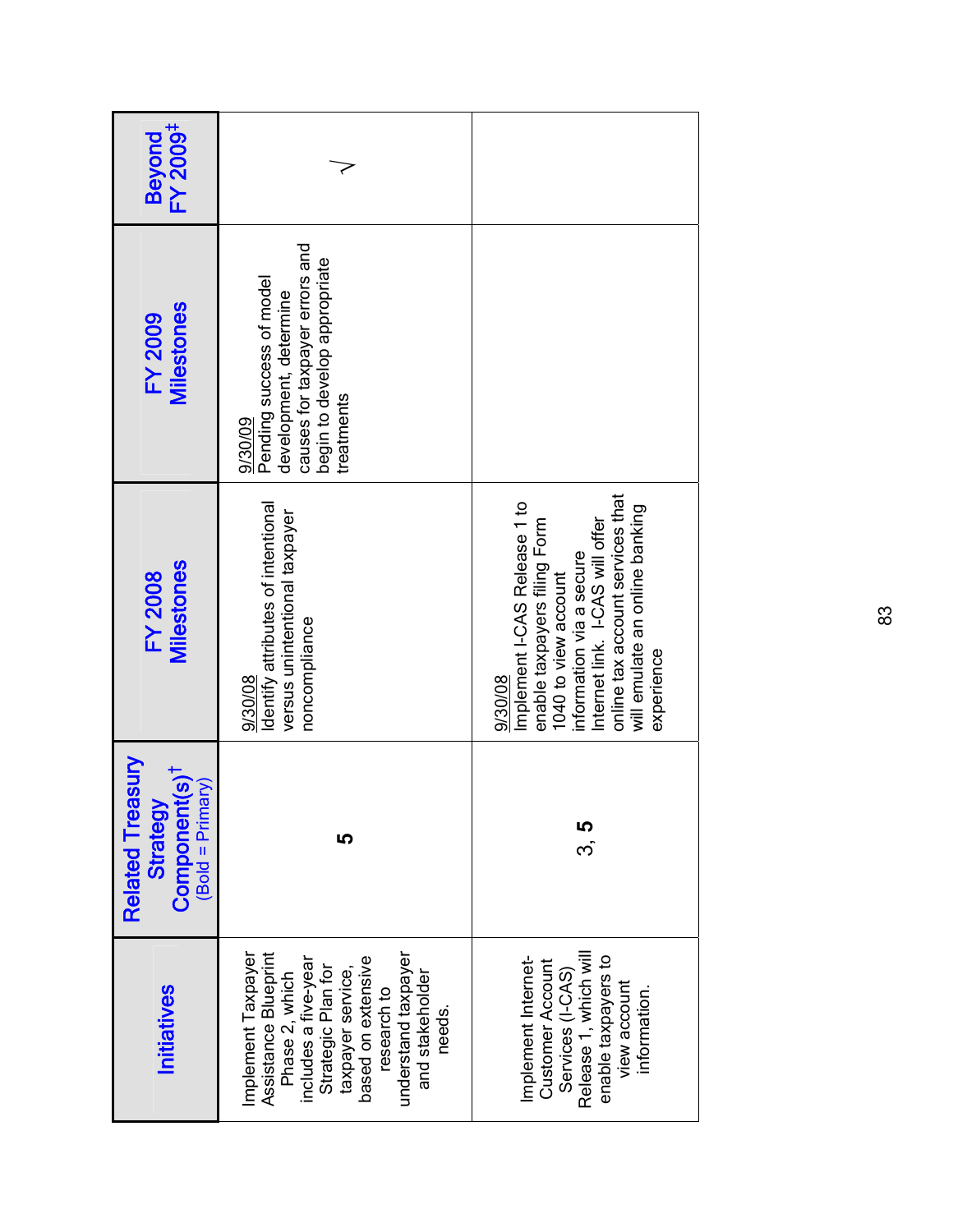| Initiatives | Related Treasury Strategy Component(s)† (Bold = Primary) | FY 2008 Milestones | FY 2009 Milestones | Beyond FY 2009‡ |
|---|---|---|---|---|
| Implement Taxpayer Assistance Blueprint Phase 2, which includes a five-year Strategic Plan for taxpayer service, based on extensive research to understand taxpayer and stakeholder needs. | **5** | 9/30/08 Identify attributes of intentional versus unintentional taxpayer noncompliance | 9/30/09 Pending success of model development, determine causes for taxpayer errors and begin to develop appropriate treatments | √ |
| Implement Internet-Customer Account Services (I-CAS) Release 1, which will enable taxpayers to view account information. | 3, **5** | 9/30/08 Implement I-CAS Release 1 to enable taxpayers filing Form 1040 to view account information via a secure Internet link. I-CAS will offer online tax account services that will emulate an online banking experience | | |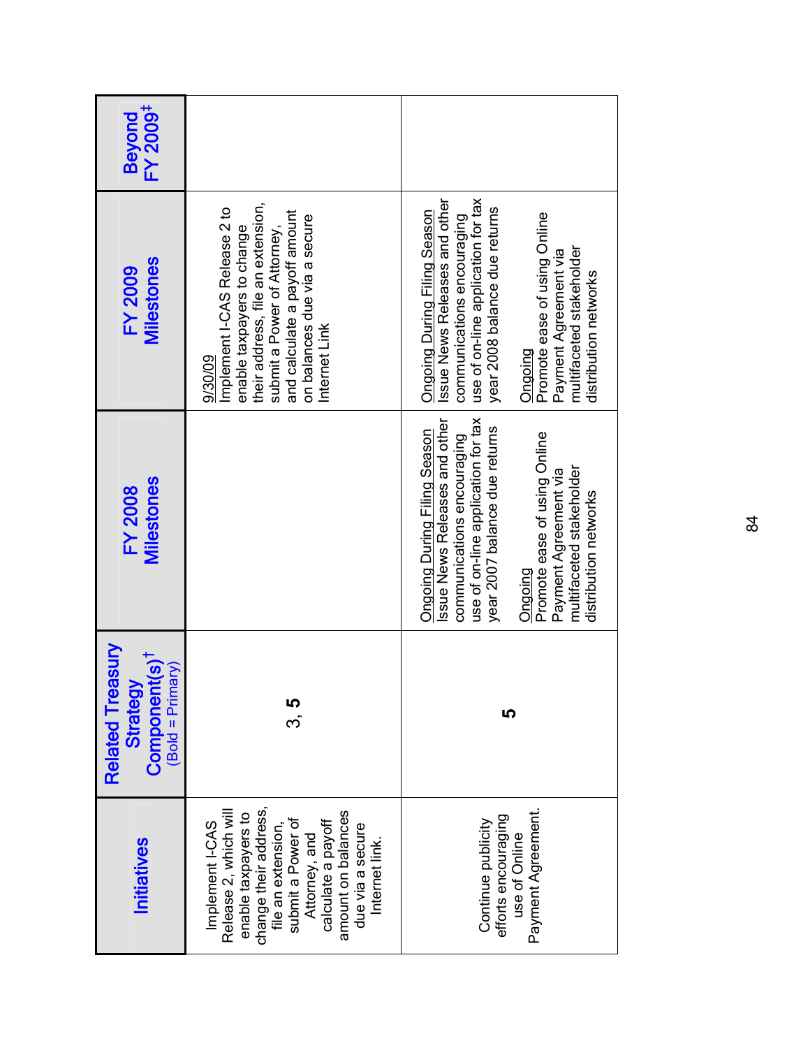| Initiatives | Related Treasury Strategy Component(s)† (Bold = Primary) | FY 2008 Milestones | FY 2009 Milestones | Beyond FY 2009‡ |
|---|---|---|---|---|
| Implement I-CAS Release 2, which will enable taxpayers to change their address, file an extension, submit a Power of Attorney, and calculate a payoff amount on balances due via a secure Internet link. | 3, **5** | | <u>9/30/09</u><br>Implement I-CAS Release 2 to enable taxpayers to change their address, file an extension, submit a Power of Attorney, and calculate a payoff amount on balances due via a secure Internet Link | |
| Continue publicity efforts encouraging use of Online Payment Agreement. | **5** | <u>Ongoing During Filing Season</u><br>Issue News Releases and other communications encouraging use of on-line application for tax year 2007 balance due returns<br><br><u>Ongoing</u><br>Promote ease of using Online Payment Agreement via multifaceted stakeholder distribution networks | <u>Ongoing During Filing Season</u><br>Issue News Releases and other communications encouraging use of on-line application for tax year 2008 balance due returns<br><br><u>Ongoing</u><br>Promote ease of using Online Payment Agreement via multifaceted stakeholder distribution networks | |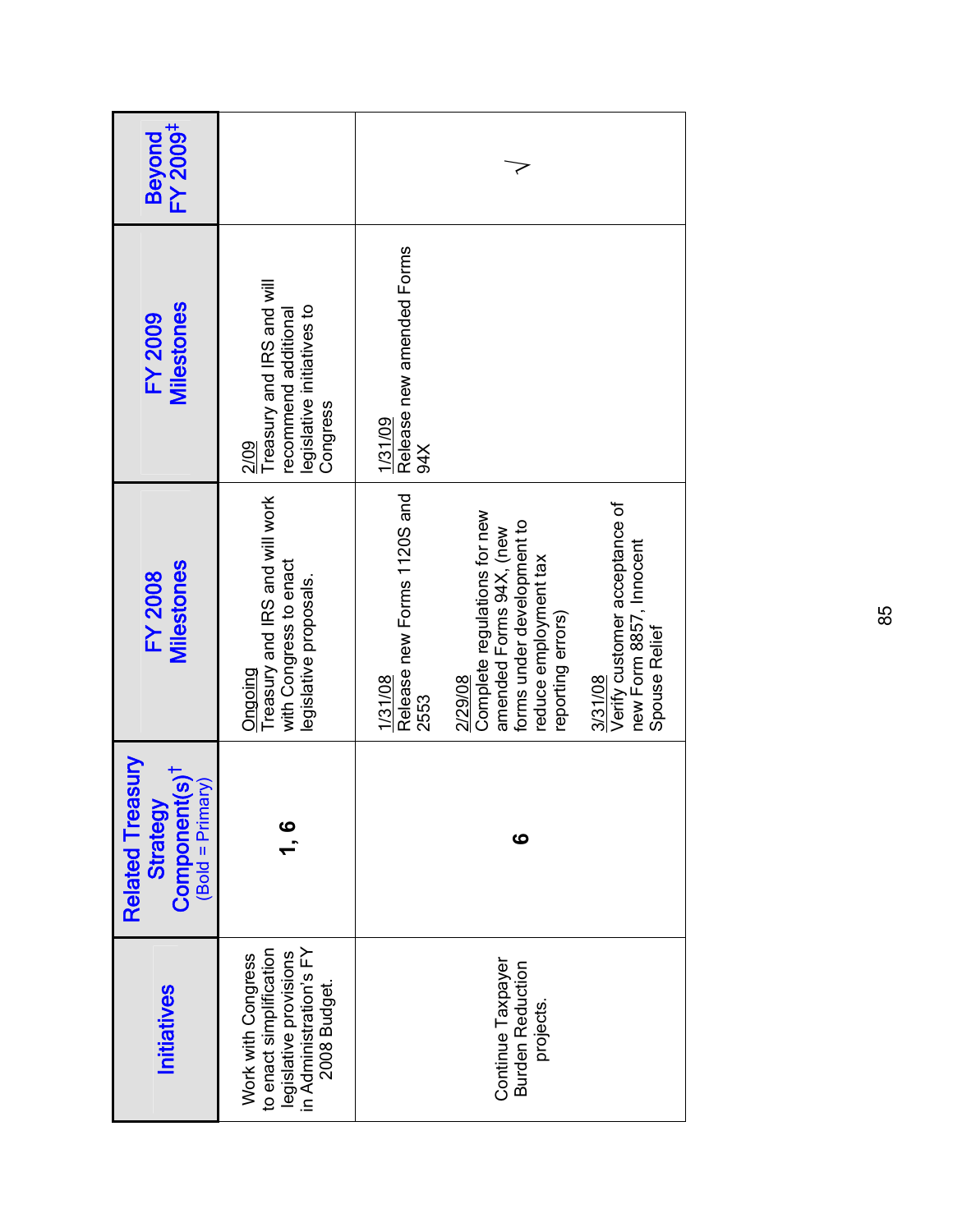| Initiatives | Related Treasury Strategy Component(s)† (Bold = Primary) | FY 2008 Milestones | FY 2009 Milestones | Beyond FY 2009‡ |
|---|---|---|---|---|
| Work with Congress to enact simplification legislative provisions in Administration's FY 2008 Budget. | **1**, 6 | Ongoing<br>Treasury and IRS and will work with Congress to enact legislative proposals. | 2/09<br>Treasury and IRS and will recommend additional legislative initiatives to Congress | |
| Continue Taxpayer Burden Reduction projects. | **6** | 1/31/08<br>Release new Forms 1120S and 2553<br><br>2/29/08<br>Complete regulations for new amended Forms 94X, (new forms under development to reduce employment tax reporting errors)<br><br>3/31/08<br>Verify customer acceptance of new Form 8857, Innocent Spouse Relief | 1/31/09<br>Release new amended Forms 94X | √ |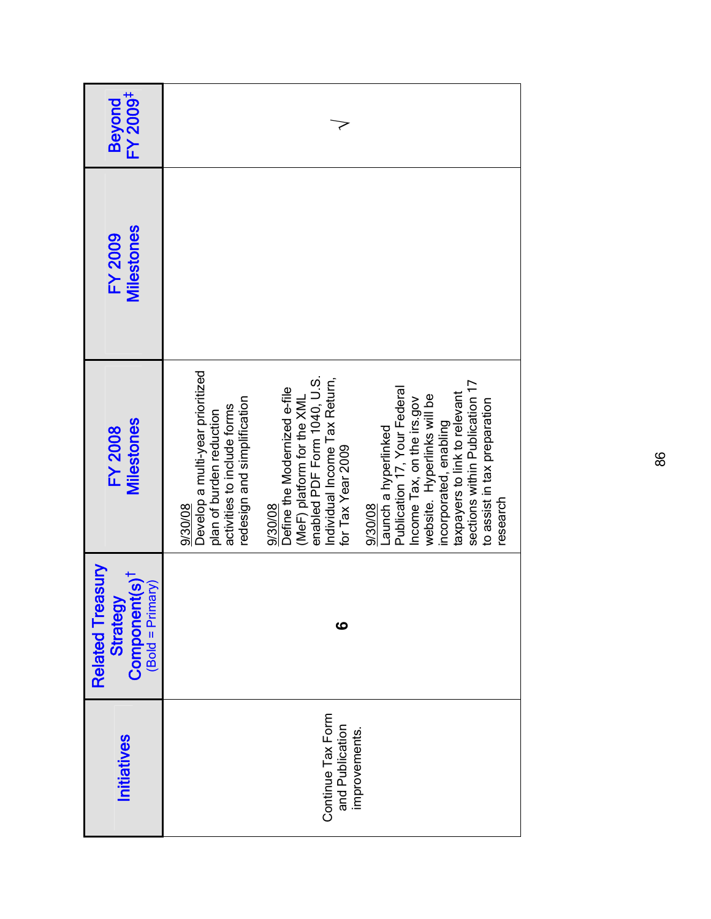| Initiatives | Related Treasury Strategy Component(s)† (Bold = Primary) | FY 2008 Milestones | FY 2009 Milestones | Beyond FY 2009‡ |
|---|---|---|---|---|
| Continue Tax Form and Publication improvements. | **6** | 9/30/08<br>Develop a multi-year prioritized plan of burden reduction activities to include forms redesign and simplification<br><br>9/30/08<br>Define the Modernized e-file (MeF) platform for the XML enabled PDF Form 1040, U.S. Individual Income Tax Return, for Tax Year 2009<br><br>9/30/08<br>Launch a hyperlinked Publication 17, Your Federal Income Tax, on the irs.gov website. Hyperlinks will be incorporated, enabling taxpayers to link to relevant sections within Publication 17 to assist in tax preparation research | | √ |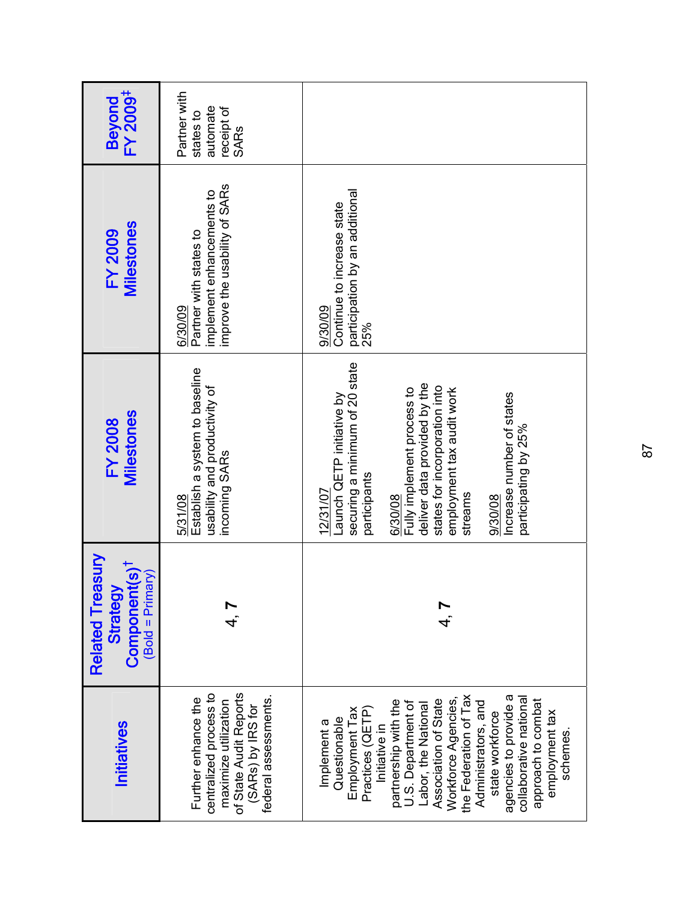| Initiatives | Related Treasury Strategy Component(s)[†] (Bold = Primary) | FY 2008 Milestones | FY 2009 Milestones | Beyond FY 2009[‡] |
|---|---|---|---|---|
| Further enhance the centralized process to maximize utilization of State Audit Reports (SARs) by IRS for federal assessments. | **4**, 7 | 5/31/08<br>Establish a system to baseline usability and productivity of incoming SARs | 6/30/09<br>Partner with states to implement enhancements to improve the usability of SARs | Partner with states to automate receipt of SARs |
| Implement a Questionable Employment Tax Practices (QETP) Initiative in partnership with the U.S. Department of Labor, the National Association of State Workforce Agencies, the Federation of Tax Administrators, and state workforce agencies to provide a collaborative national approach to combat employment tax schemes. | 4, **7** | 12/31/07<br>Launch QETP initiative by securing a minimum of 20 state participants<br><br>6/30/08<br>Fully implement process to deliver data provided by the states for incorporation into employment tax audit work streams<br><br>9/30/08<br>Increase number of states participating by 25% | 9/30/09<br>Continue to increase state participation by an additional 25% | |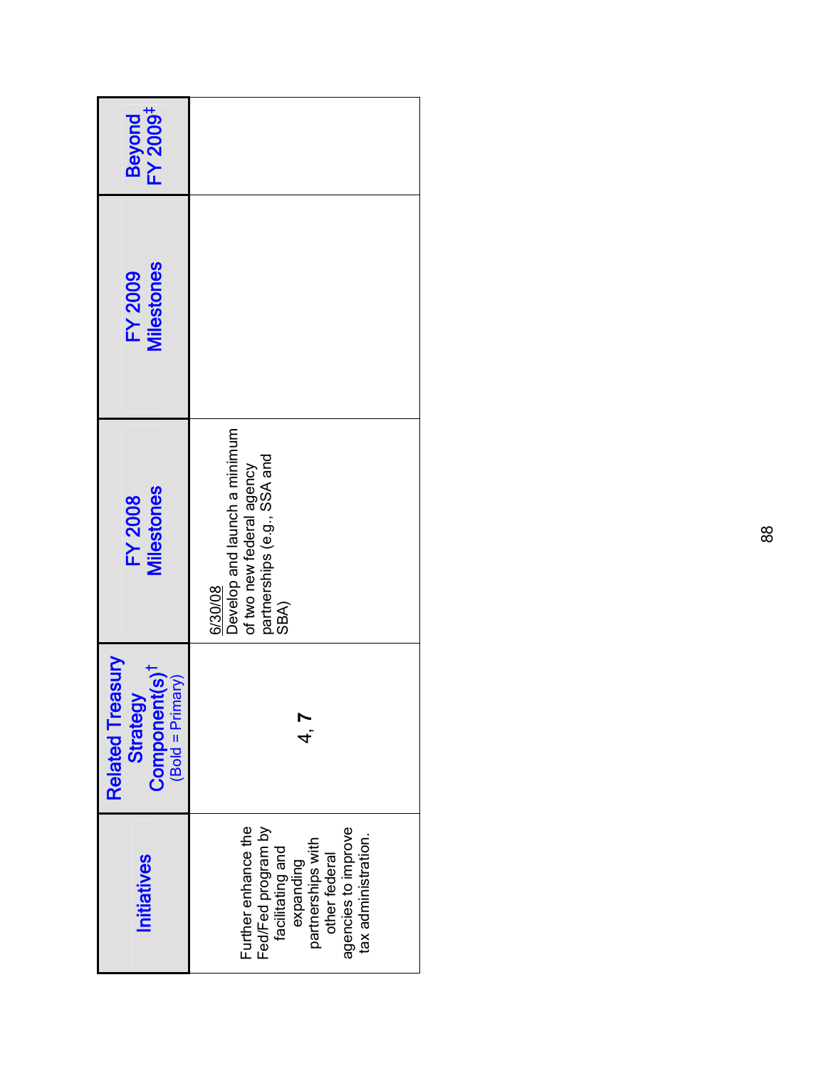| Initiatives | Related Treasury Strategy Component(s)† (Bold = Primary) | FY 2008 Milestones | FY 2009 Milestones | Beyond FY 2009‡ |
| --- | --- | --- | --- | --- |
| Further enhance the Fed/Fed program by facilitating and expanding partnerships with other federal agencies to improve tax administration. | 4, **7** | 6/30/08 Develop and launch a minimum of two new federal agency partnerships (e.g., SSA and SBA) | | |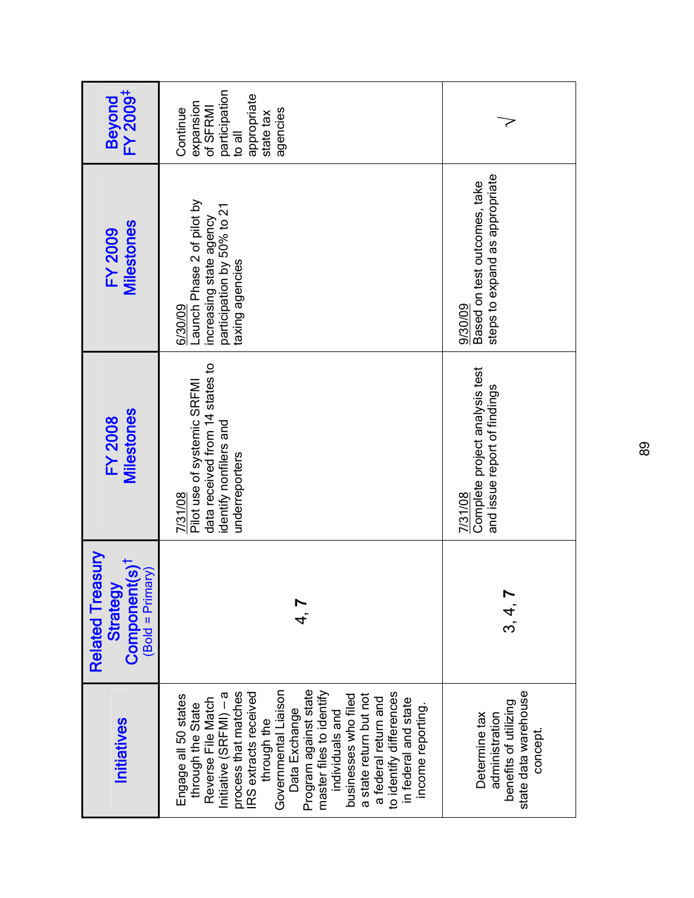| Initiatives | Related Treasury Strategy Component(s)† (Bold = Primary) | FY 2008 Milestones | FY 2009 Milestones | Beyond FY 2009‡ |
|---|---|---|---|---|
| Engage all 50 states through the State Reverse File Match Initiative (SRFMI) – a process that matches IRS extracts received through the Governmental Liaison Data Exchange Program against state master files to identify individuals and businesses who filed a state return but not a federal return and to identify differences in federal and state income reporting. | 4, **7** | 7/31/08 Pilot use of systemic SRFMI data received from 14 states to identify nonfilers and underreporters | 6/30/09 Launch Phase 2 of pilot by increasing state agency participation by 50% to 21 taxing agencies | Continue expansion of SFRMI participation to all appropriate state tax agencies |
| Determine tax administration benefits of utilizing state data warehouse concept. | 3, 4, **7** | 7/31/08 Complete project analysis test and issue report of findings | 9/30/09 Based on test outcomes, take steps to expand as appropriate | √ |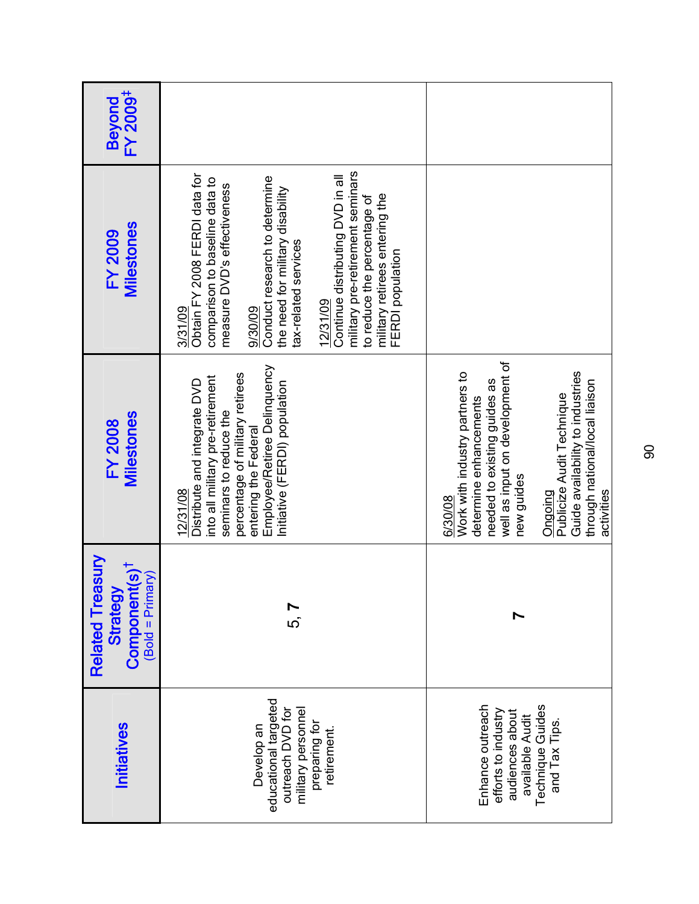| Initiatives | Related Treasury Strategy Component(s)† (Bold = Primary) | FY 2008 Milestones | FY 2009 Milestones | Beyond FY 2009‡ |
|---|---|---|---|---|
| Develop an educational targeted outreach DVD for military personnel preparing for retirement. | 5, **7** | 12/31/08<br>Distribute and integrate DVD into all military pre-retirement seminars to reduce the percentage of military retirees entering the Federal Employee/Retiree Delinquency Initiative (FERDI) population | 3/31/09<br>Obtain FY 2008 FERDI data for comparison to baseline data to measure DVD's effectiveness<br><br>9/30/09<br>Conduct research to determine the need for military disability tax-related services<br><br>12/31/09<br>Continue distributing DVD in all military pre-retirement seminars to reduce the percentage of military retirees entering the FERDI population | |
| Enhance outreach efforts to industry audiences about available Audit Technique Guides and Tax Tips. | **7** | 6/30/08<br>Work with industry partners to determine enhancements needed to existing guides as well as input on development of new guides<br><br>Ongoing<br>Publicize Audit Technique Guide availability to industries through national/local liaison activities | | |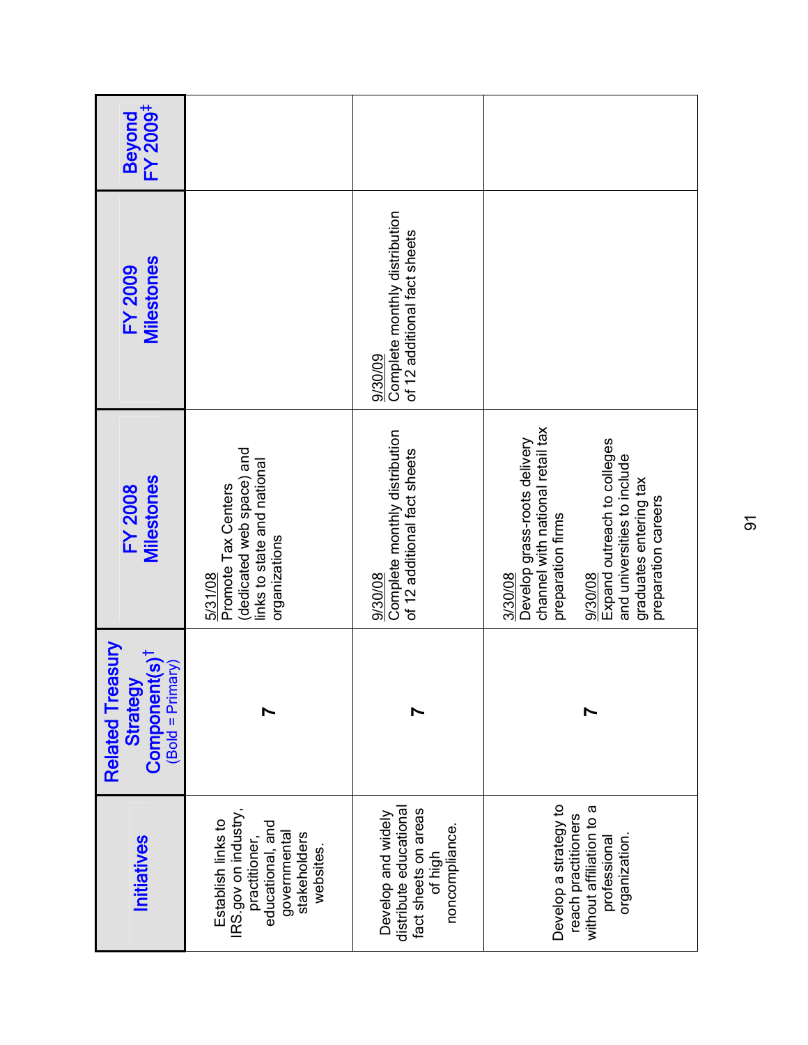| Initiatives | Related Treasury Strategy Component(s)† (Bold = Primary) | FY 2008 Milestones | FY 2009 Milestones | Beyond FY 2009‡ |
|---|---|---|---|---|
| Establish links to IRS.gov on industry, practitioner, educational, and governmental stakeholders websites. | **7** | 5/31/08 Promote Tax Centers (dedicated web space) and links to state and national organizations | | |
| Develop and widely distribute educational fact sheets on areas of high noncompliance. | **7** | 9/30/08 Complete monthly distribution of 12 additional fact sheets | 9/30/09 Complete monthly distribution of 12 additional fact sheets | |
| Develop a strategy to reach practitioners without affiliation to a professional organization. | **7** | 3/30/08 Develop grass-roots delivery channel with national retail tax preparation firms<br><br>9/30/08 Expand outreach to colleges and universities to include graduates entering tax preparation careers | | |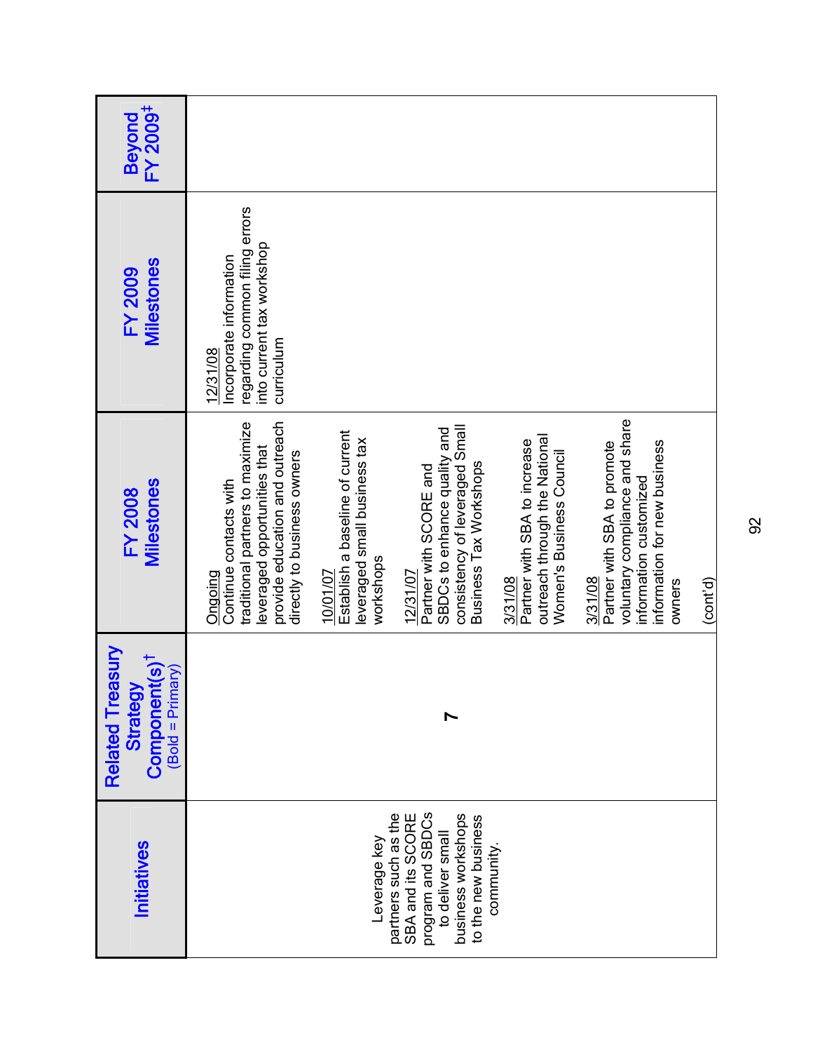| Initiatives | Related Treasury Strategy Component(s)† (Bold = Primary) | FY 2008 Milestones | FY 2009 Milestones | Beyond FY 2009‡ |
|---|---|---|---|---|
| Leverage key partners such as the SBA and its SCORE program and SBDCs to deliver small business workshops to the new business community. | 7 | Ongoing<br>Continue contacts with traditional partners to maximize leveraged opportunities that provide education and outreach directly to business owners<br><br>10/01/07<br>Establish a baseline of current leveraged small business tax workshops<br><br>12/31/07<br>Partner with SCORE and SBDCs to enhance quality and consistency of leveraged Small Business Tax Workshops<br><br>3/31/08<br>Partner with SBA to increase outreach through the National Women's Business Council<br><br>3/31/08<br>Partner with SBA to promote voluntary compliance and share information customized information for new business owners<br><br>(cont'd) | 12/31/08<br>Incorporate information regarding common filing errors into current tax workshop curriculum | |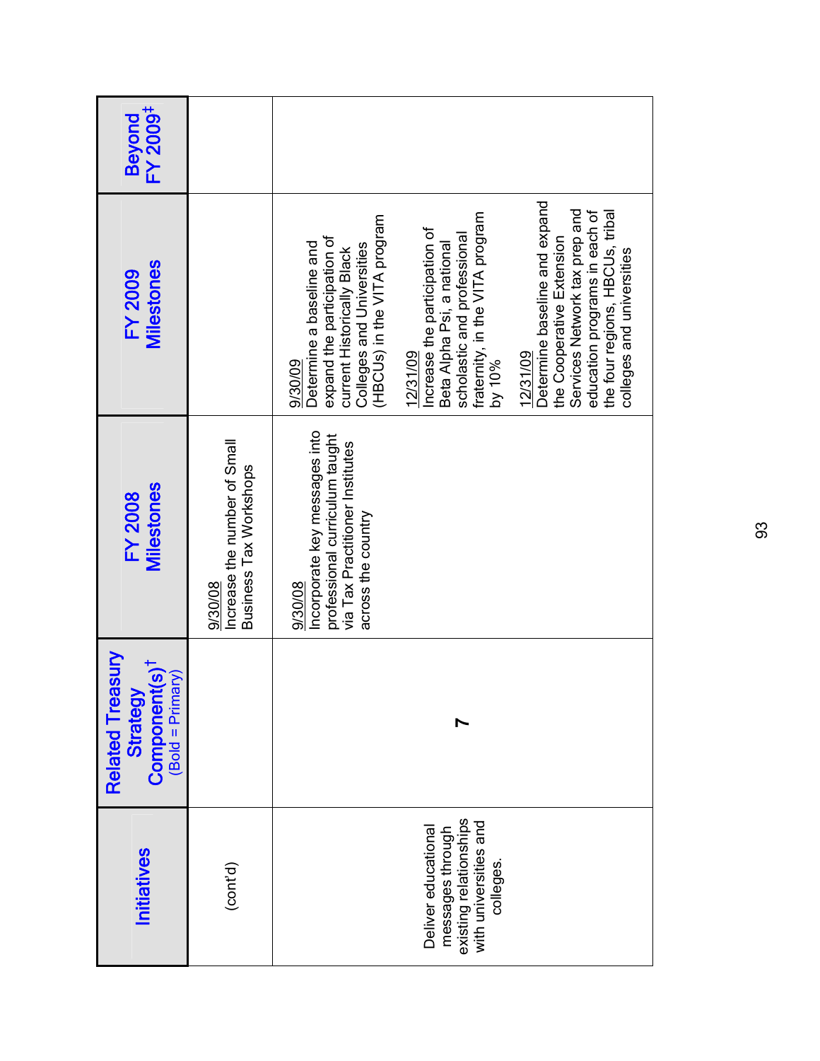| Initiatives | Related Treasury Strategy Component(s)[†] (Bold = Primary) | FY 2008 Milestones | FY 2009 Milestones | Beyond FY 2009[‡] |
|---|---|---|---|---|
| (cont'd) | | 9/30/08 Increase the number of Small Business Tax Workshops | | |
| Deliver educational messages through existing relationships with universities and colleges. | **7** | 9/30/08 Incorporate key messages into professional curriculum taught via Tax Practitioner Institutes across the country | 9/30/09 Determine a baseline and expand the participation of current Historically Black Colleges and Universities (HBCUs) in the VITA program<br><br>12/31/09 Increase the participation of Beta Alpha Psi, a national scholastic and professional fraternity, in the VITA program by 10%<br><br>12/31/09 Determine baseline and expand the Cooperative Extension Services Network tax prep and education programs in each of the four regions, HBCUs, tribal colleges and universities | |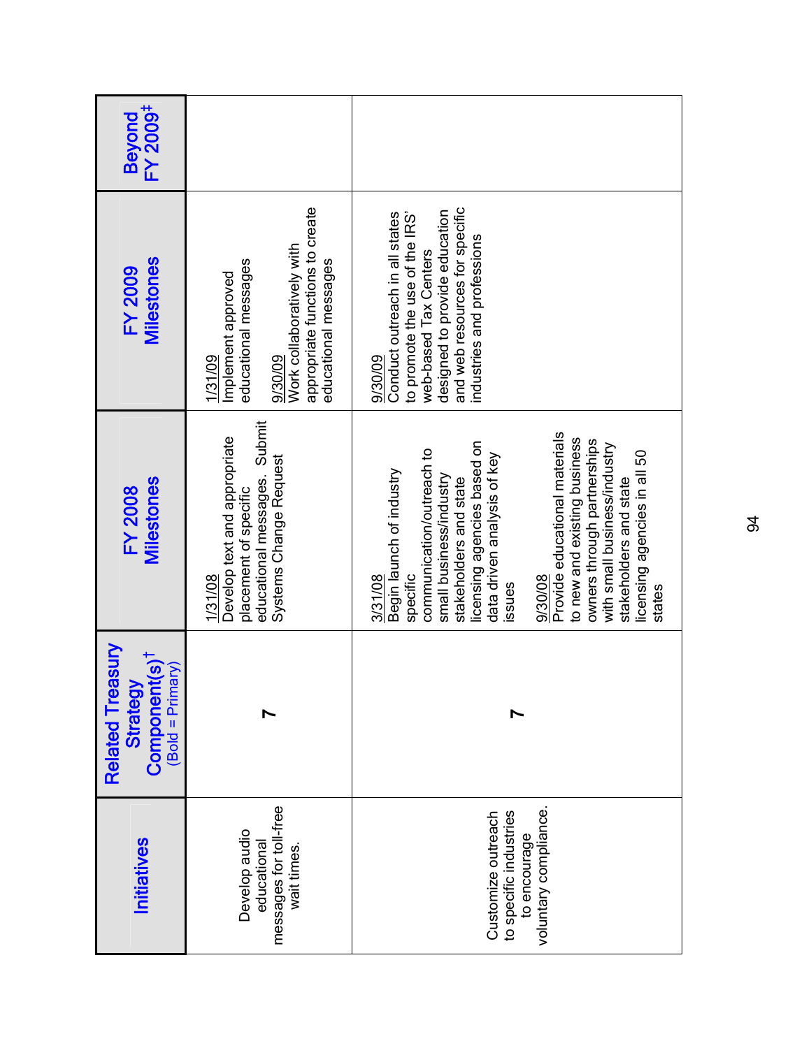| Initiatives | Related Treasury Strategy Component(s)[†] (Bold = Primary) | FY 2008 Milestones | FY 2009 Milestones | Beyond FY 2009[‡] |
|---|---|---|---|---|
| Develop audio educational messages for toll-free wait times. | **7** | 1/31/08<br>Develop text and appropriate placement of specific educational messages. Submit Systems Change Request | 1/31/09<br>Implement approved educational messages<br><br>9/30/09<br>Work collaboratively with appropriate functions to create educational messages | |
| Customize outreach to specific industries to encourage voluntary compliance. | **7** | 3/31/08<br>Begin launch of industry specific communication/outreach to small business/industry stakeholders and state licensing agencies based on data driven analysis of key issues<br><br>9/30/08<br>Provide educational materials to new and existing business owners through partnerships with small business/industry stakeholders and state licensing agencies in all 50 states | 9/30/09<br>Conduct outreach in all states to promote the use of the IRS' web-based Tax Centers designed to provide education and web resources for specific industries and professions | |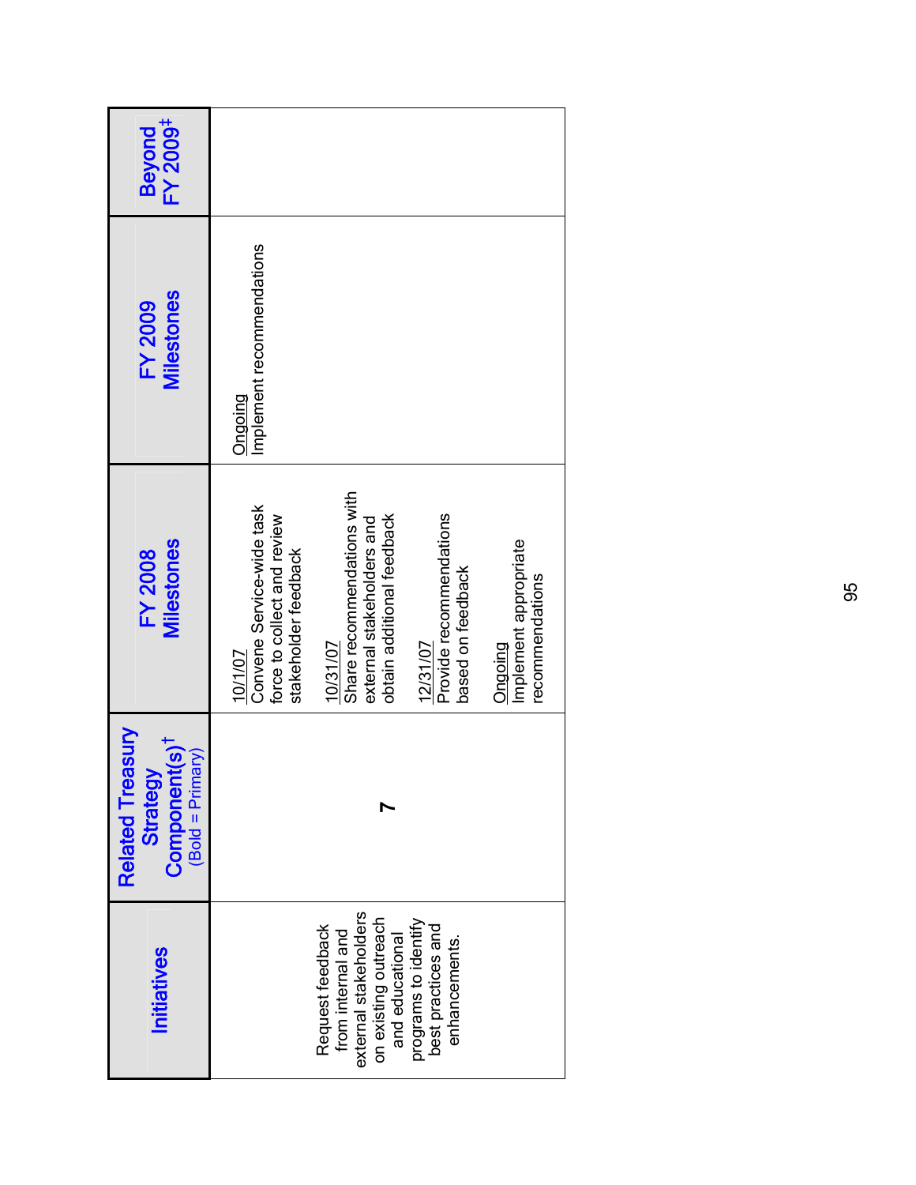| Initiatives | Related Treasury Strategy Component(s)† (Bold = Primary) | FY 2008 Milestones | FY 2009 Milestones | Beyond FY 2009‡ |
|---|---|---|---|---|
| Request feedback from internal and external stakeholders on existing outreach and educational programs to identify best practices and enhancements. | **7** | 10/1/07<br>Convene Service-wide task force to collect and review stakeholder feedback<br><br>10/31/07<br>Share recommendations with external stakeholders and obtain additional feedback<br><br>12/31/07<br>Provide recommendations based on feedback<br><br>Ongoing<br>Implement appropriate recommendations | Ongoing<br>Implement recommendations | |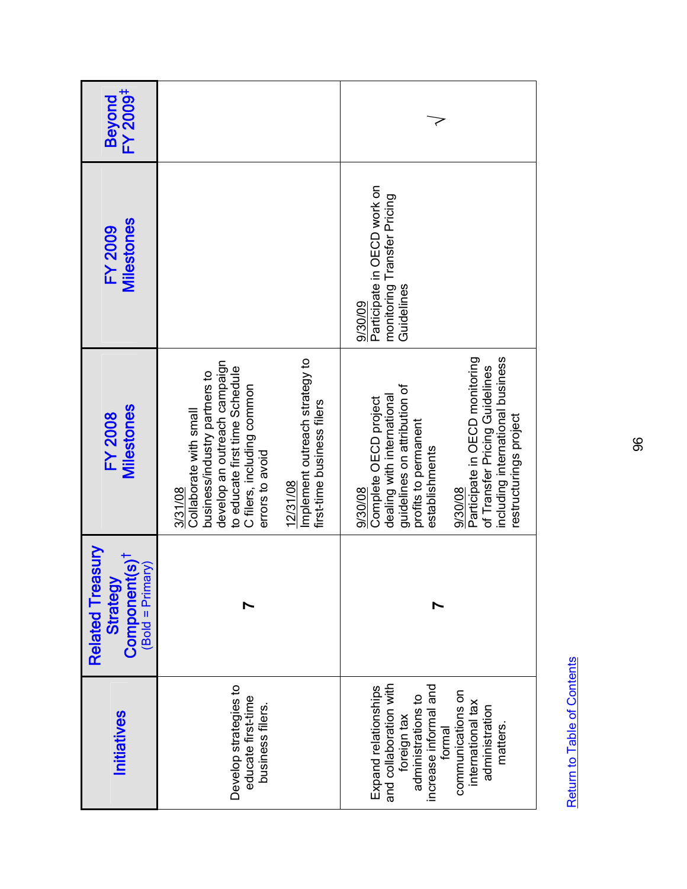| Initiatives | Related Treasury Strategy Component(s)† (Bold = Primary) | FY 2008 Milestones | FY 2009 Milestones | Beyond FY 2009‡ |
|---|---|---|---|---|
| Develop strategies to educate first-time business filers. | **7** | 3/31/08 Collaborate with small business/industry partners to develop an outreach campaign to educate first time Schedule C filers, including common errors to avoid<br><br>12/31/08 Implement outreach strategy to first-time business filers | | |
| Expand relationships and collaboration with foreign tax administrations to increase informal and formal communications on international tax administration matters. | **7** | 9/30/08 Complete OECD project dealing with international guidelines on attribution of profits to permanent establishments<br><br>9/30/08 Participate in OECD monitoring of Transfer Pricing Guidelines including international business restructurings project | 9/30/09 Participate in OECD work on monitoring Transfer Pricing Guidelines | √ |

Return to Table of Contents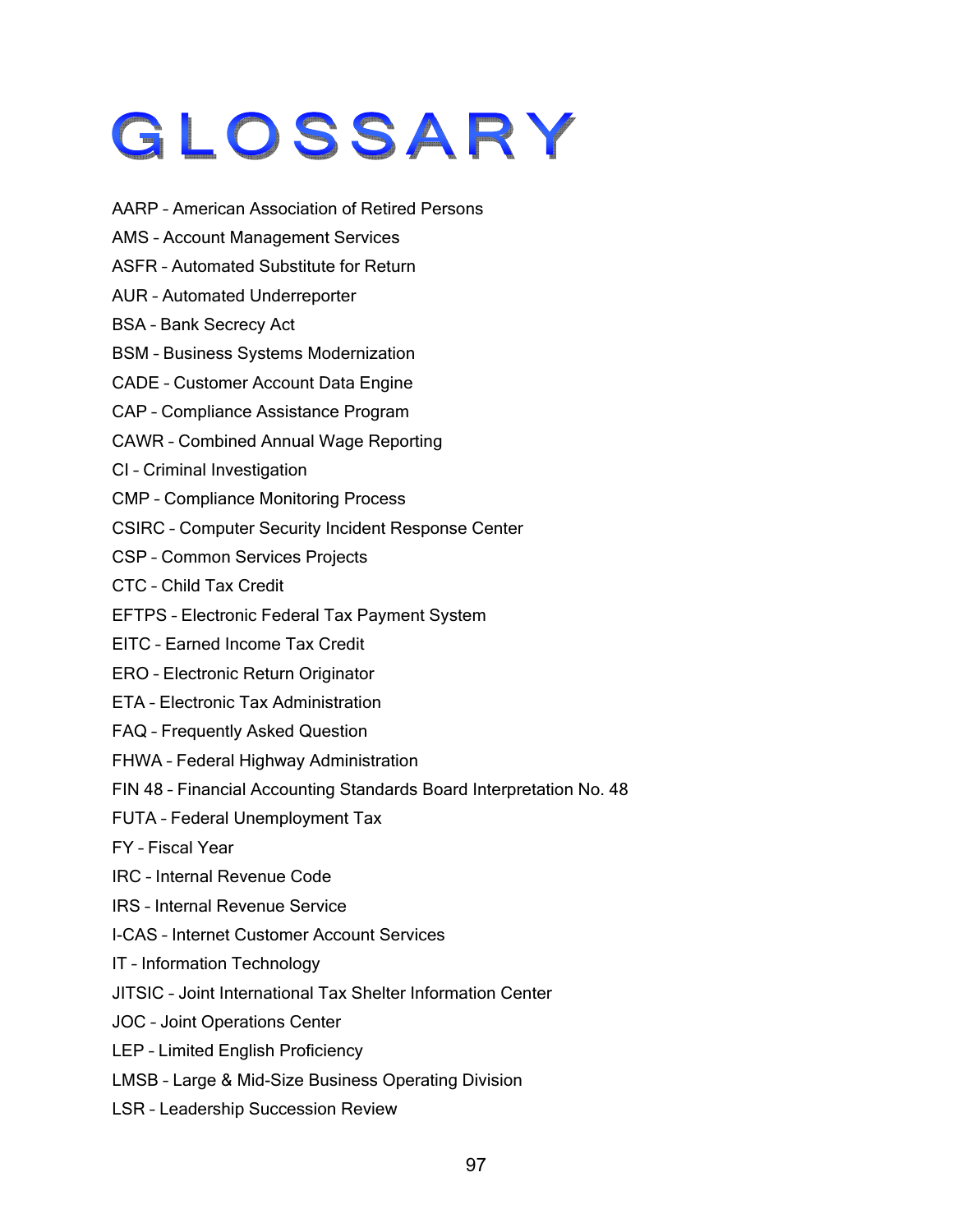# GLOSSARY

AARP – American Association of Retired Persons

AMS – Account Management Services

ASFR – Automated Substitute for Return

AUR – Automated Underreporter

BSA – Bank Secrecy Act

BSM – Business Systems Modernization

CADE – Customer Account Data Engine

CAP – Compliance Assistance Program

CAWR – Combined Annual Wage Reporting

CI – Criminal Investigation

CMP – Compliance Monitoring Process

CSIRC – Computer Security Incident Response Center

CSP – Common Services Projects

CTC – Child Tax Credit

EFTPS – Electronic Federal Tax Payment System

EITC – Earned Income Tax Credit

ERO – Electronic Return Originator

ETA – Electronic Tax Administration

FAQ – Frequently Asked Question

FHWA – Federal Highway Administration

FIN 48 – Financial Accounting Standards Board Interpretation No. 48

FUTA – Federal Unemployment Tax

FY – Fiscal Year

IRC – Internal Revenue Code

IRS – Internal Revenue Service

I-CAS – Internet Customer Account Services

IT – Information Technology

JITSIC – Joint International Tax Shelter Information Center

JOC – Joint Operations Center

LEP – Limited English Proficiency

LMSB – Large & Mid-Size Business Operating Division

LSR – Leadership Succession Review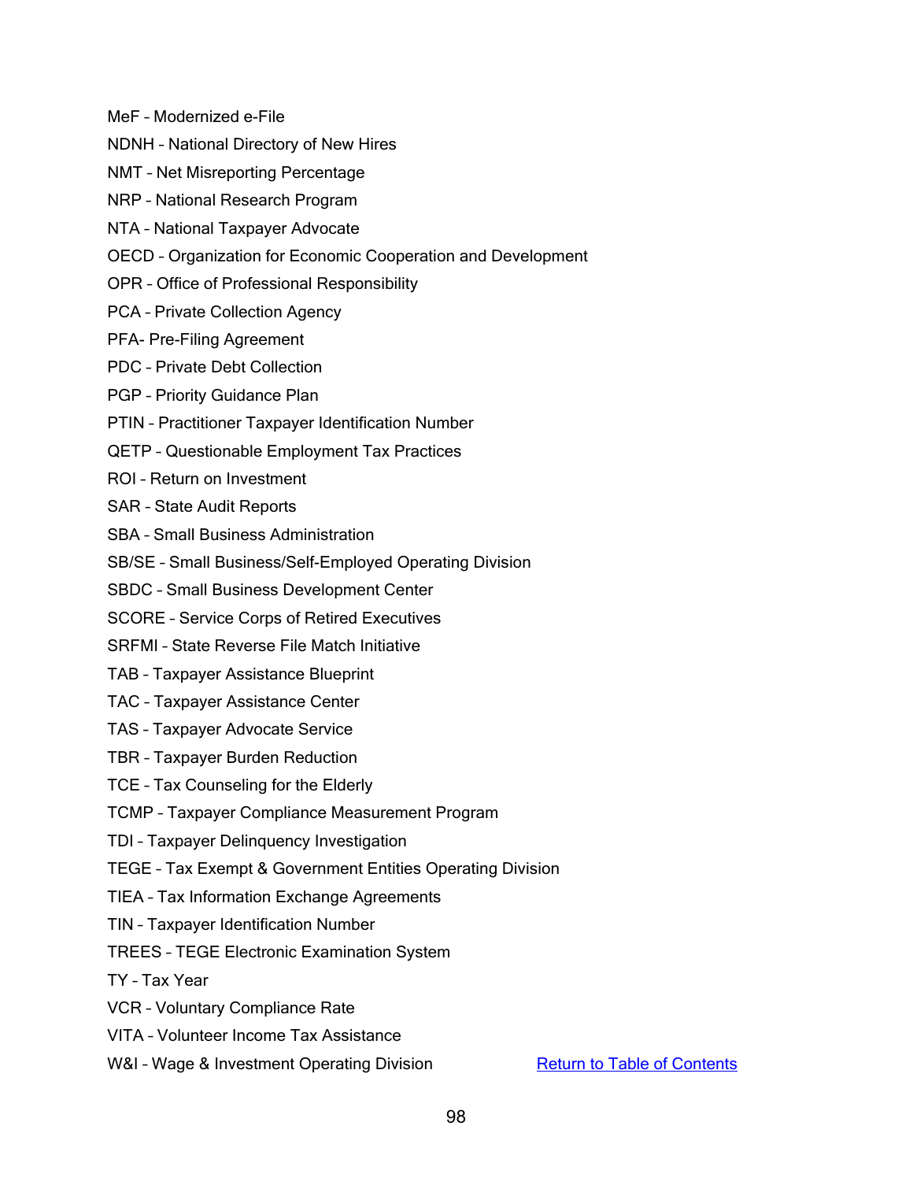MeF – Modernized e-File

NDNH – National Directory of New Hires

NMT – Net Misreporting Percentage

NRP – National Research Program

NTA – National Taxpayer Advocate

OECD – Organization for Economic Cooperation and Development

OPR – Office of Professional Responsibility

PCA – Private Collection Agency

PFA- Pre-Filing Agreement

PDC – Private Debt Collection

PGP – Priority Guidance Plan

PTIN – Practitioner Taxpayer Identification Number

QETP – Questionable Employment Tax Practices

ROI – Return on Investment

SAR – State Audit Reports

SBA – Small Business Administration

SB/SE – Small Business/Self-Employed Operating Division

SBDC – Small Business Development Center

SCORE – Service Corps of Retired Executives

SRFMI – State Reverse File Match Initiative

TAB – Taxpayer Assistance Blueprint

TAC – Taxpayer Assistance Center

TAS – Taxpayer Advocate Service

TBR – Taxpayer Burden Reduction

TCE – Tax Counseling for the Elderly

TCMP – Taxpayer Compliance Measurement Program

TDI – Taxpayer Delinquency Investigation

TEGE – Tax Exempt & Government Entities Operating Division

TIEA – Tax Information Exchange Agreements

TIN – Taxpayer Identification Number

TREES – TEGE Electronic Examination System

TY – Tax Year

VCR – Voluntary Compliance Rate

VITA – Volunteer Income Tax Assistance

W&I – Wage & Investment Operating Division

Return to Table of Contents